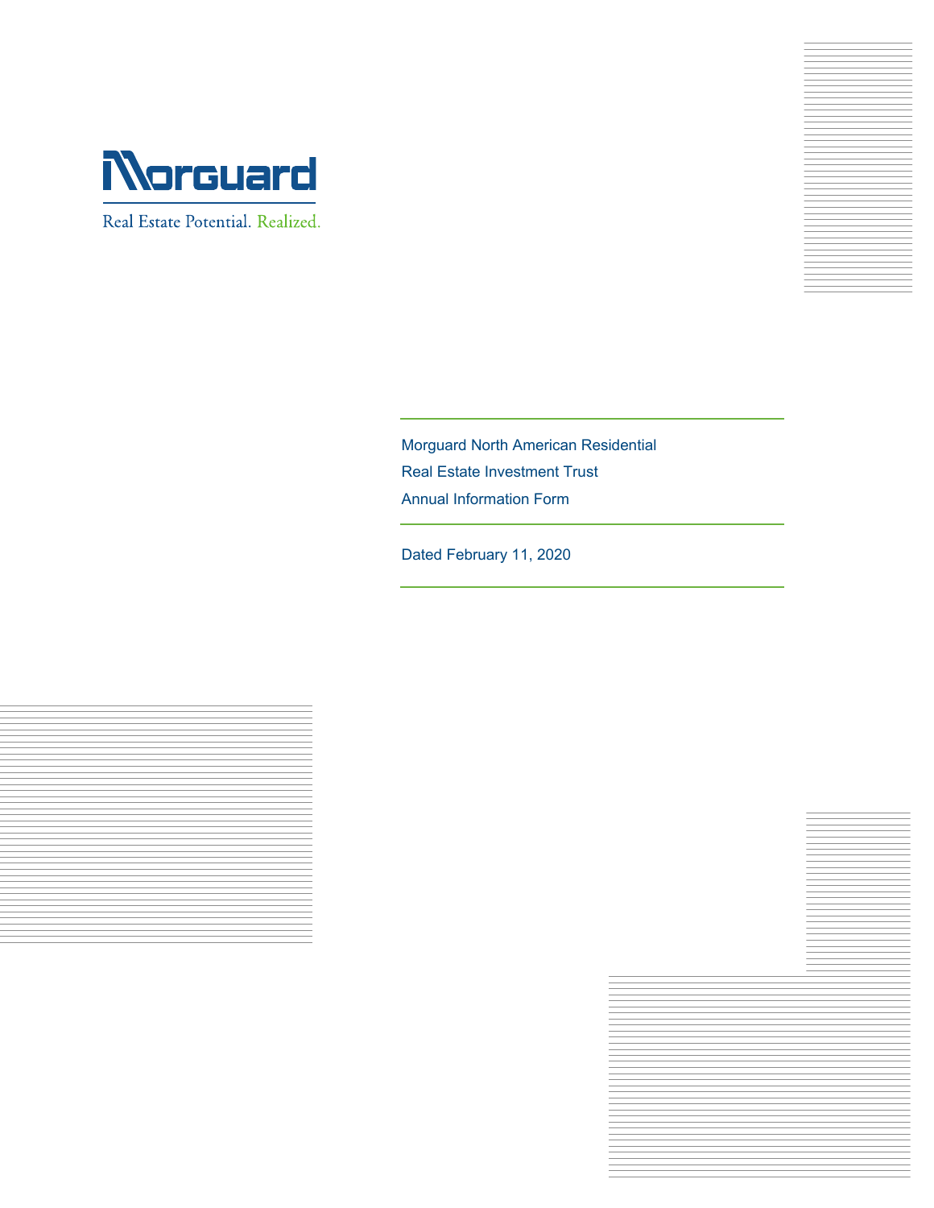Morguard

Real Estate Potential. Realized.

# Morguard North American Residential Real Estate Investment Trust Annual Information Form

Dated February 11, 2020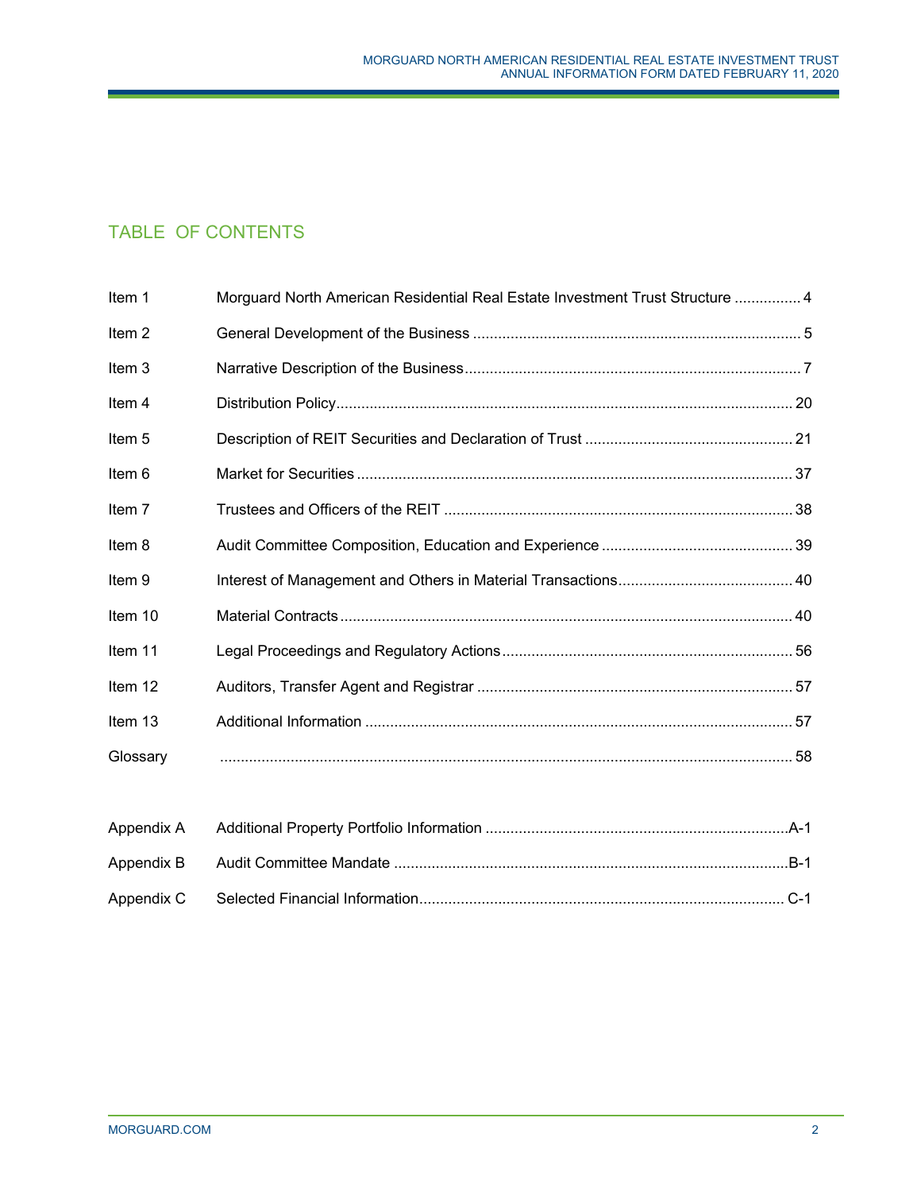# TABLE OF CONTENTS

| | | |
|---|---|---|
| Item 1 | Morguard North American Residential Real Estate Investment Trust Structure | 4 |
| Item 2 | General Development of the Business | 5 |
| Item 3 | Narrative Description of the Business | 7 |
| Item 4 | Distribution Policy | 20 |
| Item 5 | Description of REIT Securities and Declaration of Trust | 21 |
| Item 6 | Market for Securities | 37 |
| Item 7 | Trustees and Officers of the REIT | 38 |
| Item 8 | Audit Committee Composition, Education and Experience | 39 |
| Item 9 | Interest of Management and Others in Material Transactions | 40 |
| Item 10 | Material Contracts | 40 |
| Item 11 | Legal Proceedings and Regulatory Actions | 56 |
| Item 12 | Auditors, Transfer Agent and Registrar | 57 |
| Item 13 | Additional Information | 57 |
| Glossary | | 58 |
| Appendix A | Additional Property Portfolio Information | A-1 |
| Appendix B | Audit Committee Mandate | B-1 |
| Appendix C | Selected Financial Information | C-1 |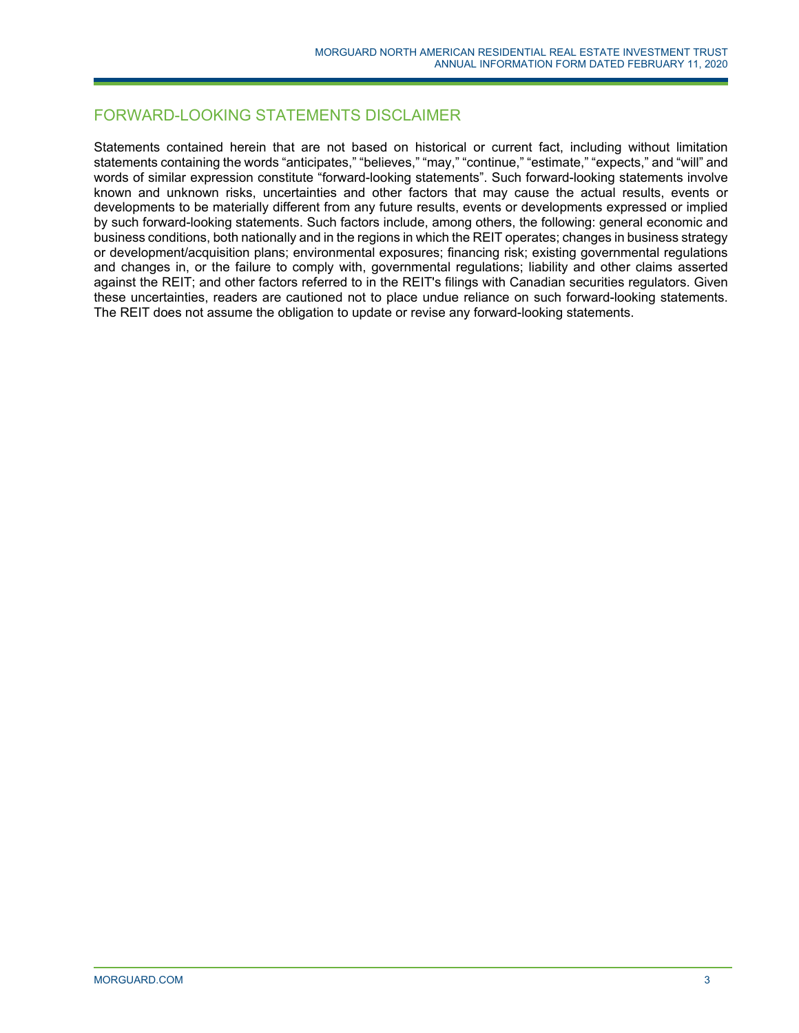## FORWARD-LOOKING STATEMENTS DISCLAIMER

Statements contained herein that are not based on historical or current fact, including without limitation statements containing the words “anticipates,” “believes,” “may,” “continue,” “estimate,” “expects,” and “will” and words of similar expression constitute “forward-looking statements”. Such forward-looking statements involve known and unknown risks, uncertainties and other factors that may cause the actual results, events or developments to be materially different from any future results, events or developments expressed or implied by such forward-looking statements. Such factors include, among others, the following: general economic and business conditions, both nationally and in the regions in which the REIT operates; changes in business strategy or development/acquisition plans; environmental exposures; financing risk; existing governmental regulations and changes in, or the failure to comply with, governmental regulations; liability and other claims asserted against the REIT; and other factors referred to in the REIT's filings with Canadian securities regulators. Given these uncertainties, readers are cautioned not to place undue reliance on such forward-looking statements. The REIT does not assume the obligation to update or revise any forward-looking statements.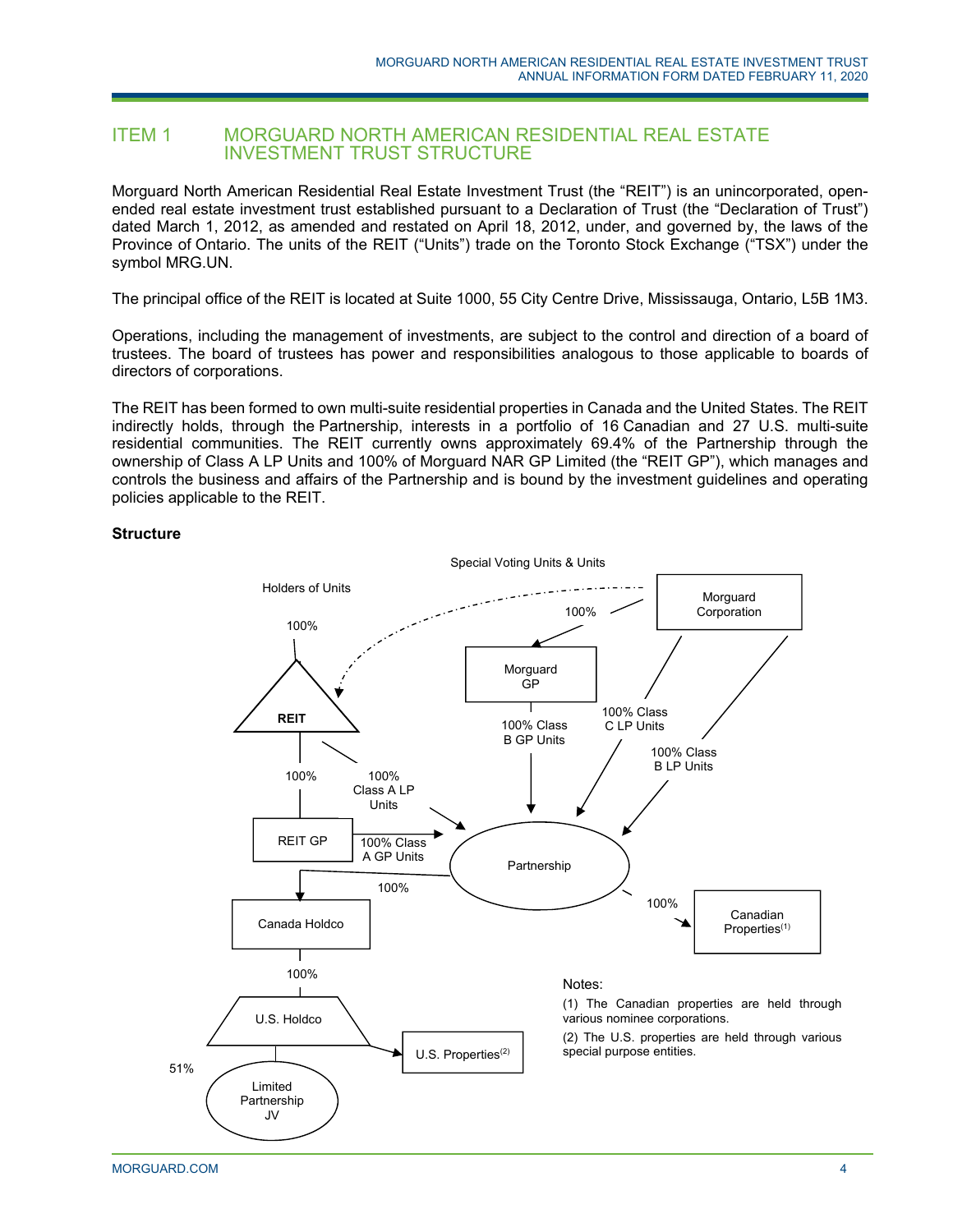# ITEM 1 MORGUARD NORTH AMERICAN RESIDENTIAL REAL ESTATE INVESTMENT TRUST STRUCTURE

Morguard North American Residential Real Estate Investment Trust (the "REIT") is an unincorporated, open-ended real estate investment trust established pursuant to a Declaration of Trust (the "Declaration of Trust") dated March 1, 2012, as amended and restated on April 18, 2012, under, and governed by, the laws of the Province of Ontario. The units of the REIT ("Units") trade on the Toronto Stock Exchange ("TSX") under the symbol MRG.UN.

The principal office of the REIT is located at Suite 1000, 55 City Centre Drive, Mississauga, Ontario, L5B 1M3.

Operations, including the management of investments, are subject to the control and direction of a board of trustees. The board of trustees has power and responsibilities analogous to those applicable to boards of directors of corporations.

The REIT has been formed to own multi-suite residential properties in Canada and the United States. The REIT indirectly holds, through the Partnership, interests in a portfolio of 16 Canadian and 27 U.S. multi-suite residential communities. The REIT currently owns approximately 69.4% of the Partnership through the ownership of Class A LP Units and 100% of Morguard NAR GP Limited (the "REIT GP"), which manages and controls the business and affairs of the Partnership and is bound by the investment guidelines and operating policies applicable to the REIT.

**Structure**

Holders of Units

100%

REIT

Special Voting Units & Units

Morguard Corporation

100%

Morguard GP

100% Class B GP Units

100% Class C LP Units

100% Class B LP Units

100%

100% Class A LP Units

REIT GP

100% Class A GP Units

Partnership

100%

Canada Holdco

100%

Canadian Properties[(1)]

100%

U.S. Holdco

U.S. Properties[(2)]

51%

Limited Partnership JV

Notes:

(1) The Canadian properties are held through various nominee corporations.

(2) The U.S. properties are held through various special purpose entities.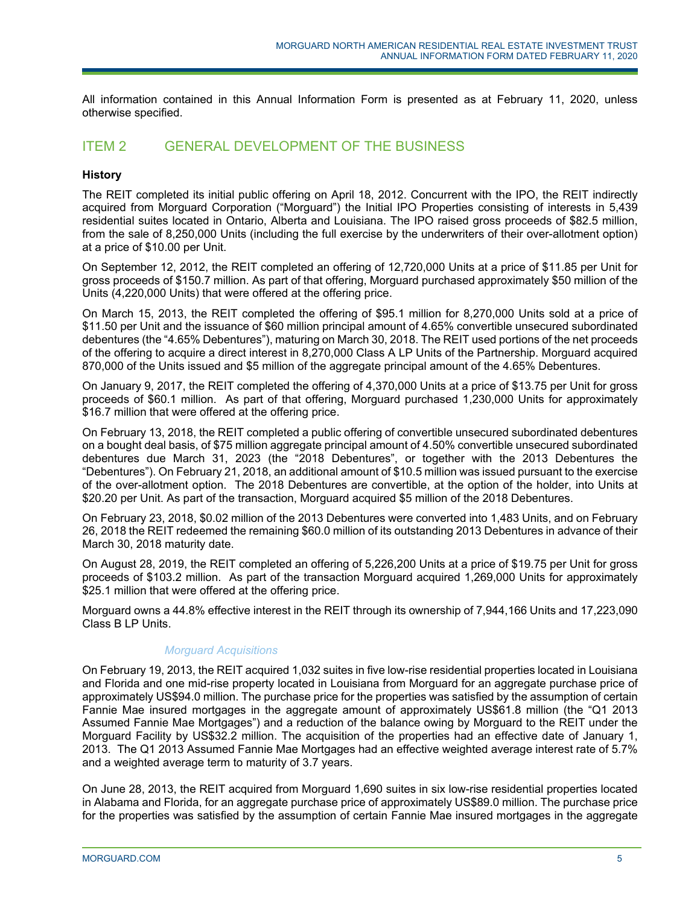All information contained in this Annual Information Form is presented as at February 11, 2020, unless otherwise specified.

## ITEM 2 GENERAL DEVELOPMENT OF THE BUSINESS

**History**

The REIT completed its initial public offering on April 18, 2012. Concurrent with the IPO, the REIT indirectly acquired from Morguard Corporation ("Morguard") the Initial IPO Properties consisting of interests in 5,439 residential suites located in Ontario, Alberta and Louisiana. The IPO raised gross proceeds of $82.5 million, from the sale of 8,250,000 Units (including the full exercise by the underwriters of their over-allotment option) at a price of $10.00 per Unit.

On September 12, 2012, the REIT completed an offering of 12,720,000 Units at a price of $11.85 per Unit for gross proceeds of $150.7 million. As part of that offering, Morguard purchased approximately $50 million of the Units (4,220,000 Units) that were offered at the offering price.

On March 15, 2013, the REIT completed the offering of $95.1 million for 8,270,000 Units sold at a price of $11.50 per Unit and the issuance of $60 million principal amount of 4.65% convertible unsecured subordinated debentures (the "4.65% Debentures"), maturing on March 30, 2018. The REIT used portions of the net proceeds of the offering to acquire a direct interest in 8,270,000 Class A LP Units of the Partnership. Morguard acquired 870,000 of the Units issued and $5 million of the aggregate principal amount of the 4.65% Debentures.

On January 9, 2017, the REIT completed the offering of 4,370,000 Units at a price of $13.75 per Unit for gross proceeds of $60.1 million. As part of that offering, Morguard purchased 1,230,000 Units for approximately $16.7 million that were offered at the offering price.

On February 13, 2018, the REIT completed a public offering of convertible unsecured subordinated debentures on a bought deal basis, of $75 million aggregate principal amount of 4.50% convertible unsecured subordinated debentures due March 31, 2023 (the "2018 Debentures", or together with the 2013 Debentures the "Debentures"). On February 21, 2018, an additional amount of $10.5 million was issued pursuant to the exercise of the over-allotment option. The 2018 Debentures are convertible, at the option of the holder, into Units at $20.20 per Unit. As part of the transaction, Morguard acquired $5 million of the 2018 Debentures.

On February 23, 2018, $0.02 million of the 2013 Debentures were converted into 1,483 Units, and on February 26, 2018 the REIT redeemed the remaining $60.0 million of its outstanding 2013 Debentures in advance of their March 30, 2018 maturity date.

On August 28, 2019, the REIT completed an offering of 5,226,200 Units at a price of $19.75 per Unit for gross proceeds of $103.2 million. As part of the transaction Morguard acquired 1,269,000 Units for approximately $25.1 million that were offered at the offering price.

Morguard owns a 44.8% effective interest in the REIT through its ownership of 7,944,166 Units and 17,223,090 Class B LP Units.

*Morguard Acquisitions*

On February 19, 2013, the REIT acquired 1,032 suites in five low-rise residential properties located in Louisiana and Florida and one mid-rise property located in Louisiana from Morguard for an aggregate purchase price of approximately US$94.0 million. The purchase price for the properties was satisfied by the assumption of certain Fannie Mae insured mortgages in the aggregate amount of approximately US$61.8 million (the "Q1 2013 Assumed Fannie Mae Mortgages") and a reduction of the balance owing by Morguard to the REIT under the Morguard Facility by US$32.2 million. The acquisition of the properties had an effective date of January 1, 2013. The Q1 2013 Assumed Fannie Mae Mortgages had an effective weighted average interest rate of 5.7% and a weighted average term to maturity of 3.7 years.

On June 28, 2013, the REIT acquired from Morguard 1,690 suites in six low-rise residential properties located in Alabama and Florida, for an aggregate purchase price of approximately US$89.0 million. The purchase price for the properties was satisfied by the assumption of certain Fannie Mae insured mortgages in the aggregate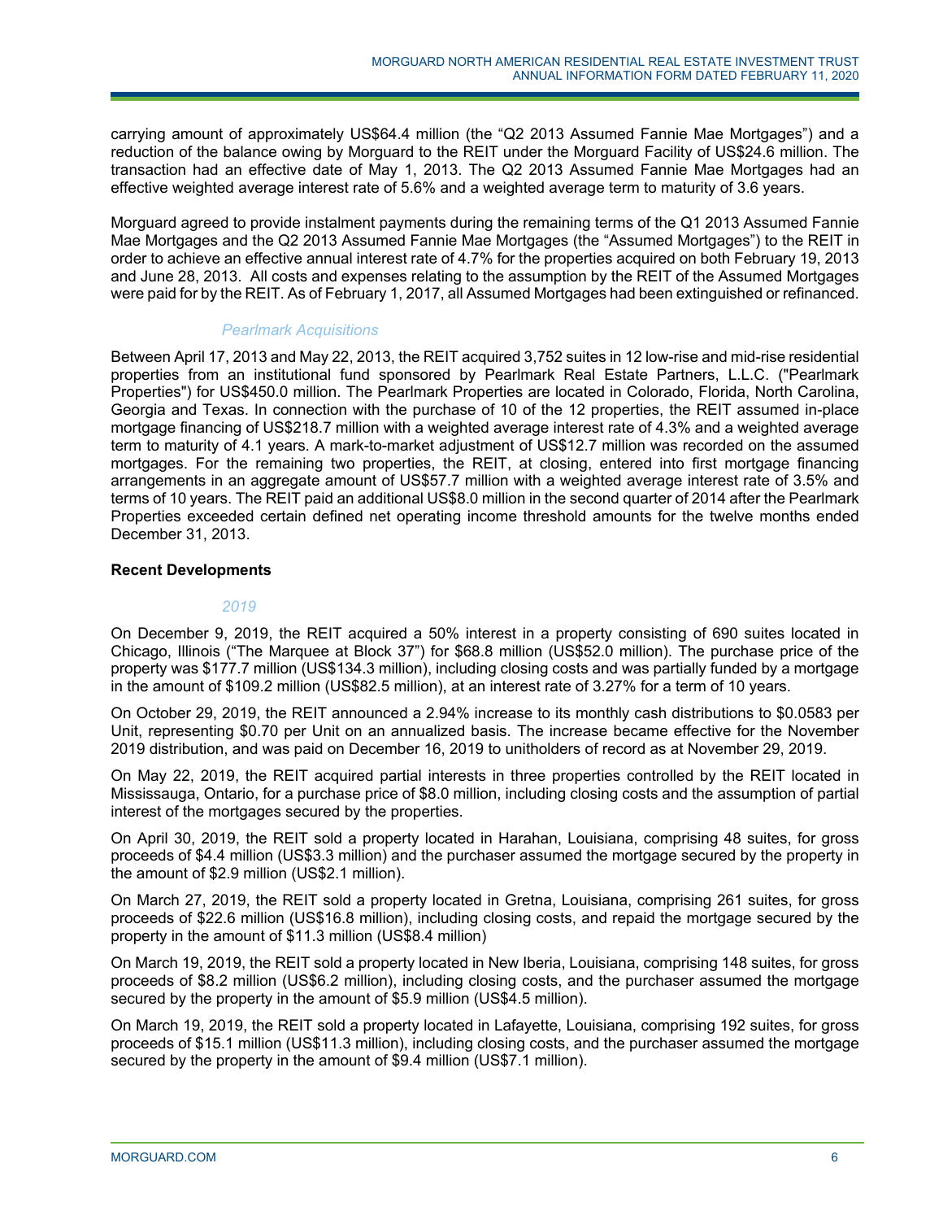carrying amount of approximately US$64.4 million (the "Q2 2013 Assumed Fannie Mae Mortgages") and a reduction of the balance owing by Morguard to the REIT under the Morguard Facility of US$24.6 million. The transaction had an effective date of May 1, 2013. The Q2 2013 Assumed Fannie Mae Mortgages had an effective weighted average interest rate of 5.6% and a weighted average term to maturity of 3.6 years.

Morguard agreed to provide instalment payments during the remaining terms of the Q1 2013 Assumed Fannie Mae Mortgages and the Q2 2013 Assumed Fannie Mae Mortgages (the "Assumed Mortgages") to the REIT in order to achieve an effective annual interest rate of 4.7% for the properties acquired on both February 19, 2013 and June 28, 2013. All costs and expenses relating to the assumption by the REIT of the Assumed Mortgages were paid for by the REIT. As of February 1, 2017, all Assumed Mortgages had been extinguished or refinanced.

*Pearlmark Acquisitions*

Between April 17, 2013 and May 22, 2013, the REIT acquired 3,752 suites in 12 low-rise and mid-rise residential properties from an institutional fund sponsored by Pearlmark Real Estate Partners, L.L.C. ("Pearlmark Properties") for US$450.0 million. The Pearlmark Properties are located in Colorado, Florida, North Carolina, Georgia and Texas. In connection with the purchase of 10 of the 12 properties, the REIT assumed in-place mortgage financing of US$218.7 million with a weighted average interest rate of 4.3% and a weighted average term to maturity of 4.1 years. A mark-to-market adjustment of US$12.7 million was recorded on the assumed mortgages. For the remaining two properties, the REIT, at closing, entered into first mortgage financing arrangements in an aggregate amount of US$57.7 million with a weighted average interest rate of 3.5% and terms of 10 years. The REIT paid an additional US$8.0 million in the second quarter of 2014 after the Pearlmark Properties exceeded certain defined net operating income threshold amounts for the twelve months ended December 31, 2013.

**Recent Developments**

*2019*

On December 9, 2019, the REIT acquired a 50% interest in a property consisting of 690 suites located in Chicago, Illinois ("The Marquee at Block 37") for $68.8 million (US$52.0 million). The purchase price of the property was $177.7 million (US$134.3 million), including closing costs and was partially funded by a mortgage in the amount of $109.2 million (US$82.5 million), at an interest rate of 3.27% for a term of 10 years.

On October 29, 2019, the REIT announced a 2.94% increase to its monthly cash distributions to $0.0583 per Unit, representing $0.70 per Unit on an annualized basis. The increase became effective for the November 2019 distribution, and was paid on December 16, 2019 to unitholders of record as at November 29, 2019.

On May 22, 2019, the REIT acquired partial interests in three properties controlled by the REIT located in Mississauga, Ontario, for a purchase price of $8.0 million, including closing costs and the assumption of partial interest of the mortgages secured by the properties.

On April 30, 2019, the REIT sold a property located in Harahan, Louisiana, comprising 48 suites, for gross proceeds of $4.4 million (US$3.3 million) and the purchaser assumed the mortgage secured by the property in the amount of $2.9 million (US$2.1 million).

On March 27, 2019, the REIT sold a property located in Gretna, Louisiana, comprising 261 suites, for gross proceeds of $22.6 million (US$16.8 million), including closing costs, and repaid the mortgage secured by the property in the amount of $11.3 million (US$8.4 million)

On March 19, 2019, the REIT sold a property located in New Iberia, Louisiana, comprising 148 suites, for gross proceeds of $8.2 million (US$6.2 million), including closing costs, and the purchaser assumed the mortgage secured by the property in the amount of $5.9 million (US$4.5 million).

On March 19, 2019, the REIT sold a property located in Lafayette, Louisiana, comprising 192 suites, for gross proceeds of $15.1 million (US$11.3 million), including closing costs, and the purchaser assumed the mortgage secured by the property in the amount of $9.4 million (US$7.1 million).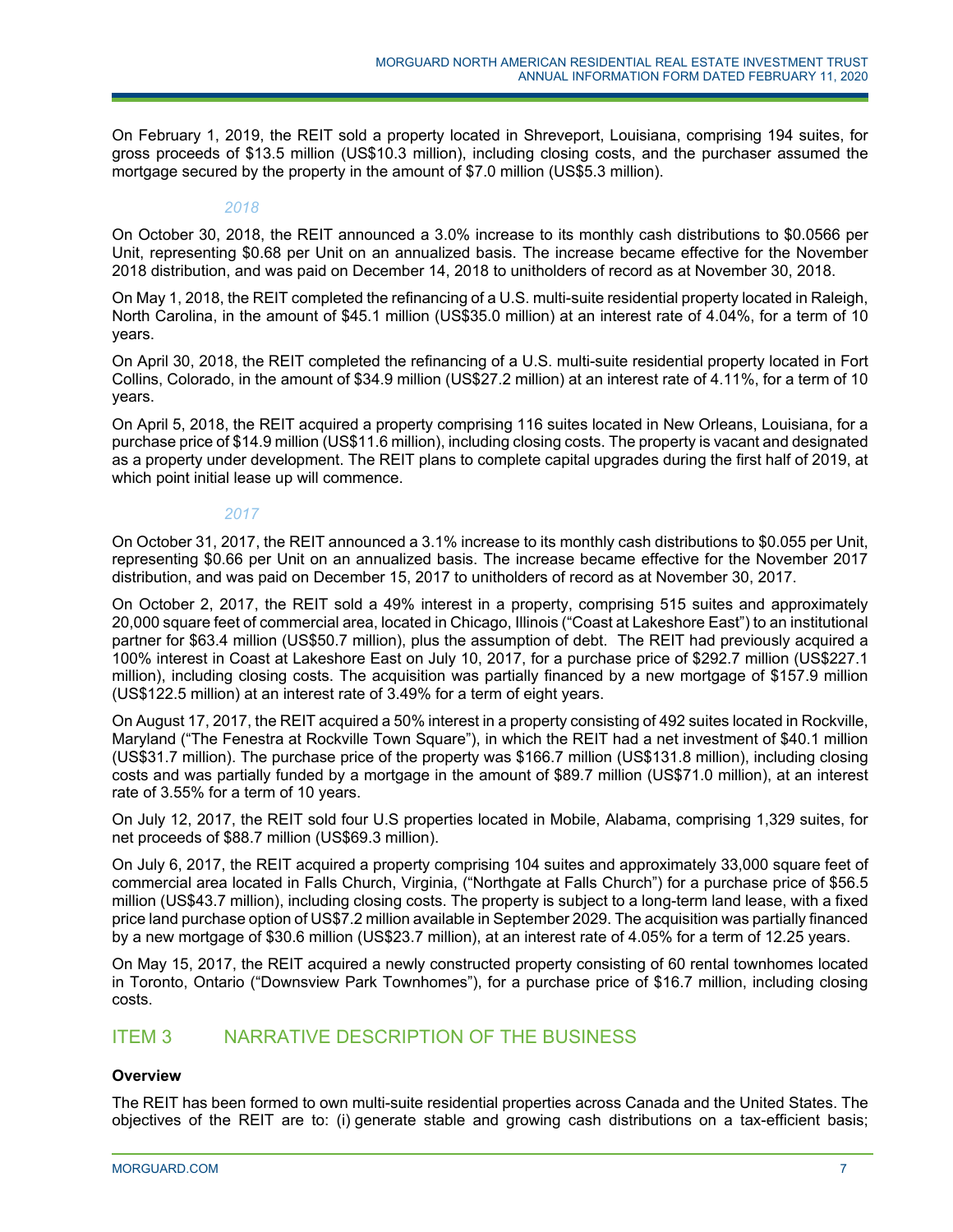On February 1, 2019, the REIT sold a property located in Shreveport, Louisiana, comprising 194 suites, for gross proceeds of $13.5 million (US$10.3 million), including closing costs, and the purchaser assumed the mortgage secured by the property in the amount of $7.0 million (US$5.3 million).

*2018*

On October 30, 2018, the REIT announced a 3.0% increase to its monthly cash distributions to $0.0566 per Unit, representing $0.68 per Unit on an annualized basis. The increase became effective for the November 2018 distribution, and was paid on December 14, 2018 to unitholders of record as at November 30, 2018.

On May 1, 2018, the REIT completed the refinancing of a U.S. multi-suite residential property located in Raleigh, North Carolina, in the amount of $45.1 million (US$35.0 million) at an interest rate of 4.04%, for a term of 10 years.

On April 30, 2018, the REIT completed the refinancing of a U.S. multi-suite residential property located in Fort Collins, Colorado, in the amount of $34.9 million (US$27.2 million) at an interest rate of 4.11%, for a term of 10 years.

On April 5, 2018, the REIT acquired a property comprising 116 suites located in New Orleans, Louisiana, for a purchase price of $14.9 million (US$11.6 million), including closing costs. The property is vacant and designated as a property under development. The REIT plans to complete capital upgrades during the first half of 2019, at which point initial lease up will commence.

*2017*

On October 31, 2017, the REIT announced a 3.1% increase to its monthly cash distributions to $0.055 per Unit, representing $0.66 per Unit on an annualized basis. The increase became effective for the November 2017 distribution, and was paid on December 15, 2017 to unitholders of record as at November 30, 2017.

On October 2, 2017, the REIT sold a 49% interest in a property, comprising 515 suites and approximately 20,000 square feet of commercial area, located in Chicago, Illinois ("Coast at Lakeshore East") to an institutional partner for $63.4 million (US$50.7 million), plus the assumption of debt. The REIT had previously acquired a 100% interest in Coast at Lakeshore East on July 10, 2017, for a purchase price of $292.7 million (US$227.1 million), including closing costs. The acquisition was partially financed by a new mortgage of $157.9 million (US$122.5 million) at an interest rate of 3.49% for a term of eight years.

On August 17, 2017, the REIT acquired a 50% interest in a property consisting of 492 suites located in Rockville, Maryland ("The Fenestra at Rockville Town Square"), in which the REIT had a net investment of $40.1 million (US$31.7 million). The purchase price of the property was $166.7 million (US$131.8 million), including closing costs and was partially funded by a mortgage in the amount of $89.7 million (US$71.0 million), at an interest rate of 3.55% for a term of 10 years.

On July 12, 2017, the REIT sold four U.S properties located in Mobile, Alabama, comprising 1,329 suites, for net proceeds of $88.7 million (US$69.3 million).

On July 6, 2017, the REIT acquired a property comprising 104 suites and approximately 33,000 square feet of commercial area located in Falls Church, Virginia, ("Northgate at Falls Church") for a purchase price of $56.5 million (US$43.7 million), including closing costs. The property is subject to a long-term land lease, with a fixed price land purchase option of US$7.2 million available in September 2029. The acquisition was partially financed by a new mortgage of $30.6 million (US$23.7 million), at an interest rate of 4.05% for a term of 12.25 years.

On May 15, 2017, the REIT acquired a newly constructed property consisting of 60 rental townhomes located in Toronto, Ontario ("Downsview Park Townhomes"), for a purchase price of $16.7 million, including closing costs.

## ITEM 3 NARRATIVE DESCRIPTION OF THE BUSINESS

**Overview**

The REIT has been formed to own multi-suite residential properties across Canada and the United States. The objectives of the REIT are to: (i) generate stable and growing cash distributions on a tax-efficient basis;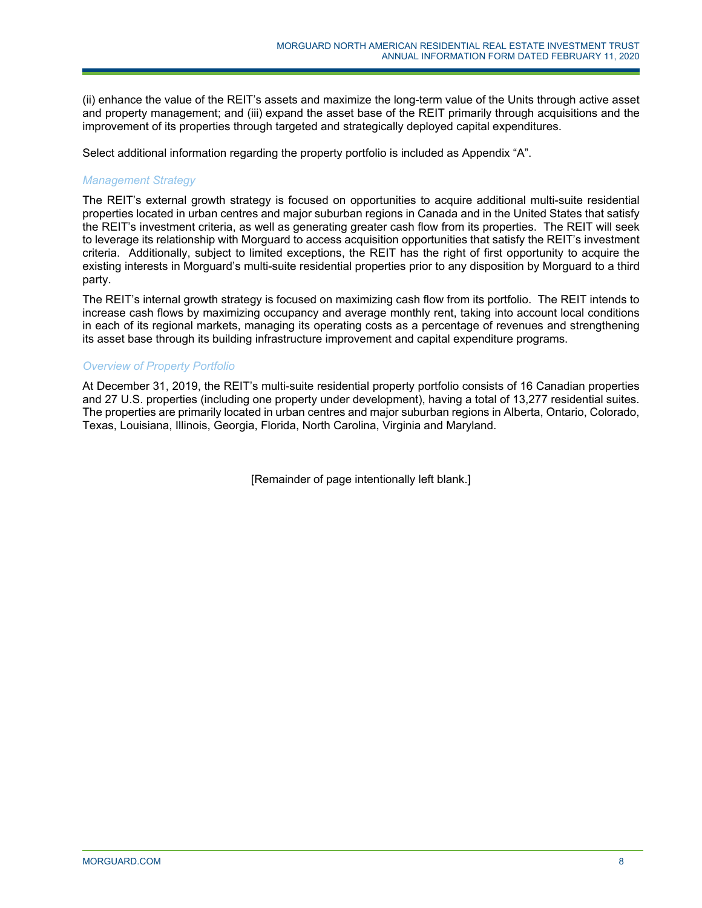(ii) enhance the value of the REIT's assets and maximize the long-term value of the Units through active asset and property management; and (iii) expand the asset base of the REIT primarily through acquisitions and the improvement of its properties through targeted and strategically deployed capital expenditures.

Select additional information regarding the property portfolio is included as Appendix "A".

### *Management Strategy*

The REIT's external growth strategy is focused on opportunities to acquire additional multi-suite residential properties located in urban centres and major suburban regions in Canada and in the United States that satisfy the REIT's investment criteria, as well as generating greater cash flow from its properties. The REIT will seek to leverage its relationship with Morguard to access acquisition opportunities that satisfy the REIT's investment criteria. Additionally, subject to limited exceptions, the REIT has the right of first opportunity to acquire the existing interests in Morguard's multi-suite residential properties prior to any disposition by Morguard to a third party.

The REIT's internal growth strategy is focused on maximizing cash flow from its portfolio. The REIT intends to increase cash flows by maximizing occupancy and average monthly rent, taking into account local conditions in each of its regional markets, managing its operating costs as a percentage of revenues and strengthening its asset base through its building infrastructure improvement and capital expenditure programs.

### *Overview of Property Portfolio*

At December 31, 2019, the REIT's multi-suite residential property portfolio consists of 16 Canadian properties and 27 U.S. properties (including one property under development), having a total of 13,277 residential suites. The properties are primarily located in urban centres and major suburban regions in Alberta, Ontario, Colorado, Texas, Louisiana, Illinois, Georgia, Florida, North Carolina, Virginia and Maryland.

[Remainder of page intentionally left blank.]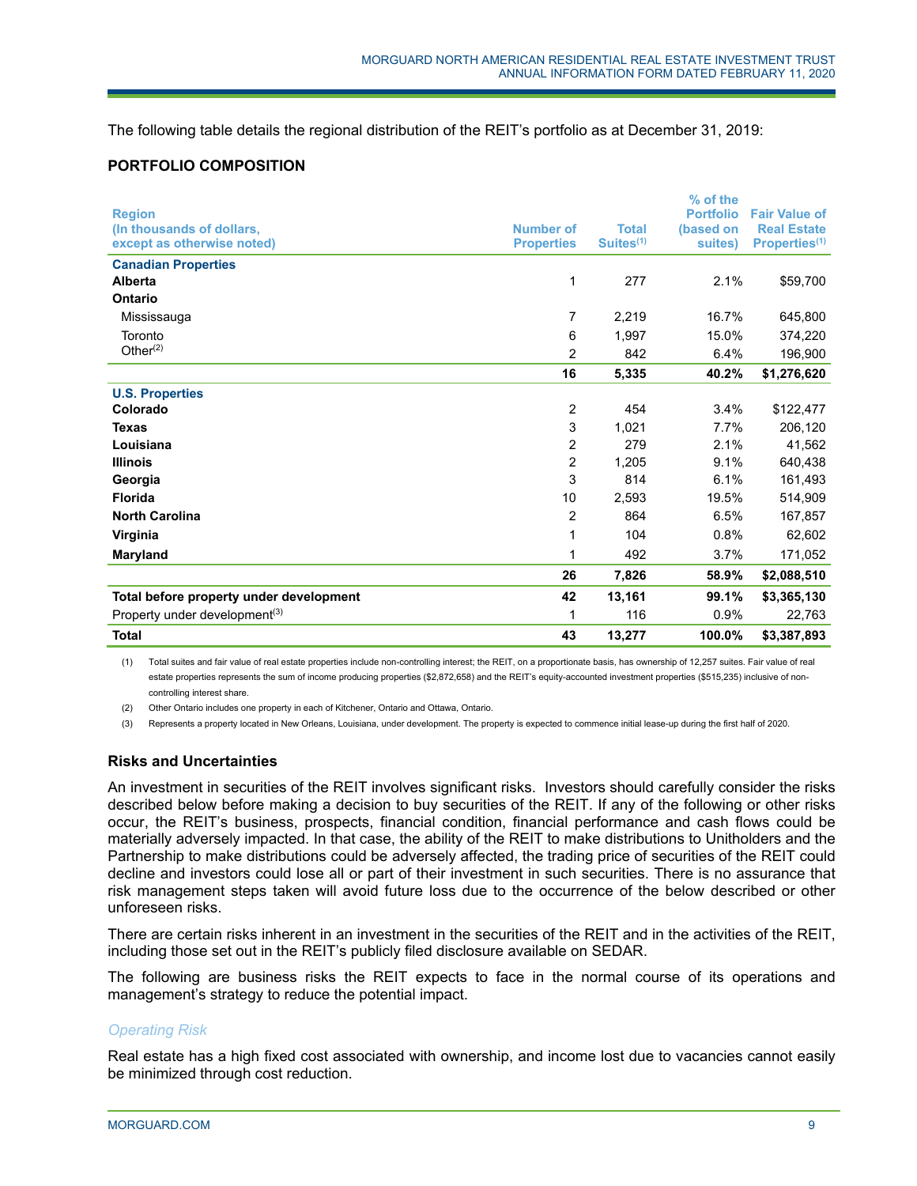The following table details the regional distribution of the REIT's portfolio as at December 31, 2019:

**PORTFOLIO COMPOSITION**

| Region (In thousands of dollars, except as otherwise noted) | Number of Properties | Total Suites[(1)] | % of the Portfolio (based on suites) | Fair Value of Real Estate Properties[(1)] |
|---|---|---|---|---|
| **Canadian Properties** | | | | |
| **Alberta** | 1 | 277 | 2.1% | $59,700 |
| **Ontario** | | | | |
| Mississauga | 7 | 2,219 | 16.7% | 645,800 |
| Toronto | 6 | 1,997 | 15.0% | 374,220 |
| Other[(2)] | 2 | 842 | 6.4% | 196,900 |
| | **16** | **5,335** | **40.2%** | **$1,276,620** |
| **U.S. Properties** | | | | |
| **Colorado** | 2 | 454 | 3.4% | $122,477 |
| **Texas** | 3 | 1,021 | 7.7% | 206,120 |
| **Louisiana** | 2 | 279 | 2.1% | 41,562 |
| **Illinois** | 2 | 1,205 | 9.1% | 640,438 |
| **Georgia** | 3 | 814 | 6.1% | 161,493 |
| **Florida** | 10 | 2,593 | 19.5% | 514,909 |
| **North Carolina** | 2 | 864 | 6.5% | 167,857 |
| **Virginia** | 1 | 104 | 0.8% | 62,602 |
| **Maryland** | 1 | 492 | 3.7% | 171,052 |
| | **26** | **7,826** | **58.9%** | **$2,088,510** |
| **Total before property under development** | **42** | **13,161** | **99.1%** | **$3,365,130** |
| Property under development[(3)] | 1 | 116 | 0.9% | 22,763 |
| **Total** | **43** | **13,277** | **100.0%** | **$3,387,893** |

(1) Total suites and fair value of real estate properties include non-controlling interest; the REIT, on a proportionate basis, has ownership of 12,257 suites. Fair value of real estate properties represents the sum of income producing properties ($2,872,658) and the REIT's equity-accounted investment properties ($515,235) inclusive of non-controlling interest share.

(2) Other Ontario includes one property in each of Kitchener, Ontario and Ottawa, Ontario.

(3) Represents a property located in New Orleans, Louisiana, under development. The property is expected to commence initial lease-up during the first half of 2020.

### Risks and Uncertainties

An investment in securities of the REIT involves significant risks. Investors should carefully consider the risks described below before making a decision to buy securities of the REIT. If any of the following or other risks occur, the REIT's business, prospects, financial condition, financial performance and cash flows could be materially adversely impacted. In that case, the ability of the REIT to make distributions to Unitholders and the Partnership to make distributions could be adversely affected, the trading price of securities of the REIT could decline and investors could lose all or part of their investment in such securities. There is no assurance that risk management steps taken will avoid future loss due to the occurrence of the below described or other unforeseen risks.

There are certain risks inherent in an investment in the securities of the REIT and in the activities of the REIT, including those set out in the REIT's publicly filed disclosure available on SEDAR.

The following are business risks the REIT expects to face in the normal course of its operations and management's strategy to reduce the potential impact.

*Operating Risk*

Real estate has a high fixed cost associated with ownership, and income lost due to vacancies cannot easily be minimized through cost reduction.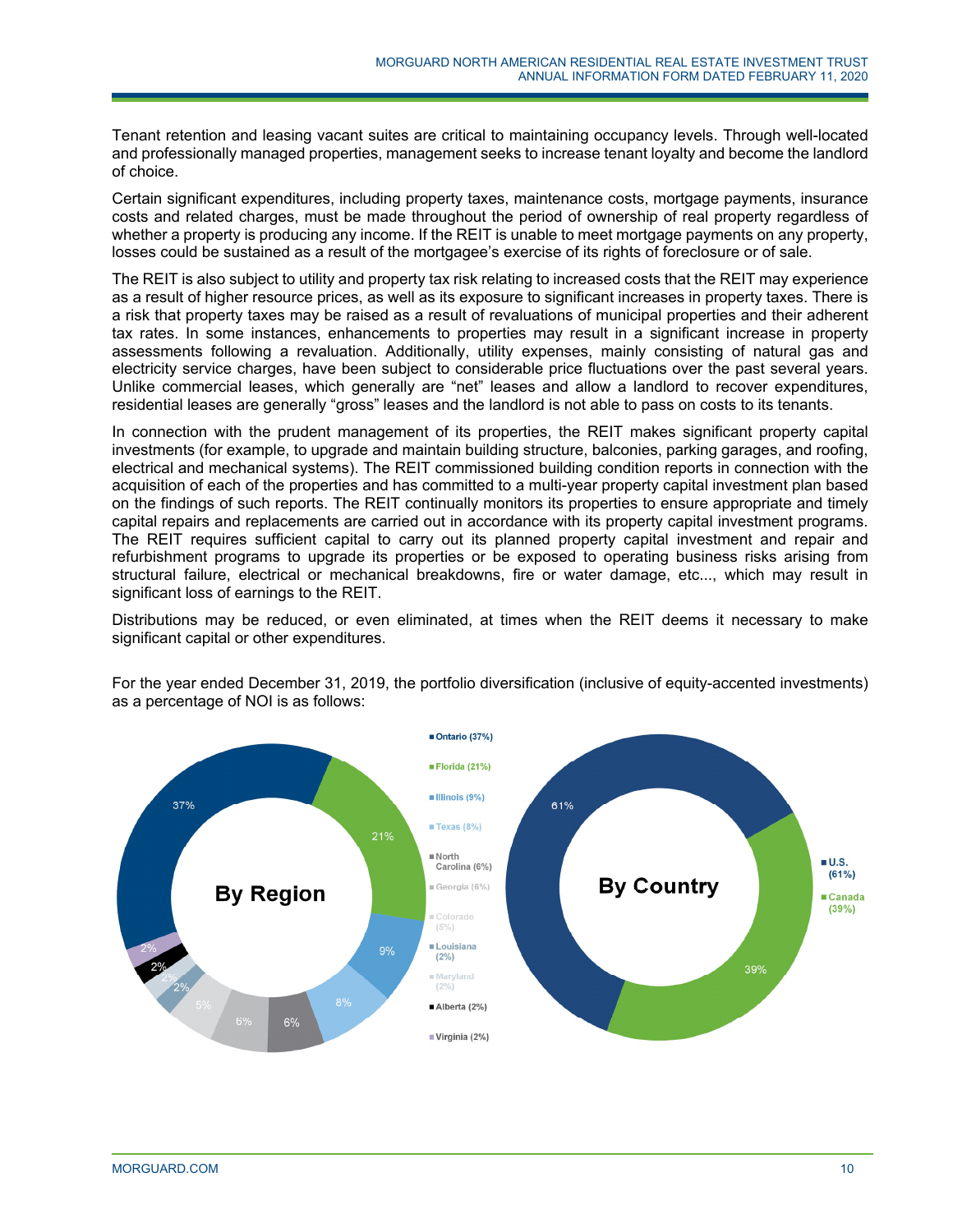Tenant retention and leasing vacant suites are critical to maintaining occupancy levels. Through well-located and professionally managed properties, management seeks to increase tenant loyalty and become the landlord of choice.

Certain significant expenditures, including property taxes, maintenance costs, mortgage payments, insurance costs and related charges, must be made throughout the period of ownership of real property regardless of whether a property is producing any income. If the REIT is unable to meet mortgage payments on any property, losses could be sustained as a result of the mortgagee's exercise of its rights of foreclosure or of sale.

The REIT is also subject to utility and property tax risk relating to increased costs that the REIT may experience as a result of higher resource prices, as well as its exposure to significant increases in property taxes. There is a risk that property taxes may be raised as a result of revaluations of municipal properties and their adherent tax rates. In some instances, enhancements to properties may result in a significant increase in property assessments following a revaluation. Additionally, utility expenses, mainly consisting of natural gas and electricity service charges, have been subject to considerable price fluctuations over the past several years. Unlike commercial leases, which generally are "net" leases and allow a landlord to recover expenditures, residential leases are generally "gross" leases and the landlord is not able to pass on costs to its tenants.

In connection with the prudent management of its properties, the REIT makes significant property capital investments (for example, to upgrade and maintain building structure, balconies, parking garages, and roofing, electrical and mechanical systems). The REIT commissioned building condition reports in connection with the acquisition of each of the properties and has committed to a multi-year property capital investment plan based on the findings of such reports. The REIT continually monitors its properties to ensure appropriate and timely capital repairs and replacements are carried out in accordance with its property capital investment programs. The REIT requires sufficient capital to carry out its planned property capital investment and repair and refurbishment programs to upgrade its properties or be exposed to operating business risks arising from structural failure, electrical or mechanical breakdowns, fire or water damage, etc..., which may result in significant loss of earnings to the REIT.

Distributions may be reduced, or even eliminated, at times when the REIT deems it necessary to make significant capital or other expenditures.

For the year ended December 31, 2019, the portfolio diversification (inclusive of equity-accented investments) as a percentage of NOI is as follows:

**By Region**

- Ontario (37%)
- Florida (21%)
- Illinois (9%)
- Texas (8%)
- North Carolina (6%)
- Georgia (6%)
- Colorado (5%)
- Louisiana (2%)
- Maryland (2%)
- Alberta (2%)
- Virginia (2%)

**By Country**

- U.S. (61%)
- Canada (39%)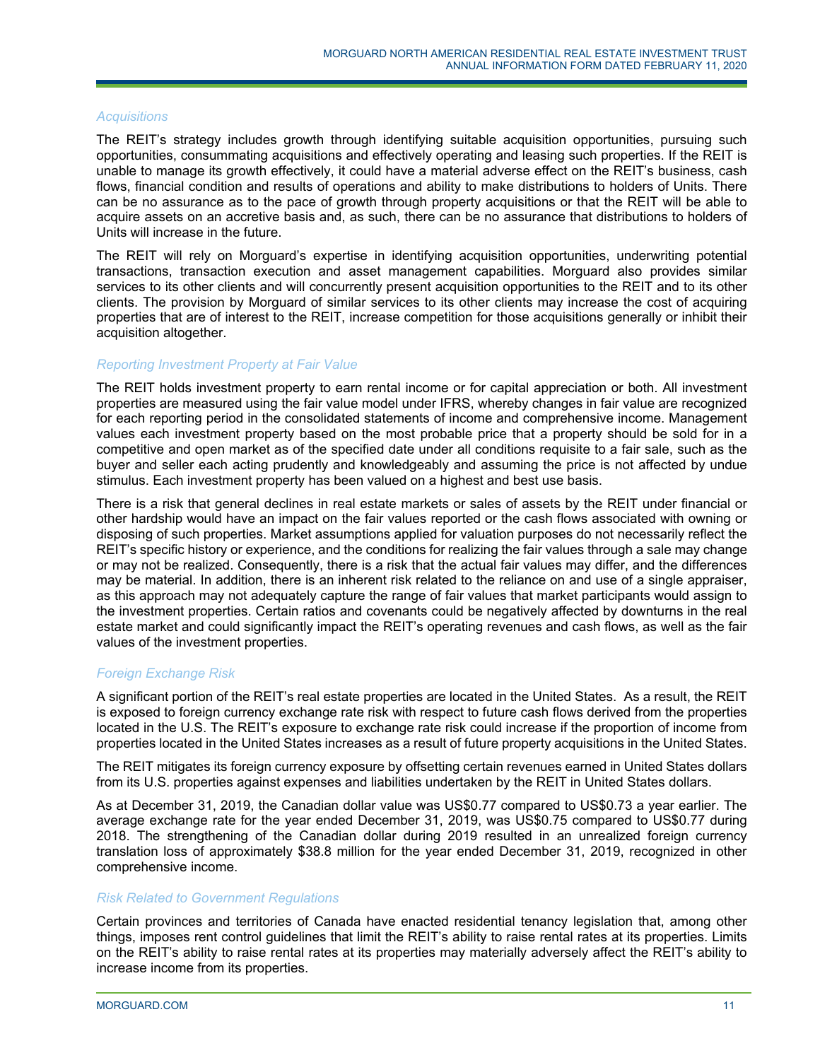### *Acquisitions*

The REIT's strategy includes growth through identifying suitable acquisition opportunities, pursuing such opportunities, consummating acquisitions and effectively operating and leasing such properties. If the REIT is unable to manage its growth effectively, it could have a material adverse effect on the REIT's business, cash flows, financial condition and results of operations and ability to make distributions to holders of Units. There can be no assurance as to the pace of growth through property acquisitions or that the REIT will be able to acquire assets on an accretive basis and, as such, there can be no assurance that distributions to holders of Units will increase in the future.

The REIT will rely on Morguard's expertise in identifying acquisition opportunities, underwriting potential transactions, transaction execution and asset management capabilities. Morguard also provides similar services to its other clients and will concurrently present acquisition opportunities to the REIT and to its other clients. The provision by Morguard of similar services to its other clients may increase the cost of acquiring properties that are of interest to the REIT, increase competition for those acquisitions generally or inhibit their acquisition altogether.

### *Reporting Investment Property at Fair Value*

The REIT holds investment property to earn rental income or for capital appreciation or both. All investment properties are measured using the fair value model under IFRS, whereby changes in fair value are recognized for each reporting period in the consolidated statements of income and comprehensive income. Management values each investment property based on the most probable price that a property should be sold for in a competitive and open market as of the specified date under all conditions requisite to a fair sale, such as the buyer and seller each acting prudently and knowledgeably and assuming the price is not affected by undue stimulus. Each investment property has been valued on a highest and best use basis.

There is a risk that general declines in real estate markets or sales of assets by the REIT under financial or other hardship would have an impact on the fair values reported or the cash flows associated with owning or disposing of such properties. Market assumptions applied for valuation purposes do not necessarily reflect the REIT's specific history or experience, and the conditions for realizing the fair values through a sale may change or may not be realized. Consequently, there is a risk that the actual fair values may differ, and the differences may be material. In addition, there is an inherent risk related to the reliance on and use of a single appraiser, as this approach may not adequately capture the range of fair values that market participants would assign to the investment properties. Certain ratios and covenants could be negatively affected by downturns in the real estate market and could significantly impact the REIT's operating revenues and cash flows, as well as the fair values of the investment properties.

### *Foreign Exchange Risk*

A significant portion of the REIT's real estate properties are located in the United States. As a result, the REIT is exposed to foreign currency exchange rate risk with respect to future cash flows derived from the properties located in the U.S. The REIT's exposure to exchange rate risk could increase if the proportion of income from properties located in the United States increases as a result of future property acquisitions in the United States.

The REIT mitigates its foreign currency exposure by offsetting certain revenues earned in United States dollars from its U.S. properties against expenses and liabilities undertaken by the REIT in United States dollars.

As at December 31, 2019, the Canadian dollar value was US$0.77 compared to US$0.73 a year earlier. The average exchange rate for the year ended December 31, 2019, was US$0.75 compared to US$0.77 during 2018. The strengthening of the Canadian dollar during 2019 resulted in an unrealized foreign currency translation loss of approximately $38.8 million for the year ended December 31, 2019, recognized in other comprehensive income.

### *Risk Related to Government Regulations*

Certain provinces and territories of Canada have enacted residential tenancy legislation that, among other things, imposes rent control guidelines that limit the REIT's ability to raise rental rates at its properties. Limits on the REIT's ability to raise rental rates at its properties may materially adversely affect the REIT's ability to increase income from its properties.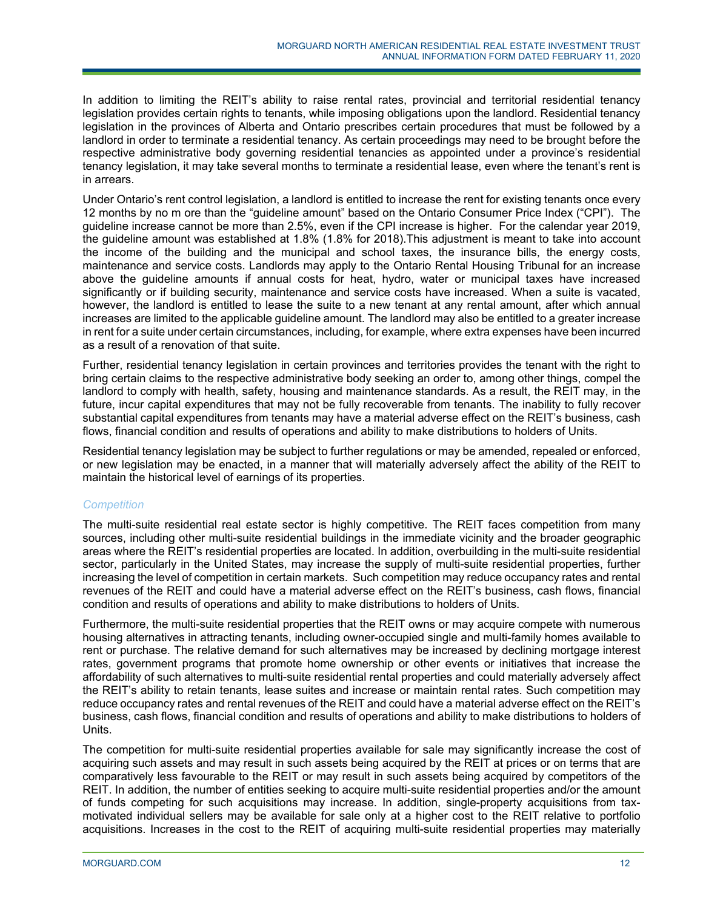In addition to limiting the REIT's ability to raise rental rates, provincial and territorial residential tenancy legislation provides certain rights to tenants, while imposing obligations upon the landlord. Residential tenancy legislation in the provinces of Alberta and Ontario prescribes certain procedures that must be followed by a landlord in order to terminate a residential tenancy. As certain proceedings may need to be brought before the respective administrative body governing residential tenancies as appointed under a province's residential tenancy legislation, it may take several months to terminate a residential lease, even where the tenant's rent is in arrears.

Under Ontario's rent control legislation, a landlord is entitled to increase the rent for existing tenants once every 12 months by no m ore than the "guideline amount" based on the Ontario Consumer Price Index ("CPI"). The guideline increase cannot be more than 2.5%, even if the CPI increase is higher. For the calendar year 2019, the guideline amount was established at 1.8% (1.8% for 2018).This adjustment is meant to take into account the income of the building and the municipal and school taxes, the insurance bills, the energy costs, maintenance and service costs. Landlords may apply to the Ontario Rental Housing Tribunal for an increase above the guideline amounts if annual costs for heat, hydro, water or municipal taxes have increased significantly or if building security, maintenance and service costs have increased. When a suite is vacated, however, the landlord is entitled to lease the suite to a new tenant at any rental amount, after which annual increases are limited to the applicable guideline amount. The landlord may also be entitled to a greater increase in rent for a suite under certain circumstances, including, for example, where extra expenses have been incurred as a result of a renovation of that suite.

Further, residential tenancy legislation in certain provinces and territories provides the tenant with the right to bring certain claims to the respective administrative body seeking an order to, among other things, compel the landlord to comply with health, safety, housing and maintenance standards. As a result, the REIT may, in the future, incur capital expenditures that may not be fully recoverable from tenants. The inability to fully recover substantial capital expenditures from tenants may have a material adverse effect on the REIT's business, cash flows, financial condition and results of operations and ability to make distributions to holders of Units.

Residential tenancy legislation may be subject to further regulations or may be amended, repealed or enforced, or new legislation may be enacted, in a manner that will materially adversely affect the ability of the REIT to maintain the historical level of earnings of its properties.

*Competition*

The multi-suite residential real estate sector is highly competitive. The REIT faces competition from many sources, including other multi-suite residential buildings in the immediate vicinity and the broader geographic areas where the REIT's residential properties are located. In addition, overbuilding in the multi-suite residential sector, particularly in the United States, may increase the supply of multi-suite residential properties, further increasing the level of competition in certain markets. Such competition may reduce occupancy rates and rental revenues of the REIT and could have a material adverse effect on the REIT's business, cash flows, financial condition and results of operations and ability to make distributions to holders of Units.

Furthermore, the multi-suite residential properties that the REIT owns or may acquire compete with numerous housing alternatives in attracting tenants, including owner-occupied single and multi-family homes available to rent or purchase. The relative demand for such alternatives may be increased by declining mortgage interest rates, government programs that promote home ownership or other events or initiatives that increase the affordability of such alternatives to multi-suite residential rental properties and could materially adversely affect the REIT's ability to retain tenants, lease suites and increase or maintain rental rates. Such competition may reduce occupancy rates and rental revenues of the REIT and could have a material adverse effect on the REIT's business, cash flows, financial condition and results of operations and ability to make distributions to holders of Units.

The competition for multi-suite residential properties available for sale may significantly increase the cost of acquiring such assets and may result in such assets being acquired by the REIT at prices or on terms that are comparatively less favourable to the REIT or may result in such assets being acquired by competitors of the REIT. In addition, the number of entities seeking to acquire multi-suite residential properties and/or the amount of funds competing for such acquisitions may increase. In addition, single-property acquisitions from tax-motivated individual sellers may be available for sale only at a higher cost to the REIT relative to portfolio acquisitions. Increases in the cost to the REIT of acquiring multi-suite residential properties may materially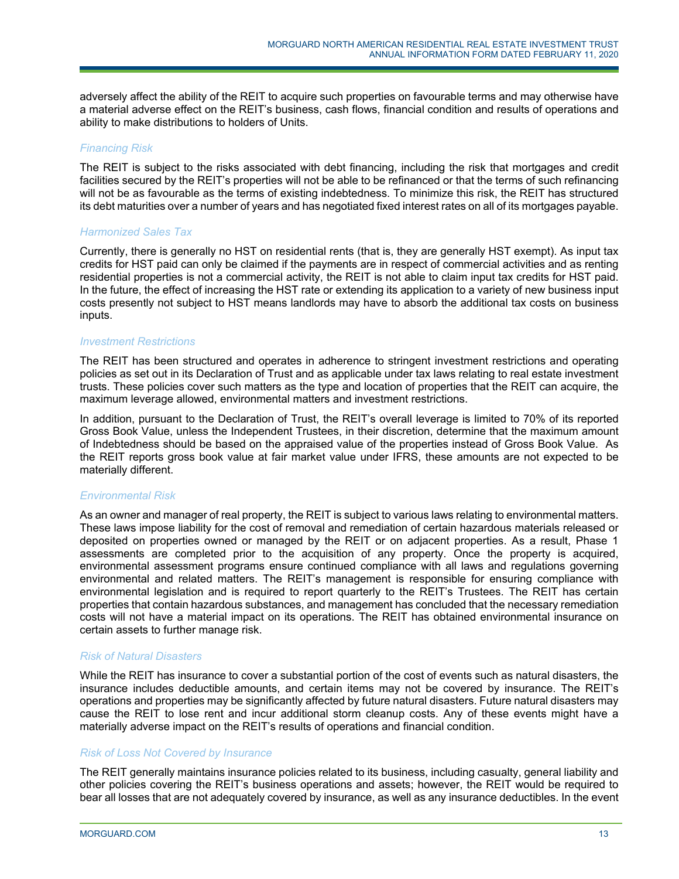adversely affect the ability of the REIT to acquire such properties on favourable terms and may otherwise have a material adverse effect on the REIT's business, cash flows, financial condition and results of operations and ability to make distributions to holders of Units.

### *Financing Risk*

The REIT is subject to the risks associated with debt financing, including the risk that mortgages and credit facilities secured by the REIT's properties will not be able to be refinanced or that the terms of such refinancing will not be as favourable as the terms of existing indebtedness. To minimize this risk, the REIT has structured its debt maturities over a number of years and has negotiated fixed interest rates on all of its mortgages payable.

### *Harmonized Sales Tax*

Currently, there is generally no HST on residential rents (that is, they are generally HST exempt). As input tax credits for HST paid can only be claimed if the payments are in respect of commercial activities and as renting residential properties is not a commercial activity, the REIT is not able to claim input tax credits for HST paid. In the future, the effect of increasing the HST rate or extending its application to a variety of new business input costs presently not subject to HST means landlords may have to absorb the additional tax costs on business inputs.

### *Investment Restrictions*

The REIT has been structured and operates in adherence to stringent investment restrictions and operating policies as set out in its Declaration of Trust and as applicable under tax laws relating to real estate investment trusts. These policies cover such matters as the type and location of properties that the REIT can acquire, the maximum leverage allowed, environmental matters and investment restrictions.

In addition, pursuant to the Declaration of Trust, the REIT's overall leverage is limited to 70% of its reported Gross Book Value, unless the Independent Trustees, in their discretion, determine that the maximum amount of Indebtedness should be based on the appraised value of the properties instead of Gross Book Value. As the REIT reports gross book value at fair market value under IFRS, these amounts are not expected to be materially different.

### *Environmental Risk*

As an owner and manager of real property, the REIT is subject to various laws relating to environmental matters. These laws impose liability for the cost of removal and remediation of certain hazardous materials released or deposited on properties owned or managed by the REIT or on adjacent properties. As a result, Phase 1 assessments are completed prior to the acquisition of any property. Once the property is acquired, environmental assessment programs ensure continued compliance with all laws and regulations governing environmental and related matters. The REIT's management is responsible for ensuring compliance with environmental legislation and is required to report quarterly to the REIT's Trustees. The REIT has certain properties that contain hazardous substances, and management has concluded that the necessary remediation costs will not have a material impact on its operations. The REIT has obtained environmental insurance on certain assets to further manage risk.

### *Risk of Natural Disasters*

While the REIT has insurance to cover a substantial portion of the cost of events such as natural disasters, the insurance includes deductible amounts, and certain items may not be covered by insurance. The REIT's operations and properties may be significantly affected by future natural disasters. Future natural disasters may cause the REIT to lose rent and incur additional storm cleanup costs. Any of these events might have a materially adverse impact on the REIT's results of operations and financial condition.

### *Risk of Loss Not Covered by Insurance*

The REIT generally maintains insurance policies related to its business, including casualty, general liability and other policies covering the REIT's business operations and assets; however, the REIT would be required to bear all losses that are not adequately covered by insurance, as well as any insurance deductibles. In the event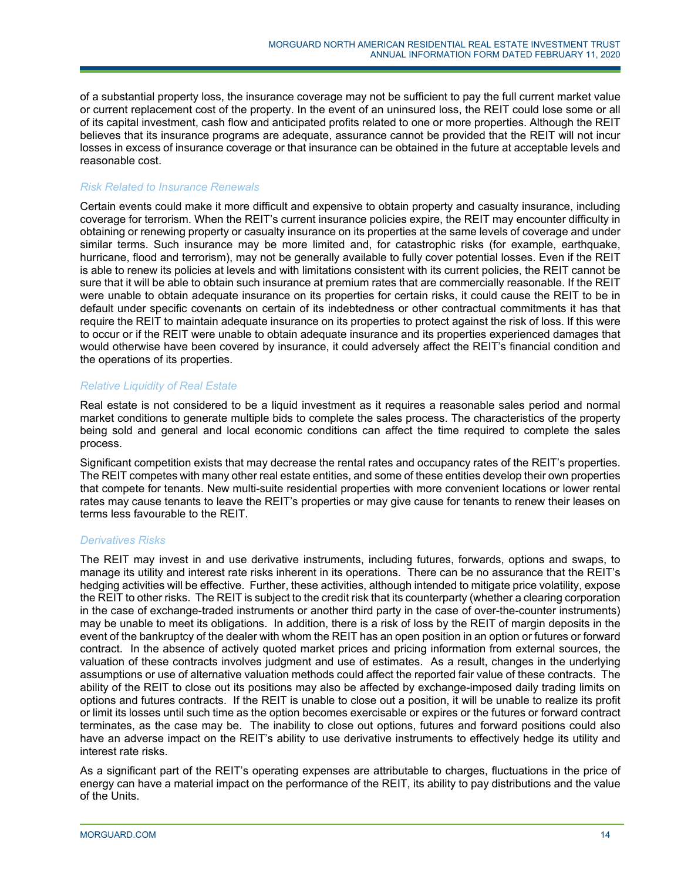of a substantial property loss, the insurance coverage may not be sufficient to pay the full current market value or current replacement cost of the property. In the event of an uninsured loss, the REIT could lose some or all of its capital investment, cash flow and anticipated profits related to one or more properties. Although the REIT believes that its insurance programs are adequate, assurance cannot be provided that the REIT will not incur losses in excess of insurance coverage or that insurance can be obtained in the future at acceptable levels and reasonable cost.

*Risk Related to Insurance Renewals*

Certain events could make it more difficult and expensive to obtain property and casualty insurance, including coverage for terrorism. When the REIT's current insurance policies expire, the REIT may encounter difficulty in obtaining or renewing property or casualty insurance on its properties at the same levels of coverage and under similar terms. Such insurance may be more limited and, for catastrophic risks (for example, earthquake, hurricane, flood and terrorism), may not be generally available to fully cover potential losses. Even if the REIT is able to renew its policies at levels and with limitations consistent with its current policies, the REIT cannot be sure that it will be able to obtain such insurance at premium rates that are commercially reasonable. If the REIT were unable to obtain adequate insurance on its properties for certain risks, it could cause the REIT to be in default under specific covenants on certain of its indebtedness or other contractual commitments it has that require the REIT to maintain adequate insurance on its properties to protect against the risk of loss. If this were to occur or if the REIT were unable to obtain adequate insurance and its properties experienced damages that would otherwise have been covered by insurance, it could adversely affect the REIT's financial condition and the operations of its properties.

*Relative Liquidity of Real Estate*

Real estate is not considered to be a liquid investment as it requires a reasonable sales period and normal market conditions to generate multiple bids to complete the sales process. The characteristics of the property being sold and general and local economic conditions can affect the time required to complete the sales process.

Significant competition exists that may decrease the rental rates and occupancy rates of the REIT's properties. The REIT competes with many other real estate entities, and some of these entities develop their own properties that compete for tenants. New multi-suite residential properties with more convenient locations or lower rental rates may cause tenants to leave the REIT's properties or may give cause for tenants to renew their leases on terms less favourable to the REIT.

*Derivatives Risks*

The REIT may invest in and use derivative instruments, including futures, forwards, options and swaps, to manage its utility and interest rate risks inherent in its operations. There can be no assurance that the REIT's hedging activities will be effective. Further, these activities, although intended to mitigate price volatility, expose the REIT to other risks. The REIT is subject to the credit risk that its counterparty (whether a clearing corporation in the case of exchange-traded instruments or another third party in the case of over-the-counter instruments) may be unable to meet its obligations. In addition, there is a risk of loss by the REIT of margin deposits in the event of the bankruptcy of the dealer with whom the REIT has an open position in an option or futures or forward contract. In the absence of actively quoted market prices and pricing information from external sources, the valuation of these contracts involves judgment and use of estimates. As a result, changes in the underlying assumptions or use of alternative valuation methods could affect the reported fair value of these contracts. The ability of the REIT to close out its positions may also be affected by exchange-imposed daily trading limits on options and futures contracts. If the REIT is unable to close out a position, it will be unable to realize its profit or limit its losses until such time as the option becomes exercisable or expires or the futures or forward contract terminates, as the case may be. The inability to close out options, futures and forward positions could also have an adverse impact on the REIT's ability to use derivative instruments to effectively hedge its utility and interest rate risks.

As a significant part of the REIT's operating expenses are attributable to charges, fluctuations in the price of energy can have a material impact on the performance of the REIT, its ability to pay distributions and the value of the Units.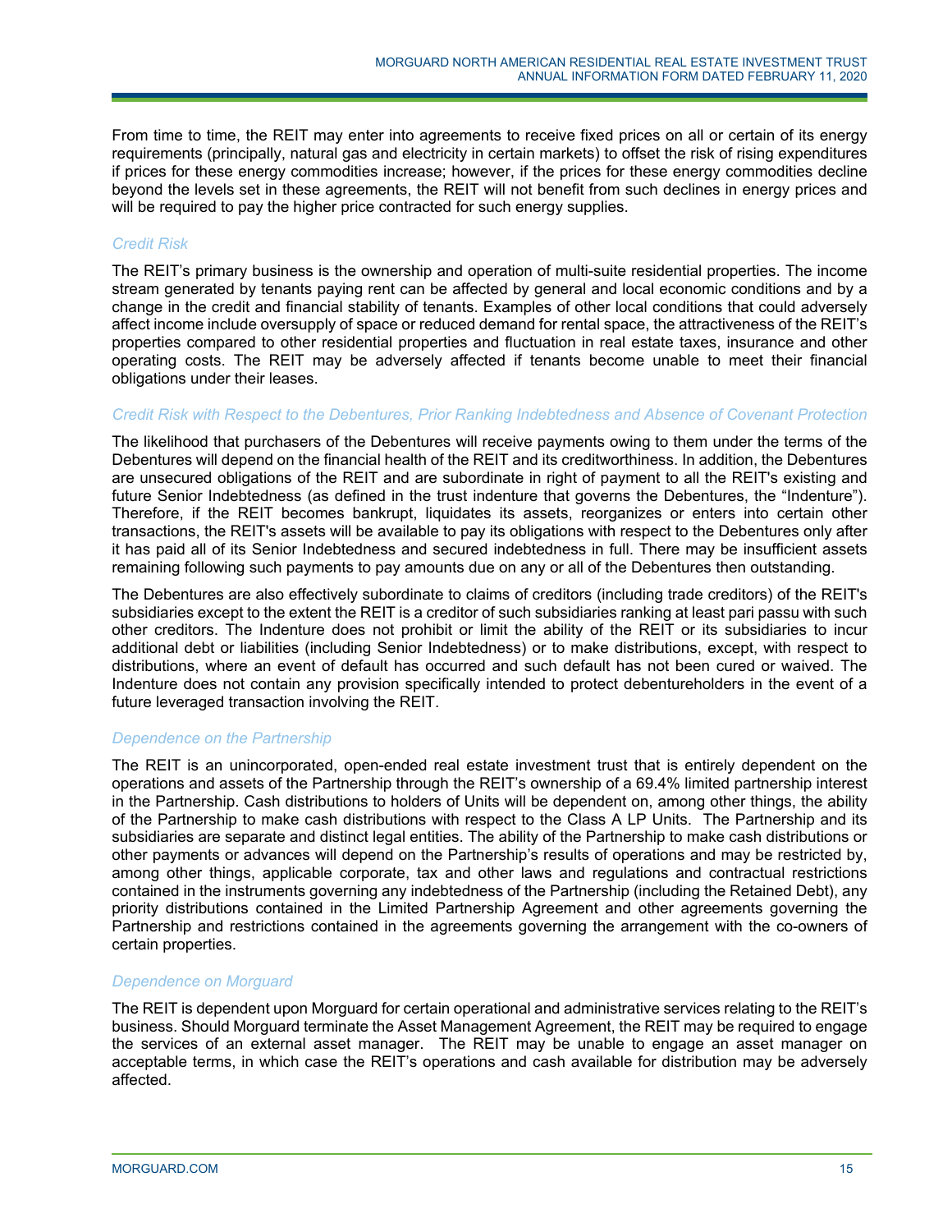From time to time, the REIT may enter into agreements to receive fixed prices on all or certain of its energy requirements (principally, natural gas and electricity in certain markets) to offset the risk of rising expenditures if prices for these energy commodities increase; however, if the prices for these energy commodities decline beyond the levels set in these agreements, the REIT will not benefit from such declines in energy prices and will be required to pay the higher price contracted for such energy supplies.

### *Credit Risk*

The REIT's primary business is the ownership and operation of multi-suite residential properties. The income stream generated by tenants paying rent can be affected by general and local economic conditions and by a change in the credit and financial stability of tenants. Examples of other local conditions that could adversely affect income include oversupply of space or reduced demand for rental space, the attractiveness of the REIT's properties compared to other residential properties and fluctuation in real estate taxes, insurance and other operating costs. The REIT may be adversely affected if tenants become unable to meet their financial obligations under their leases.

### *Credit Risk with Respect to the Debentures, Prior Ranking Indebtedness and Absence of Covenant Protection*

The likelihood that purchasers of the Debentures will receive payments owing to them under the terms of the Debentures will depend on the financial health of the REIT and its creditworthiness. In addition, the Debentures are unsecured obligations of the REIT and are subordinate in right of payment to all the REIT's existing and future Senior Indebtedness (as defined in the trust indenture that governs the Debentures, the "Indenture"). Therefore, if the REIT becomes bankrupt, liquidates its assets, reorganizes or enters into certain other transactions, the REIT's assets will be available to pay its obligations with respect to the Debentures only after it has paid all of its Senior Indebtedness and secured indebtedness in full. There may be insufficient assets remaining following such payments to pay amounts due on any or all of the Debentures then outstanding.

The Debentures are also effectively subordinate to claims of creditors (including trade creditors) of the REIT's subsidiaries except to the extent the REIT is a creditor of such subsidiaries ranking at least pari passu with such other creditors. The Indenture does not prohibit or limit the ability of the REIT or its subsidiaries to incur additional debt or liabilities (including Senior Indebtedness) or to make distributions, except, with respect to distributions, where an event of default has occurred and such default has not been cured or waived. The Indenture does not contain any provision specifically intended to protect debentureholders in the event of a future leveraged transaction involving the REIT.

### *Dependence on the Partnership*

The REIT is an unincorporated, open-ended real estate investment trust that is entirely dependent on the operations and assets of the Partnership through the REIT's ownership of a 69.4% limited partnership interest in the Partnership. Cash distributions to holders of Units will be dependent on, among other things, the ability of the Partnership to make cash distributions with respect to the Class A LP Units. The Partnership and its subsidiaries are separate and distinct legal entities. The ability of the Partnership to make cash distributions or other payments or advances will depend on the Partnership's results of operations and may be restricted by, among other things, applicable corporate, tax and other laws and regulations and contractual restrictions contained in the instruments governing any indebtedness of the Partnership (including the Retained Debt), any priority distributions contained in the Limited Partnership Agreement and other agreements governing the Partnership and restrictions contained in the agreements governing the arrangement with the co-owners of certain properties.

### *Dependence on Morguard*

The REIT is dependent upon Morguard for certain operational and administrative services relating to the REIT's business. Should Morguard terminate the Asset Management Agreement, the REIT may be required to engage the services of an external asset manager. The REIT may be unable to engage an asset manager on acceptable terms, in which case the REIT's operations and cash available for distribution may be adversely affected.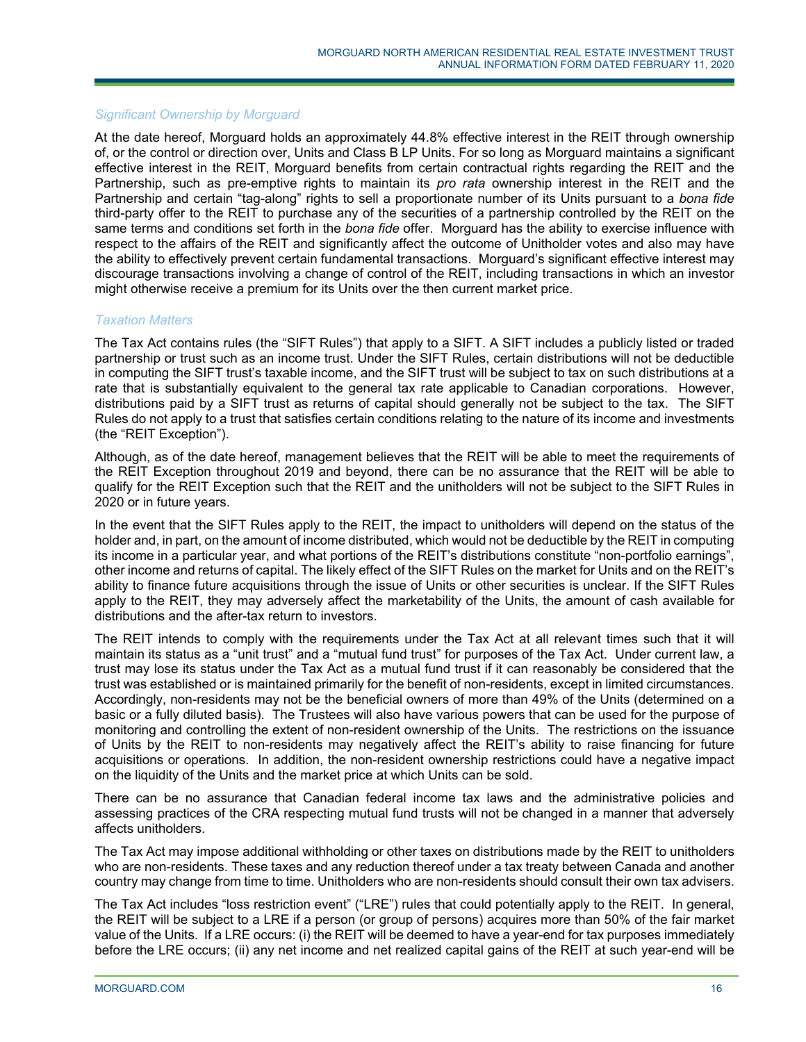### *Significant Ownership by Morguard*

At the date hereof, Morguard holds an approximately 44.8% effective interest in the REIT through ownership of, or the control or direction over, Units and Class B LP Units. For so long as Morguard maintains a significant effective interest in the REIT, Morguard benefits from certain contractual rights regarding the REIT and the Partnership, such as pre-emptive rights to maintain its *pro rata* ownership interest in the REIT and the Partnership and certain "tag-along" rights to sell a proportionate number of its Units pursuant to a *bona fide* third-party offer to the REIT to purchase any of the securities of a partnership controlled by the REIT on the same terms and conditions set forth in the *bona fide* offer. Morguard has the ability to exercise influence with respect to the affairs of the REIT and significantly affect the outcome of Unitholder votes and also may have the ability to effectively prevent certain fundamental transactions. Morguard's significant effective interest may discourage transactions involving a change of control of the REIT, including transactions in which an investor might otherwise receive a premium for its Units over the then current market price.

### *Taxation Matters*

The Tax Act contains rules (the "SIFT Rules") that apply to a SIFT. A SIFT includes a publicly listed or traded partnership or trust such as an income trust. Under the SIFT Rules, certain distributions will not be deductible in computing the SIFT trust's taxable income, and the SIFT trust will be subject to tax on such distributions at a rate that is substantially equivalent to the general tax rate applicable to Canadian corporations. However, distributions paid by a SIFT trust as returns of capital should generally not be subject to the tax. The SIFT Rules do not apply to a trust that satisfies certain conditions relating to the nature of its income and investments (the "REIT Exception").

Although, as of the date hereof, management believes that the REIT will be able to meet the requirements of the REIT Exception throughout 2019 and beyond, there can be no assurance that the REIT will be able to qualify for the REIT Exception such that the REIT and the unitholders will not be subject to the SIFT Rules in 2020 or in future years.

In the event that the SIFT Rules apply to the REIT, the impact to unitholders will depend on the status of the holder and, in part, on the amount of income distributed, which would not be deductible by the REIT in computing its income in a particular year, and what portions of the REIT's distributions constitute "non-portfolio earnings", other income and returns of capital. The likely effect of the SIFT Rules on the market for Units and on the REIT's ability to finance future acquisitions through the issue of Units or other securities is unclear. If the SIFT Rules apply to the REIT, they may adversely affect the marketability of the Units, the amount of cash available for distributions and the after-tax return to investors.

The REIT intends to comply with the requirements under the Tax Act at all relevant times such that it will maintain its status as a "unit trust" and a "mutual fund trust" for purposes of the Tax Act. Under current law, a trust may lose its status under the Tax Act as a mutual fund trust if it can reasonably be considered that the trust was established or is maintained primarily for the benefit of non-residents, except in limited circumstances. Accordingly, non-residents may not be the beneficial owners of more than 49% of the Units (determined on a basic or a fully diluted basis). The Trustees will also have various powers that can be used for the purpose of monitoring and controlling the extent of non-resident ownership of the Units. The restrictions on the issuance of Units by the REIT to non-residents may negatively affect the REIT's ability to raise financing for future acquisitions or operations. In addition, the non-resident ownership restrictions could have a negative impact on the liquidity of the Units and the market price at which Units can be sold.

There can be no assurance that Canadian federal income tax laws and the administrative policies and assessing practices of the CRA respecting mutual fund trusts will not be changed in a manner that adversely affects unitholders.

The Tax Act may impose additional withholding or other taxes on distributions made by the REIT to unitholders who are non-residents. These taxes and any reduction thereof under a tax treaty between Canada and another country may change from time to time. Unitholders who are non-residents should consult their own tax advisers.

The Tax Act includes "loss restriction event" ("LRE") rules that could potentially apply to the REIT. In general, the REIT will be subject to a LRE if a person (or group of persons) acquires more than 50% of the fair market value of the Units. If a LRE occurs: (i) the REIT will be deemed to have a year-end for tax purposes immediately before the LRE occurs; (ii) any net income and net realized capital gains of the REIT at such year-end will be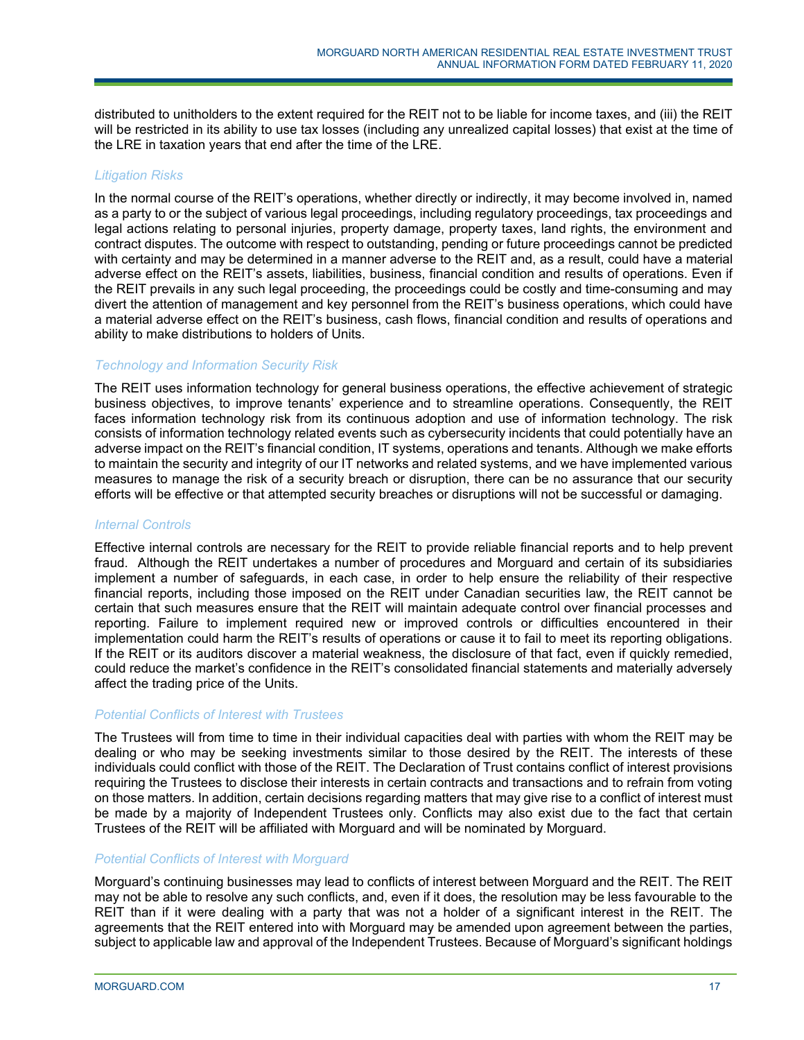distributed to unitholders to the extent required for the REIT not to be liable for income taxes, and (iii) the REIT will be restricted in its ability to use tax losses (including any unrealized capital losses) that exist at the time of the LRE in taxation years that end after the time of the LRE.

### *Litigation Risks*

In the normal course of the REIT's operations, whether directly or indirectly, it may become involved in, named as a party to or the subject of various legal proceedings, including regulatory proceedings, tax proceedings and legal actions relating to personal injuries, property damage, property taxes, land rights, the environment and contract disputes. The outcome with respect to outstanding, pending or future proceedings cannot be predicted with certainty and may be determined in a manner adverse to the REIT and, as a result, could have a material adverse effect on the REIT's assets, liabilities, business, financial condition and results of operations. Even if the REIT prevails in any such legal proceeding, the proceedings could be costly and time-consuming and may divert the attention of management and key personnel from the REIT's business operations, which could have a material adverse effect on the REIT's business, cash flows, financial condition and results of operations and ability to make distributions to holders of Units.

### *Technology and Information Security Risk*

The REIT uses information technology for general business operations, the effective achievement of strategic business objectives, to improve tenants' experience and to streamline operations. Consequently, the REIT faces information technology risk from its continuous adoption and use of information technology. The risk consists of information technology related events such as cybersecurity incidents that could potentially have an adverse impact on the REIT's financial condition, IT systems, operations and tenants. Although we make efforts to maintain the security and integrity of our IT networks and related systems, and we have implemented various measures to manage the risk of a security breach or disruption, there can be no assurance that our security efforts will be effective or that attempted security breaches or disruptions will not be successful or damaging.

### *Internal Controls*

Effective internal controls are necessary for the REIT to provide reliable financial reports and to help prevent fraud. Although the REIT undertakes a number of procedures and Morguard and certain of its subsidiaries implement a number of safeguards, in each case, in order to help ensure the reliability of their respective financial reports, including those imposed on the REIT under Canadian securities law, the REIT cannot be certain that such measures ensure that the REIT will maintain adequate control over financial processes and reporting. Failure to implement required new or improved controls or difficulties encountered in their implementation could harm the REIT's results of operations or cause it to fail to meet its reporting obligations. If the REIT or its auditors discover a material weakness, the disclosure of that fact, even if quickly remedied, could reduce the market's confidence in the REIT's consolidated financial statements and materially adversely affect the trading price of the Units.

### *Potential Conflicts of Interest with Trustees*

The Trustees will from time to time in their individual capacities deal with parties with whom the REIT may be dealing or who may be seeking investments similar to those desired by the REIT. The interests of these individuals could conflict with those of the REIT. The Declaration of Trust contains conflict of interest provisions requiring the Trustees to disclose their interests in certain contracts and transactions and to refrain from voting on those matters. In addition, certain decisions regarding matters that may give rise to a conflict of interest must be made by a majority of Independent Trustees only. Conflicts may also exist due to the fact that certain Trustees of the REIT will be affiliated with Morguard and will be nominated by Morguard.

### *Potential Conflicts of Interest with Morguard*

Morguard's continuing businesses may lead to conflicts of interest between Morguard and the REIT. The REIT may not be able to resolve any such conflicts, and, even if it does, the resolution may be less favourable to the REIT than if it were dealing with a party that was not a holder of a significant interest in the REIT. The agreements that the REIT entered into with Morguard may be amended upon agreement between the parties, subject to applicable law and approval of the Independent Trustees. Because of Morguard's significant holdings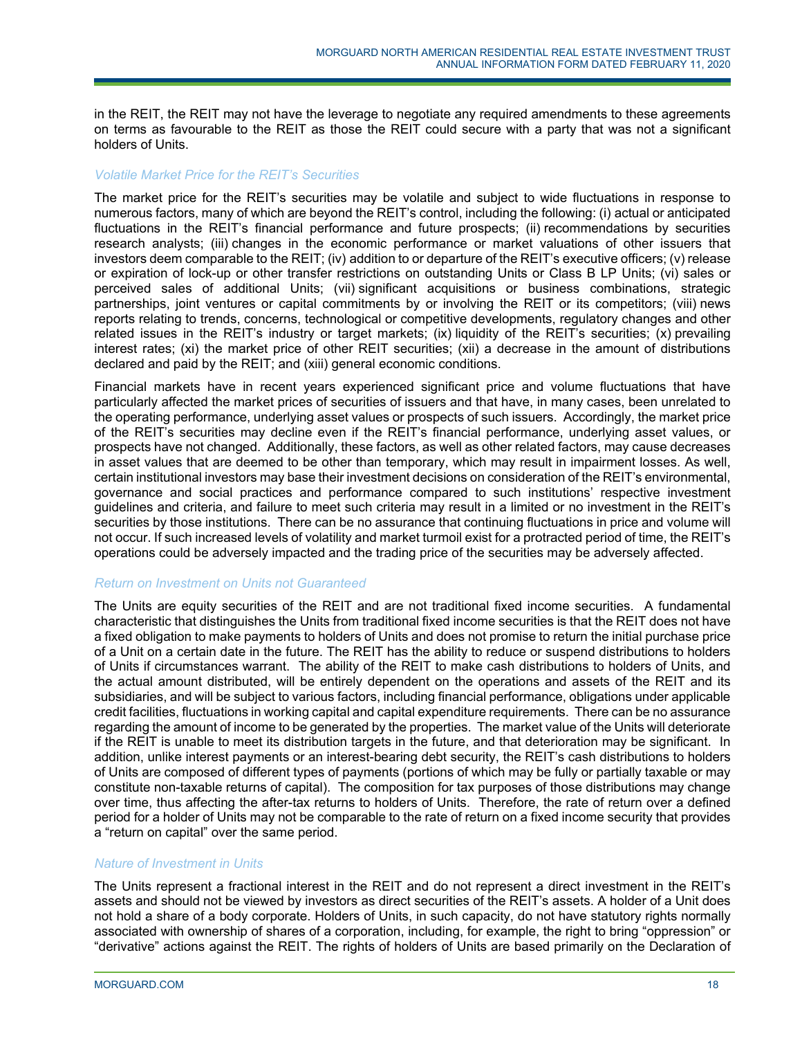in the REIT, the REIT may not have the leverage to negotiate any required amendments to these agreements on terms as favourable to the REIT as those the REIT could secure with a party that was not a significant holders of Units.

### *Volatile Market Price for the REIT's Securities*

The market price for the REIT's securities may be volatile and subject to wide fluctuations in response to numerous factors, many of which are beyond the REIT's control, including the following: (i) actual or anticipated fluctuations in the REIT's financial performance and future prospects; (ii) recommendations by securities research analysts; (iii) changes in the economic performance or market valuations of other issuers that investors deem comparable to the REIT; (iv) addition to or departure of the REIT's executive officers; (v) release or expiration of lock-up or other transfer restrictions on outstanding Units or Class B LP Units; (vi) sales or perceived sales of additional Units; (vii) significant acquisitions or business combinations, strategic partnerships, joint ventures or capital commitments by or involving the REIT or its competitors; (viii) news reports relating to trends, concerns, technological or competitive developments, regulatory changes and other related issues in the REIT's industry or target markets; (ix) liquidity of the REIT's securities; (x) prevailing interest rates; (xi) the market price of other REIT securities; (xii) a decrease in the amount of distributions declared and paid by the REIT; and (xiii) general economic conditions.

Financial markets have in recent years experienced significant price and volume fluctuations that have particularly affected the market prices of securities of issuers and that have, in many cases, been unrelated to the operating performance, underlying asset values or prospects of such issuers. Accordingly, the market price of the REIT's securities may decline even if the REIT's financial performance, underlying asset values, or prospects have not changed. Additionally, these factors, as well as other related factors, may cause decreases in asset values that are deemed to be other than temporary, which may result in impairment losses. As well, certain institutional investors may base their investment decisions on consideration of the REIT's environmental, governance and social practices and performance compared to such institutions' respective investment guidelines and criteria, and failure to meet such criteria may result in a limited or no investment in the REIT's securities by those institutions. There can be no assurance that continuing fluctuations in price and volume will not occur. If such increased levels of volatility and market turmoil exist for a protracted period of time, the REIT's operations could be adversely impacted and the trading price of the securities may be adversely affected.

### *Return on Investment on Units not Guaranteed*

The Units are equity securities of the REIT and are not traditional fixed income securities. A fundamental characteristic that distinguishes the Units from traditional fixed income securities is that the REIT does not have a fixed obligation to make payments to holders of Units and does not promise to return the initial purchase price of a Unit on a certain date in the future. The REIT has the ability to reduce or suspend distributions to holders of Units if circumstances warrant. The ability of the REIT to make cash distributions to holders of Units, and the actual amount distributed, will be entirely dependent on the operations and assets of the REIT and its subsidiaries, and will be subject to various factors, including financial performance, obligations under applicable credit facilities, fluctuations in working capital and capital expenditure requirements. There can be no assurance regarding the amount of income to be generated by the properties. The market value of the Units will deteriorate if the REIT is unable to meet its distribution targets in the future, and that deterioration may be significant. In addition, unlike interest payments or an interest-bearing debt security, the REIT's cash distributions to holders of Units are composed of different types of payments (portions of which may be fully or partially taxable or may constitute non-taxable returns of capital). The composition for tax purposes of those distributions may change over time, thus affecting the after-tax returns to holders of Units. Therefore, the rate of return over a defined period for a holder of Units may not be comparable to the rate of return on a fixed income security that provides a "return on capital" over the same period.

### *Nature of Investment in Units*

The Units represent a fractional interest in the REIT and do not represent a direct investment in the REIT's assets and should not be viewed by investors as direct securities of the REIT's assets. A holder of a Unit does not hold a share of a body corporate. Holders of Units, in such capacity, do not have statutory rights normally associated with ownership of shares of a corporation, including, for example, the right to bring "oppression" or "derivative" actions against the REIT. The rights of holders of Units are based primarily on the Declaration of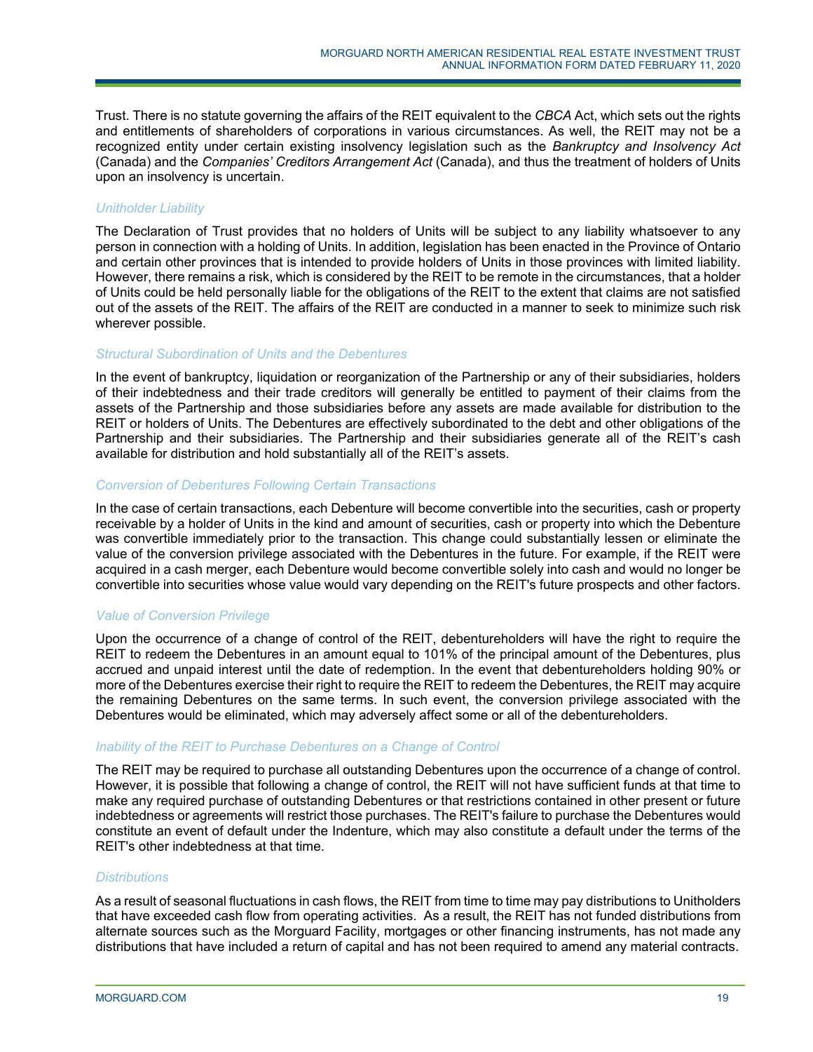Trust. There is no statute governing the affairs of the REIT equivalent to the *CBCA* Act, which sets out the rights and entitlements of shareholders of corporations in various circumstances. As well, the REIT may not be a recognized entity under certain existing insolvency legislation such as the *Bankruptcy and Insolvency Act* (Canada) and the *Companies' Creditors Arrangement Act* (Canada), and thus the treatment of holders of Units upon an insolvency is uncertain.

*Unitholder Liability*

The Declaration of Trust provides that no holders of Units will be subject to any liability whatsoever to any person in connection with a holding of Units. In addition, legislation has been enacted in the Province of Ontario and certain other provinces that is intended to provide holders of Units in those provinces with limited liability. However, there remains a risk, which is considered by the REIT to be remote in the circumstances, that a holder of Units could be held personally liable for the obligations of the REIT to the extent that claims are not satisfied out of the assets of the REIT. The affairs of the REIT are conducted in a manner to seek to minimize such risk wherever possible.

*Structural Subordination of Units and the Debentures*

In the event of bankruptcy, liquidation or reorganization of the Partnership or any of their subsidiaries, holders of their indebtedness and their trade creditors will generally be entitled to payment of their claims from the assets of the Partnership and those subsidiaries before any assets are made available for distribution to the REIT or holders of Units. The Debentures are effectively subordinated to the debt and other obligations of the Partnership and their subsidiaries. The Partnership and their subsidiaries generate all of the REIT's cash available for distribution and hold substantially all of the REIT's assets.

*Conversion of Debentures Following Certain Transactions*

In the case of certain transactions, each Debenture will become convertible into the securities, cash or property receivable by a holder of Units in the kind and amount of securities, cash or property into which the Debenture was convertible immediately prior to the transaction. This change could substantially lessen or eliminate the value of the conversion privilege associated with the Debentures in the future. For example, if the REIT were acquired in a cash merger, each Debenture would become convertible solely into cash and would no longer be convertible into securities whose value would vary depending on the REIT's future prospects and other factors.

*Value of Conversion Privilege*

Upon the occurrence of a change of control of the REIT, debentureholders will have the right to require the REIT to redeem the Debentures in an amount equal to 101% of the principal amount of the Debentures, plus accrued and unpaid interest until the date of redemption. In the event that debentureholders holding 90% or more of the Debentures exercise their right to require the REIT to redeem the Debentures, the REIT may acquire the remaining Debentures on the same terms. In such event, the conversion privilege associated with the Debentures would be eliminated, which may adversely affect some or all of the debentureholders.

*Inability of the REIT to Purchase Debentures on a Change of Control*

The REIT may be required to purchase all outstanding Debentures upon the occurrence of a change of control. However, it is possible that following a change of control, the REIT will not have sufficient funds at that time to make any required purchase of outstanding Debentures or that restrictions contained in other present or future indebtedness or agreements will restrict those purchases. The REIT's failure to purchase the Debentures would constitute an event of default under the Indenture, which may also constitute a default under the terms of the REIT's other indebtedness at that time.

*Distributions*

As a result of seasonal fluctuations in cash flows, the REIT from time to time may pay distributions to Unitholders that have exceeded cash flow from operating activities. As a result, the REIT has not funded distributions from alternate sources such as the Morguard Facility, mortgages or other financing instruments, has not made any distributions that have included a return of capital and has not been required to amend any material contracts.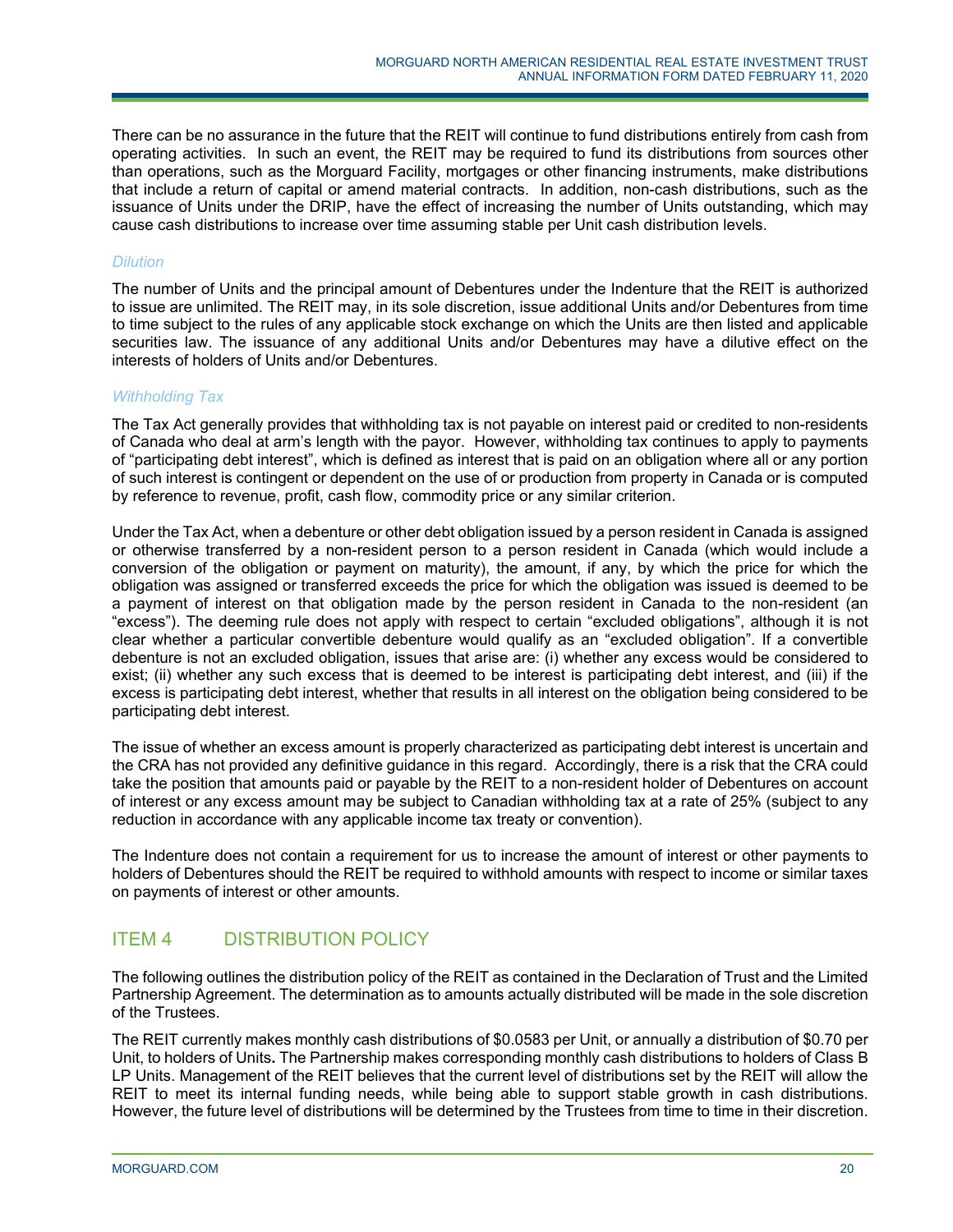There can be no assurance in the future that the REIT will continue to fund distributions entirely from cash from operating activities. In such an event, the REIT may be required to fund its distributions from sources other than operations, such as the Morguard Facility, mortgages or other financing instruments, make distributions that include a return of capital or amend material contracts. In addition, non-cash distributions, such as the issuance of Units under the DRIP, have the effect of increasing the number of Units outstanding, which may cause cash distributions to increase over time assuming stable per Unit cash distribution levels.

### *Dilution*

The number of Units and the principal amount of Debentures under the Indenture that the REIT is authorized to issue are unlimited. The REIT may, in its sole discretion, issue additional Units and/or Debentures from time to time subject to the rules of any applicable stock exchange on which the Units are then listed and applicable securities law. The issuance of any additional Units and/or Debentures may have a dilutive effect on the interests of holders of Units and/or Debentures.

### *Withholding Tax*

The Tax Act generally provides that withholding tax is not payable on interest paid or credited to non-residents of Canada who deal at arm's length with the payor. However, withholding tax continues to apply to payments of "participating debt interest", which is defined as interest that is paid on an obligation where all or any portion of such interest is contingent or dependent on the use of or production from property in Canada or is computed by reference to revenue, profit, cash flow, commodity price or any similar criterion.

Under the Tax Act, when a debenture or other debt obligation issued by a person resident in Canada is assigned or otherwise transferred by a non-resident person to a person resident in Canada (which would include a conversion of the obligation or payment on maturity), the amount, if any, by which the price for which the obligation was assigned or transferred exceeds the price for which the obligation was issued is deemed to be a payment of interest on that obligation made by the person resident in Canada to the non-resident (an "excess"). The deeming rule does not apply with respect to certain "excluded obligations", although it is not clear whether a particular convertible debenture would qualify as an "excluded obligation". If a convertible debenture is not an excluded obligation, issues that arise are: (i) whether any excess would be considered to exist; (ii) whether any such excess that is deemed to be interest is participating debt interest, and (iii) if the excess is participating debt interest, whether that results in all interest on the obligation being considered to be participating debt interest.

The issue of whether an excess amount is properly characterized as participating debt interest is uncertain and the CRA has not provided any definitive guidance in this regard. Accordingly, there is a risk that the CRA could take the position that amounts paid or payable by the REIT to a non-resident holder of Debentures on account of interest or any excess amount may be subject to Canadian withholding tax at a rate of 25% (subject to any reduction in accordance with any applicable income tax treaty or convention).

The Indenture does not contain a requirement for us to increase the amount of interest or other payments to holders of Debentures should the REIT be required to withhold amounts with respect to income or similar taxes on payments of interest or other amounts.

## ITEM 4 DISTRIBUTION POLICY

The following outlines the distribution policy of the REIT as contained in the Declaration of Trust and the Limited Partnership Agreement. The determination as to amounts actually distributed will be made in the sole discretion of the Trustees.

The REIT currently makes monthly cash distributions of $0.0583 per Unit, or annually a distribution of $0.70 per Unit, to holders of Units**.** The Partnership makes corresponding monthly cash distributions to holders of Class B LP Units. Management of the REIT believes that the current level of distributions set by the REIT will allow the REIT to meet its internal funding needs, while being able to support stable growth in cash distributions. However, the future level of distributions will be determined by the Trustees from time to time in their discretion.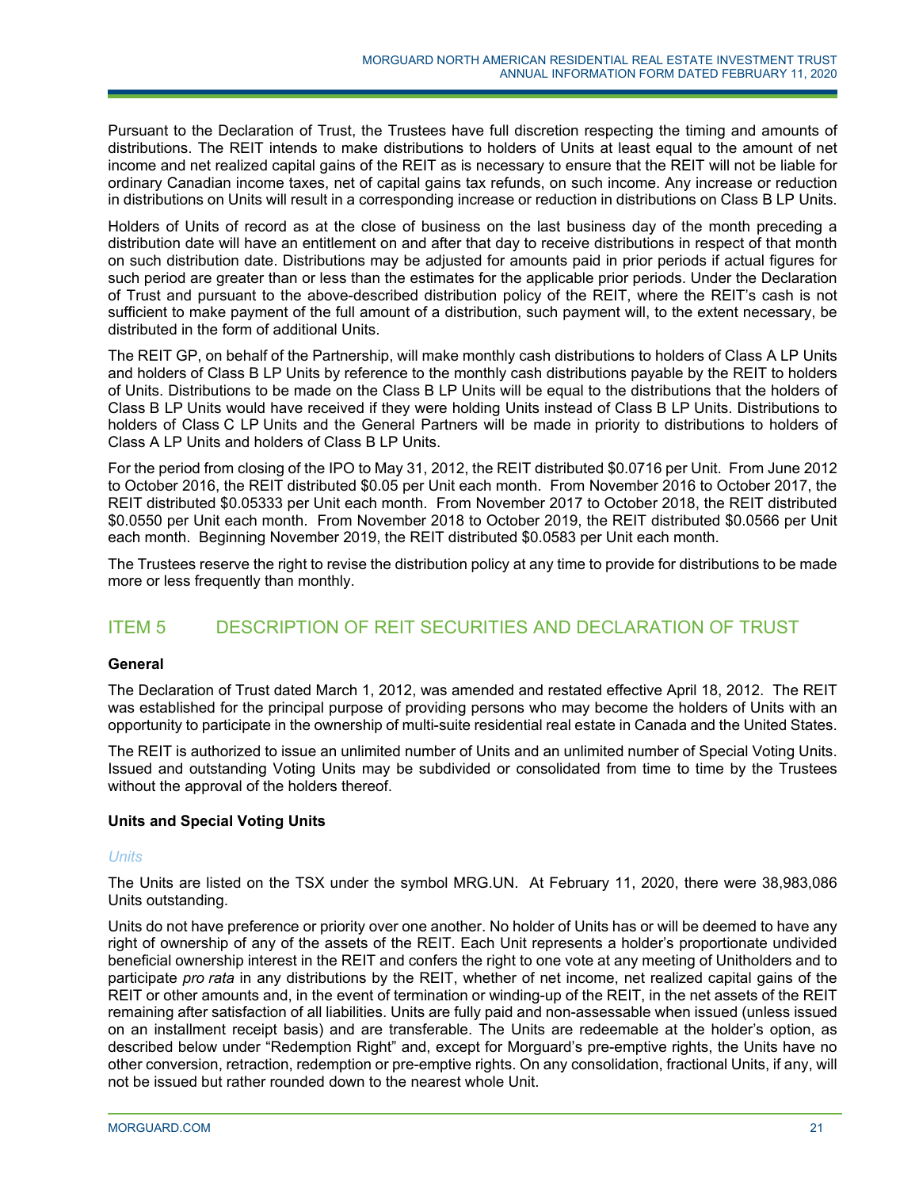Pursuant to the Declaration of Trust, the Trustees have full discretion respecting the timing and amounts of distributions. The REIT intends to make distributions to holders of Units at least equal to the amount of net income and net realized capital gains of the REIT as is necessary to ensure that the REIT will not be liable for ordinary Canadian income taxes, net of capital gains tax refunds, on such income. Any increase or reduction in distributions on Units will result in a corresponding increase or reduction in distributions on Class B LP Units.

Holders of Units of record as at the close of business on the last business day of the month preceding a distribution date will have an entitlement on and after that day to receive distributions in respect of that month on such distribution date. Distributions may be adjusted for amounts paid in prior periods if actual figures for such period are greater than or less than the estimates for the applicable prior periods. Under the Declaration of Trust and pursuant to the above-described distribution policy of the REIT, where the REIT's cash is not sufficient to make payment of the full amount of a distribution, such payment will, to the extent necessary, be distributed in the form of additional Units.

The REIT GP, on behalf of the Partnership, will make monthly cash distributions to holders of Class A LP Units and holders of Class B LP Units by reference to the monthly cash distributions payable by the REIT to holders of Units. Distributions to be made on the Class B LP Units will be equal to the distributions that the holders of Class B LP Units would have received if they were holding Units instead of Class B LP Units. Distributions to holders of Class C LP Units and the General Partners will be made in priority to distributions to holders of Class A LP Units and holders of Class B LP Units.

For the period from closing of the IPO to May 31, 2012, the REIT distributed $0.0716 per Unit. From June 2012 to October 2016, the REIT distributed $0.05 per Unit each month. From November 2016 to October 2017, the REIT distributed $0.05333 per Unit each month. From November 2017 to October 2018, the REIT distributed $0.0550 per Unit each month. From November 2018 to October 2019, the REIT distributed $0.0566 per Unit each month. Beginning November 2019, the REIT distributed $0.0583 per Unit each month.

The Trustees reserve the right to revise the distribution policy at any time to provide for distributions to be made more or less frequently than monthly.

## ITEM 5 DESCRIPTION OF REIT SECURITIES AND DECLARATION OF TRUST

**General**

The Declaration of Trust dated March 1, 2012, was amended and restated effective April 18, 2012. The REIT was established for the principal purpose of providing persons who may become the holders of Units with an opportunity to participate in the ownership of multi-suite residential real estate in Canada and the United States.

The REIT is authorized to issue an unlimited number of Units and an unlimited number of Special Voting Units. Issued and outstanding Voting Units may be subdivided or consolidated from time to time by the Trustees without the approval of the holders thereof.

**Units and Special Voting Units**

*Units*

The Units are listed on the TSX under the symbol MRG.UN. At February 11, 2020, there were 38,983,086 Units outstanding.

Units do not have preference or priority over one another. No holder of Units has or will be deemed to have any right of ownership of any of the assets of the REIT. Each Unit represents a holder's proportionate undivided beneficial ownership interest in the REIT and confers the right to one vote at any meeting of Unitholders and to participate *pro rata* in any distributions by the REIT, whether of net income, net realized capital gains of the REIT or other amounts and, in the event of termination or winding-up of the REIT, in the net assets of the REIT remaining after satisfaction of all liabilities. Units are fully paid and non-assessable when issued (unless issued on an installment receipt basis) and are transferable. The Units are redeemable at the holder's option, as described below under "Redemption Right" and, except for Morguard's pre-emptive rights, the Units have no other conversion, retraction, redemption or pre-emptive rights. On any consolidation, fractional Units, if any, will not be issued but rather rounded down to the nearest whole Unit.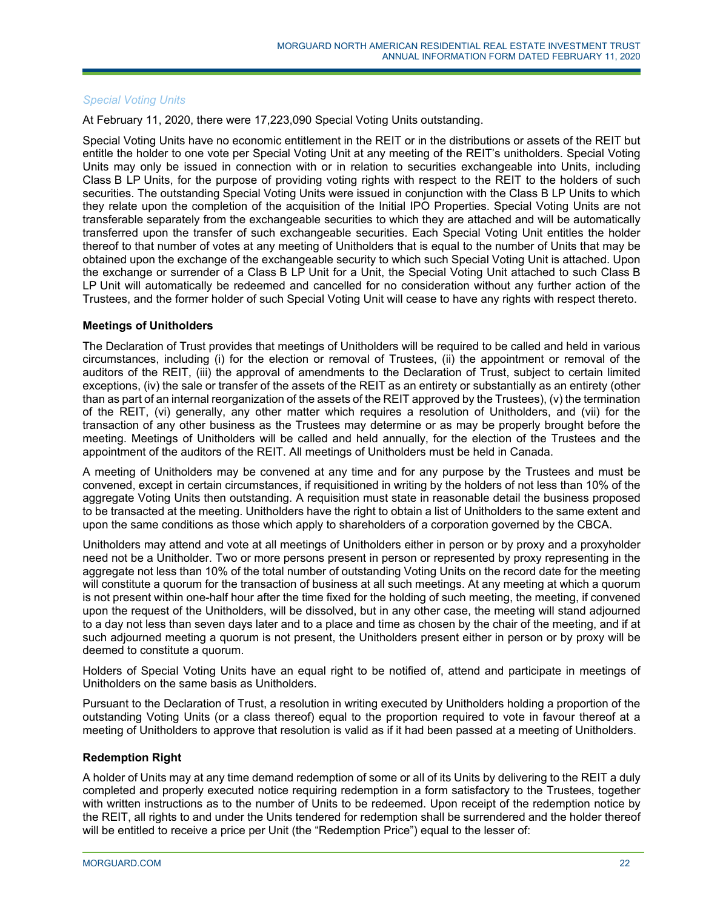*Special Voting Units*

At February 11, 2020, there were 17,223,090 Special Voting Units outstanding.

Special Voting Units have no economic entitlement in the REIT or in the distributions or assets of the REIT but entitle the holder to one vote per Special Voting Unit at any meeting of the REIT's unitholders. Special Voting Units may only be issued in connection with or in relation to securities exchangeable into Units, including Class B LP Units, for the purpose of providing voting rights with respect to the REIT to the holders of such securities. The outstanding Special Voting Units were issued in conjunction with the Class B LP Units to which they relate upon the completion of the acquisition of the Initial IPO Properties. Special Voting Units are not transferable separately from the exchangeable securities to which they are attached and will be automatically transferred upon the transfer of such exchangeable securities. Each Special Voting Unit entitles the holder thereof to that number of votes at any meeting of Unitholders that is equal to the number of Units that may be obtained upon the exchange of the exchangeable security to which such Special Voting Unit is attached. Upon the exchange or surrender of a Class B LP Unit for a Unit, the Special Voting Unit attached to such Class B LP Unit will automatically be redeemed and cancelled for no consideration without any further action of the Trustees, and the former holder of such Special Voting Unit will cease to have any rights with respect thereto.

**Meetings of Unitholders**

The Declaration of Trust provides that meetings of Unitholders will be required to be called and held in various circumstances, including (i) for the election or removal of Trustees, (ii) the appointment or removal of the auditors of the REIT, (iii) the approval of amendments to the Declaration of Trust, subject to certain limited exceptions, (iv) the sale or transfer of the assets of the REIT as an entirety or substantially as an entirety (other than as part of an internal reorganization of the assets of the REIT approved by the Trustees), (v) the termination of the REIT, (vi) generally, any other matter which requires a resolution of Unitholders, and (vii) for the transaction of any other business as the Trustees may determine or as may be properly brought before the meeting. Meetings of Unitholders will be called and held annually, for the election of the Trustees and the appointment of the auditors of the REIT. All meetings of Unitholders must be held in Canada.

A meeting of Unitholders may be convened at any time and for any purpose by the Trustees and must be convened, except in certain circumstances, if requisitioned in writing by the holders of not less than 10% of the aggregate Voting Units then outstanding. A requisition must state in reasonable detail the business proposed to be transacted at the meeting. Unitholders have the right to obtain a list of Unitholders to the same extent and upon the same conditions as those which apply to shareholders of a corporation governed by the CBCA.

Unitholders may attend and vote at all meetings of Unitholders either in person or by proxy and a proxyholder need not be a Unitholder. Two or more persons present in person or represented by proxy representing in the aggregate not less than 10% of the total number of outstanding Voting Units on the record date for the meeting will constitute a quorum for the transaction of business at all such meetings. At any meeting at which a quorum is not present within one-half hour after the time fixed for the holding of such meeting, the meeting, if convened upon the request of the Unitholders, will be dissolved, but in any other case, the meeting will stand adjourned to a day not less than seven days later and to a place and time as chosen by the chair of the meeting, and if at such adjourned meeting a quorum is not present, the Unitholders present either in person or by proxy will be deemed to constitute a quorum.

Holders of Special Voting Units have an equal right to be notified of, attend and participate in meetings of Unitholders on the same basis as Unitholders.

Pursuant to the Declaration of Trust, a resolution in writing executed by Unitholders holding a proportion of the outstanding Voting Units (or a class thereof) equal to the proportion required to vote in favour thereof at a meeting of Unitholders to approve that resolution is valid as if it had been passed at a meeting of Unitholders.

**Redemption Right**

A holder of Units may at any time demand redemption of some or all of its Units by delivering to the REIT a duly completed and properly executed notice requiring redemption in a form satisfactory to the Trustees, together with written instructions as to the number of Units to be redeemed. Upon receipt of the redemption notice by the REIT, all rights to and under the Units tendered for redemption shall be surrendered and the holder thereof will be entitled to receive a price per Unit (the "Redemption Price") equal to the lesser of: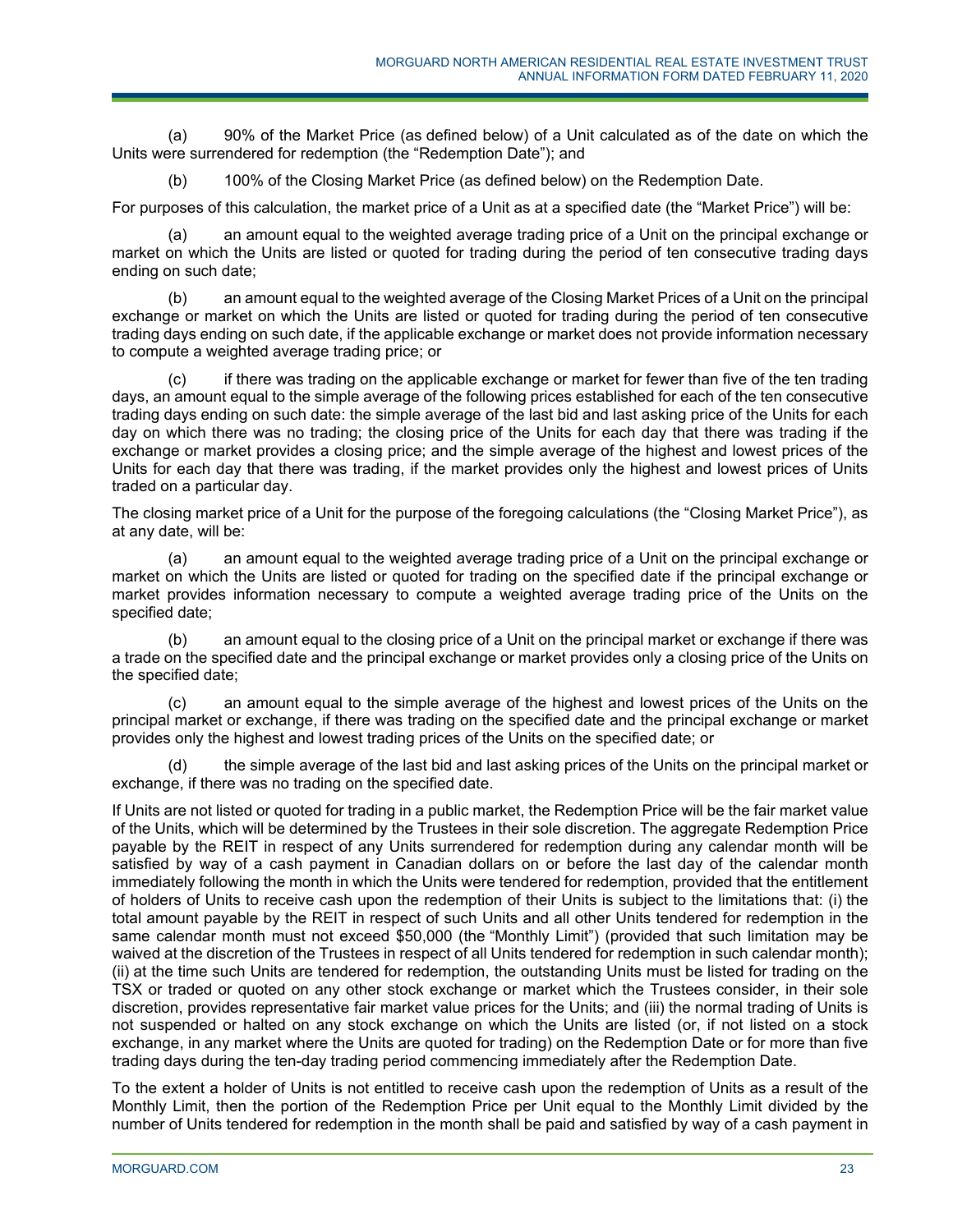(a) 90% of the Market Price (as defined below) of a Unit calculated as of the date on which the Units were surrendered for redemption (the "Redemption Date"); and

(b) 100% of the Closing Market Price (as defined below) on the Redemption Date.

For purposes of this calculation, the market price of a Unit as at a specified date (the "Market Price") will be:

(a) an amount equal to the weighted average trading price of a Unit on the principal exchange or market on which the Units are listed or quoted for trading during the period of ten consecutive trading days ending on such date;

(b) an amount equal to the weighted average of the Closing Market Prices of a Unit on the principal exchange or market on which the Units are listed or quoted for trading during the period of ten consecutive trading days ending on such date, if the applicable exchange or market does not provide information necessary to compute a weighted average trading price; or

(c) if there was trading on the applicable exchange or market for fewer than five of the ten trading days, an amount equal to the simple average of the following prices established for each of the ten consecutive trading days ending on such date: the simple average of the last bid and last asking price of the Units for each day on which there was no trading; the closing price of the Units for each day that there was trading if the exchange or market provides a closing price; and the simple average of the highest and lowest prices of the Units for each day that there was trading, if the market provides only the highest and lowest prices of Units traded on a particular day.

The closing market price of a Unit for the purpose of the foregoing calculations (the "Closing Market Price"), as at any date, will be:

(a) an amount equal to the weighted average trading price of a Unit on the principal exchange or market on which the Units are listed or quoted for trading on the specified date if the principal exchange or market provides information necessary to compute a weighted average trading price of the Units on the specified date;

(b) an amount equal to the closing price of a Unit on the principal market or exchange if there was a trade on the specified date and the principal exchange or market provides only a closing price of the Units on the specified date;

(c) an amount equal to the simple average of the highest and lowest prices of the Units on the principal market or exchange, if there was trading on the specified date and the principal exchange or market provides only the highest and lowest trading prices of the Units on the specified date; or

(d) the simple average of the last bid and last asking prices of the Units on the principal market or exchange, if there was no trading on the specified date.

If Units are not listed or quoted for trading in a public market, the Redemption Price will be the fair market value of the Units, which will be determined by the Trustees in their sole discretion. The aggregate Redemption Price payable by the REIT in respect of any Units surrendered for redemption during any calendar month will be satisfied by way of a cash payment in Canadian dollars on or before the last day of the calendar month immediately following the month in which the Units were tendered for redemption, provided that the entitlement of holders of Units to receive cash upon the redemption of their Units is subject to the limitations that: (i) the total amount payable by the REIT in respect of such Units and all other Units tendered for redemption in the same calendar month must not exceed $50,000 (the "Monthly Limit") (provided that such limitation may be waived at the discretion of the Trustees in respect of all Units tendered for redemption in such calendar month); (ii) at the time such Units are tendered for redemption, the outstanding Units must be listed for trading on the TSX or traded or quoted on any other stock exchange or market which the Trustees consider, in their sole discretion, provides representative fair market value prices for the Units; and (iii) the normal trading of Units is not suspended or halted on any stock exchange on which the Units are listed (or, if not listed on a stock exchange, in any market where the Units are quoted for trading) on the Redemption Date or for more than five trading days during the ten-day trading period commencing immediately after the Redemption Date.

To the extent a holder of Units is not entitled to receive cash upon the redemption of Units as a result of the Monthly Limit, then the portion of the Redemption Price per Unit equal to the Monthly Limit divided by the number of Units tendered for redemption in the month shall be paid and satisfied by way of a cash payment in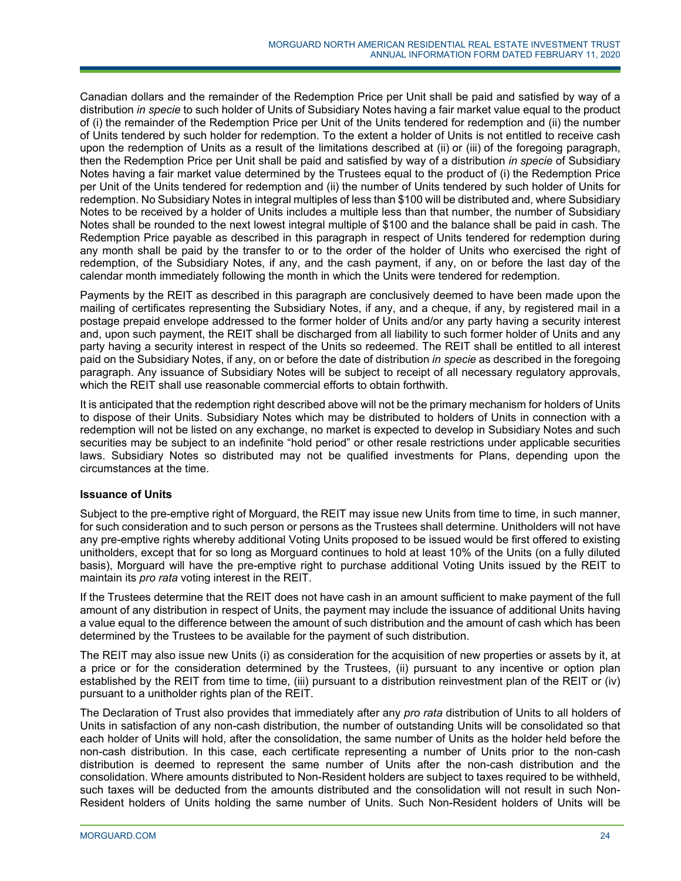Canadian dollars and the remainder of the Redemption Price per Unit shall be paid and satisfied by way of a distribution *in specie* to such holder of Units of Subsidiary Notes having a fair market value equal to the product of (i) the remainder of the Redemption Price per Unit of the Units tendered for redemption and (ii) the number of Units tendered by such holder for redemption. To the extent a holder of Units is not entitled to receive cash upon the redemption of Units as a result of the limitations described at (ii) or (iii) of the foregoing paragraph, then the Redemption Price per Unit shall be paid and satisfied by way of a distribution *in specie* of Subsidiary Notes having a fair market value determined by the Trustees equal to the product of (i) the Redemption Price per Unit of the Units tendered for redemption and (ii) the number of Units tendered by such holder of Units for redemption. No Subsidiary Notes in integral multiples of less than $100 will be distributed and, where Subsidiary Notes to be received by a holder of Units includes a multiple less than that number, the number of Subsidiary Notes shall be rounded to the next lowest integral multiple of $100 and the balance shall be paid in cash. The Redemption Price payable as described in this paragraph in respect of Units tendered for redemption during any month shall be paid by the transfer to or to the order of the holder of Units who exercised the right of redemption, of the Subsidiary Notes, if any, and the cash payment, if any, on or before the last day of the calendar month immediately following the month in which the Units were tendered for redemption.

Payments by the REIT as described in this paragraph are conclusively deemed to have been made upon the mailing of certificates representing the Subsidiary Notes, if any, and a cheque, if any, by registered mail in a postage prepaid envelope addressed to the former holder of Units and/or any party having a security interest and, upon such payment, the REIT shall be discharged from all liability to such former holder of Units and any party having a security interest in respect of the Units so redeemed. The REIT shall be entitled to all interest paid on the Subsidiary Notes, if any, on or before the date of distribution *in specie* as described in the foregoing paragraph. Any issuance of Subsidiary Notes will be subject to receipt of all necessary regulatory approvals, which the REIT shall use reasonable commercial efforts to obtain forthwith.

It is anticipated that the redemption right described above will not be the primary mechanism for holders of Units to dispose of their Units. Subsidiary Notes which may be distributed to holders of Units in connection with a redemption will not be listed on any exchange, no market is expected to develop in Subsidiary Notes and such securities may be subject to an indefinite "hold period" or other resale restrictions under applicable securities laws. Subsidiary Notes so distributed may not be qualified investments for Plans, depending upon the circumstances at the time.

**Issuance of Units**

Subject to the pre-emptive right of Morguard, the REIT may issue new Units from time to time, in such manner, for such consideration and to such person or persons as the Trustees shall determine. Unitholders will not have any pre-emptive rights whereby additional Voting Units proposed to be issued would be first offered to existing unitholders, except that for so long as Morguard continues to hold at least 10% of the Units (on a fully diluted basis), Morguard will have the pre-emptive right to purchase additional Voting Units issued by the REIT to maintain its *pro rata* voting interest in the REIT.

If the Trustees determine that the REIT does not have cash in an amount sufficient to make payment of the full amount of any distribution in respect of Units, the payment may include the issuance of additional Units having a value equal to the difference between the amount of such distribution and the amount of cash which has been determined by the Trustees to be available for the payment of such distribution.

The REIT may also issue new Units (i) as consideration for the acquisition of new properties or assets by it, at a price or for the consideration determined by the Trustees, (ii) pursuant to any incentive or option plan established by the REIT from time to time, (iii) pursuant to a distribution reinvestment plan of the REIT or (iv) pursuant to a unitholder rights plan of the REIT.

The Declaration of Trust also provides that immediately after any *pro rata* distribution of Units to all holders of Units in satisfaction of any non-cash distribution, the number of outstanding Units will be consolidated so that each holder of Units will hold, after the consolidation, the same number of Units as the holder held before the non-cash distribution. In this case, each certificate representing a number of Units prior to the non-cash distribution is deemed to represent the same number of Units after the non-cash distribution and the consolidation. Where amounts distributed to Non-Resident holders are subject to taxes required to be withheld, such taxes will be deducted from the amounts distributed and the consolidation will not result in such Non-Resident holders of Units holding the same number of Units. Such Non-Resident holders of Units will be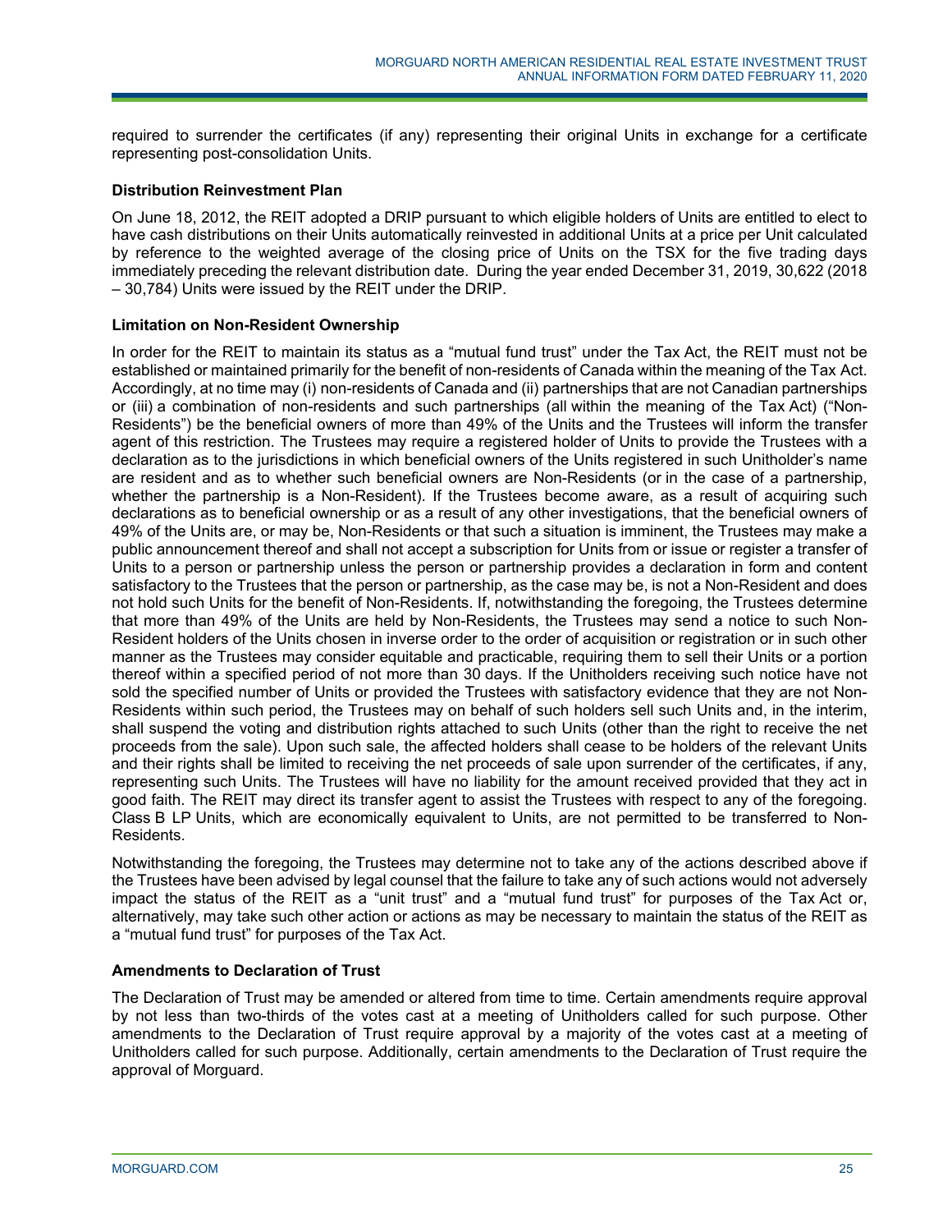required to surrender the certificates (if any) representing their original Units in exchange for a certificate representing post-consolidation Units.

### Distribution Reinvestment Plan

On June 18, 2012, the REIT adopted a DRIP pursuant to which eligible holders of Units are entitled to elect to have cash distributions on their Units automatically reinvested in additional Units at a price per Unit calculated by reference to the weighted average of the closing price of Units on the TSX for the five trading days immediately preceding the relevant distribution date. During the year ended December 31, 2019, 30,622 (2018 – 30,784) Units were issued by the REIT under the DRIP.

### Limitation on Non-Resident Ownership

In order for the REIT to maintain its status as a "mutual fund trust" under the Tax Act, the REIT must not be established or maintained primarily for the benefit of non-residents of Canada within the meaning of the Tax Act. Accordingly, at no time may (i) non-residents of Canada and (ii) partnerships that are not Canadian partnerships or (iii) a combination of non-residents and such partnerships (all within the meaning of the Tax Act) ("Non-Residents") be the beneficial owners of more than 49% of the Units and the Trustees will inform the transfer agent of this restriction. The Trustees may require a registered holder of Units to provide the Trustees with a declaration as to the jurisdictions in which beneficial owners of the Units registered in such Unitholder's name are resident and as to whether such beneficial owners are Non-Residents (or in the case of a partnership, whether the partnership is a Non-Resident). If the Trustees become aware, as a result of acquiring such declarations as to beneficial ownership or as a result of any other investigations, that the beneficial owners of 49% of the Units are, or may be, Non-Residents or that such a situation is imminent, the Trustees may make a public announcement thereof and shall not accept a subscription for Units from or issue or register a transfer of Units to a person or partnership unless the person or partnership provides a declaration in form and content satisfactory to the Trustees that the person or partnership, as the case may be, is not a Non-Resident and does not hold such Units for the benefit of Non-Residents. If, notwithstanding the foregoing, the Trustees determine that more than 49% of the Units are held by Non-Residents, the Trustees may send a notice to such Non-Resident holders of the Units chosen in inverse order to the order of acquisition or registration or in such other manner as the Trustees may consider equitable and practicable, requiring them to sell their Units or a portion thereof within a specified period of not more than 30 days. If the Unitholders receiving such notice have not sold the specified number of Units or provided the Trustees with satisfactory evidence that they are not Non-Residents within such period, the Trustees may on behalf of such holders sell such Units and, in the interim, shall suspend the voting and distribution rights attached to such Units (other than the right to receive the net proceeds from the sale). Upon such sale, the affected holders shall cease to be holders of the relevant Units and their rights shall be limited to receiving the net proceeds of sale upon surrender of the certificates, if any, representing such Units. The Trustees will have no liability for the amount received provided that they act in good faith. The REIT may direct its transfer agent to assist the Trustees with respect to any of the foregoing. Class B LP Units, which are economically equivalent to Units, are not permitted to be transferred to Non-Residents.

Notwithstanding the foregoing, the Trustees may determine not to take any of the actions described above if the Trustees have been advised by legal counsel that the failure to take any of such actions would not adversely impact the status of the REIT as a "unit trust" and a "mutual fund trust" for purposes of the Tax Act or, alternatively, may take such other action or actions as may be necessary to maintain the status of the REIT as a "mutual fund trust" for purposes of the Tax Act.

### Amendments to Declaration of Trust

The Declaration of Trust may be amended or altered from time to time. Certain amendments require approval by not less than two-thirds of the votes cast at a meeting of Unitholders called for such purpose. Other amendments to the Declaration of Trust require approval by a majority of the votes cast at a meeting of Unitholders called for such purpose. Additionally, certain amendments to the Declaration of Trust require the approval of Morguard.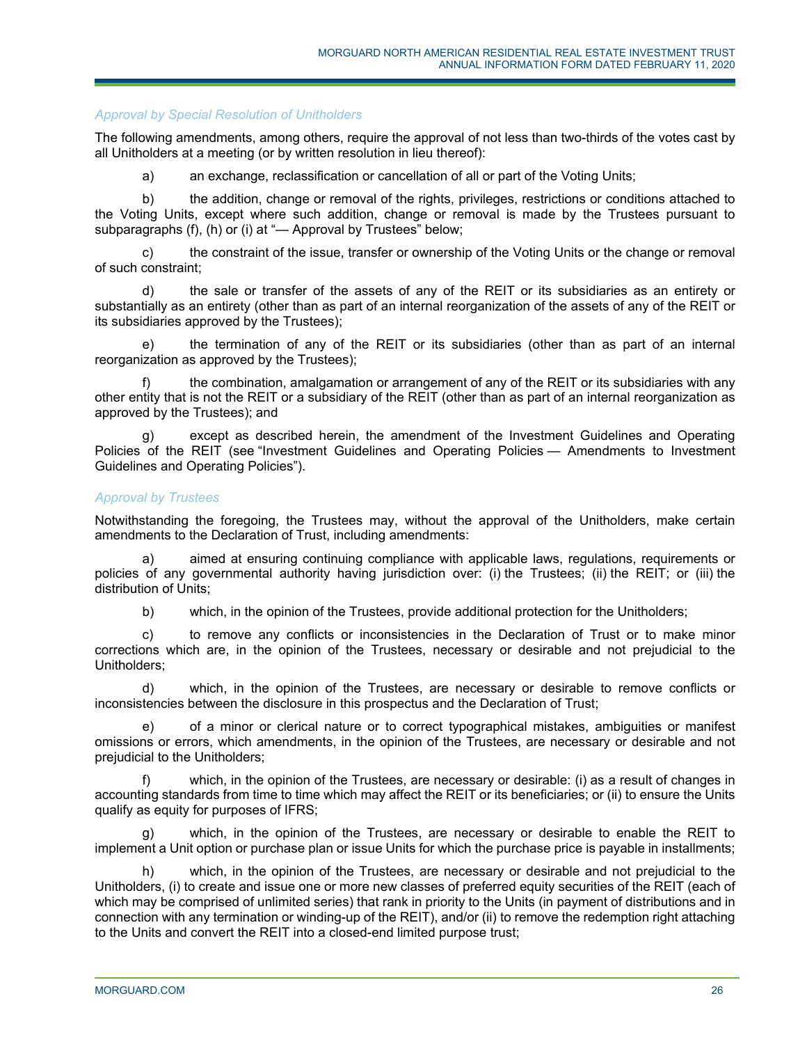### *Approval by Special Resolution of Unitholders*

The following amendments, among others, require the approval of not less than two-thirds of the votes cast by all Unitholders at a meeting (or by written resolution in lieu thereof):

a) an exchange, reclassification or cancellation of all or part of the Voting Units;

b) the addition, change or removal of the rights, privileges, restrictions or conditions attached to the Voting Units, except where such addition, change or removal is made by the Trustees pursuant to subparagraphs (f), (h) or (i) at "— Approval by Trustees" below;

c) the constraint of the issue, transfer or ownership of the Voting Units or the change or removal of such constraint;

d) the sale or transfer of the assets of any of the REIT or its subsidiaries as an entirety or substantially as an entirety (other than as part of an internal reorganization of the assets of any of the REIT or its subsidiaries approved by the Trustees);

e) the termination of any of the REIT or its subsidiaries (other than as part of an internal reorganization as approved by the Trustees);

f) the combination, amalgamation or arrangement of any of the REIT or its subsidiaries with any other entity that is not the REIT or a subsidiary of the REIT (other than as part of an internal reorganization as approved by the Trustees); and

g) except as described herein, the amendment of the Investment Guidelines and Operating Policies of the REIT (see "Investment Guidelines and Operating Policies — Amendments to Investment Guidelines and Operating Policies").

### *Approval by Trustees*

Notwithstanding the foregoing, the Trustees may, without the approval of the Unitholders, make certain amendments to the Declaration of Trust, including amendments:

a) aimed at ensuring continuing compliance with applicable laws, regulations, requirements or policies of any governmental authority having jurisdiction over: (i) the Trustees; (ii) the REIT; or (iii) the distribution of Units;

b) which, in the opinion of the Trustees, provide additional protection for the Unitholders;

c) to remove any conflicts or inconsistencies in the Declaration of Trust or to make minor corrections which are, in the opinion of the Trustees, necessary or desirable and not prejudicial to the Unitholders;

d) which, in the opinion of the Trustees, are necessary or desirable to remove conflicts or inconsistencies between the disclosure in this prospectus and the Declaration of Trust;

e) of a minor or clerical nature or to correct typographical mistakes, ambiguities or manifest omissions or errors, which amendments, in the opinion of the Trustees, are necessary or desirable and not prejudicial to the Unitholders;

f) which, in the opinion of the Trustees, are necessary or desirable: (i) as a result of changes in accounting standards from time to time which may affect the REIT or its beneficiaries; or (ii) to ensure the Units qualify as equity for purposes of IFRS;

g) which, in the opinion of the Trustees, are necessary or desirable to enable the REIT to implement a Unit option or purchase plan or issue Units for which the purchase price is payable in installments;

h) which, in the opinion of the Trustees, are necessary or desirable and not prejudicial to the Unitholders, (i) to create and issue one or more new classes of preferred equity securities of the REIT (each of which may be comprised of unlimited series) that rank in priority to the Units (in payment of distributions and in connection with any termination or winding-up of the REIT), and/or (ii) to remove the redemption right attaching to the Units and convert the REIT into a closed-end limited purpose trust;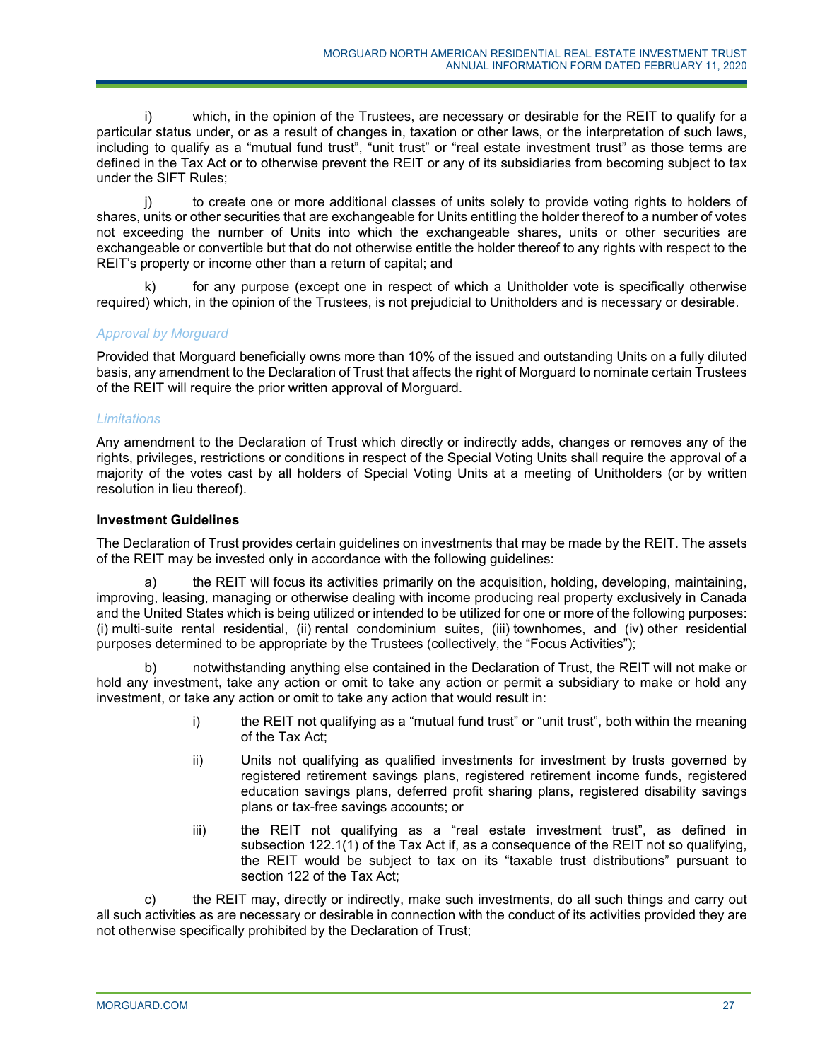i) which, in the opinion of the Trustees, are necessary or desirable for the REIT to qualify for a particular status under, or as a result of changes in, taxation or other laws, or the interpretation of such laws, including to qualify as a "mutual fund trust", "unit trust" or "real estate investment trust" as those terms are defined in the Tax Act or to otherwise prevent the REIT or any of its subsidiaries from becoming subject to tax under the SIFT Rules;

j) to create one or more additional classes of units solely to provide voting rights to holders of shares, units or other securities that are exchangeable for Units entitling the holder thereof to a number of votes not exceeding the number of Units into which the exchangeable shares, units or other securities are exchangeable or convertible but that do not otherwise entitle the holder thereof to any rights with respect to the REIT's property or income other than a return of capital; and

k) for any purpose (except one in respect of which a Unitholder vote is specifically otherwise required) which, in the opinion of the Trustees, is not prejudicial to Unitholders and is necessary or desirable.

*Approval by Morguard*

Provided that Morguard beneficially owns more than 10% of the issued and outstanding Units on a fully diluted basis, any amendment to the Declaration of Trust that affects the right of Morguard to nominate certain Trustees of the REIT will require the prior written approval of Morguard.

*Limitations*

Any amendment to the Declaration of Trust which directly or indirectly adds, changes or removes any of the rights, privileges, restrictions or conditions in respect of the Special Voting Units shall require the approval of a majority of the votes cast by all holders of Special Voting Units at a meeting of Unitholders (or by written resolution in lieu thereof).

**Investment Guidelines**

The Declaration of Trust provides certain guidelines on investments that may be made by the REIT. The assets of the REIT may be invested only in accordance with the following guidelines:

a) the REIT will focus its activities primarily on the acquisition, holding, developing, maintaining, improving, leasing, managing or otherwise dealing with income producing real property exclusively in Canada and the United States which is being utilized or intended to be utilized for one or more of the following purposes: (i) multi-suite rental residential, (ii) rental condominium suites, (iii) townhomes, and (iv) other residential purposes determined to be appropriate by the Trustees (collectively, the "Focus Activities");

b) notwithstanding anything else contained in the Declaration of Trust, the REIT will not make or hold any investment, take any action or omit to take any action or permit a subsidiary to make or hold any investment, or take any action or omit to take any action that would result in:

> i) the REIT not qualifying as a "mutual fund trust" or "unit trust", both within the meaning of the Tax Act;
>
> ii) Units not qualifying as qualified investments for investment by trusts governed by registered retirement savings plans, registered retirement income funds, registered education savings plans, deferred profit sharing plans, registered disability savings plans or tax-free savings accounts; or
>
> iii) the REIT not qualifying as a "real estate investment trust", as defined in subsection 122.1(1) of the Tax Act if, as a consequence of the REIT not so qualifying, the REIT would be subject to tax on its "taxable trust distributions" pursuant to section 122 of the Tax Act;

c) the REIT may, directly or indirectly, make such investments, do all such things and carry out all such activities as are necessary or desirable in connection with the conduct of its activities provided they are not otherwise specifically prohibited by the Declaration of Trust;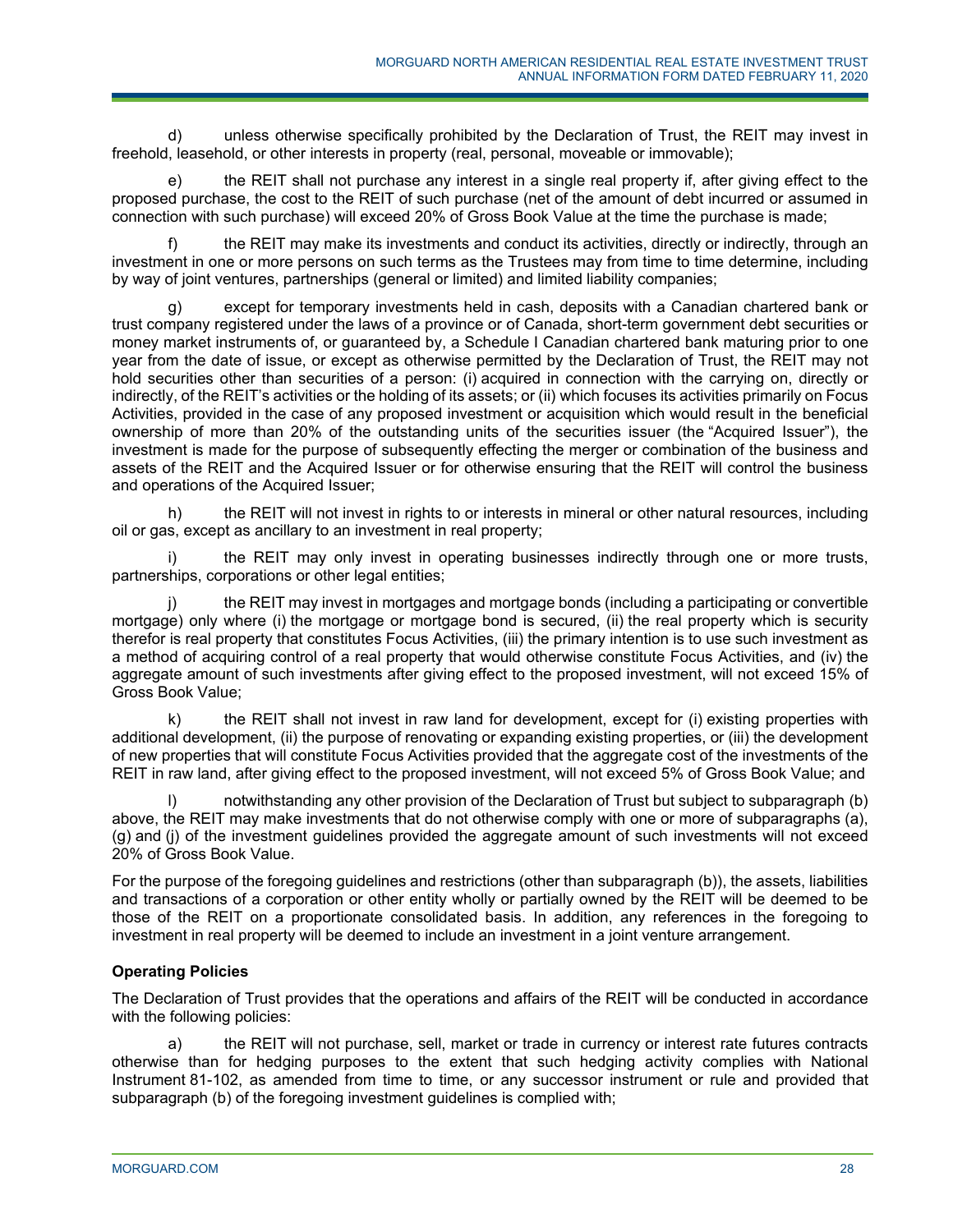d) unless otherwise specifically prohibited by the Declaration of Trust, the REIT may invest in freehold, leasehold, or other interests in property (real, personal, moveable or immovable);

e) the REIT shall not purchase any interest in a single real property if, after giving effect to the proposed purchase, the cost to the REIT of such purchase (net of the amount of debt incurred or assumed in connection with such purchase) will exceed 20% of Gross Book Value at the time the purchase is made;

f) the REIT may make its investments and conduct its activities, directly or indirectly, through an investment in one or more persons on such terms as the Trustees may from time to time determine, including by way of joint ventures, partnerships (general or limited) and limited liability companies;

g) except for temporary investments held in cash, deposits with a Canadian chartered bank or trust company registered under the laws of a province or of Canada, short-term government debt securities or money market instruments of, or guaranteed by, a Schedule I Canadian chartered bank maturing prior to one year from the date of issue, or except as otherwise permitted by the Declaration of Trust, the REIT may not hold securities other than securities of a person: (i) acquired in connection with the carrying on, directly or indirectly, of the REIT's activities or the holding of its assets; or (ii) which focuses its activities primarily on Focus Activities, provided in the case of any proposed investment or acquisition which would result in the beneficial ownership of more than 20% of the outstanding units of the securities issuer (the "Acquired Issuer"), the investment is made for the purpose of subsequently effecting the merger or combination of the business and assets of the REIT and the Acquired Issuer or for otherwise ensuring that the REIT will control the business and operations of the Acquired Issuer;

h) the REIT will not invest in rights to or interests in mineral or other natural resources, including oil or gas, except as ancillary to an investment in real property;

i) the REIT may only invest in operating businesses indirectly through one or more trusts, partnerships, corporations or other legal entities;

j) the REIT may invest in mortgages and mortgage bonds (including a participating or convertible mortgage) only where (i) the mortgage or mortgage bond is secured, (ii) the real property which is security therefor is real property that constitutes Focus Activities, (iii) the primary intention is to use such investment as a method of acquiring control of a real property that would otherwise constitute Focus Activities, and (iv) the aggregate amount of such investments after giving effect to the proposed investment, will not exceed 15% of Gross Book Value;

k) the REIT shall not invest in raw land for development, except for (i) existing properties with additional development, (ii) the purpose of renovating or expanding existing properties, or (iii) the development of new properties that will constitute Focus Activities provided that the aggregate cost of the investments of the REIT in raw land, after giving effect to the proposed investment, will not exceed 5% of Gross Book Value; and

l) notwithstanding any other provision of the Declaration of Trust but subject to subparagraph (b) above, the REIT may make investments that do not otherwise comply with one or more of subparagraphs (a), (g) and (j) of the investment guidelines provided the aggregate amount of such investments will not exceed 20% of Gross Book Value.

For the purpose of the foregoing guidelines and restrictions (other than subparagraph (b)), the assets, liabilities and transactions of a corporation or other entity wholly or partially owned by the REIT will be deemed to be those of the REIT on a proportionate consolidated basis. In addition, any references in the foregoing to investment in real property will be deemed to include an investment in a joint venture arrangement.

**Operating Policies**

The Declaration of Trust provides that the operations and affairs of the REIT will be conducted in accordance with the following policies:

a) the REIT will not purchase, sell, market or trade in currency or interest rate futures contracts otherwise than for hedging purposes to the extent that such hedging activity complies with National Instrument 81-102, as amended from time to time, or any successor instrument or rule and provided that subparagraph (b) of the foregoing investment guidelines is complied with;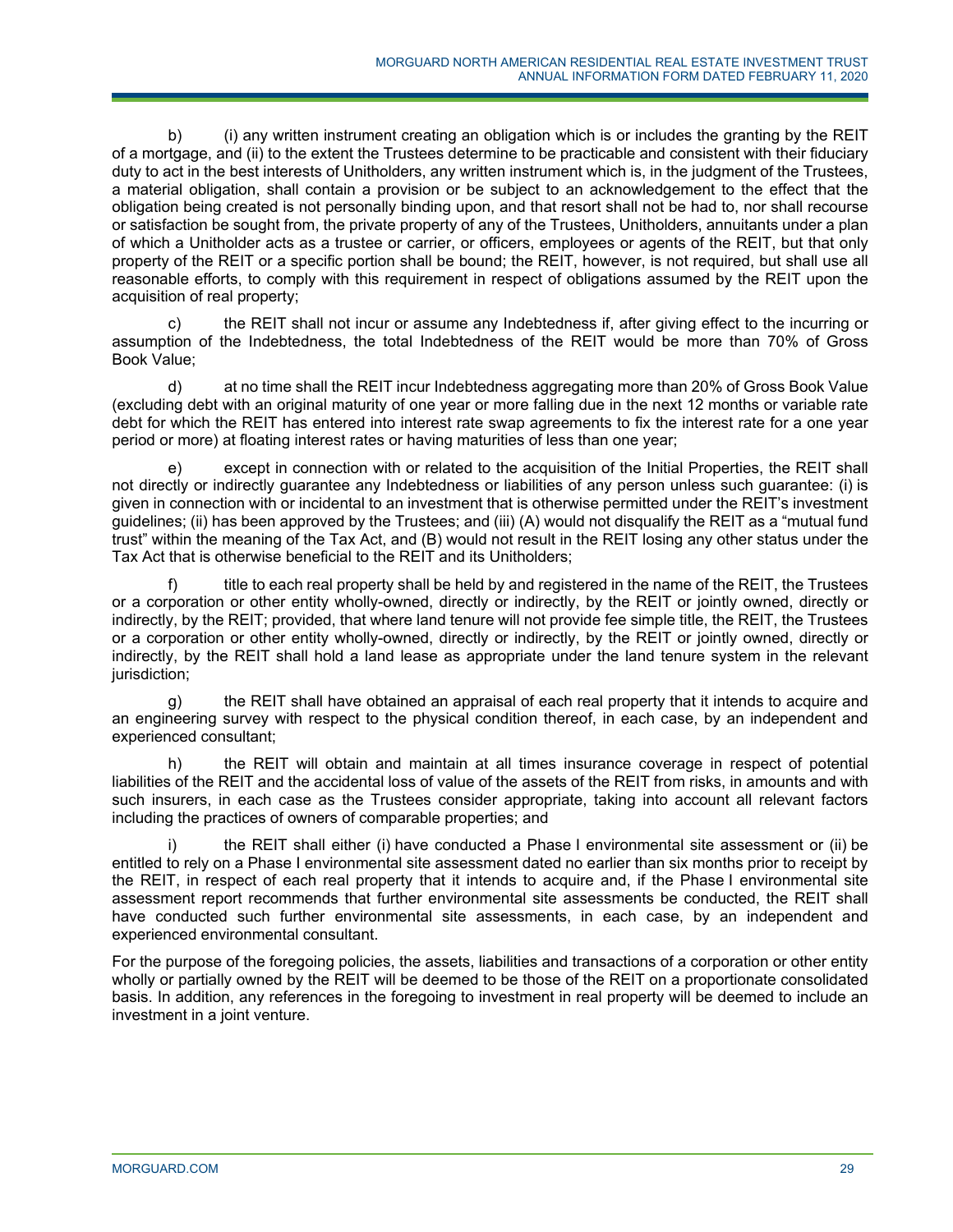b) (i) any written instrument creating an obligation which is or includes the granting by the REIT of a mortgage, and (ii) to the extent the Trustees determine to be practicable and consistent with their fiduciary duty to act in the best interests of Unitholders, any written instrument which is, in the judgment of the Trustees, a material obligation, shall contain a provision or be subject to an acknowledgement to the effect that the obligation being created is not personally binding upon, and that resort shall not be had to, nor shall recourse or satisfaction be sought from, the private property of any of the Trustees, Unitholders, annuitants under a plan of which a Unitholder acts as a trustee or carrier, or officers, employees or agents of the REIT, but that only property of the REIT or a specific portion shall be bound; the REIT, however, is not required, but shall use all reasonable efforts, to comply with this requirement in respect of obligations assumed by the REIT upon the acquisition of real property;

c) the REIT shall not incur or assume any Indebtedness if, after giving effect to the incurring or assumption of the Indebtedness, the total Indebtedness of the REIT would be more than 70% of Gross Book Value;

d) at no time shall the REIT incur Indebtedness aggregating more than 20% of Gross Book Value (excluding debt with an original maturity of one year or more falling due in the next 12 months or variable rate debt for which the REIT has entered into interest rate swap agreements to fix the interest rate for a one year period or more) at floating interest rates or having maturities of less than one year;

e) except in connection with or related to the acquisition of the Initial Properties, the REIT shall not directly or indirectly guarantee any Indebtedness or liabilities of any person unless such guarantee: (i) is given in connection with or incidental to an investment that is otherwise permitted under the REIT's investment guidelines; (ii) has been approved by the Trustees; and (iii) (A) would not disqualify the REIT as a "mutual fund trust" within the meaning of the Tax Act, and (B) would not result in the REIT losing any other status under the Tax Act that is otherwise beneficial to the REIT and its Unitholders;

f) title to each real property shall be held by and registered in the name of the REIT, the Trustees or a corporation or other entity wholly-owned, directly or indirectly, by the REIT or jointly owned, directly or indirectly, by the REIT; provided, that where land tenure will not provide fee simple title, the REIT, the Trustees or a corporation or other entity wholly-owned, directly or indirectly, by the REIT or jointly owned, directly or indirectly, by the REIT shall hold a land lease as appropriate under the land tenure system in the relevant jurisdiction;

g) the REIT shall have obtained an appraisal of each real property that it intends to acquire and an engineering survey with respect to the physical condition thereof, in each case, by an independent and experienced consultant;

h) the REIT will obtain and maintain at all times insurance coverage in respect of potential liabilities of the REIT and the accidental loss of value of the assets of the REIT from risks, in amounts and with such insurers, in each case as the Trustees consider appropriate, taking into account all relevant factors including the practices of owners of comparable properties; and

i) the REIT shall either (i) have conducted a Phase I environmental site assessment or (ii) be entitled to rely on a Phase I environmental site assessment dated no earlier than six months prior to receipt by the REIT, in respect of each real property that it intends to acquire and, if the Phase I environmental site assessment report recommends that further environmental site assessments be conducted, the REIT shall have conducted such further environmental site assessments, in each case, by an independent and experienced environmental consultant.

For the purpose of the foregoing policies, the assets, liabilities and transactions of a corporation or other entity wholly or partially owned by the REIT will be deemed to be those of the REIT on a proportionate consolidated basis. In addition, any references in the foregoing to investment in real property will be deemed to include an investment in a joint venture.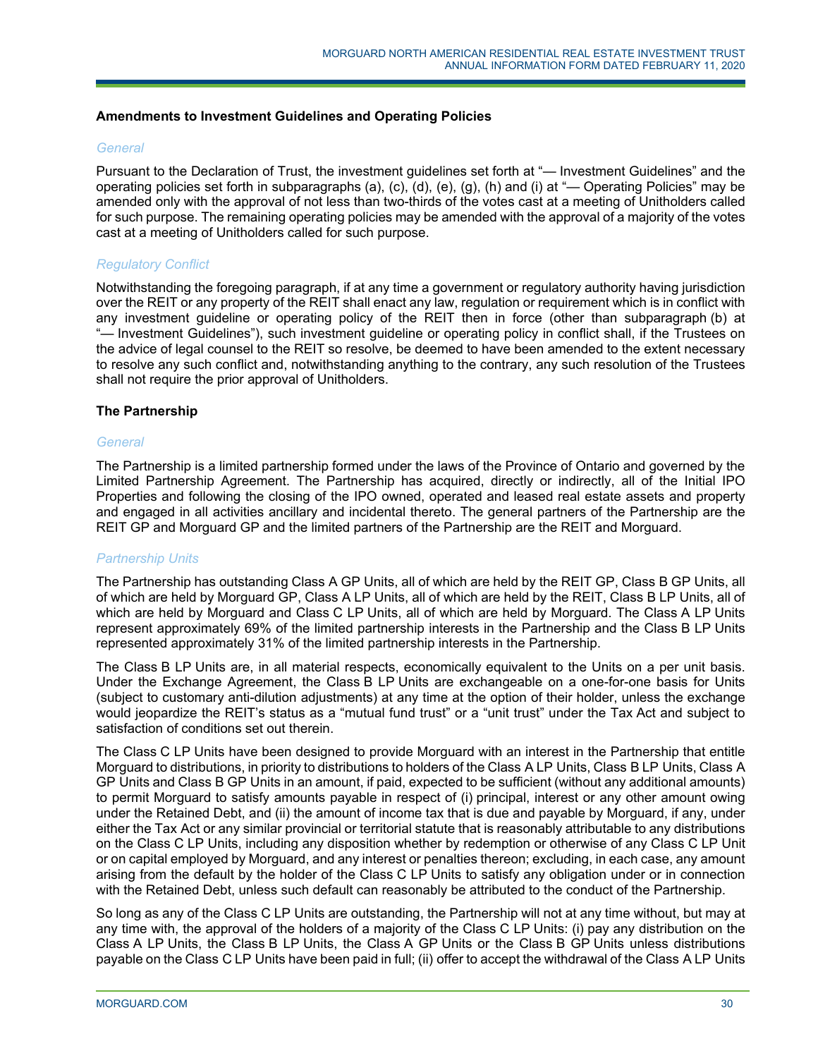### Amendments to Investment Guidelines and Operating Policies

*General*

Pursuant to the Declaration of Trust, the investment guidelines set forth at "— Investment Guidelines" and the operating policies set forth in subparagraphs (a), (c), (d), (e), (g), (h) and (i) at "— Operating Policies" may be amended only with the approval of not less than two-thirds of the votes cast at a meeting of Unitholders called for such purpose. The remaining operating policies may be amended with the approval of a majority of the votes cast at a meeting of Unitholders called for such purpose.

*Regulatory Conflict*

Notwithstanding the foregoing paragraph, if at any time a government or regulatory authority having jurisdiction over the REIT or any property of the REIT shall enact any law, regulation or requirement which is in conflict with any investment guideline or operating policy of the REIT then in force (other than subparagraph (b) at "— Investment Guidelines"), such investment guideline or operating policy in conflict shall, if the Trustees on the advice of legal counsel to the REIT so resolve, be deemed to have been amended to the extent necessary to resolve any such conflict and, notwithstanding anything to the contrary, any such resolution of the Trustees shall not require the prior approval of Unitholders.

### The Partnership

*General*

The Partnership is a limited partnership formed under the laws of the Province of Ontario and governed by the Limited Partnership Agreement. The Partnership has acquired, directly or indirectly, all of the Initial IPO Properties and following the closing of the IPO owned, operated and leased real estate assets and property and engaged in all activities ancillary and incidental thereto. The general partners of the Partnership are the REIT GP and Morguard GP and the limited partners of the Partnership are the REIT and Morguard.

*Partnership Units*

The Partnership has outstanding Class A GP Units, all of which are held by the REIT GP, Class B GP Units, all of which are held by Morguard GP, Class A LP Units, all of which are held by the REIT, Class B LP Units, all of which are held by Morguard and Class C LP Units, all of which are held by Morguard. The Class A LP Units represent approximately 69% of the limited partnership interests in the Partnership and the Class B LP Units represented approximately 31% of the limited partnership interests in the Partnership.

The Class B LP Units are, in all material respects, economically equivalent to the Units on a per unit basis. Under the Exchange Agreement, the Class B LP Units are exchangeable on a one-for-one basis for Units (subject to customary anti-dilution adjustments) at any time at the option of their holder, unless the exchange would jeopardize the REIT's status as a "mutual fund trust" or a "unit trust" under the Tax Act and subject to satisfaction of conditions set out therein.

The Class C LP Units have been designed to provide Morguard with an interest in the Partnership that entitle Morguard to distributions, in priority to distributions to holders of the Class A LP Units, Class B LP Units, Class A GP Units and Class B GP Units in an amount, if paid, expected to be sufficient (without any additional amounts) to permit Morguard to satisfy amounts payable in respect of (i) principal, interest or any other amount owing under the Retained Debt, and (ii) the amount of income tax that is due and payable by Morguard, if any, under either the Tax Act or any similar provincial or territorial statute that is reasonably attributable to any distributions on the Class C LP Units, including any disposition whether by redemption or otherwise of any Class C LP Unit or on capital employed by Morguard, and any interest or penalties thereon; excluding, in each case, any amount arising from the default by the holder of the Class C LP Units to satisfy any obligation under or in connection with the Retained Debt, unless such default can reasonably be attributed to the conduct of the Partnership.

So long as any of the Class C LP Units are outstanding, the Partnership will not at any time without, but may at any time with, the approval of the holders of a majority of the Class C LP Units: (i) pay any distribution on the Class A LP Units, the Class B LP Units, the Class A GP Units or the Class B GP Units unless distributions payable on the Class C LP Units have been paid in full; (ii) offer to accept the withdrawal of the Class A LP Units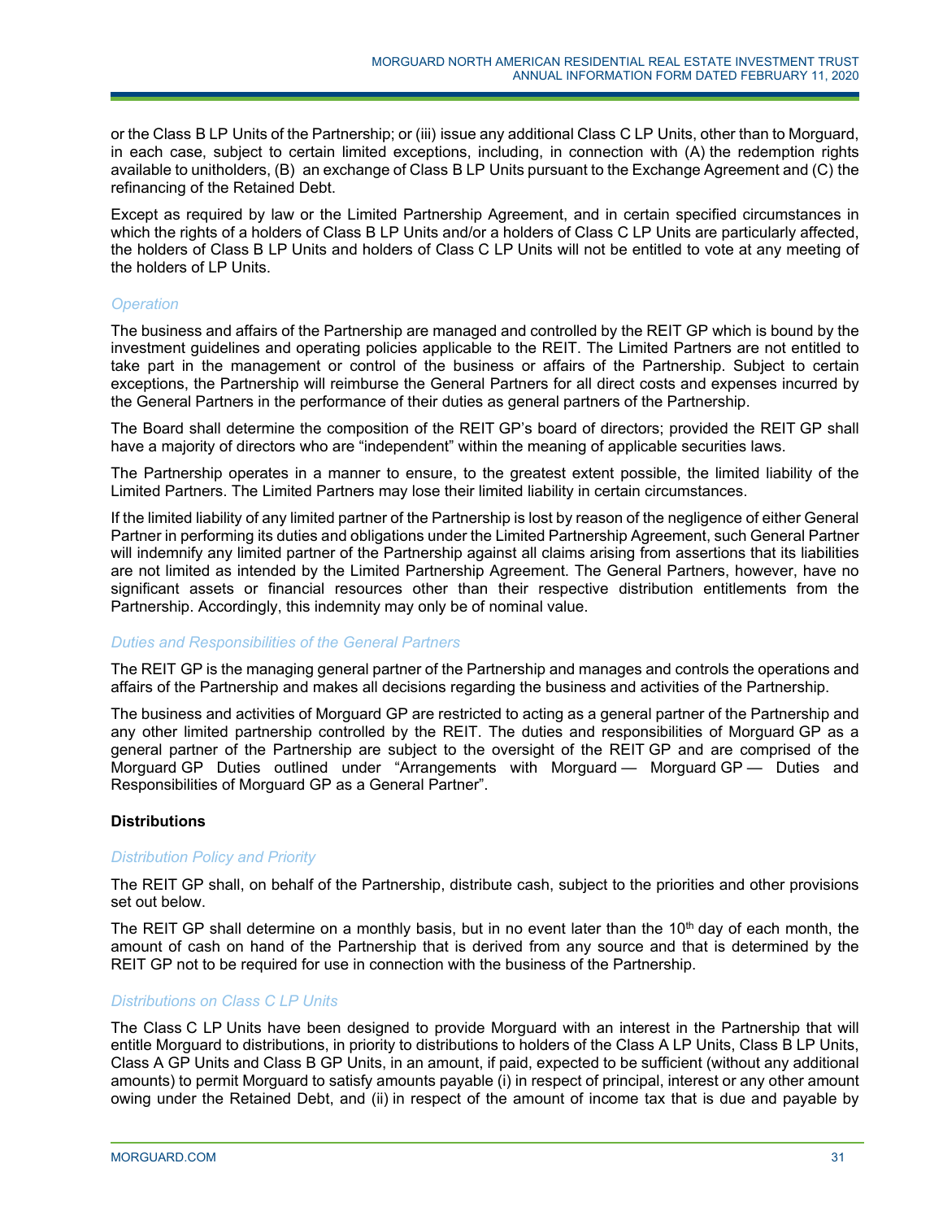or the Class B LP Units of the Partnership; or (iii) issue any additional Class C LP Units, other than to Morguard, in each case, subject to certain limited exceptions, including, in connection with (A) the redemption rights available to unitholders, (B) an exchange of Class B LP Units pursuant to the Exchange Agreement and (C) the refinancing of the Retained Debt.

Except as required by law or the Limited Partnership Agreement, and in certain specified circumstances in which the rights of a holders of Class B LP Units and/or a holders of Class C LP Units are particularly affected, the holders of Class B LP Units and holders of Class C LP Units will not be entitled to vote at any meeting of the holders of LP Units.

*Operation*

The business and affairs of the Partnership are managed and controlled by the REIT GP which is bound by the investment guidelines and operating policies applicable to the REIT. The Limited Partners are not entitled to take part in the management or control of the business or affairs of the Partnership. Subject to certain exceptions, the Partnership will reimburse the General Partners for all direct costs and expenses incurred by the General Partners in the performance of their duties as general partners of the Partnership.

The Board shall determine the composition of the REIT GP's board of directors; provided the REIT GP shall have a majority of directors who are "independent" within the meaning of applicable securities laws.

The Partnership operates in a manner to ensure, to the greatest extent possible, the limited liability of the Limited Partners. The Limited Partners may lose their limited liability in certain circumstances.

If the limited liability of any limited partner of the Partnership is lost by reason of the negligence of either General Partner in performing its duties and obligations under the Limited Partnership Agreement, such General Partner will indemnify any limited partner of the Partnership against all claims arising from assertions that its liabilities are not limited as intended by the Limited Partnership Agreement. The General Partners, however, have no significant assets or financial resources other than their respective distribution entitlements from the Partnership. Accordingly, this indemnity may only be of nominal value.

*Duties and Responsibilities of the General Partners*

The REIT GP is the managing general partner of the Partnership and manages and controls the operations and affairs of the Partnership and makes all decisions regarding the business and activities of the Partnership.

The business and activities of Morguard GP are restricted to acting as a general partner of the Partnership and any other limited partnership controlled by the REIT. The duties and responsibilities of Morguard GP as a general partner of the Partnership are subject to the oversight of the REIT GP and are comprised of the Morguard GP Duties outlined under "Arrangements with Morguard — Morguard GP — Duties and Responsibilities of Morguard GP as a General Partner".

**Distributions**

*Distribution Policy and Priority*

The REIT GP shall, on behalf of the Partnership, distribute cash, subject to the priorities and other provisions set out below.

The REIT GP shall determine on a monthly basis, but in no event later than the 10th day of each month, the amount of cash on hand of the Partnership that is derived from any source and that is determined by the REIT GP not to be required for use in connection with the business of the Partnership.

*Distributions on Class C LP Units*

The Class C LP Units have been designed to provide Morguard with an interest in the Partnership that will entitle Morguard to distributions, in priority to distributions to holders of the Class A LP Units, Class B LP Units, Class A GP Units and Class B GP Units, in an amount, if paid, expected to be sufficient (without any additional amounts) to permit Morguard to satisfy amounts payable (i) in respect of principal, interest or any other amount owing under the Retained Debt, and (ii) in respect of the amount of income tax that is due and payable by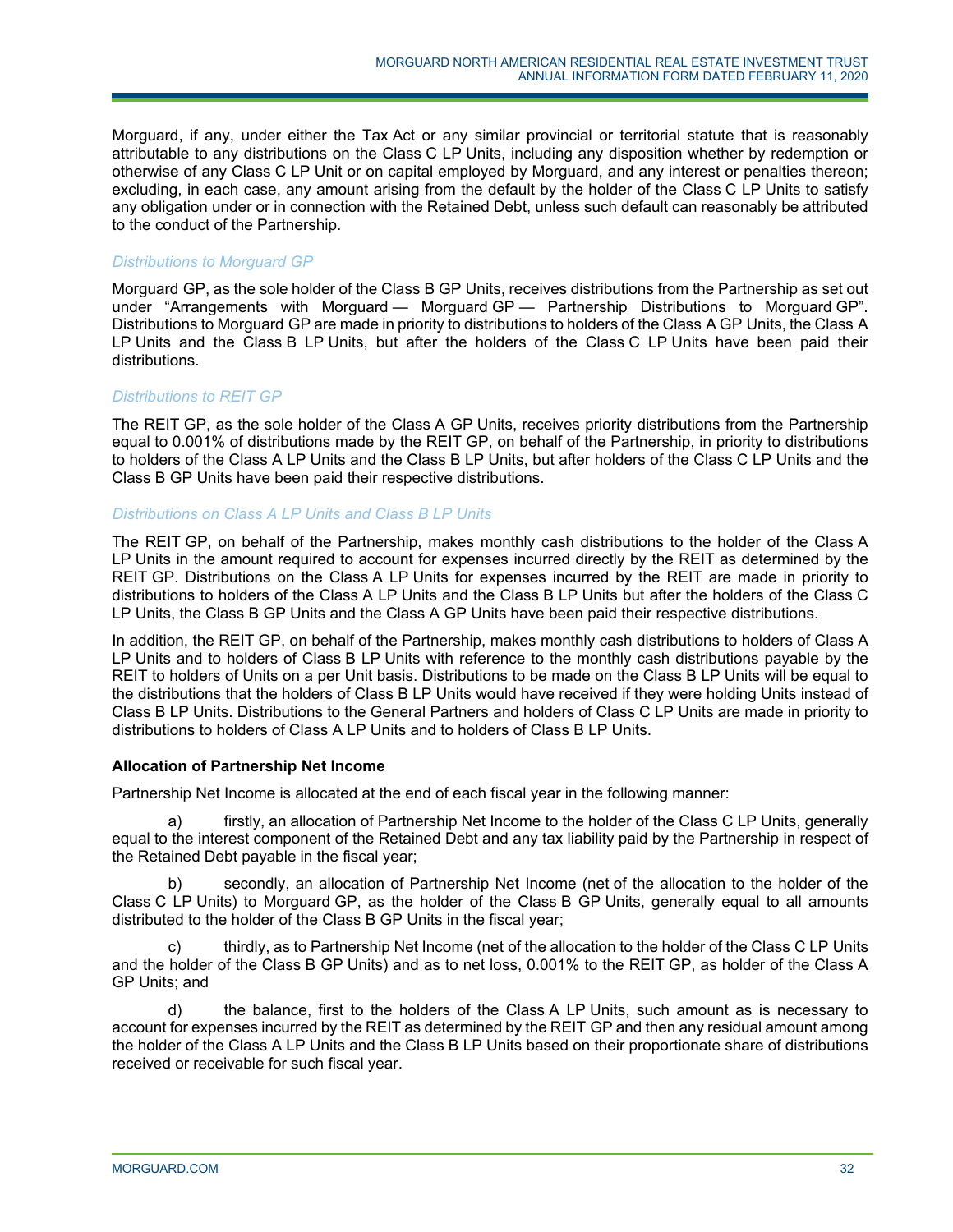Morguard, if any, under either the Tax Act or any similar provincial or territorial statute that is reasonably attributable to any distributions on the Class C LP Units, including any disposition whether by redemption or otherwise of any Class C LP Unit or on capital employed by Morguard, and any interest or penalties thereon; excluding, in each case, any amount arising from the default by the holder of the Class C LP Units to satisfy any obligation under or in connection with the Retained Debt, unless such default can reasonably be attributed to the conduct of the Partnership.

*Distributions to Morguard GP*

Morguard GP, as the sole holder of the Class B GP Units, receives distributions from the Partnership as set out under "Arrangements with Morguard — Morguard GP — Partnership Distributions to Morguard GP". Distributions to Morguard GP are made in priority to distributions to holders of the Class A GP Units, the Class A LP Units and the Class B LP Units, but after the holders of the Class C LP Units have been paid their distributions.

*Distributions to REIT GP*

The REIT GP, as the sole holder of the Class A GP Units, receives priority distributions from the Partnership equal to 0.001% of distributions made by the REIT GP, on behalf of the Partnership, in priority to distributions to holders of the Class A LP Units and the Class B LP Units, but after holders of the Class C LP Units and the Class B GP Units have been paid their respective distributions.

*Distributions on Class A LP Units and Class B LP Units*

The REIT GP, on behalf of the Partnership, makes monthly cash distributions to the holder of the Class A LP Units in the amount required to account for expenses incurred directly by the REIT as determined by the REIT GP. Distributions on the Class A LP Units for expenses incurred by the REIT are made in priority to distributions to holders of the Class A LP Units and the Class B LP Units but after the holders of the Class C LP Units, the Class B GP Units and the Class A GP Units have been paid their respective distributions.

In addition, the REIT GP, on behalf of the Partnership, makes monthly cash distributions to holders of Class A LP Units and to holders of Class B LP Units with reference to the monthly cash distributions payable by the REIT to holders of Units on a per Unit basis. Distributions to be made on the Class B LP Units will be equal to the distributions that the holders of Class B LP Units would have received if they were holding Units instead of Class B LP Units. Distributions to the General Partners and holders of Class C LP Units are made in priority to distributions to holders of Class A LP Units and to holders of Class B LP Units.

**Allocation of Partnership Net Income**

Partnership Net Income is allocated at the end of each fiscal year in the following manner:

a) firstly, an allocation of Partnership Net Income to the holder of the Class C LP Units, generally equal to the interest component of the Retained Debt and any tax liability paid by the Partnership in respect of the Retained Debt payable in the fiscal year;

b) secondly, an allocation of Partnership Net Income (net of the allocation to the holder of the Class C LP Units) to Morguard GP, as the holder of the Class B GP Units, generally equal to all amounts distributed to the holder of the Class B GP Units in the fiscal year;

c) thirdly, as to Partnership Net Income (net of the allocation to the holder of the Class C LP Units and the holder of the Class B GP Units) and as to net loss, 0.001% to the REIT GP, as holder of the Class A GP Units; and

d) the balance, first to the holders of the Class A LP Units, such amount as is necessary to account for expenses incurred by the REIT as determined by the REIT GP and then any residual amount among the holder of the Class A LP Units and the Class B LP Units based on their proportionate share of distributions received or receivable for such fiscal year.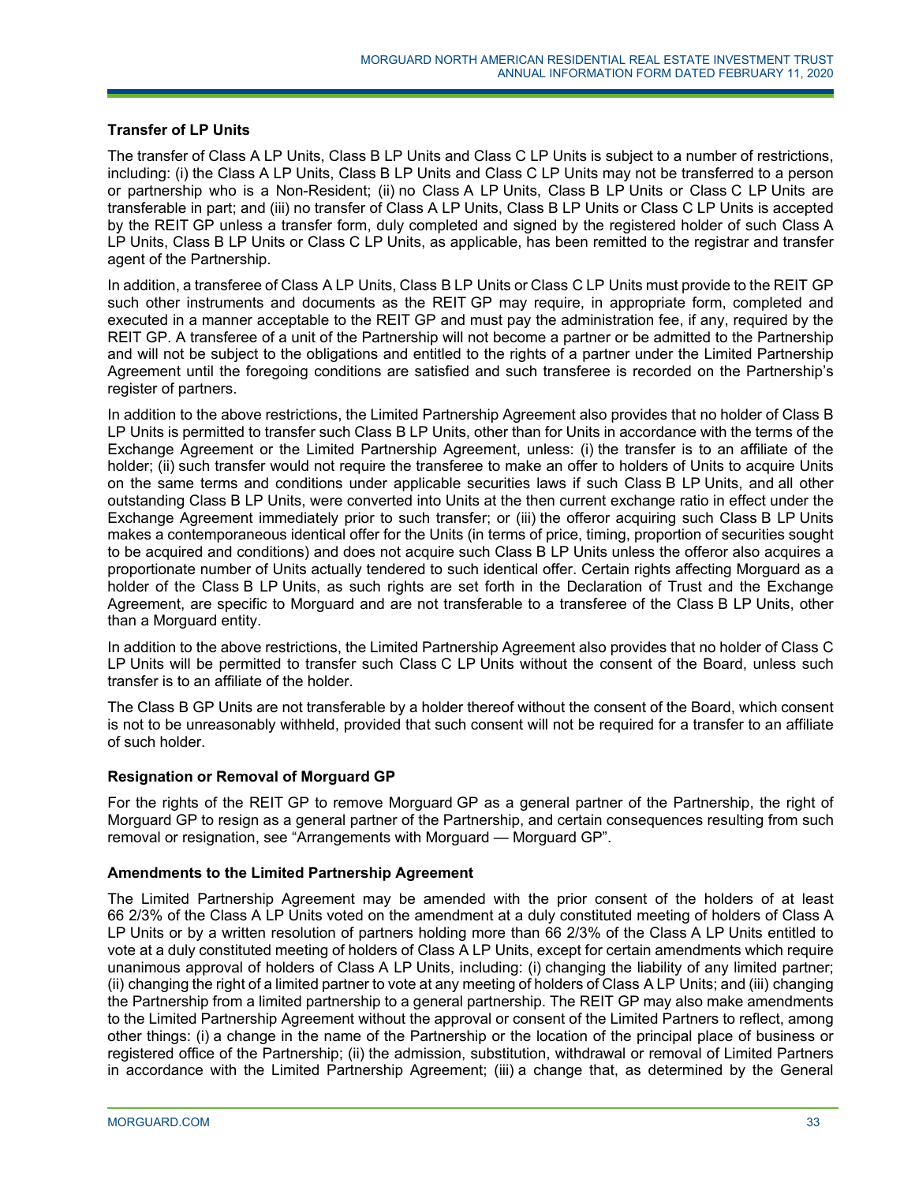### Transfer of LP Units

The transfer of Class A LP Units, Class B LP Units and Class C LP Units is subject to a number of restrictions, including: (i) the Class A LP Units, Class B LP Units and Class C LP Units may not be transferred to a person or partnership who is a Non-Resident; (ii) no Class A LP Units, Class B LP Units or Class C LP Units are transferable in part; and (iii) no transfer of Class A LP Units, Class B LP Units or Class C LP Units is accepted by the REIT GP unless a transfer form, duly completed and signed by the registered holder of such Class A LP Units, Class B LP Units or Class C LP Units, as applicable, has been remitted to the registrar and transfer agent of the Partnership.

In addition, a transferee of Class A LP Units, Class B LP Units or Class C LP Units must provide to the REIT GP such other instruments and documents as the REIT GP may require, in appropriate form, completed and executed in a manner acceptable to the REIT GP and must pay the administration fee, if any, required by the REIT GP. A transferee of a unit of the Partnership will not become a partner or be admitted to the Partnership and will not be subject to the obligations and entitled to the rights of a partner under the Limited Partnership Agreement until the foregoing conditions are satisfied and such transferee is recorded on the Partnership's register of partners.

In addition to the above restrictions, the Limited Partnership Agreement also provides that no holder of Class B LP Units is permitted to transfer such Class B LP Units, other than for Units in accordance with the terms of the Exchange Agreement or the Limited Partnership Agreement, unless: (i) the transfer is to an affiliate of the holder; (ii) such transfer would not require the transferee to make an offer to holders of Units to acquire Units on the same terms and conditions under applicable securities laws if such Class B LP Units, and all other outstanding Class B LP Units, were converted into Units at the then current exchange ratio in effect under the Exchange Agreement immediately prior to such transfer; or (iii) the offeror acquiring such Class B LP Units makes a contemporaneous identical offer for the Units (in terms of price, timing, proportion of securities sought to be acquired and conditions) and does not acquire such Class B LP Units unless the offeror also acquires a proportionate number of Units actually tendered to such identical offer. Certain rights affecting Morguard as a holder of the Class B LP Units, as such rights are set forth in the Declaration of Trust and the Exchange Agreement, are specific to Morguard and are not transferable to a transferee of the Class B LP Units, other than a Morguard entity.

In addition to the above restrictions, the Limited Partnership Agreement also provides that no holder of Class C LP Units will be permitted to transfer such Class C LP Units without the consent of the Board, unless such transfer is to an affiliate of the holder.

The Class B GP Units are not transferable by a holder thereof without the consent of the Board, which consent is not to be unreasonably withheld, provided that such consent will not be required for a transfer to an affiliate of such holder.

### Resignation or Removal of Morguard GP

For the rights of the REIT GP to remove Morguard GP as a general partner of the Partnership, the right of Morguard GP to resign as a general partner of the Partnership, and certain consequences resulting from such removal or resignation, see "Arrangements with Morguard — Morguard GP".

### Amendments to the Limited Partnership Agreement

The Limited Partnership Agreement may be amended with the prior consent of the holders of at least 66 2/3% of the Class A LP Units voted on the amendment at a duly constituted meeting of holders of Class A LP Units or by a written resolution of partners holding more than 66 2/3% of the Class A LP Units entitled to vote at a duly constituted meeting of holders of Class A LP Units, except for certain amendments which require unanimous approval of holders of Class A LP Units, including: (i) changing the liability of any limited partner; (ii) changing the right of a limited partner to vote at any meeting of holders of Class A LP Units; and (iii) changing the Partnership from a limited partnership to a general partnership. The REIT GP may also make amendments to the Limited Partnership Agreement without the approval or consent of the Limited Partners to reflect, among other things: (i) a change in the name of the Partnership or the location of the principal place of business or registered office of the Partnership; (ii) the admission, substitution, withdrawal or removal of Limited Partners in accordance with the Limited Partnership Agreement; (iii) a change that, as determined by the General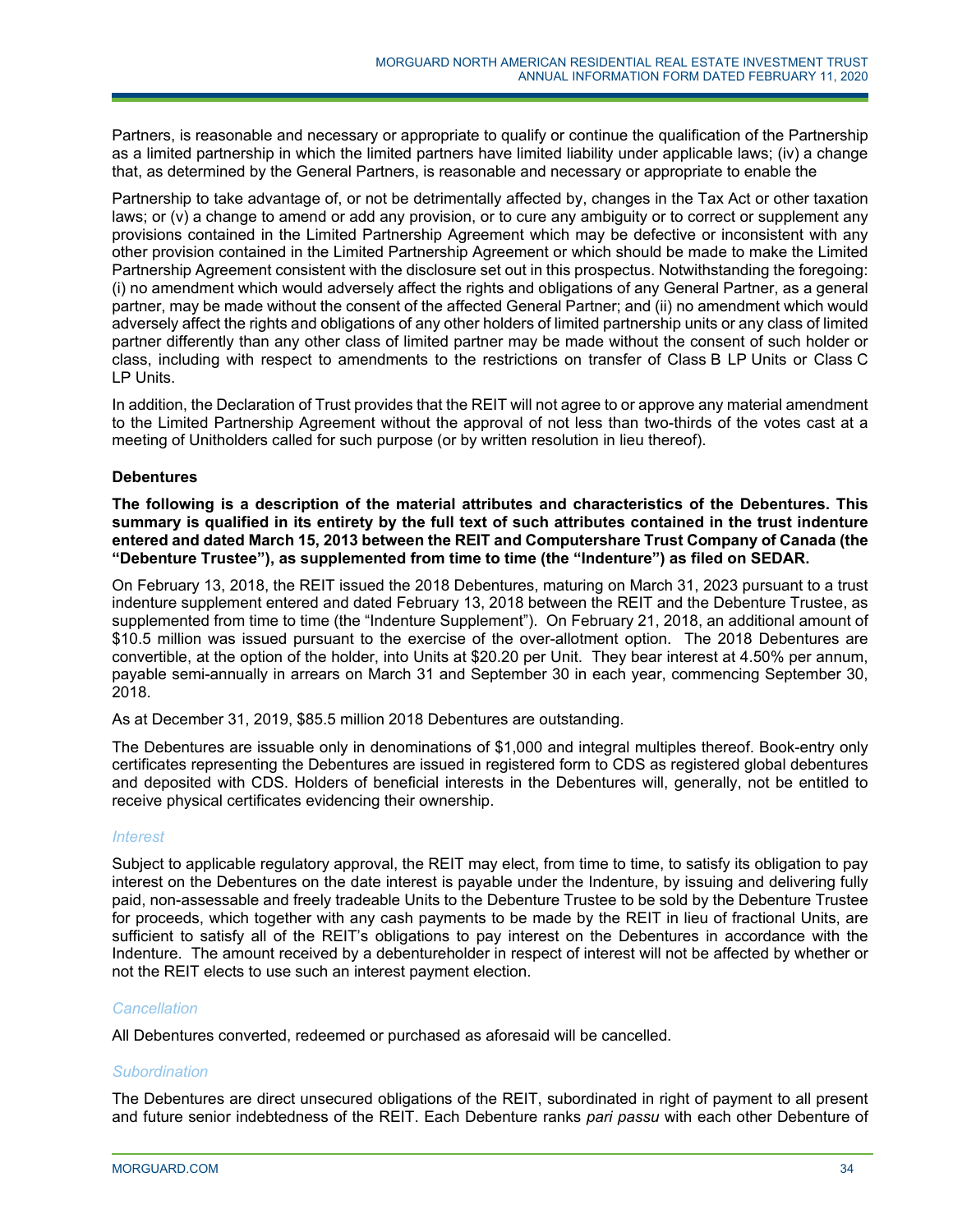Partners, is reasonable and necessary or appropriate to qualify or continue the qualification of the Partnership as a limited partnership in which the limited partners have limited liability under applicable laws; (iv) a change that, as determined by the General Partners, is reasonable and necessary or appropriate to enable the

Partnership to take advantage of, or not be detrimentally affected by, changes in the Tax Act or other taxation laws; or (v) a change to amend or add any provision, or to cure any ambiguity or to correct or supplement any provisions contained in the Limited Partnership Agreement which may be defective or inconsistent with any other provision contained in the Limited Partnership Agreement or which should be made to make the Limited Partnership Agreement consistent with the disclosure set out in this prospectus. Notwithstanding the foregoing: (i) no amendment which would adversely affect the rights and obligations of any General Partner, as a general partner, may be made without the consent of the affected General Partner; and (ii) no amendment which would adversely affect the rights and obligations of any other holders of limited partnership units or any class of limited partner differently than any other class of limited partner may be made without the consent of such holder or class, including with respect to amendments to the restrictions on transfer of Class B LP Units or Class C LP Units.

In addition, the Declaration of Trust provides that the REIT will not agree to or approve any material amendment to the Limited Partnership Agreement without the approval of not less than two-thirds of the votes cast at a meeting of Unitholders called for such purpose (or by written resolution in lieu thereof).

### Debentures

**The following is a description of the material attributes and characteristics of the Debentures. This summary is qualified in its entirety by the full text of such attributes contained in the trust indenture entered and dated March 15, 2013 between the REIT and Computershare Trust Company of Canada (the "Debenture Trustee"), as supplemented from time to time (the "Indenture") as filed on SEDAR.**

On February 13, 2018, the REIT issued the 2018 Debentures, maturing on March 31, 2023 pursuant to a trust indenture supplement entered and dated February 13, 2018 between the REIT and the Debenture Trustee, as supplemented from time to time (the "Indenture Supplement"). On February 21, 2018, an additional amount of $10.5 million was issued pursuant to the exercise of the over-allotment option. The 2018 Debentures are convertible, at the option of the holder, into Units at $20.20 per Unit. They bear interest at 4.50% per annum, payable semi-annually in arrears on March 31 and September 30 in each year, commencing September 30, 2018.

As at December 31, 2019, $85.5 million 2018 Debentures are outstanding.

The Debentures are issuable only in denominations of $1,000 and integral multiples thereof. Book-entry only certificates representing the Debentures are issued in registered form to CDS as registered global debentures and deposited with CDS. Holders of beneficial interests in the Debentures will, generally, not be entitled to receive physical certificates evidencing their ownership.

#### *Interest*

Subject to applicable regulatory approval, the REIT may elect, from time to time, to satisfy its obligation to pay interest on the Debentures on the date interest is payable under the Indenture, by issuing and delivering fully paid, non-assessable and freely tradeable Units to the Debenture Trustee to be sold by the Debenture Trustee for proceeds, which together with any cash payments to be made by the REIT in lieu of fractional Units, are sufficient to satisfy all of the REIT's obligations to pay interest on the Debentures in accordance with the Indenture. The amount received by a debentureholder in respect of interest will not be affected by whether or not the REIT elects to use such an interest payment election.

#### *Cancellation*

All Debentures converted, redeemed or purchased as aforesaid will be cancelled.

#### *Subordination*

The Debentures are direct unsecured obligations of the REIT, subordinated in right of payment to all present and future senior indebtedness of the REIT. Each Debenture ranks *pari passu* with each other Debenture of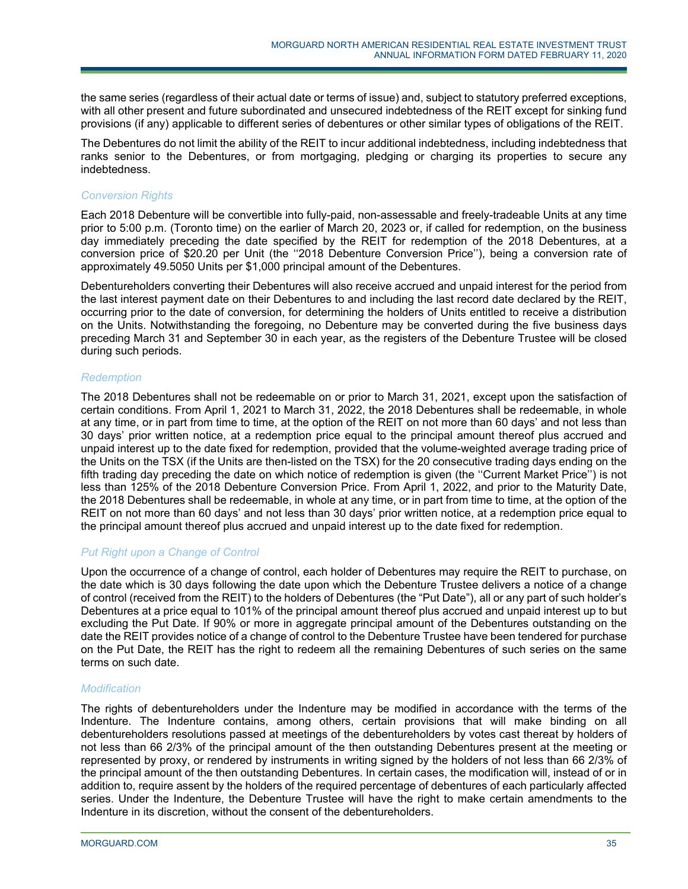the same series (regardless of their actual date or terms of issue) and, subject to statutory preferred exceptions, with all other present and future subordinated and unsecured indebtedness of the REIT except for sinking fund provisions (if any) applicable to different series of debentures or other similar types of obligations of the REIT.

The Debentures do not limit the ability of the REIT to incur additional indebtedness, including indebtedness that ranks senior to the Debentures, or from mortgaging, pledging or charging its properties to secure any indebtedness.

### *Conversion Rights*

Each 2018 Debenture will be convertible into fully-paid, non-assessable and freely-tradeable Units at any time prior to 5:00 p.m. (Toronto time) on the earlier of March 20, 2023 or, if called for redemption, on the business day immediately preceding the date specified by the REIT for redemption of the 2018 Debentures, at a conversion price of $20.20 per Unit (the ''2018 Debenture Conversion Price''), being a conversion rate of approximately 49.5050 Units per $1,000 principal amount of the Debentures.

Debentureholders converting their Debentures will also receive accrued and unpaid interest for the period from the last interest payment date on their Debentures to and including the last record date declared by the REIT, occurring prior to the date of conversion, for determining the holders of Units entitled to receive a distribution on the Units. Notwithstanding the foregoing, no Debenture may be converted during the five business days preceding March 31 and September 30 in each year, as the registers of the Debenture Trustee will be closed during such periods.

### *Redemption*

The 2018 Debentures shall not be redeemable on or prior to March 31, 2021, except upon the satisfaction of certain conditions. From April 1, 2021 to March 31, 2022, the 2018 Debentures shall be redeemable, in whole at any time, or in part from time to time, at the option of the REIT on not more than 60 days' and not less than 30 days' prior written notice, at a redemption price equal to the principal amount thereof plus accrued and unpaid interest up to the date fixed for redemption, provided that the volume-weighted average trading price of the Units on the TSX (if the Units are then-listed on the TSX) for the 20 consecutive trading days ending on the fifth trading day preceding the date on which notice of redemption is given (the ''Current Market Price'') is not less than 125% of the 2018 Debenture Conversion Price. From April 1, 2022, and prior to the Maturity Date, the 2018 Debentures shall be redeemable, in whole at any time, or in part from time to time, at the option of the REIT on not more than 60 days' and not less than 30 days' prior written notice, at a redemption price equal to the principal amount thereof plus accrued and unpaid interest up to the date fixed for redemption.

### *Put Right upon a Change of Control*

Upon the occurrence of a change of control, each holder of Debentures may require the REIT to purchase, on the date which is 30 days following the date upon which the Debenture Trustee delivers a notice of a change of control (received from the REIT) to the holders of Debentures (the "Put Date"), all or any part of such holder's Debentures at a price equal to 101% of the principal amount thereof plus accrued and unpaid interest up to but excluding the Put Date. If 90% or more in aggregate principal amount of the Debentures outstanding on the date the REIT provides notice of a change of control to the Debenture Trustee have been tendered for purchase on the Put Date, the REIT has the right to redeem all the remaining Debentures of such series on the same terms on such date.

### *Modification*

The rights of debentureholders under the Indenture may be modified in accordance with the terms of the Indenture. The Indenture contains, among others, certain provisions that will make binding on all debentureholders resolutions passed at meetings of the debentureholders by votes cast thereat by holders of not less than 66 2/3% of the principal amount of the then outstanding Debentures present at the meeting or represented by proxy, or rendered by instruments in writing signed by the holders of not less than 66 2/3% of the principal amount of the then outstanding Debentures. In certain cases, the modification will, instead of or in addition to, require assent by the holders of the required percentage of debentures of each particularly affected series. Under the Indenture, the Debenture Trustee will have the right to make certain amendments to the Indenture in its discretion, without the consent of the debentureholders.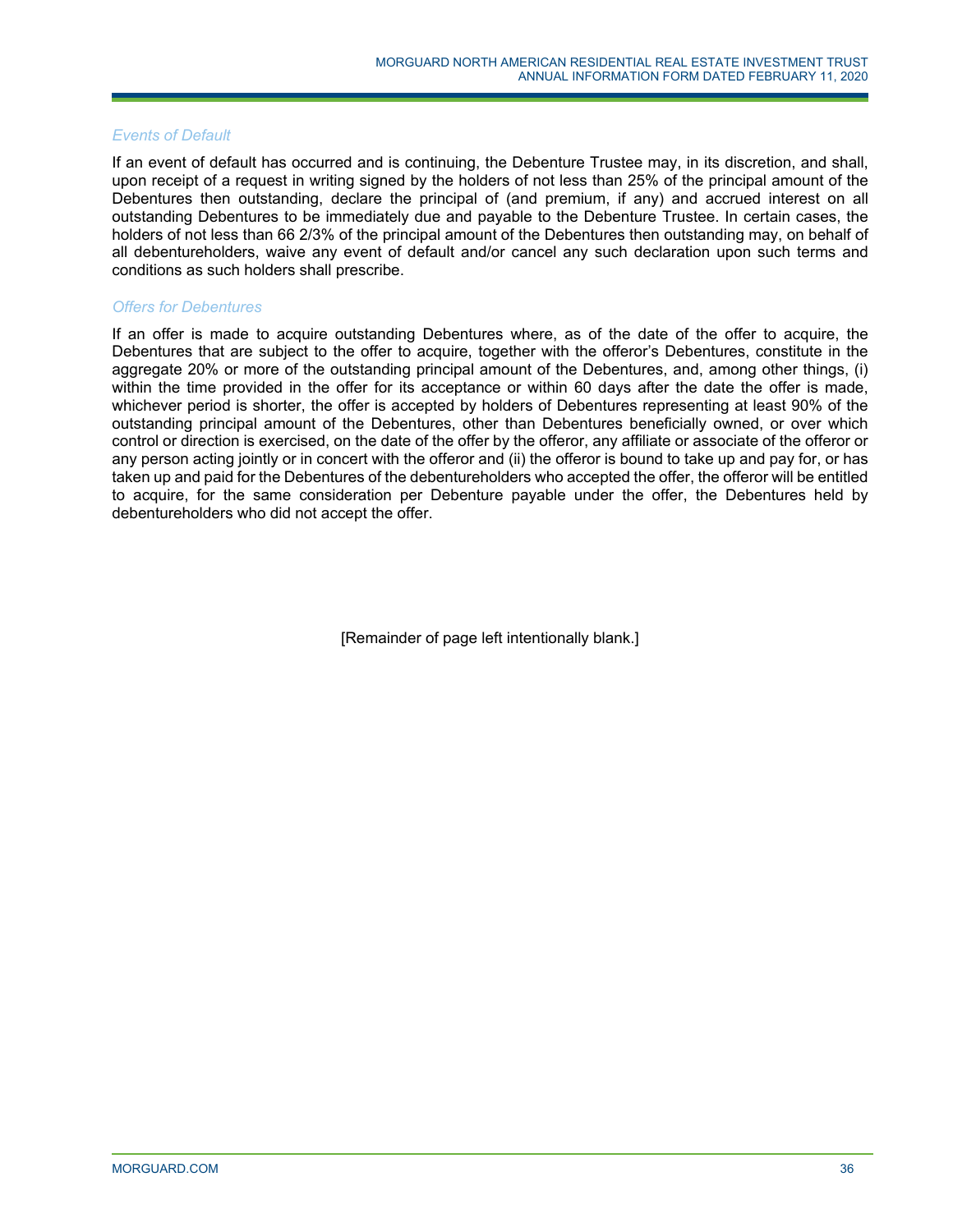*Events of Default*

If an event of default has occurred and is continuing, the Debenture Trustee may, in its discretion, and shall, upon receipt of a request in writing signed by the holders of not less than 25% of the principal amount of the Debentures then outstanding, declare the principal of (and premium, if any) and accrued interest on all outstanding Debentures to be immediately due and payable to the Debenture Trustee. In certain cases, the holders of not less than 66 2/3% of the principal amount of the Debentures then outstanding may, on behalf of all debentureholders, waive any event of default and/or cancel any such declaration upon such terms and conditions as such holders shall prescribe.

*Offers for Debentures*

If an offer is made to acquire outstanding Debentures where, as of the date of the offer to acquire, the Debentures that are subject to the offer to acquire, together with the offeror's Debentures, constitute in the aggregate 20% or more of the outstanding principal amount of the Debentures, and, among other things, (i) within the time provided in the offer for its acceptance or within 60 days after the date the offer is made, whichever period is shorter, the offer is accepted by holders of Debentures representing at least 90% of the outstanding principal amount of the Debentures, other than Debentures beneficially owned, or over which control or direction is exercised, on the date of the offer by the offeror, any affiliate or associate of the offeror or any person acting jointly or in concert with the offeror and (ii) the offeror is bound to take up and pay for, or has taken up and paid for the Debentures of the debentureholders who accepted the offer, the offeror will be entitled to acquire, for the same consideration per Debenture payable under the offer, the Debentures held by debentureholders who did not accept the offer.

[Remainder of page left intentionally blank.]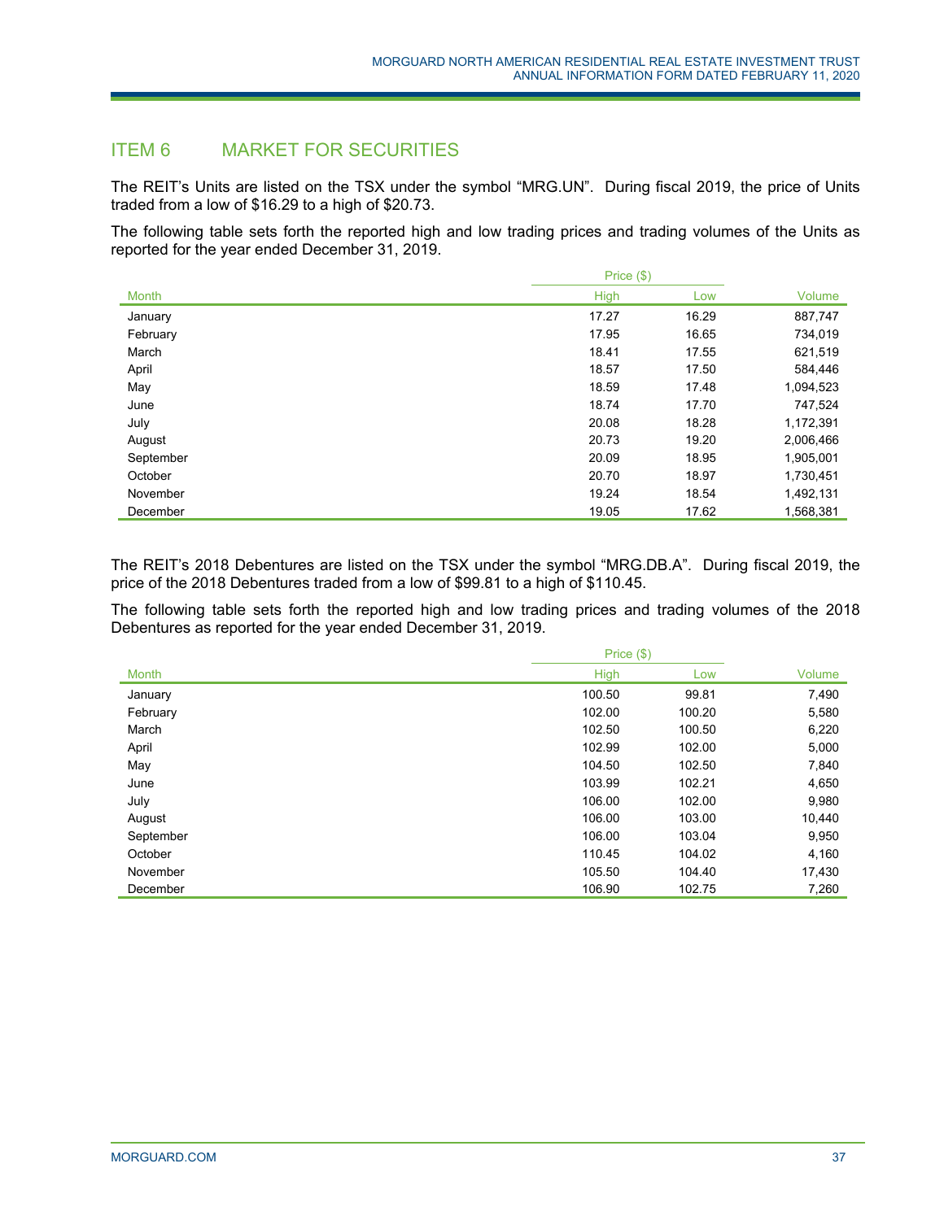## ITEM 6 MARKET FOR SECURITIES

The REIT's Units are listed on the TSX under the symbol "MRG.UN". During fiscal 2019, the price of Units traded from a low of $16.29 to a high of $20.73.

The following table sets forth the reported high and low trading prices and trading volumes of the Units as reported for the year ended December 31, 2019.

| | Price ($) | | |
|---|---|---|---|
| Month | High | Low | Volume |
| January | 17.27 | 16.29 | 887,747 |
| February | 17.95 | 16.65 | 734,019 |
| March | 18.41 | 17.55 | 621,519 |
| April | 18.57 | 17.50 | 584,446 |
| May | 18.59 | 17.48 | 1,094,523 |
| June | 18.74 | 17.70 | 747,524 |
| July | 20.08 | 18.28 | 1,172,391 |
| August | 20.73 | 19.20 | 2,006,466 |
| September | 20.09 | 18.95 | 1,905,001 |
| October | 20.70 | 18.97 | 1,730,451 |
| November | 19.24 | 18.54 | 1,492,131 |
| December | 19.05 | 17.62 | 1,568,381 |

The REIT's 2018 Debentures are listed on the TSX under the symbol "MRG.DB.A". During fiscal 2019, the price of the 2018 Debentures traded from a low of $99.81 to a high of $110.45.

The following table sets forth the reported high and low trading prices and trading volumes of the 2018 Debentures as reported for the year ended December 31, 2019.

| | Price ($) | | |
|---|---|---|---|
| Month | High | Low | Volume |
| January | 100.50 | 99.81 | 7,490 |
| February | 102.00 | 100.20 | 5,580 |
| March | 102.50 | 100.50 | 6,220 |
| April | 102.99 | 102.00 | 5,000 |
| May | 104.50 | 102.50 | 7,840 |
| June | 103.99 | 102.21 | 4,650 |
| July | 106.00 | 102.00 | 9,980 |
| August | 106.00 | 103.00 | 10,440 |
| September | 106.00 | 103.04 | 9,950 |
| October | 110.45 | 104.02 | 4,160 |
| November | 105.50 | 104.40 | 17,430 |
| December | 106.90 | 102.75 | 7,260 |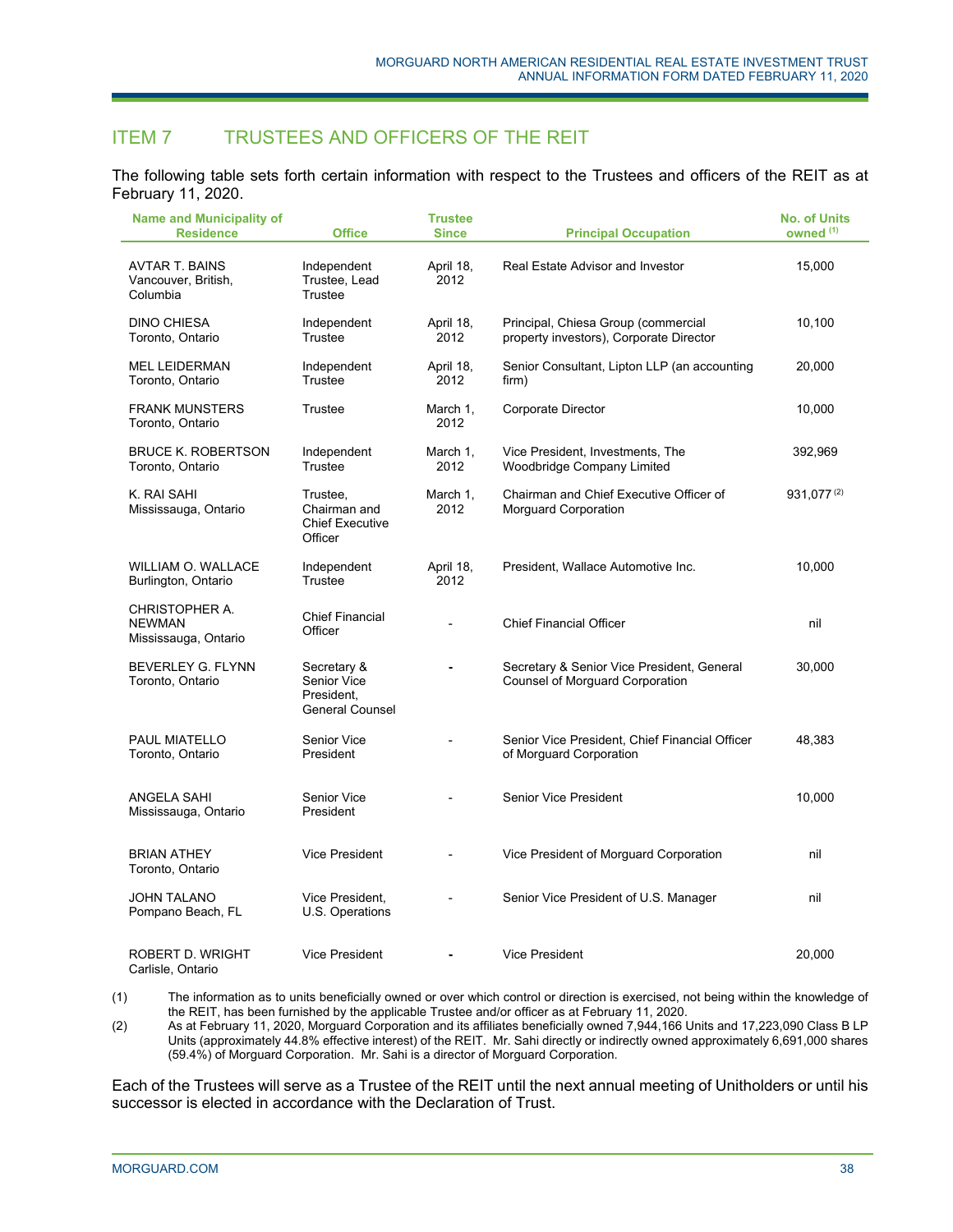## ITEM 7 TRUSTEES AND OFFICERS OF THE REIT

The following table sets forth certain information with respect to the Trustees and officers of the REIT as at February 11, 2020.

| Name and Municipality of Residence | Office | Trustee Since | Principal Occupation | No. of Units owned [(1)] |
|---|---|---|---|---|
| AVTAR T. BAINS Vancouver, British, Columbia | Independent Trustee, Lead Trustee | April 18, 2012 | Real Estate Advisor and Investor | 15,000 |
| DINO CHIESA Toronto, Ontario | Independent Trustee | April 18, 2012 | Principal, Chiesa Group (commercial property investors), Corporate Director | 10,100 |
| MEL LEIDERMAN Toronto, Ontario | Independent Trustee | April 18, 2012 | Senior Consultant, Lipton LLP (an accounting firm) | 20,000 |
| FRANK MUNSTERS Toronto, Ontario | Trustee | March 1, 2012 | Corporate Director | 10,000 |
| BRUCE K. ROBERTSON Toronto, Ontario | Independent Trustee | March 1, 2012 | Vice President, Investments, The Woodbridge Company Limited | 392,969 |
| K. RAI SAHI Mississauga, Ontario | Trustee, Chairman and Chief Executive Officer | March 1, 2012 | Chairman and Chief Executive Officer of Morguard Corporation | 931,077 [(2)] |
| WILLIAM O. WALLACE Burlington, Ontario | Independent Trustee | April 18, 2012 | President, Wallace Automotive Inc. | 10,000 |
| CHRISTOPHER A. NEWMAN Mississauga, Ontario | Chief Financial Officer | - | Chief Financial Officer | nil |
| BEVERLEY G. FLYNN Toronto, Ontario | Secretary & Senior Vice President, General Counsel | - | Secretary & Senior Vice President, General Counsel of Morguard Corporation | 30,000 |
| PAUL MIATELLO Toronto, Ontario | Senior Vice President | - | Senior Vice President, Chief Financial Officer of Morguard Corporation | 48,383 |
| ANGELA SAHI Mississauga, Ontario | Senior Vice President | - | Senior Vice President | 10,000 |
| BRIAN ATHEY Toronto, Ontario | Vice President | - | Vice President of Morguard Corporation | nil |
| JOHN TALANO Pompano Beach, FL | Vice President, U.S. Operations | - | Senior Vice President of U.S. Manager | nil |
| ROBERT D. WRIGHT Carlisle, Ontario | Vice President | - | Vice President | 20,000 |

(1) The information as to units beneficially owned or over which control or direction is exercised, not being within the knowledge of the REIT, has been furnished by the applicable Trustee and/or officer as at February 11, 2020.

(2) As at February 11, 2020, Morguard Corporation and its affiliates beneficially owned 7,944,166 Units and 17,223,090 Class B LP Units (approximately 44.8% effective interest) of the REIT. Mr. Sahi directly or indirectly owned approximately 6,691,000 shares (59.4%) of Morguard Corporation. Mr. Sahi is a director of Morguard Corporation.

Each of the Trustees will serve as a Trustee of the REIT until the next annual meeting of Unitholders or until his successor is elected in accordance with the Declaration of Trust.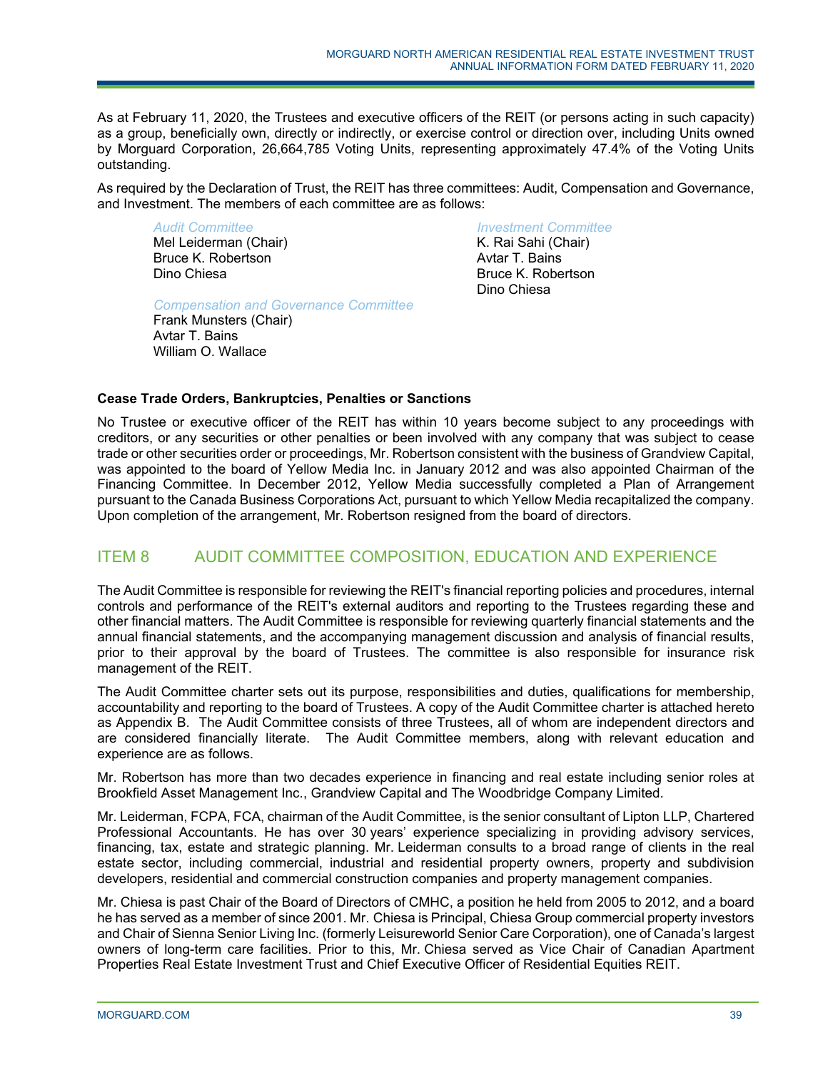As at February 11, 2020, the Trustees and executive officers of the REIT (or persons acting in such capacity) as a group, beneficially own, directly or indirectly, or exercise control or direction over, including Units owned by Morguard Corporation, 26,664,785 Voting Units, representing approximately 47.4% of the Voting Units outstanding.

As required by the Declaration of Trust, the REIT has three committees: Audit, Compensation and Governance, and Investment. The members of each committee are as follows:

*Audit Committee*
Mel Leiderman (Chair)
Bruce K. Robertson
Dino Chiesa

*Compensation and Governance Committee*
Frank Munsters (Chair)
Avtar T. Bains
William O. Wallace

*Investment Committee*
K. Rai Sahi (Chair)
Avtar T. Bains
Bruce K. Robertson
Dino Chiesa

**Cease Trade Orders, Bankruptcies, Penalties or Sanctions**

No Trustee or executive officer of the REIT has within 10 years become subject to any proceedings with creditors, or any securities or other penalties or been involved with any company that was subject to cease trade or other securities order or proceedings, Mr. Robertson consistent with the business of Grandview Capital, was appointed to the board of Yellow Media Inc. in January 2012 and was also appointed Chairman of the Financing Committee. In December 2012, Yellow Media successfully completed a Plan of Arrangement pursuant to the Canada Business Corporations Act, pursuant to which Yellow Media recapitalized the company. Upon completion of the arrangement, Mr. Robertson resigned from the board of directors.

## ITEM 8 AUDIT COMMITTEE COMPOSITION, EDUCATION AND EXPERIENCE

The Audit Committee is responsible for reviewing the REIT's financial reporting policies and procedures, internal controls and performance of the REIT's external auditors and reporting to the Trustees regarding these and other financial matters. The Audit Committee is responsible for reviewing quarterly financial statements and the annual financial statements, and the accompanying management discussion and analysis of financial results, prior to their approval by the board of Trustees. The committee is also responsible for insurance risk management of the REIT.

The Audit Committee charter sets out its purpose, responsibilities and duties, qualifications for membership, accountability and reporting to the board of Trustees. A copy of the Audit Committee charter is attached hereto as Appendix B. The Audit Committee consists of three Trustees, all of whom are independent directors and are considered financially literate. The Audit Committee members, along with relevant education and experience are as follows.

Mr. Robertson has more than two decades experience in financing and real estate including senior roles at Brookfield Asset Management Inc., Grandview Capital and The Woodbridge Company Limited.

Mr. Leiderman, FCPA, FCA, chairman of the Audit Committee, is the senior consultant of Lipton LLP, Chartered Professional Accountants. He has over 30 years' experience specializing in providing advisory services, financing, tax, estate and strategic planning. Mr. Leiderman consults to a broad range of clients in the real estate sector, including commercial, industrial and residential property owners, property and subdivision developers, residential and commercial construction companies and property management companies.

Mr. Chiesa is past Chair of the Board of Directors of CMHC, a position he held from 2005 to 2012, and a board he has served as a member of since 2001. Mr. Chiesa is Principal, Chiesa Group commercial property investors and Chair of Sienna Senior Living Inc. (formerly Leisureworld Senior Care Corporation), one of Canada's largest owners of long-term care facilities. Prior to this, Mr. Chiesa served as Vice Chair of Canadian Apartment Properties Real Estate Investment Trust and Chief Executive Officer of Residential Equities REIT.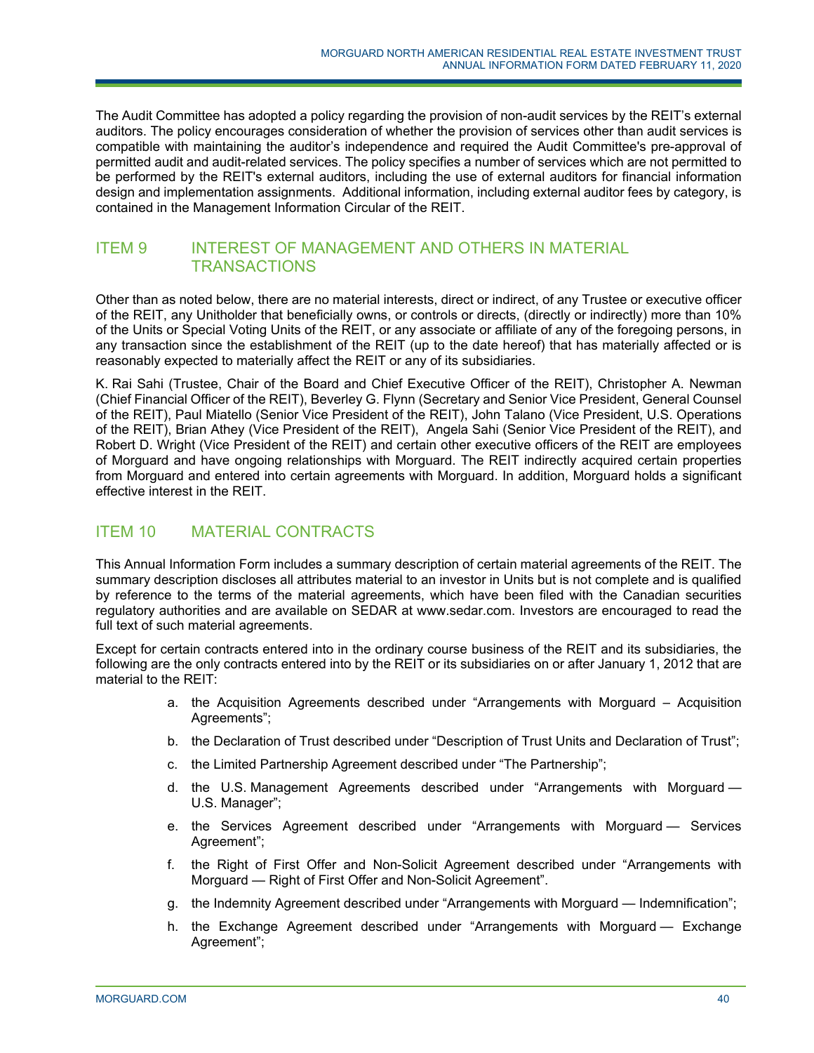The Audit Committee has adopted a policy regarding the provision of non-audit services by the REIT's external auditors. The policy encourages consideration of whether the provision of services other than audit services is compatible with maintaining the auditor's independence and required the Audit Committee's pre-approval of permitted audit and audit-related services. The policy specifies a number of services which are not permitted to be performed by the REIT's external auditors, including the use of external auditors for financial information design and implementation assignments. Additional information, including external auditor fees by category, is contained in the Management Information Circular of the REIT.

## ITEM 9 INTEREST OF MANAGEMENT AND OTHERS IN MATERIAL TRANSACTIONS

Other than as noted below, there are no material interests, direct or indirect, of any Trustee or executive officer of the REIT, any Unitholder that beneficially owns, or controls or directs, (directly or indirectly) more than 10% of the Units or Special Voting Units of the REIT, or any associate or affiliate of any of the foregoing persons, in any transaction since the establishment of the REIT (up to the date hereof) that has materially affected or is reasonably expected to materially affect the REIT or any of its subsidiaries.

K. Rai Sahi (Trustee, Chair of the Board and Chief Executive Officer of the REIT), Christopher A. Newman (Chief Financial Officer of the REIT), Beverley G. Flynn (Secretary and Senior Vice President, General Counsel of the REIT), Paul Miatello (Senior Vice President of the REIT), John Talano (Vice President, U.S. Operations of the REIT), Brian Athey (Vice President of the REIT), Angela Sahi (Senior Vice President of the REIT), and Robert D. Wright (Vice President of the REIT) and certain other executive officers of the REIT are employees of Morguard and have ongoing relationships with Morguard. The REIT indirectly acquired certain properties from Morguard and entered into certain agreements with Morguard. In addition, Morguard holds a significant effective interest in the REIT.

## ITEM 10 MATERIAL CONTRACTS

This Annual Information Form includes a summary description of certain material agreements of the REIT. The summary description discloses all attributes material to an investor in Units but is not complete and is qualified by reference to the terms of the material agreements, which have been filed with the Canadian securities regulatory authorities and are available on SEDAR at www.sedar.com. Investors are encouraged to read the full text of such material agreements.

Except for certain contracts entered into in the ordinary course business of the REIT and its subsidiaries, the following are the only contracts entered into by the REIT or its subsidiaries on or after January 1, 2012 that are material to the REIT:

a. the Acquisition Agreements described under "Arrangements with Morguard – Acquisition Agreements";
b. the Declaration of Trust described under "Description of Trust Units and Declaration of Trust";
c. the Limited Partnership Agreement described under "The Partnership";
d. the U.S. Management Agreements described under "Arrangements with Morguard — U.S. Manager";
e. the Services Agreement described under "Arrangements with Morguard — Services Agreement";
f. the Right of First Offer and Non-Solicit Agreement described under "Arrangements with Morguard — Right of First Offer and Non-Solicit Agreement".
g. the Indemnity Agreement described under "Arrangements with Morguard — Indemnification";
h. the Exchange Agreement described under "Arrangements with Morguard — Exchange Agreement";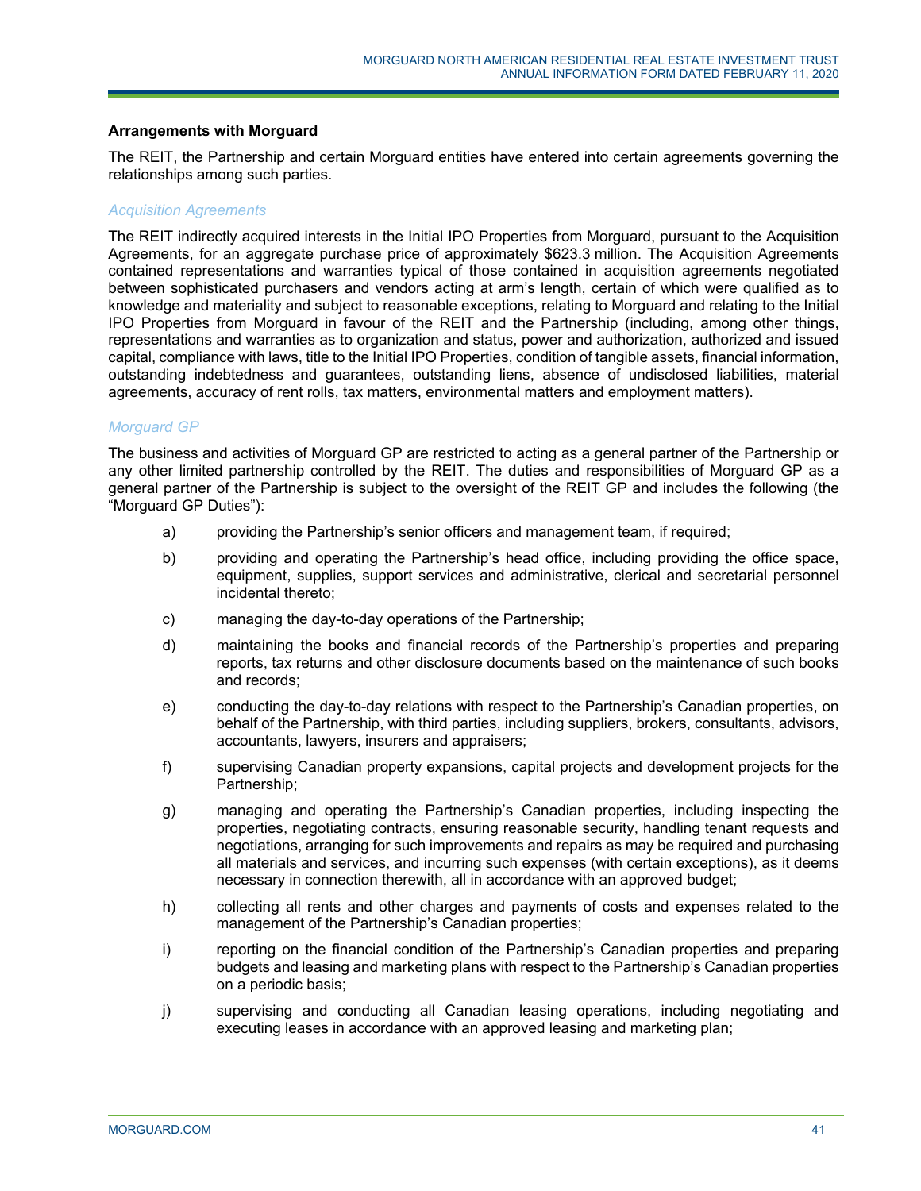### Arrangements with Morguard

The REIT, the Partnership and certain Morguard entities have entered into certain agreements governing the relationships among such parties.

#### *Acquisition Agreements*

The REIT indirectly acquired interests in the Initial IPO Properties from Morguard, pursuant to the Acquisition Agreements, for an aggregate purchase price of approximately $623.3 million. The Acquisition Agreements contained representations and warranties typical of those contained in acquisition agreements negotiated between sophisticated purchasers and vendors acting at arm's length, certain of which were qualified as to knowledge and materiality and subject to reasonable exceptions, relating to Morguard and relating to the Initial IPO Properties from Morguard in favour of the REIT and the Partnership (including, among other things, representations and warranties as to organization and status, power and authorization, authorized and issued capital, compliance with laws, title to the Initial IPO Properties, condition of tangible assets, financial information, outstanding indebtedness and guarantees, outstanding liens, absence of undisclosed liabilities, material agreements, accuracy of rent rolls, tax matters, environmental matters and employment matters).

#### *Morguard GP*

The business and activities of Morguard GP are restricted to acting as a general partner of the Partnership or any other limited partnership controlled by the REIT. The duties and responsibilities of Morguard GP as a general partner of the Partnership is subject to the oversight of the REIT GP and includes the following (the "Morguard GP Duties"):

a) providing the Partnership's senior officers and management team, if required;

b) providing and operating the Partnership's head office, including providing the office space, equipment, supplies, support services and administrative, clerical and secretarial personnel incidental thereto;

c) managing the day-to-day operations of the Partnership;

d) maintaining the books and financial records of the Partnership's properties and preparing reports, tax returns and other disclosure documents based on the maintenance of such books and records;

e) conducting the day-to-day relations with respect to the Partnership's Canadian properties, on behalf of the Partnership, with third parties, including suppliers, brokers, consultants, advisors, accountants, lawyers, insurers and appraisers;

f) supervising Canadian property expansions, capital projects and development projects for the Partnership;

g) managing and operating the Partnership's Canadian properties, including inspecting the properties, negotiating contracts, ensuring reasonable security, handling tenant requests and negotiations, arranging for such improvements and repairs as may be required and purchasing all materials and services, and incurring such expenses (with certain exceptions), as it deems necessary in connection therewith, all in accordance with an approved budget;

h) collecting all rents and other charges and payments of costs and expenses related to the management of the Partnership's Canadian properties;

i) reporting on the financial condition of the Partnership's Canadian properties and preparing budgets and leasing and marketing plans with respect to the Partnership's Canadian properties on a periodic basis;

j) supervising and conducting all Canadian leasing operations, including negotiating and executing leases in accordance with an approved leasing and marketing plan;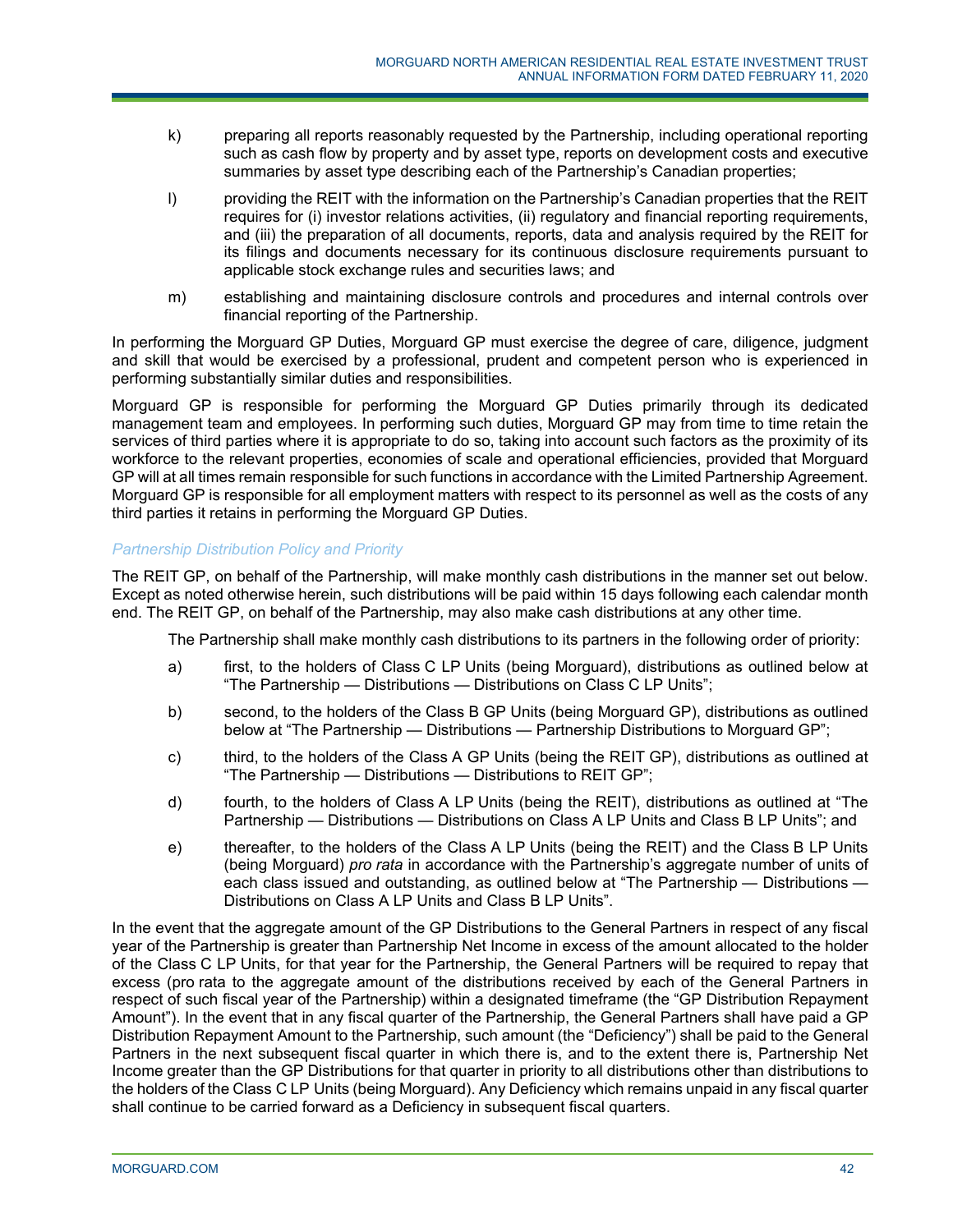k) preparing all reports reasonably requested by the Partnership, including operational reporting such as cash flow by property and by asset type, reports on development costs and executive summaries by asset type describing each of the Partnership's Canadian properties;

l) providing the REIT with the information on the Partnership's Canadian properties that the REIT requires for (i) investor relations activities, (ii) regulatory and financial reporting requirements, and (iii) the preparation of all documents, reports, data and analysis required by the REIT for its filings and documents necessary for its continuous disclosure requirements pursuant to applicable stock exchange rules and securities laws; and

m) establishing and maintaining disclosure controls and procedures and internal controls over financial reporting of the Partnership.

In performing the Morguard GP Duties, Morguard GP must exercise the degree of care, diligence, judgment and skill that would be exercised by a professional, prudent and competent person who is experienced in performing substantially similar duties and responsibilities.

Morguard GP is responsible for performing the Morguard GP Duties primarily through its dedicated management team and employees. In performing such duties, Morguard GP may from time to time retain the services of third parties where it is appropriate to do so, taking into account such factors as the proximity of its workforce to the relevant properties, economies of scale and operational efficiencies, provided that Morguard GP will at all times remain responsible for such functions in accordance with the Limited Partnership Agreement. Morguard GP is responsible for all employment matters with respect to its personnel as well as the costs of any third parties it retains in performing the Morguard GP Duties.

*Partnership Distribution Policy and Priority*

The REIT GP, on behalf of the Partnership, will make monthly cash distributions in the manner set out below. Except as noted otherwise herein, such distributions will be paid within 15 days following each calendar month end. The REIT GP, on behalf of the Partnership, may also make cash distributions at any other time.

The Partnership shall make monthly cash distributions to its partners in the following order of priority:

a) first, to the holders of Class C LP Units (being Morguard), distributions as outlined below at "The Partnership — Distributions — Distributions on Class C LP Units";

b) second, to the holders of the Class B GP Units (being Morguard GP), distributions as outlined below at "The Partnership — Distributions — Partnership Distributions to Morguard GP";

c) third, to the holders of the Class A GP Units (being the REIT GP), distributions as outlined at "The Partnership — Distributions — Distributions to REIT GP";

d) fourth, to the holders of Class A LP Units (being the REIT), distributions as outlined at "The Partnership — Distributions — Distributions on Class A LP Units and Class B LP Units"; and

e) thereafter, to the holders of the Class A LP Units (being the REIT) and the Class B LP Units (being Morguard) *pro rata* in accordance with the Partnership's aggregate number of units of each class issued and outstanding, as outlined below at "The Partnership — Distributions — Distributions on Class A LP Units and Class B LP Units".

In the event that the aggregate amount of the GP Distributions to the General Partners in respect of any fiscal year of the Partnership is greater than Partnership Net Income in excess of the amount allocated to the holder of the Class C LP Units, for that year for the Partnership, the General Partners will be required to repay that excess (pro rata to the aggregate amount of the distributions received by each of the General Partners in respect of such fiscal year of the Partnership) within a designated timeframe (the "GP Distribution Repayment Amount"). In the event that in any fiscal quarter of the Partnership, the General Partners shall have paid a GP Distribution Repayment Amount to the Partnership, such amount (the "Deficiency") shall be paid to the General Partners in the next subsequent fiscal quarter in which there is, and to the extent there is, Partnership Net Income greater than the GP Distributions for that quarter in priority to all distributions other than distributions to the holders of the Class C LP Units (being Morguard). Any Deficiency which remains unpaid in any fiscal quarter shall continue to be carried forward as a Deficiency in subsequent fiscal quarters.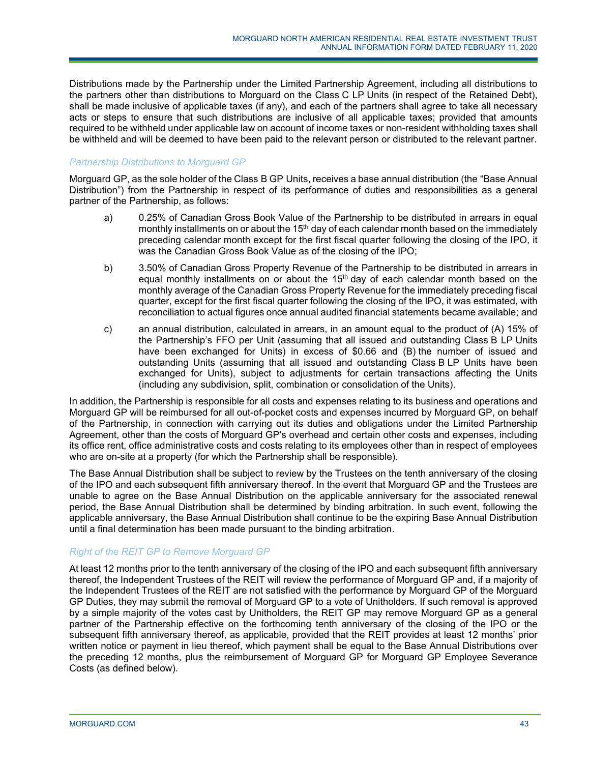Distributions made by the Partnership under the Limited Partnership Agreement, including all distributions to the partners other than distributions to Morguard on the Class C LP Units (in respect of the Retained Debt), shall be made inclusive of applicable taxes (if any), and each of the partners shall agree to take all necessary acts or steps to ensure that such distributions are inclusive of all applicable taxes; provided that amounts required to be withheld under applicable law on account of income taxes or non-resident withholding taxes shall be withheld and will be deemed to have been paid to the relevant person or distributed to the relevant partner.

### *Partnership Distributions to Morguard GP*

Morguard GP, as the sole holder of the Class B GP Units, receives a base annual distribution (the "Base Annual Distribution") from the Partnership in respect of its performance of duties and responsibilities as a general partner of the Partnership, as follows:

a) 0.25% of Canadian Gross Book Value of the Partnership to be distributed in arrears in equal monthly installments on or about the 15th day of each calendar month based on the immediately preceding calendar month except for the first fiscal quarter following the closing of the IPO, it was the Canadian Gross Book Value as of the closing of the IPO;

b) 3.50% of Canadian Gross Property Revenue of the Partnership to be distributed in arrears in equal monthly installments on or about the 15th day of each calendar month based on the monthly average of the Canadian Gross Property Revenue for the immediately preceding fiscal quarter, except for the first fiscal quarter following the closing of the IPO, it was estimated, with reconciliation to actual figures once annual audited financial statements became available; and

c) an annual distribution, calculated in arrears, in an amount equal to the product of (A) 15% of the Partnership's FFO per Unit (assuming that all issued and outstanding Class B LP Units have been exchanged for Units) in excess of $0.66 and (B) the number of issued and outstanding Units (assuming that all issued and outstanding Class B LP Units have been exchanged for Units), subject to adjustments for certain transactions affecting the Units (including any subdivision, split, combination or consolidation of the Units).

In addition, the Partnership is responsible for all costs and expenses relating to its business and operations and Morguard GP will be reimbursed for all out-of-pocket costs and expenses incurred by Morguard GP, on behalf of the Partnership, in connection with carrying out its duties and obligations under the Limited Partnership Agreement, other than the costs of Morguard GP's overhead and certain other costs and expenses, including its office rent, office administrative costs and costs relating to its employees other than in respect of employees who are on-site at a property (for which the Partnership shall be responsible).

The Base Annual Distribution shall be subject to review by the Trustees on the tenth anniversary of the closing of the IPO and each subsequent fifth anniversary thereof. In the event that Morguard GP and the Trustees are unable to agree on the Base Annual Distribution on the applicable anniversary for the associated renewal period, the Base Annual Distribution shall be determined by binding arbitration. In such event, following the applicable anniversary, the Base Annual Distribution shall continue to be the expiring Base Annual Distribution until a final determination has been made pursuant to the binding arbitration.

### *Right of the REIT GP to Remove Morguard GP*

At least 12 months prior to the tenth anniversary of the closing of the IPO and each subsequent fifth anniversary thereof, the Independent Trustees of the REIT will review the performance of Morguard GP and, if a majority of the Independent Trustees of the REIT are not satisfied with the performance by Morguard GP of the Morguard GP Duties, they may submit the removal of Morguard GP to a vote of Unitholders. If such removal is approved by a simple majority of the votes cast by Unitholders, the REIT GP may remove Morguard GP as a general partner of the Partnership effective on the forthcoming tenth anniversary of the closing of the IPO or the subsequent fifth anniversary thereof, as applicable, provided that the REIT provides at least 12 months' prior written notice or payment in lieu thereof, which payment shall be equal to the Base Annual Distributions over the preceding 12 months, plus the reimbursement of Morguard GP for Morguard GP Employee Severance Costs (as defined below).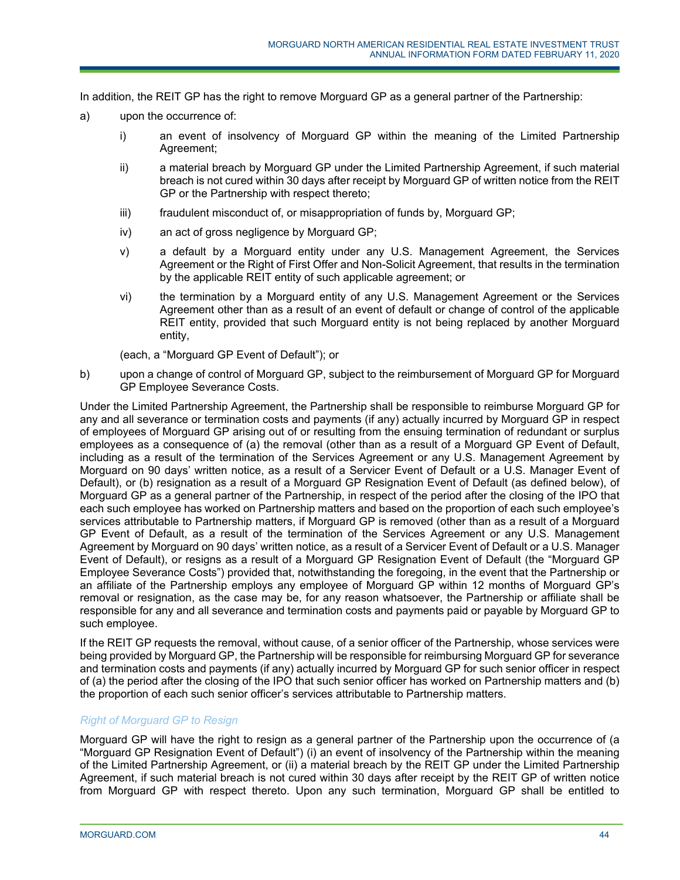In addition, the REIT GP has the right to remove Morguard GP as a general partner of the Partnership:

a) upon the occurrence of:

   i) an event of insolvency of Morguard GP within the meaning of the Limited Partnership Agreement;

   ii) a material breach by Morguard GP under the Limited Partnership Agreement, if such material breach is not cured within 30 days after receipt by Morguard GP of written notice from the REIT GP or the Partnership with respect thereto;

   iii) fraudulent misconduct of, or misappropriation of funds by, Morguard GP;

   iv) an act of gross negligence by Morguard GP;

   v) a default by a Morguard entity under any U.S. Management Agreement, the Services Agreement or the Right of First Offer and Non-Solicit Agreement, that results in the termination by the applicable REIT entity of such applicable agreement; or

   vi) the termination by a Morguard entity of any U.S. Management Agreement or the Services Agreement other than as a result of an event of default or change of control of the applicable REIT entity, provided that such Morguard entity is not being replaced by another Morguard entity,

   (each, a "Morguard GP Event of Default"); or

b) upon a change of control of Morguard GP, subject to the reimbursement of Morguard GP for Morguard GP Employee Severance Costs.

Under the Limited Partnership Agreement, the Partnership shall be responsible to reimburse Morguard GP for any and all severance or termination costs and payments (if any) actually incurred by Morguard GP in respect of employees of Morguard GP arising out of or resulting from the ensuing termination of redundant or surplus employees as a consequence of (a) the removal (other than as a result of a Morguard GP Event of Default, including as a result of the termination of the Services Agreement or any U.S. Management Agreement by Morguard on 90 days' written notice, as a result of a Servicer Event of Default or a U.S. Manager Event of Default), or (b) resignation as a result of a Morguard GP Resignation Event of Default (as defined below), of Morguard GP as a general partner of the Partnership, in respect of the period after the closing of the IPO that each such employee has worked on Partnership matters and based on the proportion of each such employee's services attributable to Partnership matters, if Morguard GP is removed (other than as a result of a Morguard GP Event of Default, as a result of the termination of the Services Agreement or any U.S. Management Agreement by Morguard on 90 days' written notice, as a result of a Servicer Event of Default or a U.S. Manager Event of Default), or resigns as a result of a Morguard GP Resignation Event of Default (the "Morguard GP Employee Severance Costs") provided that, notwithstanding the foregoing, in the event that the Partnership or an affiliate of the Partnership employs any employee of Morguard GP within 12 months of Morguard GP's removal or resignation, as the case may be, for any reason whatsoever, the Partnership or affiliate shall be responsible for any and all severance and termination costs and payments paid or payable by Morguard GP to such employee.

If the REIT GP requests the removal, without cause, of a senior officer of the Partnership, whose services were being provided by Morguard GP, the Partnership will be responsible for reimbursing Morguard GP for severance and termination costs and payments (if any) actually incurred by Morguard GP for such senior officer in respect of (a) the period after the closing of the IPO that such senior officer has worked on Partnership matters and (b) the proportion of each such senior officer's services attributable to Partnership matters.

*Right of Morguard GP to Resign*

Morguard GP will have the right to resign as a general partner of the Partnership upon the occurrence of (a "Morguard GP Resignation Event of Default") (i) an event of insolvency of the Partnership within the meaning of the Limited Partnership Agreement, or (ii) a material breach by the REIT GP under the Limited Partnership Agreement, if such material breach is not cured within 30 days after receipt by the REIT GP of written notice from Morguard GP with respect thereto. Upon any such termination, Morguard GP shall be entitled to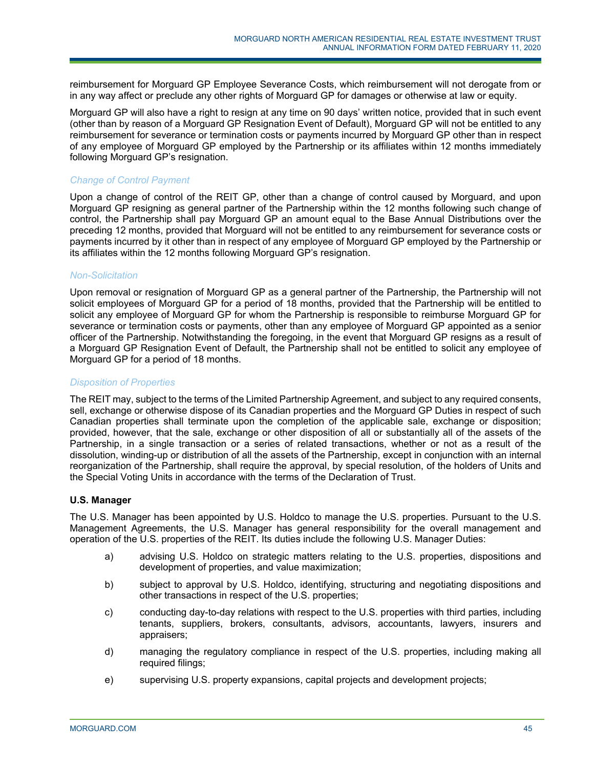reimbursement for Morguard GP Employee Severance Costs, which reimbursement will not derogate from or in any way affect or preclude any other rights of Morguard GP for damages or otherwise at law or equity.

Morguard GP will also have a right to resign at any time on 90 days' written notice, provided that in such event (other than by reason of a Morguard GP Resignation Event of Default), Morguard GP will not be entitled to any reimbursement for severance or termination costs or payments incurred by Morguard GP other than in respect of any employee of Morguard GP employed by the Partnership or its affiliates within 12 months immediately following Morguard GP's resignation.

*Change of Control Payment*

Upon a change of control of the REIT GP, other than a change of control caused by Morguard, and upon Morguard GP resigning as general partner of the Partnership within the 12 months following such change of control, the Partnership shall pay Morguard GP an amount equal to the Base Annual Distributions over the preceding 12 months, provided that Morguard will not be entitled to any reimbursement for severance costs or payments incurred by it other than in respect of any employee of Morguard GP employed by the Partnership or its affiliates within the 12 months following Morguard GP's resignation.

*Non-Solicitation*

Upon removal or resignation of Morguard GP as a general partner of the Partnership, the Partnership will not solicit employees of Morguard GP for a period of 18 months, provided that the Partnership will be entitled to solicit any employee of Morguard GP for whom the Partnership is responsible to reimburse Morguard GP for severance or termination costs or payments, other than any employee of Morguard GP appointed as a senior officer of the Partnership. Notwithstanding the foregoing, in the event that Morguard GP resigns as a result of a Morguard GP Resignation Event of Default, the Partnership shall not be entitled to solicit any employee of Morguard GP for a period of 18 months.

*Disposition of Properties*

The REIT may, subject to the terms of the Limited Partnership Agreement, and subject to any required consents, sell, exchange or otherwise dispose of its Canadian properties and the Morguard GP Duties in respect of such Canadian properties shall terminate upon the completion of the applicable sale, exchange or disposition; provided, however, that the sale, exchange or other disposition of all or substantially all of the assets of the Partnership, in a single transaction or a series of related transactions, whether or not as a result of the dissolution, winding-up or distribution of all the assets of the Partnership, except in conjunction with an internal reorganization of the Partnership, shall require the approval, by special resolution, of the holders of Units and the Special Voting Units in accordance with the terms of the Declaration of Trust.

**U.S. Manager**

The U.S. Manager has been appointed by U.S. Holdco to manage the U.S. properties. Pursuant to the U.S. Management Agreements, the U.S. Manager has general responsibility for the overall management and operation of the U.S. properties of the REIT. Its duties include the following U.S. Manager Duties:

a) advising U.S. Holdco on strategic matters relating to the U.S. properties, dispositions and development of properties, and value maximization;

b) subject to approval by U.S. Holdco, identifying, structuring and negotiating dispositions and other transactions in respect of the U.S. properties;

c) conducting day-to-day relations with respect to the U.S. properties with third parties, including tenants, suppliers, brokers, consultants, advisors, accountants, lawyers, insurers and appraisers;

d) managing the regulatory compliance in respect of the U.S. properties, including making all required filings;

e) supervising U.S. property expansions, capital projects and development projects;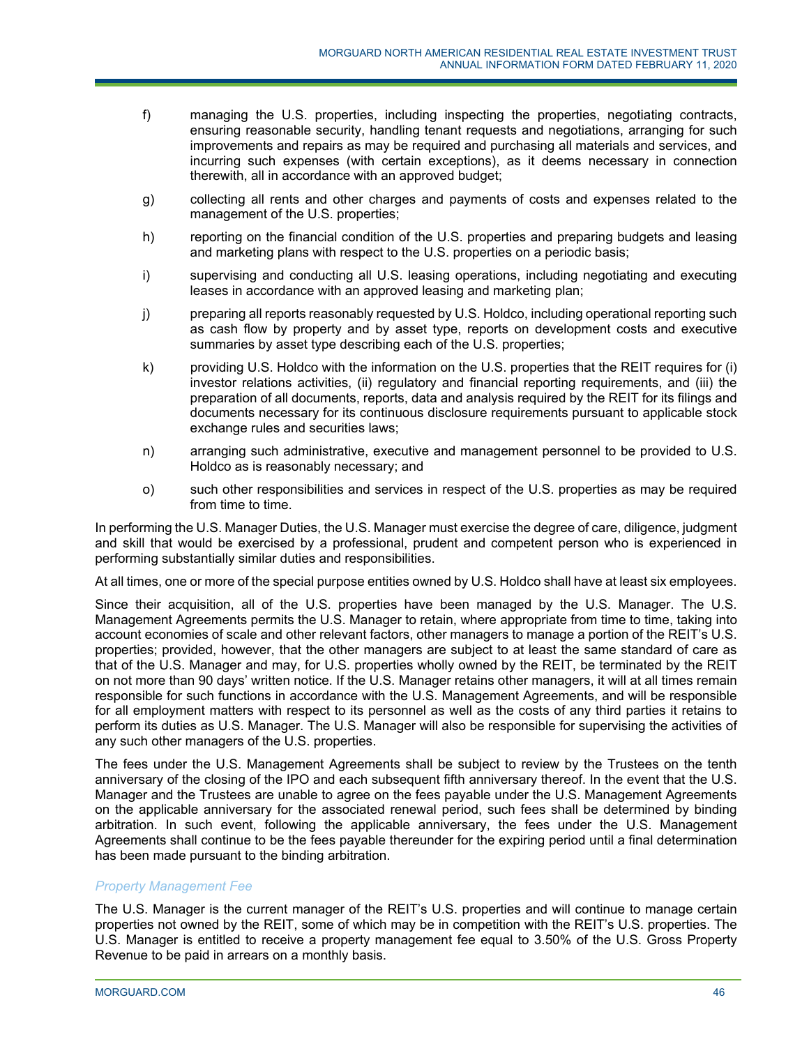f) managing the U.S. properties, including inspecting the properties, negotiating contracts, ensuring reasonable security, handling tenant requests and negotiations, arranging for such improvements and repairs as may be required and purchasing all materials and services, and incurring such expenses (with certain exceptions), as it deems necessary in connection therewith, all in accordance with an approved budget;

g) collecting all rents and other charges and payments of costs and expenses related to the management of the U.S. properties;

h) reporting on the financial condition of the U.S. properties and preparing budgets and leasing and marketing plans with respect to the U.S. properties on a periodic basis;

i) supervising and conducting all U.S. leasing operations, including negotiating and executing leases in accordance with an approved leasing and marketing plan;

j) preparing all reports reasonably requested by U.S. Holdco, including operational reporting such as cash flow by property and by asset type, reports on development costs and executive summaries by asset type describing each of the U.S. properties;

k) providing U.S. Holdco with the information on the U.S. properties that the REIT requires for (i) investor relations activities, (ii) regulatory and financial reporting requirements, and (iii) the preparation of all documents, reports, data and analysis required by the REIT for its filings and documents necessary for its continuous disclosure requirements pursuant to applicable stock exchange rules and securities laws;

n) arranging such administrative, executive and management personnel to be provided to U.S. Holdco as is reasonably necessary; and

o) such other responsibilities and services in respect of the U.S. properties as may be required from time to time.

In performing the U.S. Manager Duties, the U.S. Manager must exercise the degree of care, diligence, judgment and skill that would be exercised by a professional, prudent and competent person who is experienced in performing substantially similar duties and responsibilities.

At all times, one or more of the special purpose entities owned by U.S. Holdco shall have at least six employees.

Since their acquisition, all of the U.S. properties have been managed by the U.S. Manager. The U.S. Management Agreements permits the U.S. Manager to retain, where appropriate from time to time, taking into account economies of scale and other relevant factors, other managers to manage a portion of the REIT's U.S. properties; provided, however, that the other managers are subject to at least the same standard of care as that of the U.S. Manager and may, for U.S. properties wholly owned by the REIT, be terminated by the REIT on not more than 90 days' written notice. If the U.S. Manager retains other managers, it will at all times remain responsible for such functions in accordance with the U.S. Management Agreements, and will be responsible for all employment matters with respect to its personnel as well as the costs of any third parties it retains to perform its duties as U.S. Manager. The U.S. Manager will also be responsible for supervising the activities of any such other managers of the U.S. properties.

The fees under the U.S. Management Agreements shall be subject to review by the Trustees on the tenth anniversary of the closing of the IPO and each subsequent fifth anniversary thereof. In the event that the U.S. Manager and the Trustees are unable to agree on the fees payable under the U.S. Management Agreements on the applicable anniversary for the associated renewal period, such fees shall be determined by binding arbitration. In such event, following the applicable anniversary, the fees under the U.S. Management Agreements shall continue to be the fees payable thereunder for the expiring period until a final determination has been made pursuant to the binding arbitration.

*Property Management Fee*

The U.S. Manager is the current manager of the REIT's U.S. properties and will continue to manage certain properties not owned by the REIT, some of which may be in competition with the REIT's U.S. properties. The U.S. Manager is entitled to receive a property management fee equal to 3.50% of the U.S. Gross Property Revenue to be paid in arrears on a monthly basis.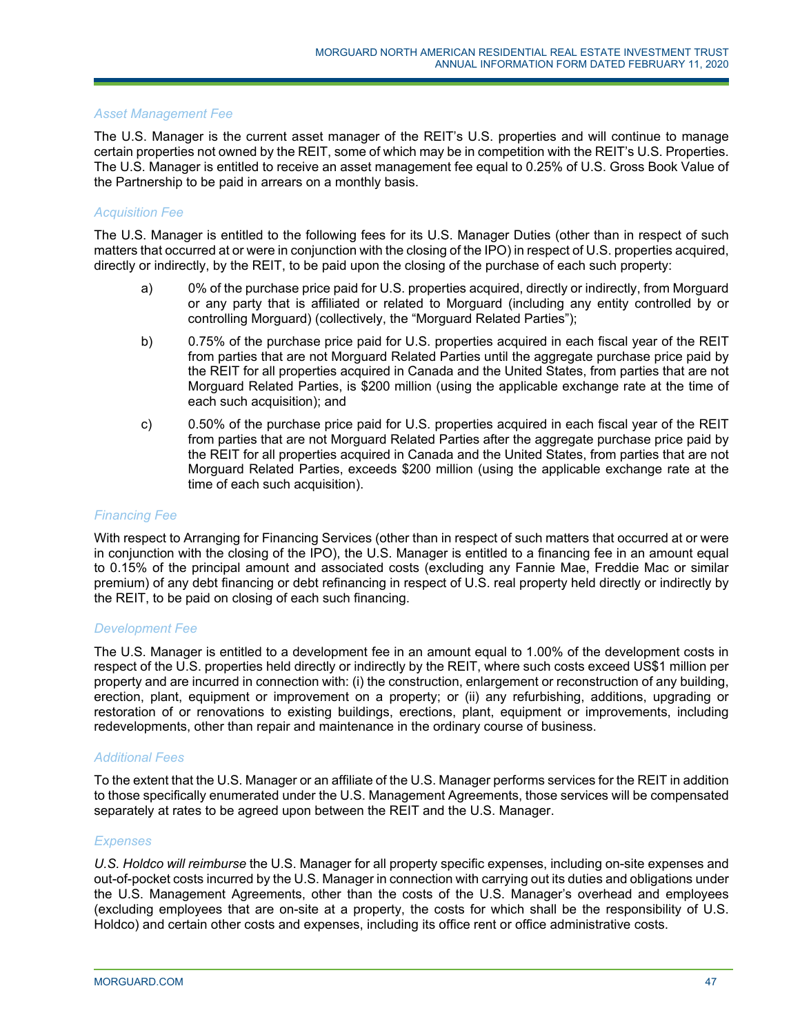*Asset Management Fee*

The U.S. Manager is the current asset manager of the REIT's U.S. properties and will continue to manage certain properties not owned by the REIT, some of which may be in competition with the REIT's U.S. Properties. The U.S. Manager is entitled to receive an asset management fee equal to 0.25% of U.S. Gross Book Value of the Partnership to be paid in arrears on a monthly basis.

*Acquisition Fee*

The U.S. Manager is entitled to the following fees for its U.S. Manager Duties (other than in respect of such matters that occurred at or were in conjunction with the closing of the IPO) in respect of U.S. properties acquired, directly or indirectly, by the REIT, to be paid upon the closing of the purchase of each such property:

a) 0% of the purchase price paid for U.S. properties acquired, directly or indirectly, from Morguard or any party that is affiliated or related to Morguard (including any entity controlled by or controlling Morguard) (collectively, the "Morguard Related Parties");

b) 0.75% of the purchase price paid for U.S. properties acquired in each fiscal year of the REIT from parties that are not Morguard Related Parties until the aggregate purchase price paid by the REIT for all properties acquired in Canada and the United States, from parties that are not Morguard Related Parties, is $200 million (using the applicable exchange rate at the time of each such acquisition); and

c) 0.50% of the purchase price paid for U.S. properties acquired in each fiscal year of the REIT from parties that are not Morguard Related Parties after the aggregate purchase price paid by the REIT for all properties acquired in Canada and the United States, from parties that are not Morguard Related Parties, exceeds $200 million (using the applicable exchange rate at the time of each such acquisition).

*Financing Fee*

With respect to Arranging for Financing Services (other than in respect of such matters that occurred at or were in conjunction with the closing of the IPO), the U.S. Manager is entitled to a financing fee in an amount equal to 0.15% of the principal amount and associated costs (excluding any Fannie Mae, Freddie Mac or similar premium) of any debt financing or debt refinancing in respect of U.S. real property held directly or indirectly by the REIT, to be paid on closing of each such financing.

*Development Fee*

The U.S. Manager is entitled to a development fee in an amount equal to 1.00% of the development costs in respect of the U.S. properties held directly or indirectly by the REIT, where such costs exceed US$1 million per property and are incurred in connection with: (i) the construction, enlargement or reconstruction of any building, erection, plant, equipment or improvement on a property; or (ii) any refurbishing, additions, upgrading or restoration of or renovations to existing buildings, erections, plant, equipment or improvements, including redevelopments, other than repair and maintenance in the ordinary course of business.

*Additional Fees*

To the extent that the U.S. Manager or an affiliate of the U.S. Manager performs services for the REIT in addition to those specifically enumerated under the U.S. Management Agreements, those services will be compensated separately at rates to be agreed upon between the REIT and the U.S. Manager.

*Expenses*

*U.S. Holdco will reimburse* the U.S. Manager for all property specific expenses, including on-site expenses and out-of-pocket costs incurred by the U.S. Manager in connection with carrying out its duties and obligations under the U.S. Management Agreements, other than the costs of the U.S. Manager's overhead and employees (excluding employees that are on-site at a property, the costs for which shall be the responsibility of U.S. Holdco) and certain other costs and expenses, including its office rent or office administrative costs.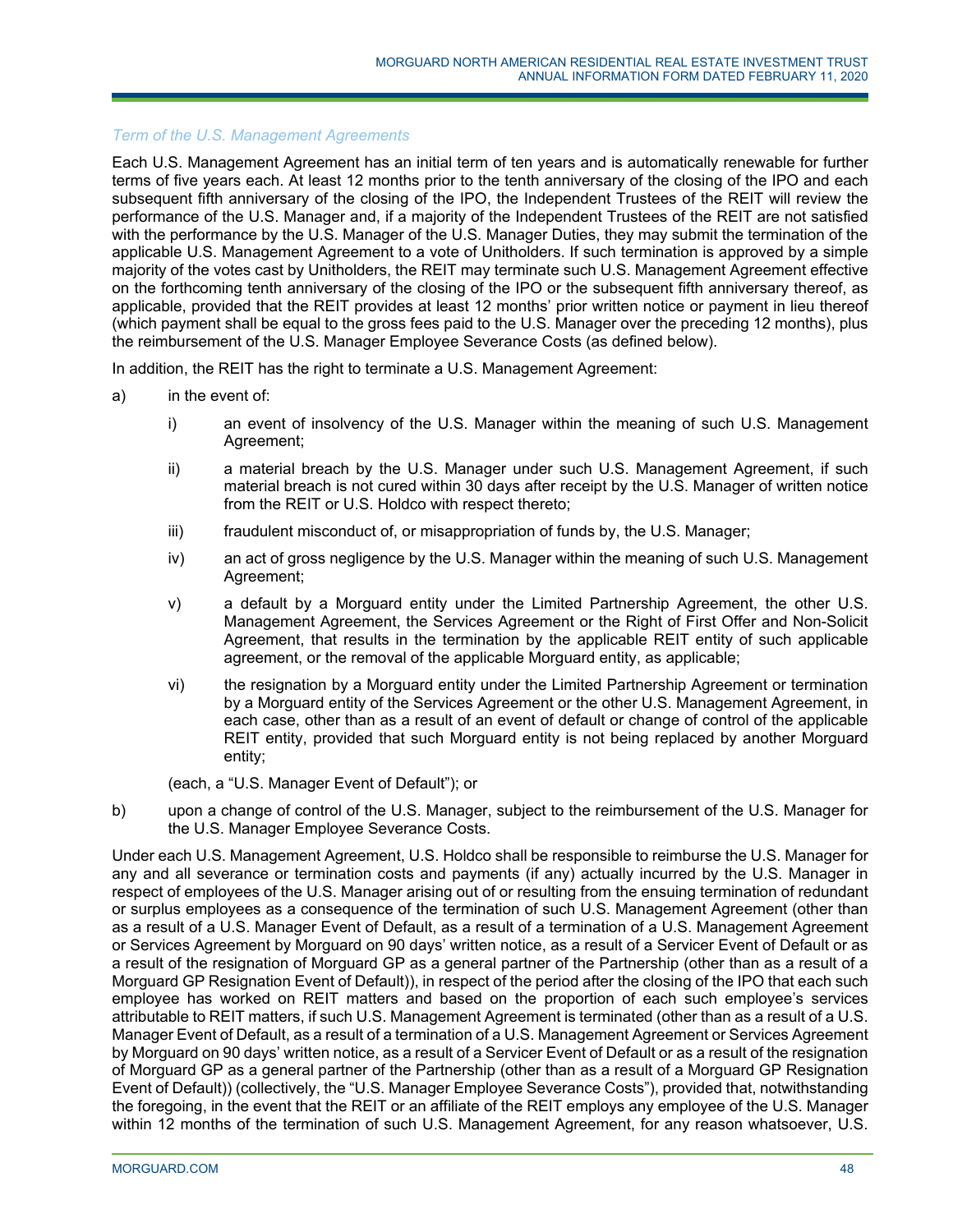*Term of the U.S. Management Agreements*

Each U.S. Management Agreement has an initial term of ten years and is automatically renewable for further terms of five years each. At least 12 months prior to the tenth anniversary of the closing of the IPO and each subsequent fifth anniversary of the closing of the IPO, the Independent Trustees of the REIT will review the performance of the U.S. Manager and, if a majority of the Independent Trustees of the REIT are not satisfied with the performance by the U.S. Manager of the U.S. Manager Duties, they may submit the termination of the applicable U.S. Management Agreement to a vote of Unitholders. If such termination is approved by a simple majority of the votes cast by Unitholders, the REIT may terminate such U.S. Management Agreement effective on the forthcoming tenth anniversary of the closing of the IPO or the subsequent fifth anniversary thereof, as applicable, provided that the REIT provides at least 12 months' prior written notice or payment in lieu thereof (which payment shall be equal to the gross fees paid to the U.S. Manager over the preceding 12 months), plus the reimbursement of the U.S. Manager Employee Severance Costs (as defined below).

In addition, the REIT has the right to terminate a U.S. Management Agreement:

a) in the event of:

   i) an event of insolvency of the U.S. Manager within the meaning of such U.S. Management Agreement;

   ii) a material breach by the U.S. Manager under such U.S. Management Agreement, if such material breach is not cured within 30 days after receipt by the U.S. Manager of written notice from the REIT or U.S. Holdco with respect thereto;

   iii) fraudulent misconduct of, or misappropriation of funds by, the U.S. Manager;

   iv) an act of gross negligence by the U.S. Manager within the meaning of such U.S. Management Agreement;

   v) a default by a Morguard entity under the Limited Partnership Agreement, the other U.S. Management Agreement, the Services Agreement or the Right of First Offer and Non-Solicit Agreement, that results in the termination by the applicable REIT entity of such applicable agreement, or the removal of the applicable Morguard entity, as applicable;

   vi) the resignation by a Morguard entity under the Limited Partnership Agreement or termination by a Morguard entity of the Services Agreement or the other U.S. Management Agreement, in each case, other than as a result of an event of default or change of control of the applicable REIT entity, provided that such Morguard entity is not being replaced by another Morguard entity;

   (each, a "U.S. Manager Event of Default"); or

b) upon a change of control of the U.S. Manager, subject to the reimbursement of the U.S. Manager for the U.S. Manager Employee Severance Costs.

Under each U.S. Management Agreement, U.S. Holdco shall be responsible to reimburse the U.S. Manager for any and all severance or termination costs and payments (if any) actually incurred by the U.S. Manager in respect of employees of the U.S. Manager arising out of or resulting from the ensuing termination of redundant or surplus employees as a consequence of the termination of such U.S. Management Agreement (other than as a result of a U.S. Manager Event of Default, as a result of a termination of a U.S. Management Agreement or Services Agreement by Morguard on 90 days' written notice, as a result of a Servicer Event of Default or as a result of the resignation of Morguard GP as a general partner of the Partnership (other than as a result of a Morguard GP Resignation Event of Default)), in respect of the period after the closing of the IPO that each such employee has worked on REIT matters and based on the proportion of each such employee's services attributable to REIT matters, if such U.S. Management Agreement is terminated (other than as a result of a U.S. Manager Event of Default, as a result of a termination of a U.S. Management Agreement or Services Agreement by Morguard on 90 days' written notice, as a result of a Servicer Event of Default or as a result of the resignation of Morguard GP as a general partner of the Partnership (other than as a result of a Morguard GP Resignation Event of Default)) (collectively, the "U.S. Manager Employee Severance Costs"), provided that, notwithstanding the foregoing, in the event that the REIT or an affiliate of the REIT employs any employee of the U.S. Manager within 12 months of the termination of such U.S. Management Agreement, for any reason whatsoever, U.S.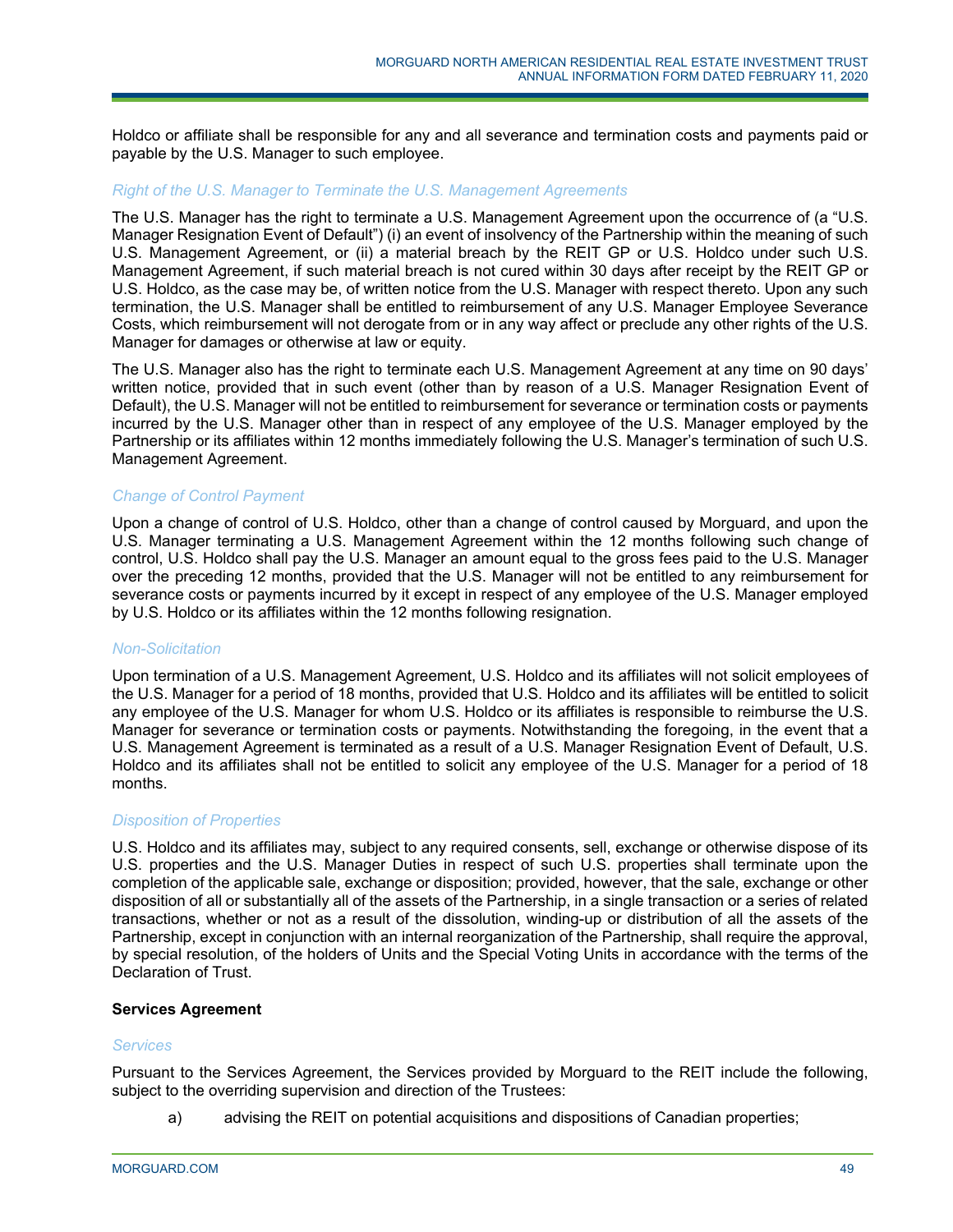Holdco or affiliate shall be responsible for any and all severance and termination costs and payments paid or payable by the U.S. Manager to such employee.

*Right of the U.S. Manager to Terminate the U.S. Management Agreements*

The U.S. Manager has the right to terminate a U.S. Management Agreement upon the occurrence of (a "U.S. Manager Resignation Event of Default") (i) an event of insolvency of the Partnership within the meaning of such U.S. Management Agreement, or (ii) a material breach by the REIT GP or U.S. Holdco under such U.S. Management Agreement, if such material breach is not cured within 30 days after receipt by the REIT GP or U.S. Holdco, as the case may be, of written notice from the U.S. Manager with respect thereto. Upon any such termination, the U.S. Manager shall be entitled to reimbursement of any U.S. Manager Employee Severance Costs, which reimbursement will not derogate from or in any way affect or preclude any other rights of the U.S. Manager for damages or otherwise at law or equity.

The U.S. Manager also has the right to terminate each U.S. Management Agreement at any time on 90 days' written notice, provided that in such event (other than by reason of a U.S. Manager Resignation Event of Default), the U.S. Manager will not be entitled to reimbursement for severance or termination costs or payments incurred by the U.S. Manager other than in respect of any employee of the U.S. Manager employed by the Partnership or its affiliates within 12 months immediately following the U.S. Manager's termination of such U.S. Management Agreement.

*Change of Control Payment*

Upon a change of control of U.S. Holdco, other than a change of control caused by Morguard, and upon the U.S. Manager terminating a U.S. Management Agreement within the 12 months following such change of control, U.S. Holdco shall pay the U.S. Manager an amount equal to the gross fees paid to the U.S. Manager over the preceding 12 months, provided that the U.S. Manager will not be entitled to any reimbursement for severance costs or payments incurred by it except in respect of any employee of the U.S. Manager employed by U.S. Holdco or its affiliates within the 12 months following resignation.

*Non-Solicitation*

Upon termination of a U.S. Management Agreement, U.S. Holdco and its affiliates will not solicit employees of the U.S. Manager for a period of 18 months, provided that U.S. Holdco and its affiliates will be entitled to solicit any employee of the U.S. Manager for whom U.S. Holdco or its affiliates is responsible to reimburse the U.S. Manager for severance or termination costs or payments. Notwithstanding the foregoing, in the event that a U.S. Management Agreement is terminated as a result of a U.S. Manager Resignation Event of Default, U.S. Holdco and its affiliates shall not be entitled to solicit any employee of the U.S. Manager for a period of 18 months.

*Disposition of Properties*

U.S. Holdco and its affiliates may, subject to any required consents, sell, exchange or otherwise dispose of its U.S. properties and the U.S. Manager Duties in respect of such U.S. properties shall terminate upon the completion of the applicable sale, exchange or disposition; provided, however, that the sale, exchange or other disposition of all or substantially all of the assets of the Partnership, in a single transaction or a series of related transactions, whether or not as a result of the dissolution, winding-up or distribution of all the assets of the Partnership, except in conjunction with an internal reorganization of the Partnership, shall require the approval, by special resolution, of the holders of Units and the Special Voting Units in accordance with the terms of the Declaration of Trust.

**Services Agreement**

*Services*

Pursuant to the Services Agreement, the Services provided by Morguard to the REIT include the following, subject to the overriding supervision and direction of the Trustees:

a) advising the REIT on potential acquisitions and dispositions of Canadian properties;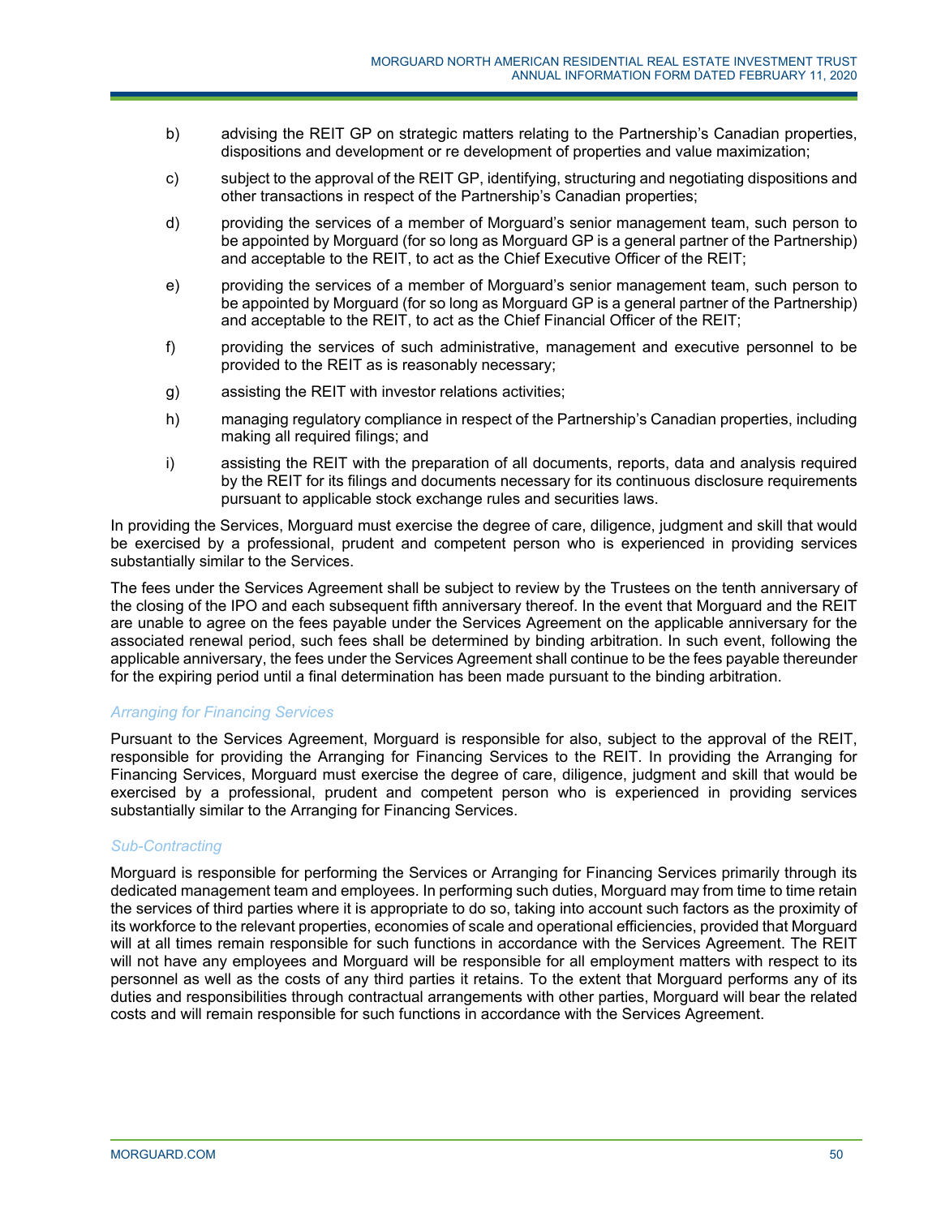b) advising the REIT GP on strategic matters relating to the Partnership's Canadian properties, dispositions and development or re development of properties and value maximization;

c) subject to the approval of the REIT GP, identifying, structuring and negotiating dispositions and other transactions in respect of the Partnership's Canadian properties;

d) providing the services of a member of Morguard's senior management team, such person to be appointed by Morguard (for so long as Morguard GP is a general partner of the Partnership) and acceptable to the REIT, to act as the Chief Executive Officer of the REIT;

e) providing the services of a member of Morguard's senior management team, such person to be appointed by Morguard (for so long as Morguard GP is a general partner of the Partnership) and acceptable to the REIT, to act as the Chief Financial Officer of the REIT;

f) providing the services of such administrative, management and executive personnel to be provided to the REIT as is reasonably necessary;

g) assisting the REIT with investor relations activities;

h) managing regulatory compliance in respect of the Partnership's Canadian properties, including making all required filings; and

i) assisting the REIT with the preparation of all documents, reports, data and analysis required by the REIT for its filings and documents necessary for its continuous disclosure requirements pursuant to applicable stock exchange rules and securities laws.

In providing the Services, Morguard must exercise the degree of care, diligence, judgment and skill that would be exercised by a professional, prudent and competent person who is experienced in providing services substantially similar to the Services.

The fees under the Services Agreement shall be subject to review by the Trustees on the tenth anniversary of the closing of the IPO and each subsequent fifth anniversary thereof. In the event that Morguard and the REIT are unable to agree on the fees payable under the Services Agreement on the applicable anniversary for the associated renewal period, such fees shall be determined by binding arbitration. In such event, following the applicable anniversary, the fees under the Services Agreement shall continue to be the fees payable thereunder for the expiring period until a final determination has been made pursuant to the binding arbitration.

*Arranging for Financing Services*

Pursuant to the Services Agreement, Morguard is responsible for also, subject to the approval of the REIT, responsible for providing the Arranging for Financing Services to the REIT. In providing the Arranging for Financing Services, Morguard must exercise the degree of care, diligence, judgment and skill that would be exercised by a professional, prudent and competent person who is experienced in providing services substantially similar to the Arranging for Financing Services.

*Sub-Contracting*

Morguard is responsible for performing the Services or Arranging for Financing Services primarily through its dedicated management team and employees. In performing such duties, Morguard may from time to time retain the services of third parties where it is appropriate to do so, taking into account such factors as the proximity of its workforce to the relevant properties, economies of scale and operational efficiencies, provided that Morguard will at all times remain responsible for such functions in accordance with the Services Agreement. The REIT will not have any employees and Morguard will be responsible for all employment matters with respect to its personnel as well as the costs of any third parties it retains. To the extent that Morguard performs any of its duties and responsibilities through contractual arrangements with other parties, Morguard will bear the related costs and will remain responsible for such functions in accordance with the Services Agreement.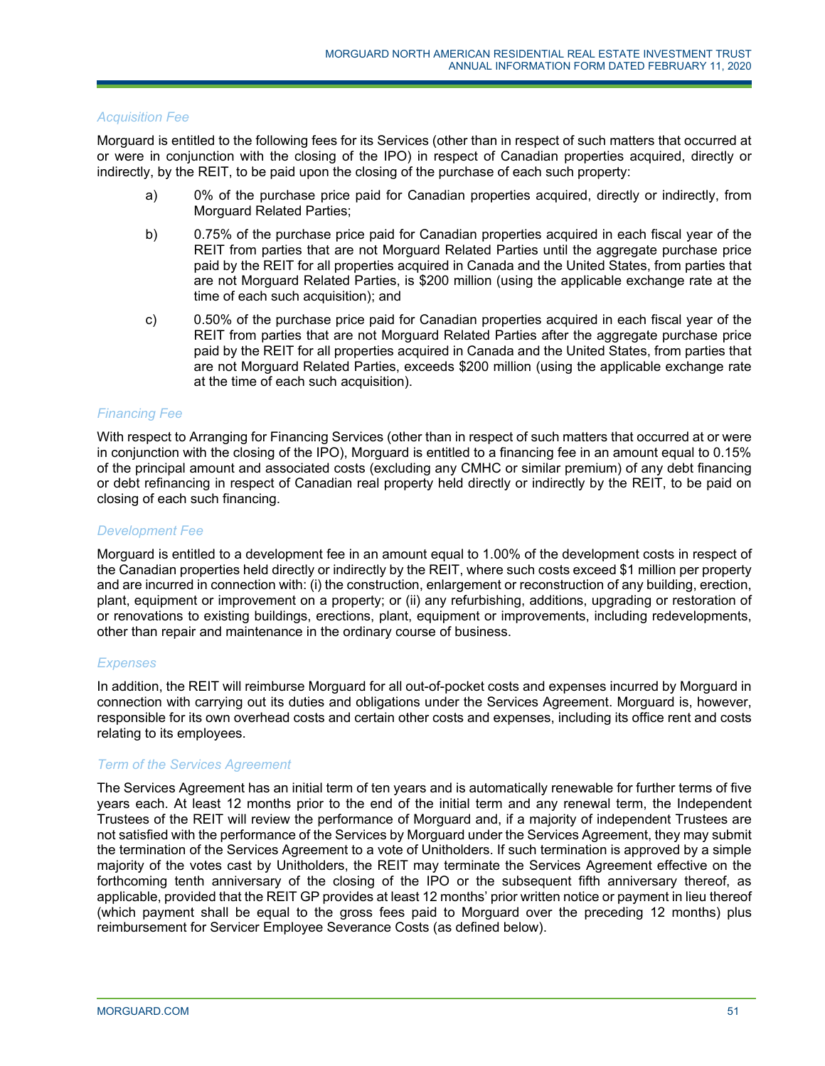*Acquisition Fee*

Morguard is entitled to the following fees for its Services (other than in respect of such matters that occurred at or were in conjunction with the closing of the IPO) in respect of Canadian properties acquired, directly or indirectly, by the REIT, to be paid upon the closing of the purchase of each such property:

a) 0% of the purchase price paid for Canadian properties acquired, directly or indirectly, from Morguard Related Parties;

b) 0.75% of the purchase price paid for Canadian properties acquired in each fiscal year of the REIT from parties that are not Morguard Related Parties until the aggregate purchase price paid by the REIT for all properties acquired in Canada and the United States, from parties that are not Morguard Related Parties, is $200 million (using the applicable exchange rate at the time of each such acquisition); and

c) 0.50% of the purchase price paid for Canadian properties acquired in each fiscal year of the REIT from parties that are not Morguard Related Parties after the aggregate purchase price paid by the REIT for all properties acquired in Canada and the United States, from parties that are not Morguard Related Parties, exceeds $200 million (using the applicable exchange rate at the time of each such acquisition).

*Financing Fee*

With respect to Arranging for Financing Services (other than in respect of such matters that occurred at or were in conjunction with the closing of the IPO), Morguard is entitled to a financing fee in an amount equal to 0.15% of the principal amount and associated costs (excluding any CMHC or similar premium) of any debt financing or debt refinancing in respect of Canadian real property held directly or indirectly by the REIT, to be paid on closing of each such financing.

*Development Fee*

Morguard is entitled to a development fee in an amount equal to 1.00% of the development costs in respect of the Canadian properties held directly or indirectly by the REIT, where such costs exceed $1 million per property and are incurred in connection with: (i) the construction, enlargement or reconstruction of any building, erection, plant, equipment or improvement on a property; or (ii) any refurbishing, additions, upgrading or restoration of or renovations to existing buildings, erections, plant, equipment or improvements, including redevelopments, other than repair and maintenance in the ordinary course of business.

*Expenses*

In addition, the REIT will reimburse Morguard for all out-of-pocket costs and expenses incurred by Morguard in connection with carrying out its duties and obligations under the Services Agreement. Morguard is, however, responsible for its own overhead costs and certain other costs and expenses, including its office rent and costs relating to its employees.

*Term of the Services Agreement*

The Services Agreement has an initial term of ten years and is automatically renewable for further terms of five years each. At least 12 months prior to the end of the initial term and any renewal term, the Independent Trustees of the REIT will review the performance of Morguard and, if a majority of independent Trustees are not satisfied with the performance of the Services by Morguard under the Services Agreement, they may submit the termination of the Services Agreement to a vote of Unitholders. If such termination is approved by a simple majority of the votes cast by Unitholders, the REIT may terminate the Services Agreement effective on the forthcoming tenth anniversary of the closing of the IPO or the subsequent fifth anniversary thereof, as applicable, provided that the REIT GP provides at least 12 months' prior written notice or payment in lieu thereof (which payment shall be equal to the gross fees paid to Morguard over the preceding 12 months) plus reimbursement for Servicer Employee Severance Costs (as defined below).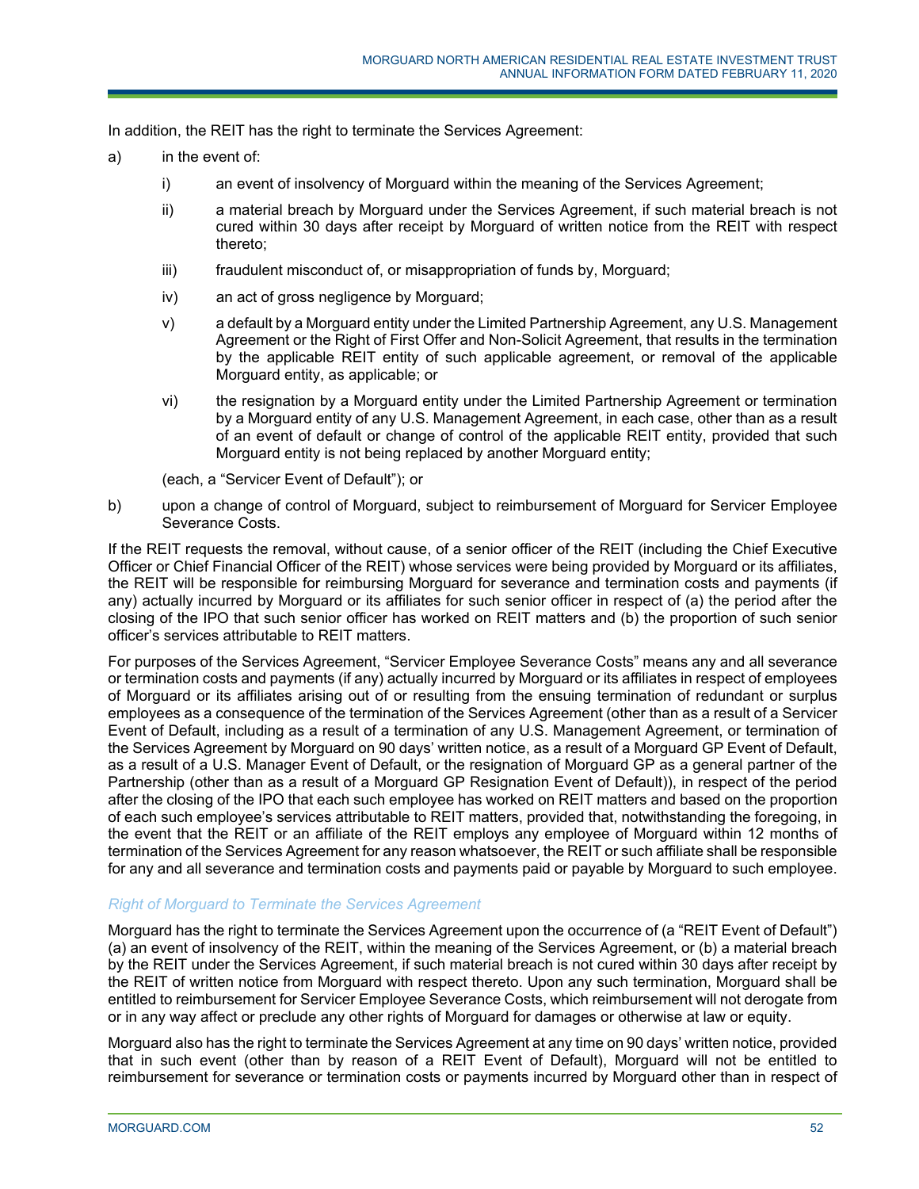In addition, the REIT has the right to terminate the Services Agreement:

a) in the event of:

   i) an event of insolvency of Morguard within the meaning of the Services Agreement;

   ii) a material breach by Morguard under the Services Agreement, if such material breach is not cured within 30 days after receipt by Morguard of written notice from the REIT with respect thereto;

   iii) fraudulent misconduct of, or misappropriation of funds by, Morguard;

   iv) an act of gross negligence by Morguard;

   v) a default by a Morguard entity under the Limited Partnership Agreement, any U.S. Management Agreement or the Right of First Offer and Non-Solicit Agreement, that results in the termination by the applicable REIT entity of such applicable agreement, or removal of the applicable Morguard entity, as applicable; or

   vi) the resignation by a Morguard entity under the Limited Partnership Agreement or termination by a Morguard entity of any U.S. Management Agreement, in each case, other than as a result of an event of default or change of control of the applicable REIT entity, provided that such Morguard entity is not being replaced by another Morguard entity;

   (each, a "Servicer Event of Default"); or

b) upon a change of control of Morguard, subject to reimbursement of Morguard for Servicer Employee Severance Costs.

If the REIT requests the removal, without cause, of a senior officer of the REIT (including the Chief Executive Officer or Chief Financial Officer of the REIT) whose services were being provided by Morguard or its affiliates, the REIT will be responsible for reimbursing Morguard for severance and termination costs and payments (if any) actually incurred by Morguard or its affiliates for such senior officer in respect of (a) the period after the closing of the IPO that such senior officer has worked on REIT matters and (b) the proportion of such senior officer's services attributable to REIT matters.

For purposes of the Services Agreement, "Servicer Employee Severance Costs" means any and all severance or termination costs and payments (if any) actually incurred by Morguard or its affiliates in respect of employees of Morguard or its affiliates arising out of or resulting from the ensuing termination of redundant or surplus employees as a consequence of the termination of the Services Agreement (other than as a result of a Servicer Event of Default, including as a result of a termination of any U.S. Management Agreement, or termination of the Services Agreement by Morguard on 90 days' written notice, as a result of a Morguard GP Event of Default, as a result of a U.S. Manager Event of Default, or the resignation of Morguard GP as a general partner of the Partnership (other than as a result of a Morguard GP Resignation Event of Default)), in respect of the period after the closing of the IPO that each such employee has worked on REIT matters and based on the proportion of each such employee's services attributable to REIT matters, provided that, notwithstanding the foregoing, in the event that the REIT or an affiliate of the REIT employs any employee of Morguard within 12 months of termination of the Services Agreement for any reason whatsoever, the REIT or such affiliate shall be responsible for any and all severance and termination costs and payments paid or payable by Morguard to such employee.

*Right of Morguard to Terminate the Services Agreement*

Morguard has the right to terminate the Services Agreement upon the occurrence of (a "REIT Event of Default") (a) an event of insolvency of the REIT, within the meaning of the Services Agreement, or (b) a material breach by the REIT under the Services Agreement, if such material breach is not cured within 30 days after receipt by the REIT of written notice from Morguard with respect thereto. Upon any such termination, Morguard shall be entitled to reimbursement for Servicer Employee Severance Costs, which reimbursement will not derogate from or in any way affect or preclude any other rights of Morguard for damages or otherwise at law or equity.

Morguard also has the right to terminate the Services Agreement at any time on 90 days' written notice, provided that in such event (other than by reason of a REIT Event of Default), Morguard will not be entitled to reimbursement for severance or termination costs or payments incurred by Morguard other than in respect of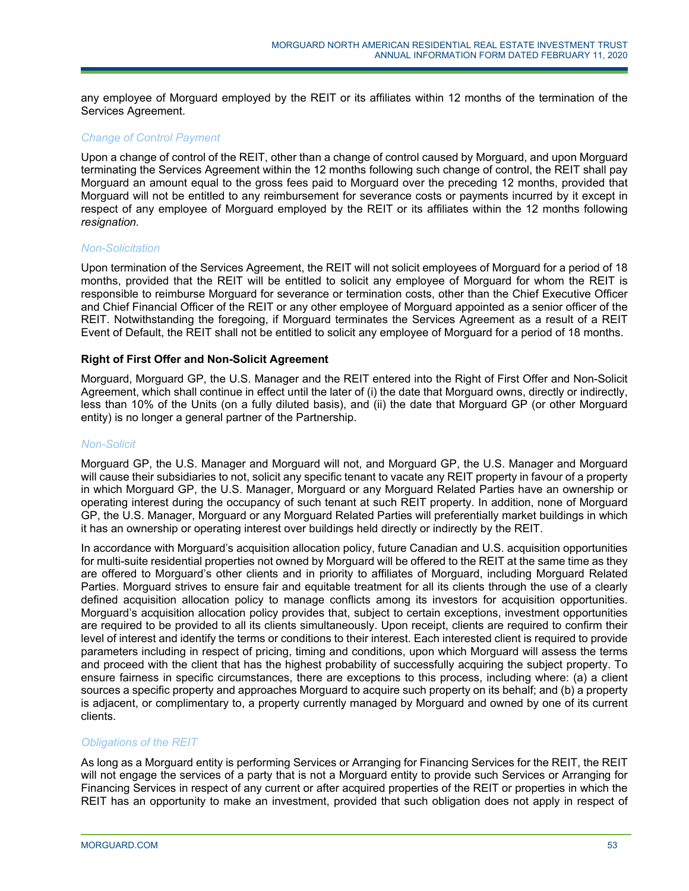any employee of Morguard employed by the REIT or its affiliates within 12 months of the termination of the Services Agreement.

*Change of Control Payment*

Upon a change of control of the REIT, other than a change of control caused by Morguard, and upon Morguard terminating the Services Agreement within the 12 months following such change of control, the REIT shall pay Morguard an amount equal to the gross fees paid to Morguard over the preceding 12 months, provided that Morguard will not be entitled to any reimbursement for severance costs or payments incurred by it except in respect of any employee of Morguard employed by the REIT or its affiliates within the 12 months following *resignation*.

*Non-Solicitation*

Upon termination of the Services Agreement, the REIT will not solicit employees of Morguard for a period of 18 months, provided that the REIT will be entitled to solicit any employee of Morguard for whom the REIT is responsible to reimburse Morguard for severance or termination costs, other than the Chief Executive Officer and Chief Financial Officer of the REIT or any other employee of Morguard appointed as a senior officer of the REIT. Notwithstanding the foregoing, if Morguard terminates the Services Agreement as a result of a REIT Event of Default, the REIT shall not be entitled to solicit any employee of Morguard for a period of 18 months.

**Right of First Offer and Non-Solicit Agreement**

Morguard, Morguard GP, the U.S. Manager and the REIT entered into the Right of First Offer and Non-Solicit Agreement, which shall continue in effect until the later of (i) the date that Morguard owns, directly or indirectly, less than 10% of the Units (on a fully diluted basis), and (ii) the date that Morguard GP (or other Morguard entity) is no longer a general partner of the Partnership.

*Non-Solicit*

Morguard GP, the U.S. Manager and Morguard will not, and Morguard GP, the U.S. Manager and Morguard will cause their subsidiaries to not, solicit any specific tenant to vacate any REIT property in favour of a property in which Morguard GP, the U.S. Manager, Morguard or any Morguard Related Parties have an ownership or operating interest during the occupancy of such tenant at such REIT property. In addition, none of Morguard GP, the U.S. Manager, Morguard or any Morguard Related Parties will preferentially market buildings in which it has an ownership or operating interest over buildings held directly or indirectly by the REIT.

In accordance with Morguard's acquisition allocation policy, future Canadian and U.S. acquisition opportunities for multi-suite residential properties not owned by Morguard will be offered to the REIT at the same time as they are offered to Morguard's other clients and in priority to affiliates of Morguard, including Morguard Related Parties. Morguard strives to ensure fair and equitable treatment for all its clients through the use of a clearly defined acquisition allocation policy to manage conflicts among its investors for acquisition opportunities. Morguard's acquisition allocation policy provides that, subject to certain exceptions, investment opportunities are required to be provided to all its clients simultaneously. Upon receipt, clients are required to confirm their level of interest and identify the terms or conditions to their interest. Each interested client is required to provide parameters including in respect of pricing, timing and conditions, upon which Morguard will assess the terms and proceed with the client that has the highest probability of successfully acquiring the subject property. To ensure fairness in specific circumstances, there are exceptions to this process, including where: (a) a client sources a specific property and approaches Morguard to acquire such property on its behalf; and (b) a property is adjacent, or complimentary to, a property currently managed by Morguard and owned by one of its current clients.

*Obligations of the REIT*

As long as a Morguard entity is performing Services or Arranging for Financing Services for the REIT, the REIT will not engage the services of a party that is not a Morguard entity to provide such Services or Arranging for Financing Services in respect of any current or after acquired properties of the REIT or properties in which the REIT has an opportunity to make an investment, provided that such obligation does not apply in respect of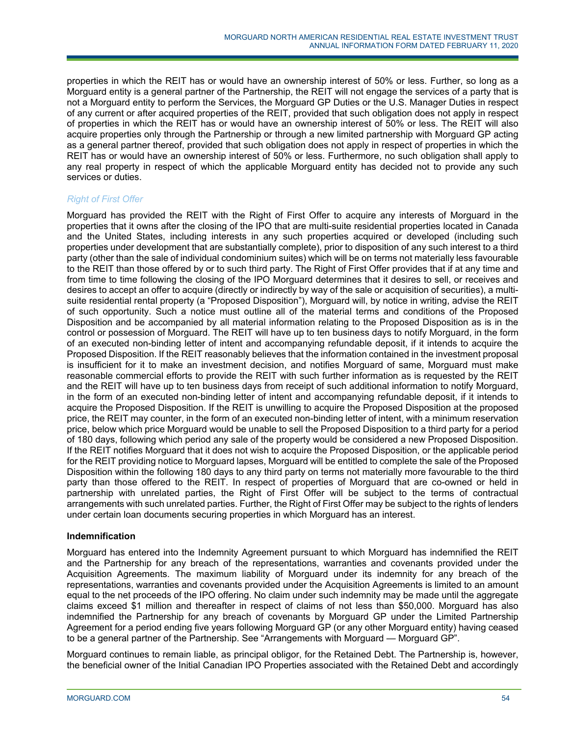properties in which the REIT has or would have an ownership interest of 50% or less. Further, so long as a Morguard entity is a general partner of the Partnership, the REIT will not engage the services of a party that is not a Morguard entity to perform the Services, the Morguard GP Duties or the U.S. Manager Duties in respect of any current or after acquired properties of the REIT, provided that such obligation does not apply in respect of properties in which the REIT has or would have an ownership interest of 50% or less. The REIT will also acquire properties only through the Partnership or through a new limited partnership with Morguard GP acting as a general partner thereof, provided that such obligation does not apply in respect of properties in which the REIT has or would have an ownership interest of 50% or less. Furthermore, no such obligation shall apply to any real property in respect of which the applicable Morguard entity has decided not to provide any such services or duties.

*Right of First Offer*

Morguard has provided the REIT with the Right of First Offer to acquire any interests of Morguard in the properties that it owns after the closing of the IPO that are multi-suite residential properties located in Canada and the United States, including interests in any such properties acquired or developed (including such properties under development that are substantially complete), prior to disposition of any such interest to a third party (other than the sale of individual condominium suites) which will be on terms not materially less favourable to the REIT than those offered by or to such third party. The Right of First Offer provides that if at any time and from time to time following the closing of the IPO Morguard determines that it desires to sell, or receives and desires to accept an offer to acquire (directly or indirectly by way of the sale or acquisition of securities), a multi-suite residential rental property (a "Proposed Disposition"), Morguard will, by notice in writing, advise the REIT of such opportunity. Such a notice must outline all of the material terms and conditions of the Proposed Disposition and be accompanied by all material information relating to the Proposed Disposition as is in the control or possession of Morguard. The REIT will have up to ten business days to notify Morguard, in the form of an executed non-binding letter of intent and accompanying refundable deposit, if it intends to acquire the Proposed Disposition. If the REIT reasonably believes that the information contained in the investment proposal is insufficient for it to make an investment decision, and notifies Morguard of same, Morguard must make reasonable commercial efforts to provide the REIT with such further information as is requested by the REIT and the REIT will have up to ten business days from receipt of such additional information to notify Morguard, in the form of an executed non-binding letter of intent and accompanying refundable deposit, if it intends to acquire the Proposed Disposition. If the REIT is unwilling to acquire the Proposed Disposition at the proposed price, the REIT may counter, in the form of an executed non-binding letter of intent, with a minimum reservation price, below which price Morguard would be unable to sell the Proposed Disposition to a third party for a period of 180 days, following which period any sale of the property would be considered a new Proposed Disposition. If the REIT notifies Morguard that it does not wish to acquire the Proposed Disposition, or the applicable period for the REIT providing notice to Morguard lapses, Morguard will be entitled to complete the sale of the Proposed Disposition within the following 180 days to any third party on terms not materially more favourable to the third party than those offered to the REIT. In respect of properties of Morguard that are co-owned or held in partnership with unrelated parties, the Right of First Offer will be subject to the terms of contractual arrangements with such unrelated parties. Further, the Right of First Offer may be subject to the rights of lenders under certain loan documents securing properties in which Morguard has an interest.

**Indemnification**

Morguard has entered into the Indemnity Agreement pursuant to which Morguard has indemnified the REIT and the Partnership for any breach of the representations, warranties and covenants provided under the Acquisition Agreements. The maximum liability of Morguard under its indemnity for any breach of the representations, warranties and covenants provided under the Acquisition Agreements is limited to an amount equal to the net proceeds of the IPO offering. No claim under such indemnity may be made until the aggregate claims exceed $1 million and thereafter in respect of claims of not less than $50,000. Morguard has also indemnified the Partnership for any breach of covenants by Morguard GP under the Limited Partnership Agreement for a period ending five years following Morguard GP (or any other Morguard entity) having ceased to be a general partner of the Partnership. See "Arrangements with Morguard — Morguard GP".

Morguard continues to remain liable, as principal obligor, for the Retained Debt. The Partnership is, however, the beneficial owner of the Initial Canadian IPO Properties associated with the Retained Debt and accordingly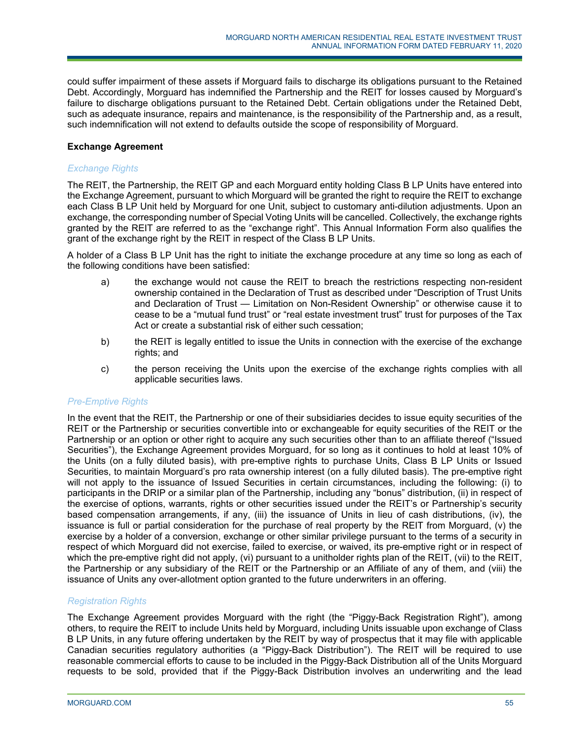could suffer impairment of these assets if Morguard fails to discharge its obligations pursuant to the Retained Debt. Accordingly, Morguard has indemnified the Partnership and the REIT for losses caused by Morguard's failure to discharge obligations pursuant to the Retained Debt. Certain obligations under the Retained Debt, such as adequate insurance, repairs and maintenance, is the responsibility of the Partnership and, as a result, such indemnification will not extend to defaults outside the scope of responsibility of Morguard.

**Exchange Agreement**

*Exchange Rights*

The REIT, the Partnership, the REIT GP and each Morguard entity holding Class B LP Units have entered into the Exchange Agreement, pursuant to which Morguard will be granted the right to require the REIT to exchange each Class B LP Unit held by Morguard for one Unit, subject to customary anti-dilution adjustments. Upon an exchange, the corresponding number of Special Voting Units will be cancelled. Collectively, the exchange rights granted by the REIT are referred to as the "exchange right". This Annual Information Form also qualifies the grant of the exchange right by the REIT in respect of the Class B LP Units.

A holder of a Class B LP Unit has the right to initiate the exchange procedure at any time so long as each of the following conditions have been satisfied:

a) the exchange would not cause the REIT to breach the restrictions respecting non-resident ownership contained in the Declaration of Trust as described under "Description of Trust Units and Declaration of Trust — Limitation on Non-Resident Ownership" or otherwise cause it to cease to be a "mutual fund trust" or "real estate investment trust" trust for purposes of the Tax Act or create a substantial risk of either such cessation;

b) the REIT is legally entitled to issue the Units in connection with the exercise of the exchange rights; and

c) the person receiving the Units upon the exercise of the exchange rights complies with all applicable securities laws.

*Pre-Emptive Rights*

In the event that the REIT, the Partnership or one of their subsidiaries decides to issue equity securities of the REIT or the Partnership or securities convertible into or exchangeable for equity securities of the REIT or the Partnership or an option or other right to acquire any such securities other than to an affiliate thereof ("Issued Securities"), the Exchange Agreement provides Morguard, for so long as it continues to hold at least 10% of the Units (on a fully diluted basis), with pre-emptive rights to purchase Units, Class B LP Units or Issued Securities, to maintain Morguard's pro rata ownership interest (on a fully diluted basis). The pre-emptive right will not apply to the issuance of Issued Securities in certain circumstances, including the following: (i) to participants in the DRIP or a similar plan of the Partnership, including any "bonus" distribution, (ii) in respect of the exercise of options, warrants, rights or other securities issued under the REIT's or Partnership's security based compensation arrangements, if any, (iii) the issuance of Units in lieu of cash distributions, (iv), the issuance is full or partial consideration for the purchase of real property by the REIT from Morguard, (v) the exercise by a holder of a conversion, exchange or other similar privilege pursuant to the terms of a security in respect of which Morguard did not exercise, failed to exercise, or waived, its pre-emptive right or in respect of which the pre-emptive right did not apply, (vi) pursuant to a unitholder rights plan of the REIT, (vii) to the REIT, the Partnership or any subsidiary of the REIT or the Partnership or an Affiliate of any of them, and (viii) the issuance of Units any over-allotment option granted to the future underwriters in an offering.

*Registration Rights*

The Exchange Agreement provides Morguard with the right (the "Piggy-Back Registration Right"), among others, to require the REIT to include Units held by Morguard, including Units issuable upon exchange of Class B LP Units, in any future offering undertaken by the REIT by way of prospectus that it may file with applicable Canadian securities regulatory authorities (a "Piggy-Back Distribution"). The REIT will be required to use reasonable commercial efforts to cause to be included in the Piggy-Back Distribution all of the Units Morguard requests to be sold, provided that if the Piggy-Back Distribution involves an underwriting and the lead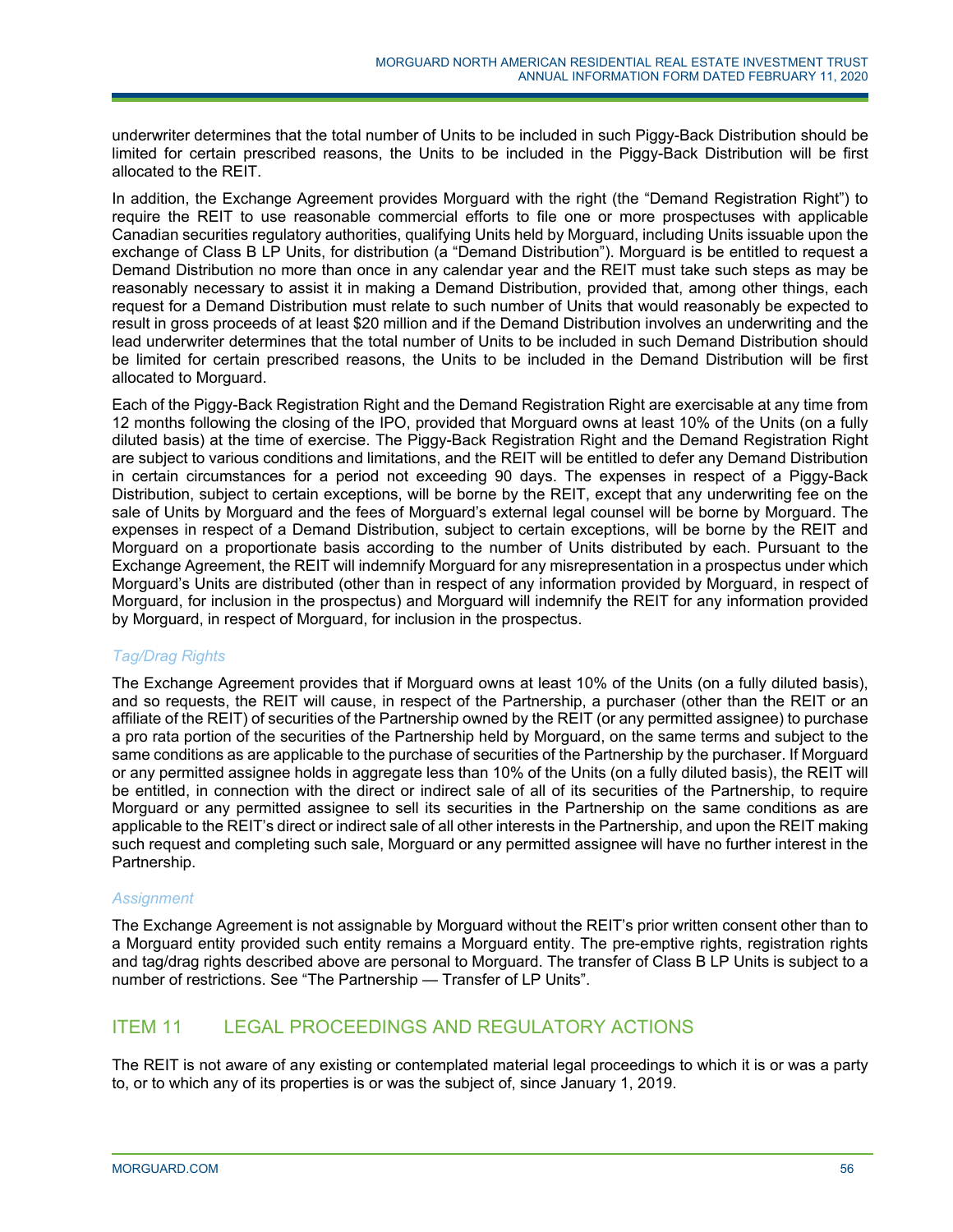underwriter determines that the total number of Units to be included in such Piggy-Back Distribution should be limited for certain prescribed reasons, the Units to be included in the Piggy-Back Distribution will be first allocated to the REIT.

In addition, the Exchange Agreement provides Morguard with the right (the "Demand Registration Right") to require the REIT to use reasonable commercial efforts to file one or more prospectuses with applicable Canadian securities regulatory authorities, qualifying Units held by Morguard, including Units issuable upon the exchange of Class B LP Units, for distribution (a "Demand Distribution"). Morguard is be entitled to request a Demand Distribution no more than once in any calendar year and the REIT must take such steps as may be reasonably necessary to assist it in making a Demand Distribution, provided that, among other things, each request for a Demand Distribution must relate to such number of Units that would reasonably be expected to result in gross proceeds of at least $20 million and if the Demand Distribution involves an underwriting and the lead underwriter determines that the total number of Units to be included in such Demand Distribution should be limited for certain prescribed reasons, the Units to be included in the Demand Distribution will be first allocated to Morguard.

Each of the Piggy-Back Registration Right and the Demand Registration Right are exercisable at any time from 12 months following the closing of the IPO, provided that Morguard owns at least 10% of the Units (on a fully diluted basis) at the time of exercise. The Piggy-Back Registration Right and the Demand Registration Right are subject to various conditions and limitations, and the REIT will be entitled to defer any Demand Distribution in certain circumstances for a period not exceeding 90 days. The expenses in respect of a Piggy-Back Distribution, subject to certain exceptions, will be borne by the REIT, except that any underwriting fee on the sale of Units by Morguard and the fees of Morguard's external legal counsel will be borne by Morguard. The expenses in respect of a Demand Distribution, subject to certain exceptions, will be borne by the REIT and Morguard on a proportionate basis according to the number of Units distributed by each. Pursuant to the Exchange Agreement, the REIT will indemnify Morguard for any misrepresentation in a prospectus under which Morguard's Units are distributed (other than in respect of any information provided by Morguard, in respect of Morguard, for inclusion in the prospectus) and Morguard will indemnify the REIT for any information provided by Morguard, in respect of Morguard, for inclusion in the prospectus.

*Tag/Drag Rights*

The Exchange Agreement provides that if Morguard owns at least 10% of the Units (on a fully diluted basis), and so requests, the REIT will cause, in respect of the Partnership, a purchaser (other than the REIT or an affiliate of the REIT) of securities of the Partnership owned by the REIT (or any permitted assignee) to purchase a pro rata portion of the securities of the Partnership held by Morguard, on the same terms and subject to the same conditions as are applicable to the purchase of securities of the Partnership by the purchaser. If Morguard or any permitted assignee holds in aggregate less than 10% of the Units (on a fully diluted basis), the REIT will be entitled, in connection with the direct or indirect sale of all of its securities of the Partnership, to require Morguard or any permitted assignee to sell its securities in the Partnership on the same conditions as are applicable to the REIT's direct or indirect sale of all other interests in the Partnership, and upon the REIT making such request and completing such sale, Morguard or any permitted assignee will have no further interest in the Partnership.

*Assignment*

The Exchange Agreement is not assignable by Morguard without the REIT's prior written consent other than to a Morguard entity provided such entity remains a Morguard entity. The pre-emptive rights, registration rights and tag/drag rights described above are personal to Morguard. The transfer of Class B LP Units is subject to a number of restrictions. See "The Partnership — Transfer of LP Units".

## ITEM 11 LEGAL PROCEEDINGS AND REGULATORY ACTIONS

The REIT is not aware of any existing or contemplated material legal proceedings to which it is or was a party to, or to which any of its properties is or was the subject of, since January 1, 2019.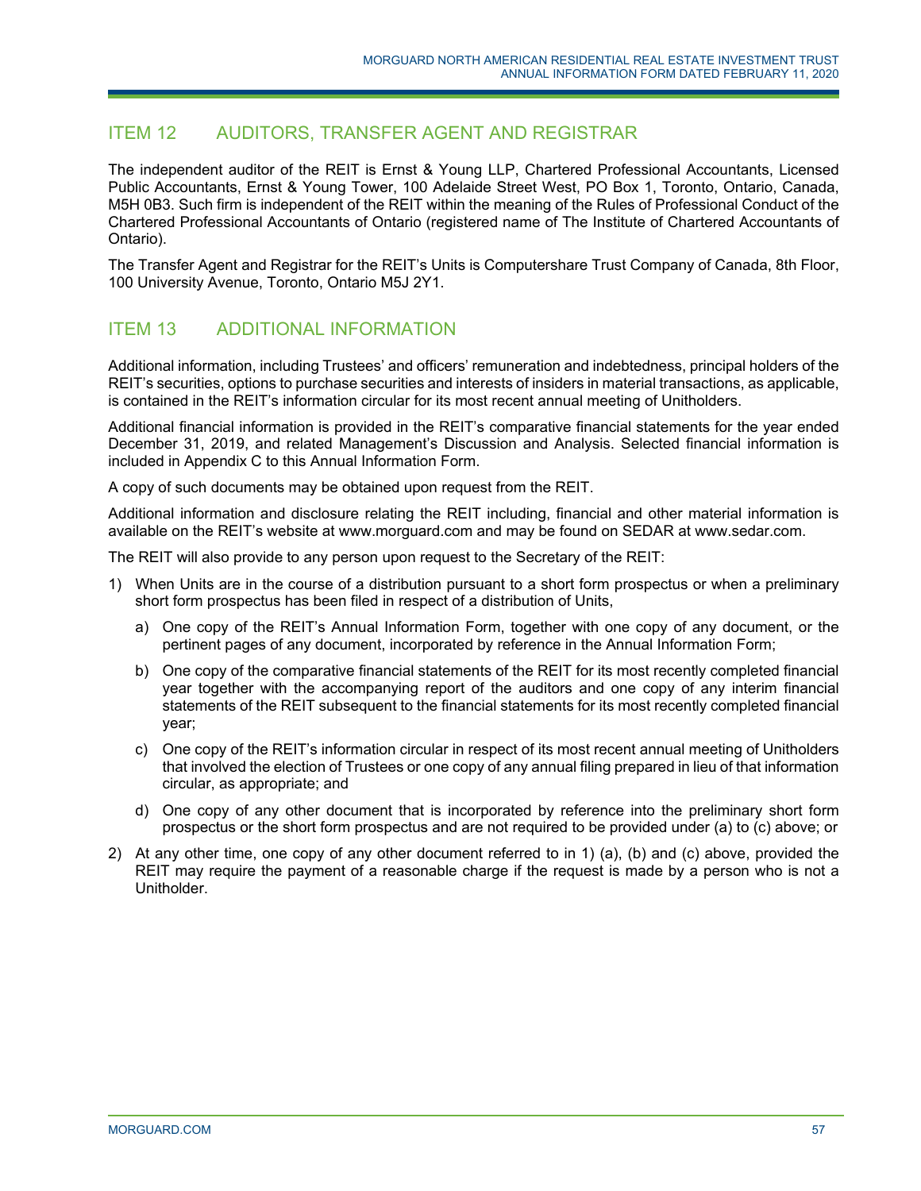## ITEM 12 AUDITORS, TRANSFER AGENT AND REGISTRAR

The independent auditor of the REIT is Ernst & Young LLP, Chartered Professional Accountants, Licensed Public Accountants, Ernst & Young Tower, 100 Adelaide Street West, PO Box 1, Toronto, Ontario, Canada, M5H 0B3. Such firm is independent of the REIT within the meaning of the Rules of Professional Conduct of the Chartered Professional Accountants of Ontario (registered name of The Institute of Chartered Accountants of Ontario).

The Transfer Agent and Registrar for the REIT's Units is Computershare Trust Company of Canada, 8th Floor, 100 University Avenue, Toronto, Ontario M5J 2Y1.

## ITEM 13 ADDITIONAL INFORMATION

Additional information, including Trustees' and officers' remuneration and indebtedness, principal holders of the REIT's securities, options to purchase securities and interests of insiders in material transactions, as applicable, is contained in the REIT's information circular for its most recent annual meeting of Unitholders.

Additional financial information is provided in the REIT's comparative financial statements for the year ended December 31, 2019, and related Management's Discussion and Analysis. Selected financial information is included in Appendix C to this Annual Information Form.

A copy of such documents may be obtained upon request from the REIT.

Additional information and disclosure relating the REIT including, financial and other material information is available on the REIT's website at www.morguard.com and may be found on SEDAR at www.sedar.com.

The REIT will also provide to any person upon request to the Secretary of the REIT:

1) When Units are in the course of a distribution pursuant to a short form prospectus or when a preliminary short form prospectus has been filed in respect of a distribution of Units,
   a) One copy of the REIT's Annual Information Form, together with one copy of any document, or the pertinent pages of any document, incorporated by reference in the Annual Information Form;
   b) One copy of the comparative financial statements of the REIT for its most recently completed financial year together with the accompanying report of the auditors and one copy of any interim financial statements of the REIT subsequent to the financial statements for its most recently completed financial year;
   c) One copy of the REIT's information circular in respect of its most recent annual meeting of Unitholders that involved the election of Trustees or one copy of any annual filing prepared in lieu of that information circular, as appropriate; and
   d) One copy of any other document that is incorporated by reference into the preliminary short form prospectus or the short form prospectus and are not required to be provided under (a) to (c) above; or
2) At any other time, one copy of any other document referred to in 1) (a), (b) and (c) above, provided the REIT may require the payment of a reasonable charge if the request is made by a person who is not a Unitholder.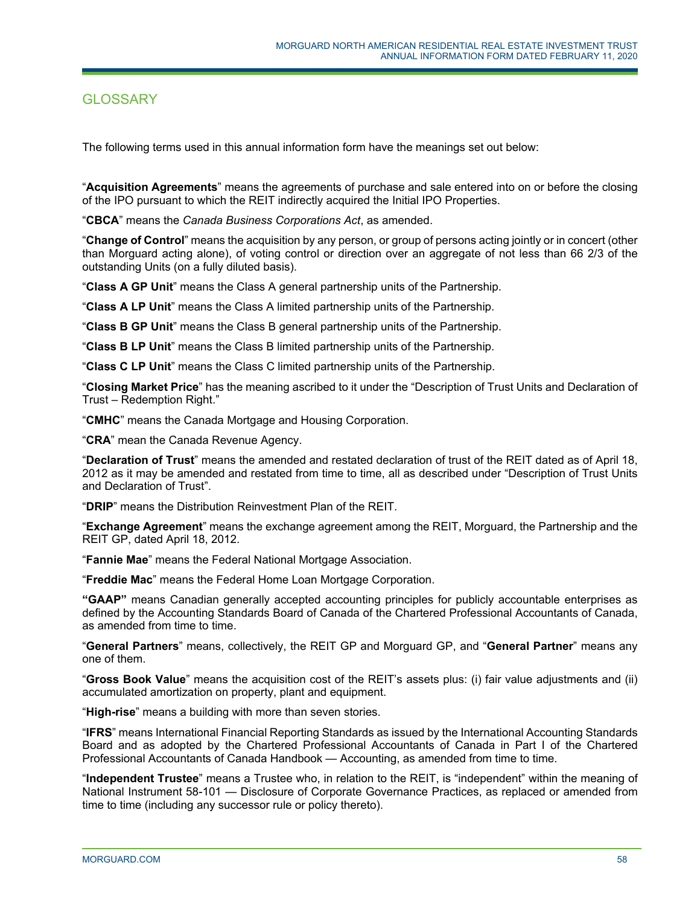## GLOSSARY

The following terms used in this annual information form have the meanings set out below:

"**Acquisition Agreements**" means the agreements of purchase and sale entered into on or before the closing of the IPO pursuant to which the REIT indirectly acquired the Initial IPO Properties.

"**CBCA**" means the *Canada Business Corporations Act*, as amended.

"**Change of Control**" means the acquisition by any person, or group of persons acting jointly or in concert (other than Morguard acting alone), of voting control or direction over an aggregate of not less than 66 2/3 of the outstanding Units (on a fully diluted basis).

"**Class A GP Unit**" means the Class A general partnership units of the Partnership.

"**Class A LP Unit**" means the Class A limited partnership units of the Partnership.

"**Class B GP Unit**" means the Class B general partnership units of the Partnership.

"**Class B LP Unit**" means the Class B limited partnership units of the Partnership.

"**Class C LP Unit**" means the Class C limited partnership units of the Partnership.

"**Closing Market Price**" has the meaning ascribed to it under the "Description of Trust Units and Declaration of Trust – Redemption Right."

"**CMHC**" means the Canada Mortgage and Housing Corporation.

"**CRA**" mean the Canada Revenue Agency.

"**Declaration of Trust**" means the amended and restated declaration of trust of the REIT dated as of April 18, 2012 as it may be amended and restated from time to time, all as described under "Description of Trust Units and Declaration of Trust".

"**DRIP**" means the Distribution Reinvestment Plan of the REIT.

"**Exchange Agreement**" means the exchange agreement among the REIT, Morguard, the Partnership and the REIT GP, dated April 18, 2012.

"**Fannie Mae**" means the Federal National Mortgage Association.

"**Freddie Mac**" means the Federal Home Loan Mortgage Corporation.

**"GAAP"** means Canadian generally accepted accounting principles for publicly accountable enterprises as defined by the Accounting Standards Board of Canada of the Chartered Professional Accountants of Canada, as amended from time to time.

"**General Partners**" means, collectively, the REIT GP and Morguard GP, and "**General Partner**" means any one of them.

"**Gross Book Value**" means the acquisition cost of the REIT's assets plus: (i) fair value adjustments and (ii) accumulated amortization on property, plant and equipment.

"**High-rise**" means a building with more than seven stories.

"**IFRS**" means International Financial Reporting Standards as issued by the International Accounting Standards Board and as adopted by the Chartered Professional Accountants of Canada in Part I of the Chartered Professional Accountants of Canada Handbook — Accounting, as amended from time to time.

"**Independent Trustee**" means a Trustee who, in relation to the REIT, is "independent" within the meaning of National Instrument 58-101 — Disclosure of Corporate Governance Practices, as replaced or amended from time to time (including any successor rule or policy thereto).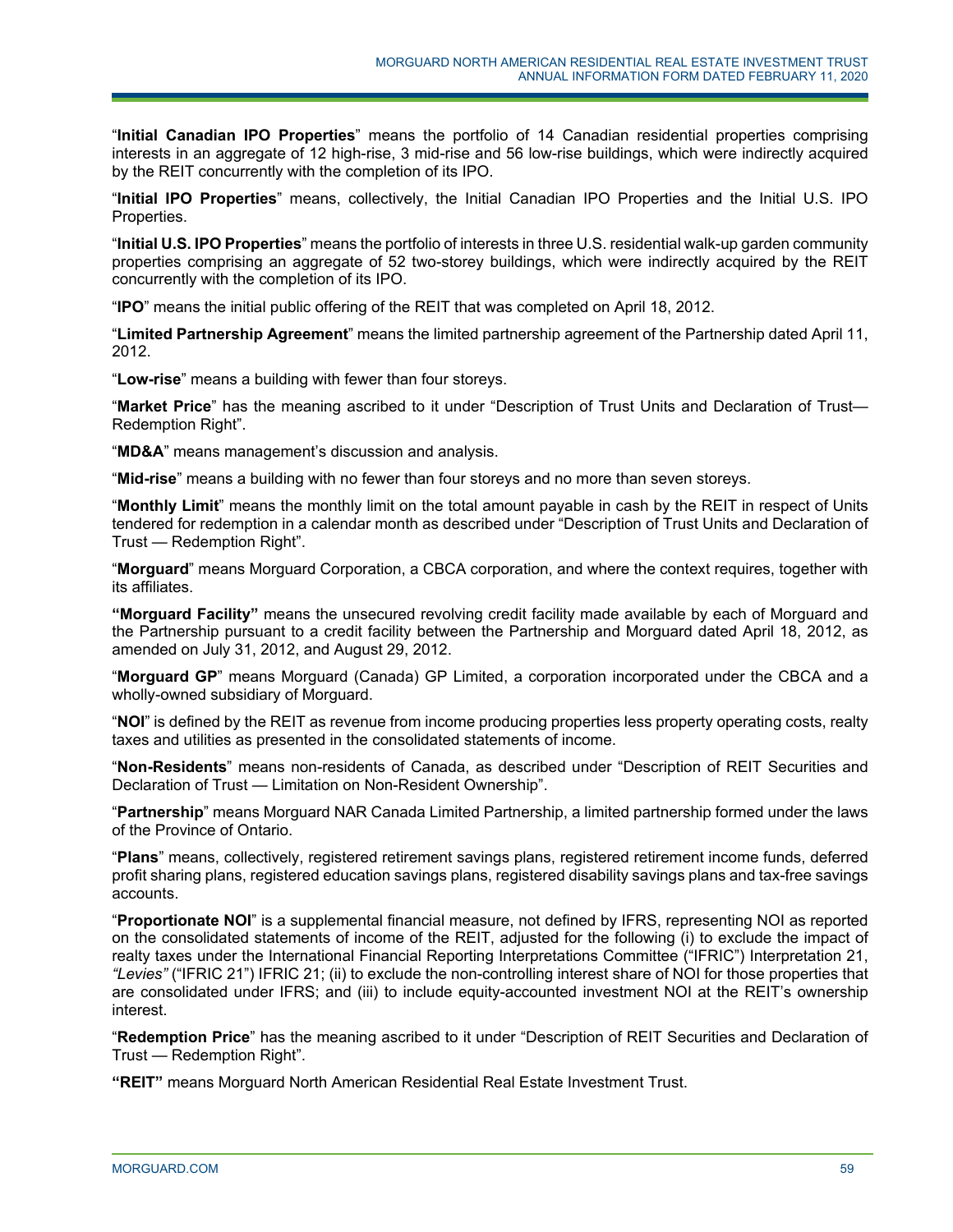"**Initial Canadian IPO Properties**" means the portfolio of 14 Canadian residential properties comprising interests in an aggregate of 12 high-rise, 3 mid-rise and 56 low-rise buildings, which were indirectly acquired by the REIT concurrently with the completion of its IPO.

"**Initial IPO Properties**" means, collectively, the Initial Canadian IPO Properties and the Initial U.S. IPO Properties.

"**Initial U.S. IPO Properties**" means the portfolio of interests in three U.S. residential walk-up garden community properties comprising an aggregate of 52 two-storey buildings, which were indirectly acquired by the REIT concurrently with the completion of its IPO.

"**IPO**" means the initial public offering of the REIT that was completed on April 18, 2012.

"**Limited Partnership Agreement**" means the limited partnership agreement of the Partnership dated April 11, 2012.

"**Low-rise**" means a building with fewer than four storeys.

"**Market Price**" has the meaning ascribed to it under "Description of Trust Units and Declaration of Trust— Redemption Right".

"**MD&A**" means management's discussion and analysis.

"**Mid-rise**" means a building with no fewer than four storeys and no more than seven storeys.

"**Monthly Limit**" means the monthly limit on the total amount payable in cash by the REIT in respect of Units tendered for redemption in a calendar month as described under "Description of Trust Units and Declaration of Trust — Redemption Right".

"**Morguard**" means Morguard Corporation, a CBCA corporation, and where the context requires, together with its affiliates.

**"Morguard Facility"** means the unsecured revolving credit facility made available by each of Morguard and the Partnership pursuant to a credit facility between the Partnership and Morguard dated April 18, 2012, as amended on July 31, 2012, and August 29, 2012.

"**Morguard GP**" means Morguard (Canada) GP Limited, a corporation incorporated under the CBCA and a wholly-owned subsidiary of Morguard.

"**NOI**" is defined by the REIT as revenue from income producing properties less property operating costs, realty taxes and utilities as presented in the consolidated statements of income.

"**Non-Residents**" means non-residents of Canada, as described under "Description of REIT Securities and Declaration of Trust — Limitation on Non-Resident Ownership".

"**Partnership**" means Morguard NAR Canada Limited Partnership, a limited partnership formed under the laws of the Province of Ontario.

"**Plans**" means, collectively, registered retirement savings plans, registered retirement income funds, deferred profit sharing plans, registered education savings plans, registered disability savings plans and tax-free savings accounts.

"**Proportionate NOI**" is a supplemental financial measure, not defined by IFRS, representing NOI as reported on the consolidated statements of income of the REIT, adjusted for the following (i) to exclude the impact of realty taxes under the International Financial Reporting Interpretations Committee ("IFRIC") Interpretation 21, *"Levies"* ("IFRIC 21") IFRIC 21; (ii) to exclude the non-controlling interest share of NOI for those properties that are consolidated under IFRS; and (iii) to include equity-accounted investment NOI at the REIT's ownership interest.

"**Redemption Price**" has the meaning ascribed to it under "Description of REIT Securities and Declaration of Trust — Redemption Right".

**"REIT"** means Morguard North American Residential Real Estate Investment Trust.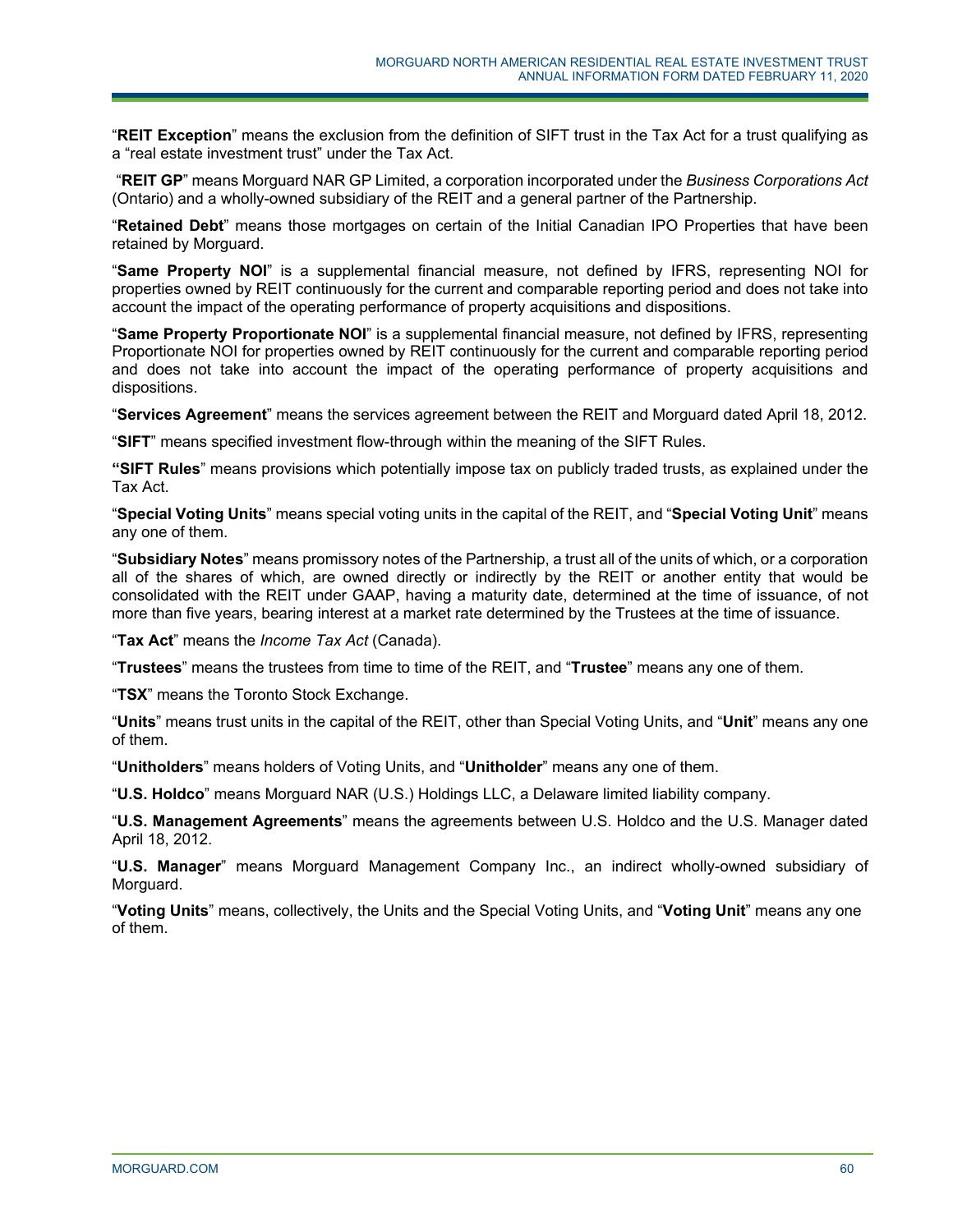"**REIT Exception**" means the exclusion from the definition of SIFT trust in the Tax Act for a trust qualifying as a "real estate investment trust" under the Tax Act.

"**REIT GP**" means Morguard NAR GP Limited, a corporation incorporated under the *Business Corporations Act* (Ontario) and a wholly-owned subsidiary of the REIT and a general partner of the Partnership.

"**Retained Debt**" means those mortgages on certain of the Initial Canadian IPO Properties that have been retained by Morguard.

"**Same Property NOI**" is a supplemental financial measure, not defined by IFRS, representing NOI for properties owned by REIT continuously for the current and comparable reporting period and does not take into account the impact of the operating performance of property acquisitions and dispositions.

"**Same Property Proportionate NOI**" is a supplemental financial measure, not defined by IFRS, representing Proportionate NOI for properties owned by REIT continuously for the current and comparable reporting period and does not take into account the impact of the operating performance of property acquisitions and dispositions.

"**Services Agreement**" means the services agreement between the REIT and Morguard dated April 18, 2012.

"**SIFT**" means specified investment flow-through within the meaning of the SIFT Rules.

"**SIFT Rules**" means provisions which potentially impose tax on publicly traded trusts, as explained under the Tax Act.

"**Special Voting Units**" means special voting units in the capital of the REIT, and "**Special Voting Unit**" means any one of them.

"**Subsidiary Notes**" means promissory notes of the Partnership, a trust all of the units of which, or a corporation all of the shares of which, are owned directly or indirectly by the REIT or another entity that would be consolidated with the REIT under GAAP, having a maturity date, determined at the time of issuance, of not more than five years, bearing interest at a market rate determined by the Trustees at the time of issuance.

"**Tax Act**" means the *Income Tax Act* (Canada).

"**Trustees**" means the trustees from time to time of the REIT, and "**Trustee**" means any one of them.

"**TSX**" means the Toronto Stock Exchange.

"**Units**" means trust units in the capital of the REIT, other than Special Voting Units, and "**Unit**" means any one of them.

"**Unitholders**" means holders of Voting Units, and "**Unitholder**" means any one of them.

"**U.S. Holdco**" means Morguard NAR (U.S.) Holdings LLC, a Delaware limited liability company.

"**U.S. Management Agreements**" means the agreements between U.S. Holdco and the U.S. Manager dated April 18, 2012.

"**U.S. Manager**" means Morguard Management Company Inc., an indirect wholly-owned subsidiary of Morguard.

"**Voting Units**" means, collectively, the Units and the Special Voting Units, and "**Voting Unit**" means any one of them.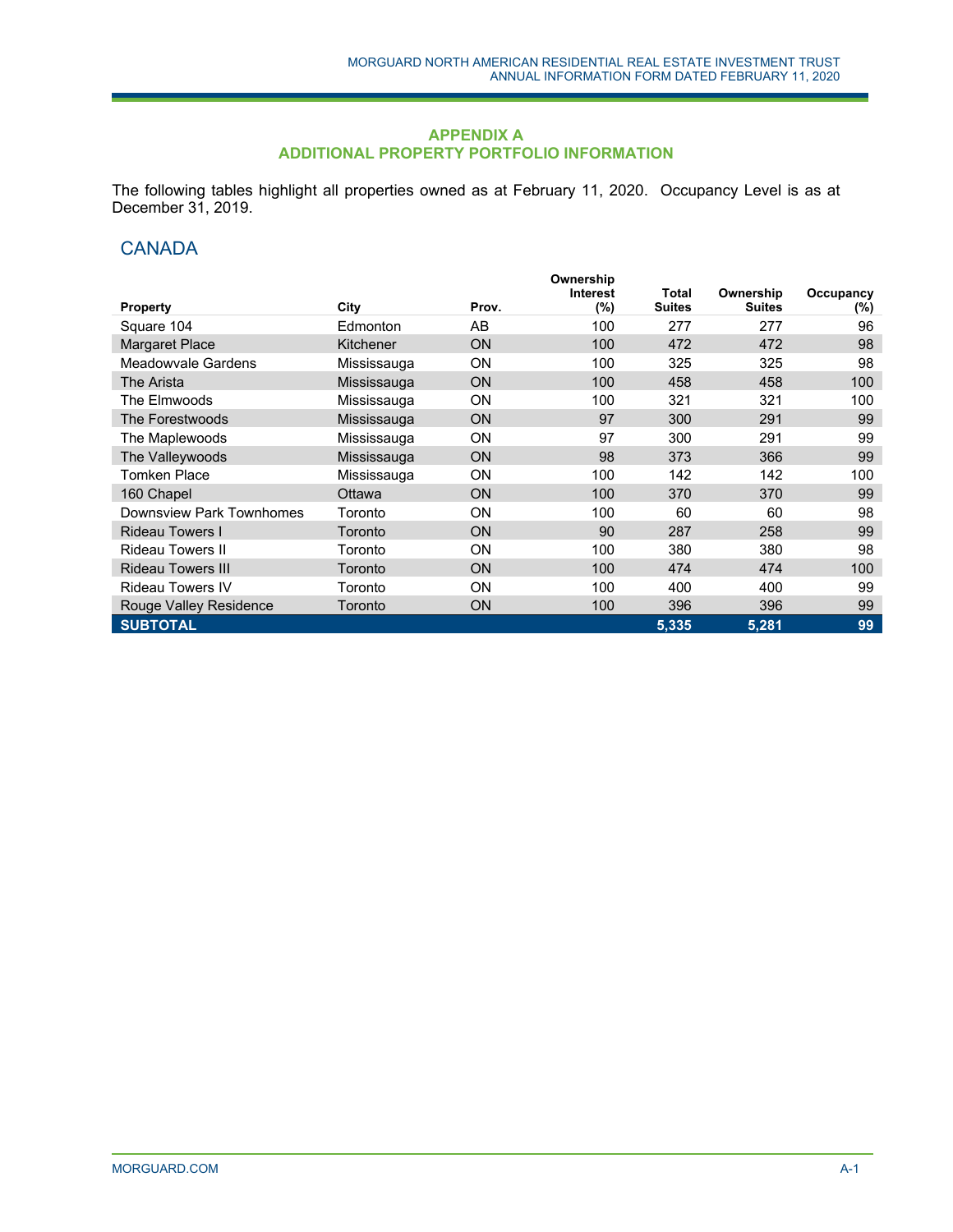## APPENDIX A
## ADDITIONAL PROPERTY PORTFOLIO INFORMATION

The following tables highlight all properties owned as at February 11, 2020. Occupancy Level is as at December 31, 2019.

## CANADA

| Property | City | Prov. | Ownership Interest (%) | Total Suites | Ownership Suites | Occupancy (%) |
|---|---|---|---|---|---|---|
| Square 104 | Edmonton | AB | 100 | 277 | 277 | 96 |
| Margaret Place | Kitchener | ON | 100 | 472 | 472 | 98 |
| Meadowvale Gardens | Mississauga | ON | 100 | 325 | 325 | 98 |
| The Arista | Mississauga | ON | 100 | 458 | 458 | 100 |
| The Elmwoods | Mississauga | ON | 100 | 321 | 321 | 100 |
| The Forestwoods | Mississauga | ON | 97 | 300 | 291 | 99 |
| The Maplewoods | Mississauga | ON | 97 | 300 | 291 | 99 |
| The Valleywoods | Mississauga | ON | 98 | 373 | 366 | 99 |
| Tomken Place | Mississauga | ON | 100 | 142 | 142 | 100 |
| 160 Chapel | Ottawa | ON | 100 | 370 | 370 | 99 |
| Downsview Park Townhomes | Toronto | ON | 100 | 60 | 60 | 98 |
| Rideau Towers I | Toronto | ON | 90 | 287 | 258 | 99 |
| Rideau Towers II | Toronto | ON | 100 | 380 | 380 | 98 |
| Rideau Towers III | Toronto | ON | 100 | 474 | 474 | 100 |
| Rideau Towers IV | Toronto | ON | 100 | 400 | 400 | 99 |
| Rouge Valley Residence | Toronto | ON | 100 | 396 | 396 | 99 |
| **SUBTOTAL** | | | | **5,335** | **5,281** | **99** |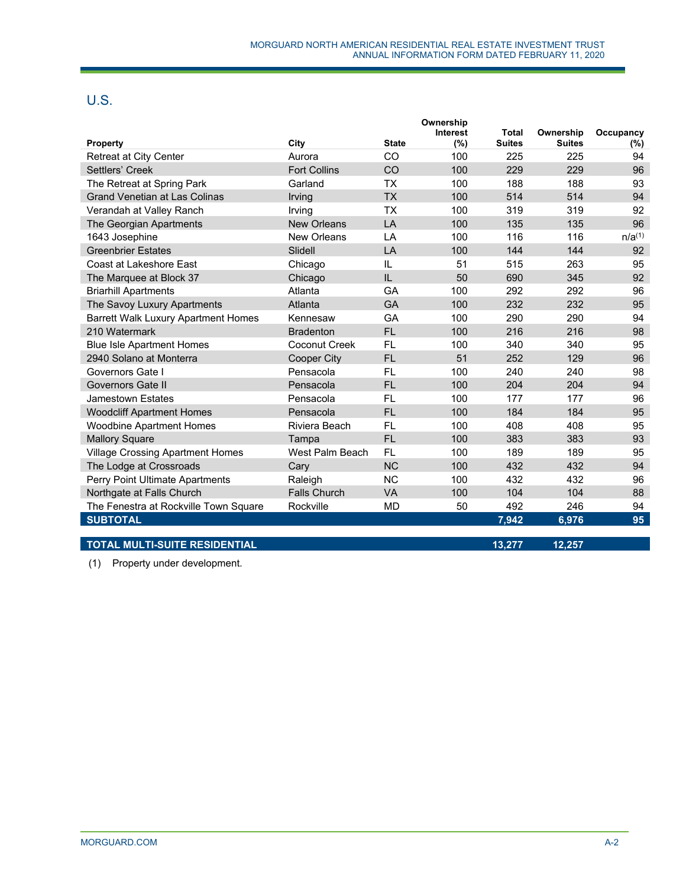## U.S.

| Property | City | State | Ownership Interest (%) | Total Suites | Ownership Suites | Occupancy (%) |
|---|---|---|---|---|---|---|
| Retreat at City Center | Aurora | CO | 100 | 225 | 225 | 94 |
| Settlers' Creek | Fort Collins | CO | 100 | 229 | 229 | 96 |
| The Retreat at Spring Park | Garland | TX | 100 | 188 | 188 | 93 |
| Grand Venetian at Las Colinas | Irving | TX | 100 | 514 | 514 | 94 |
| Verandah at Valley Ranch | Irving | TX | 100 | 319 | 319 | 92 |
| The Georgian Apartments | New Orleans | LA | 100 | 135 | 135 | 96 |
| 1643 Josephine | New Orleans | LA | 100 | 116 | 116 | n/a(1) |
| Greenbrier Estates | Slidell | LA | 100 | 144 | 144 | 92 |
| Coast at Lakeshore East | Chicago | IL | 51 | 515 | 263 | 95 |
| The Marquee at Block 37 | Chicago | IL | 50 | 690 | 345 | 92 |
| Briarhill Apartments | Atlanta | GA | 100 | 292 | 292 | 96 |
| The Savoy Luxury Apartments | Atlanta | GA | 100 | 232 | 232 | 95 |
| Barrett Walk Luxury Apartment Homes | Kennesaw | GA | 100 | 290 | 290 | 94 |
| 210 Watermark | Bradenton | FL | 100 | 216 | 216 | 98 |
| Blue Isle Apartment Homes | Coconut Creek | FL | 100 | 340 | 340 | 95 |
| 2940 Solano at Monterra | Cooper City | FL | 51 | 252 | 129 | 96 |
| Governors Gate I | Pensacola | FL | 100 | 240 | 240 | 98 |
| Governors Gate II | Pensacola | FL | 100 | 204 | 204 | 94 |
| Jamestown Estates | Pensacola | FL | 100 | 177 | 177 | 96 |
| Woodcliff Apartment Homes | Pensacola | FL | 100 | 184 | 184 | 95 |
| Woodbine Apartment Homes | Riviera Beach | FL | 100 | 408 | 408 | 95 |
| Mallory Square | Tampa | FL | 100 | 383 | 383 | 93 |
| Village Crossing Apartment Homes | West Palm Beach | FL | 100 | 189 | 189 | 95 |
| The Lodge at Crossroads | Cary | NC | 100 | 432 | 432 | 94 |
| Perry Point Ultimate Apartments | Raleigh | NC | 100 | 432 | 432 | 96 |
| Northgate at Falls Church | Falls Church | VA | 100 | 104 | 104 | 88 |
| The Fenestra at Rockville Town Square | Rockville | MD | 50 | 492 | 246 | 94 |
| **SUBTOTAL** | | | | **7,942** | **6,976** | **95** |
| **TOTAL MULTI-SUITE RESIDENTIAL** | | | | **13,277** | **12,257** | |

(1) Property under development.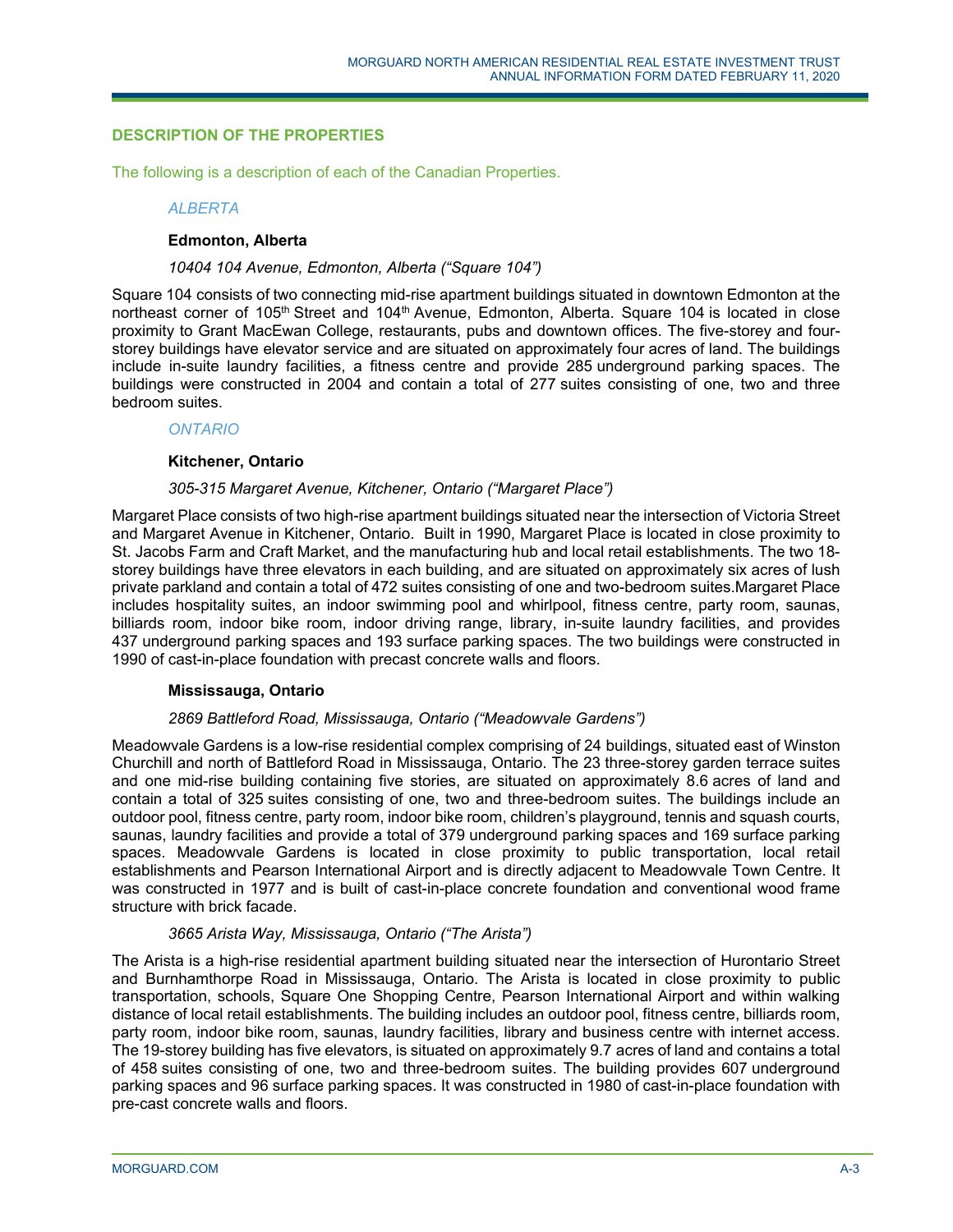## DESCRIPTION OF THE PROPERTIES

The following is a description of each of the Canadian Properties.

### *ALBERTA*

#### Edmonton, Alberta

*10404 104 Avenue, Edmonton, Alberta ("Square 104")*

Square 104 consists of two connecting mid-rise apartment buildings situated in downtown Edmonton at the northeast corner of 105th Street and 104th Avenue, Edmonton, Alberta. Square 104 is located in close proximity to Grant MacEwan College, restaurants, pubs and downtown offices. The five-storey and four-storey buildings have elevator service and are situated on approximately four acres of land. The buildings include in-suite laundry facilities, a fitness centre and provide 285 underground parking spaces. The buildings were constructed in 2004 and contain a total of 277 suites consisting of one, two and three bedroom suites.

### *ONTARIO*

#### Kitchener, Ontario

*305-315 Margaret Avenue, Kitchener, Ontario ("Margaret Place")*

Margaret Place consists of two high-rise apartment buildings situated near the intersection of Victoria Street and Margaret Avenue in Kitchener, Ontario. Built in 1990, Margaret Place is located in close proximity to St. Jacobs Farm and Craft Market, and the manufacturing hub and local retail establishments. The two 18-storey buildings have three elevators in each building, and are situated on approximately six acres of lush private parkland and contain a total of 472 suites consisting of one and two-bedroom suites.Margaret Place includes hospitality suites, an indoor swimming pool and whirlpool, fitness centre, party room, saunas, billiards room, indoor bike room, indoor driving range, library, in-suite laundry facilities, and provides 437 underground parking spaces and 193 surface parking spaces. The two buildings were constructed in 1990 of cast-in-place foundation with precast concrete walls and floors.

#### Mississauga, Ontario

*2869 Battleford Road, Mississauga, Ontario ("Meadowvale Gardens")*

Meadowvale Gardens is a low-rise residential complex comprising of 24 buildings, situated east of Winston Churchill and north of Battleford Road in Mississauga, Ontario. The 23 three-storey garden terrace suites and one mid-rise building containing five stories, are situated on approximately 8.6 acres of land and contain a total of 325 suites consisting of one, two and three-bedroom suites. The buildings include an outdoor pool, fitness centre, party room, indoor bike room, children's playground, tennis and squash courts, saunas, laundry facilities and provide a total of 379 underground parking spaces and 169 surface parking spaces. Meadowvale Gardens is located in close proximity to public transportation, local retail establishments and Pearson International Airport and is directly adjacent to Meadowvale Town Centre. It was constructed in 1977 and is built of cast-in-place concrete foundation and conventional wood frame structure with brick facade.

*3665 Arista Way, Mississauga, Ontario ("The Arista")*

The Arista is a high-rise residential apartment building situated near the intersection of Hurontario Street and Burnhamthorpe Road in Mississauga, Ontario. The Arista is located in close proximity to public transportation, schools, Square One Shopping Centre, Pearson International Airport and within walking distance of local retail establishments. The building includes an outdoor pool, fitness centre, billiards room, party room, indoor bike room, saunas, laundry facilities, library and business centre with internet access. The 19-storey building has five elevators, is situated on approximately 9.7 acres of land and contains a total of 458 suites consisting of one, two and three-bedroom suites. The building provides 607 underground parking spaces and 96 surface parking spaces. It was constructed in 1980 of cast-in-place foundation with pre-cast concrete walls and floors.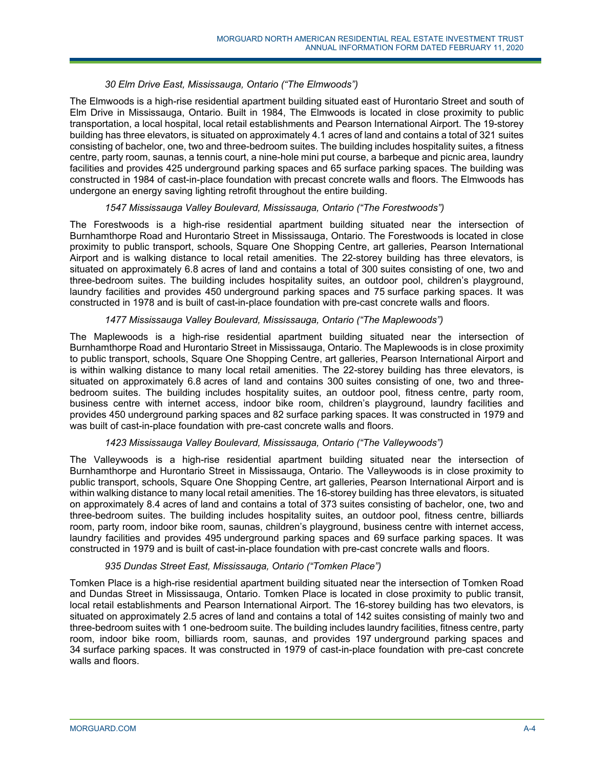*30 Elm Drive East, Mississauga, Ontario ("The Elmwoods")*

The Elmwoods is a high-rise residential apartment building situated east of Hurontario Street and south of Elm Drive in Mississauga, Ontario. Built in 1984, The Elmwoods is located in close proximity to public transportation, a local hospital, local retail establishments and Pearson International Airport. The 19-storey building has three elevators, is situated on approximately 4.1 acres of land and contains a total of 321 suites consisting of bachelor, one, two and three-bedroom suites. The building includes hospitality suites, a fitness centre, party room, saunas, a tennis court, a nine-hole mini put course, a barbeque and picnic area, laundry facilities and provides 425 underground parking spaces and 65 surface parking spaces. The building was constructed in 1984 of cast-in-place foundation with precast concrete walls and floors. The Elmwoods has undergone an energy saving lighting retrofit throughout the entire building.

*1547 Mississauga Valley Boulevard, Mississauga, Ontario ("The Forestwoods")*

The Forestwoods is a high-rise residential apartment building situated near the intersection of Burnhamthorpe Road and Hurontario Street in Mississauga, Ontario. The Forestwoods is located in close proximity to public transport, schools, Square One Shopping Centre, art galleries, Pearson International Airport and is walking distance to local retail amenities. The 22-storey building has three elevators, is situated on approximately 6.8 acres of land and contains a total of 300 suites consisting of one, two and three-bedroom suites. The building includes hospitality suites, an outdoor pool, children's playground, laundry facilities and provides 450 underground parking spaces and 75 surface parking spaces. It was constructed in 1978 and is built of cast-in-place foundation with pre-cast concrete walls and floors.

*1477 Mississauga Valley Boulevard, Mississauga, Ontario ("The Maplewoods")*

The Maplewoods is a high-rise residential apartment building situated near the intersection of Burnhamthorpe Road and Hurontario Street in Mississauga, Ontario. The Maplewoods is in close proximity to public transport, schools, Square One Shopping Centre, art galleries, Pearson International Airport and is within walking distance to many local retail amenities. The 22-storey building has three elevators, is situated on approximately 6.8 acres of land and contains 300 suites consisting of one, two and three-bedroom suites. The building includes hospitality suites, an outdoor pool, fitness centre, party room, business centre with internet access, indoor bike room, children's playground, laundry facilities and provides 450 underground parking spaces and 82 surface parking spaces. It was constructed in 1979 and was built of cast-in-place foundation with pre-cast concrete walls and floors.

*1423 Mississauga Valley Boulevard, Mississauga, Ontario ("The Valleywoods")*

The Valleywoods is a high-rise residential apartment building situated near the intersection of Burnhamthorpe and Hurontario Street in Mississauga, Ontario. The Valleywoods is in close proximity to public transport, schools, Square One Shopping Centre, art galleries, Pearson International Airport and is within walking distance to many local retail amenities. The 16-storey building has three elevators, is situated on approximately 8.4 acres of land and contains a total of 373 suites consisting of bachelor, one, two and three-bedroom suites. The building includes hospitality suites, an outdoor pool, fitness centre, billiards room, party room, indoor bike room, saunas, children's playground, business centre with internet access, laundry facilities and provides 495 underground parking spaces and 69 surface parking spaces. It was constructed in 1979 and is built of cast-in-place foundation with pre-cast concrete walls and floors.

*935 Dundas Street East, Mississauga, Ontario ("Tomken Place")*

Tomken Place is a high-rise residential apartment building situated near the intersection of Tomken Road and Dundas Street in Mississauga, Ontario. Tomken Place is located in close proximity to public transit, local retail establishments and Pearson International Airport. The 16-storey building has two elevators, is situated on approximately 2.5 acres of land and contains a total of 142 suites consisting of mainly two and three-bedroom suites with 1 one-bedroom suite. The building includes laundry facilities, fitness centre, party room, indoor bike room, billiards room, saunas, and provides 197 underground parking spaces and 34 surface parking spaces. It was constructed in 1979 of cast-in-place foundation with pre-cast concrete walls and floors.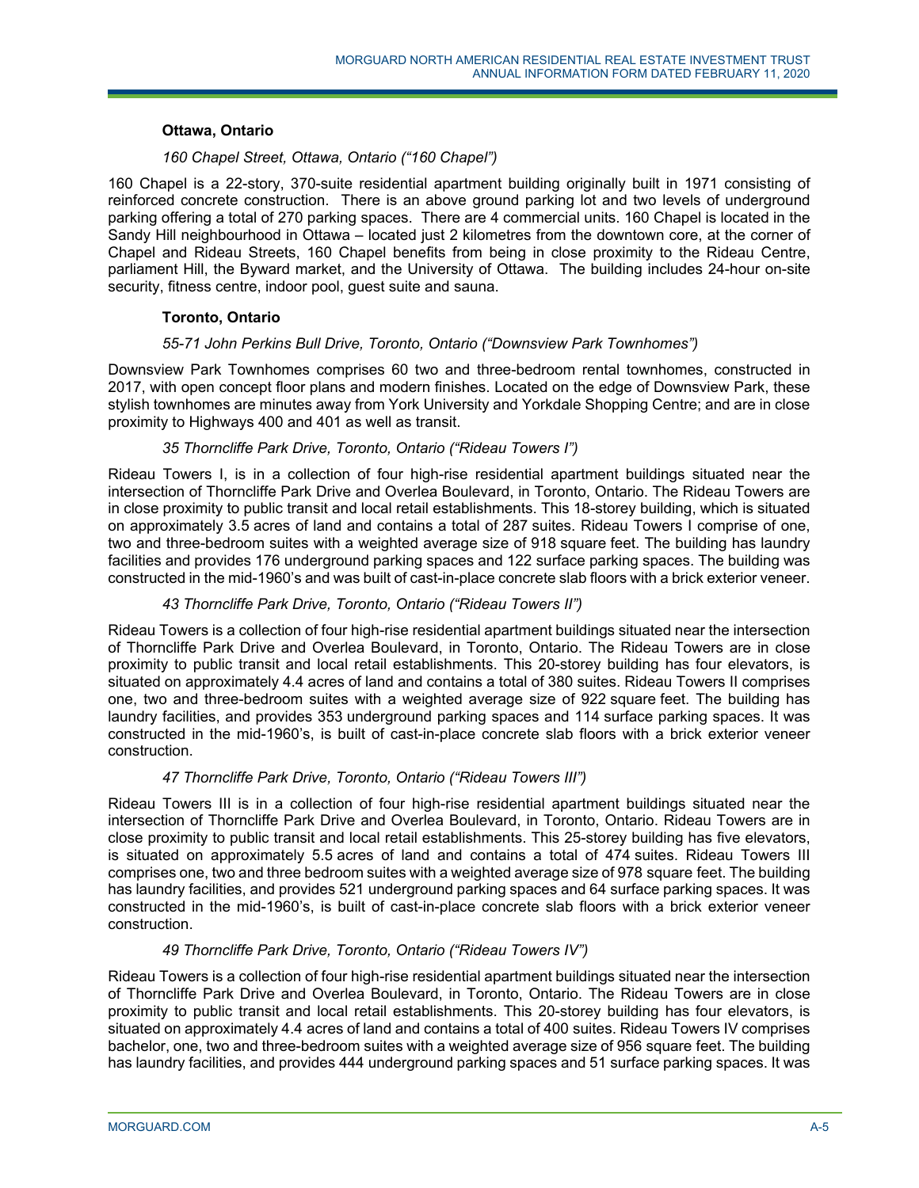### Ottawa, Ontario

*160 Chapel Street, Ottawa, Ontario ("160 Chapel")*

160 Chapel is a 22-story, 370-suite residential apartment building originally built in 1971 consisting of reinforced concrete construction. There is an above ground parking lot and two levels of underground parking offering a total of 270 parking spaces. There are 4 commercial units. 160 Chapel is located in the Sandy Hill neighbourhood in Ottawa – located just 2 kilometres from the downtown core, at the corner of Chapel and Rideau Streets, 160 Chapel benefits from being in close proximity to the Rideau Centre, parliament Hill, the Byward market, and the University of Ottawa. The building includes 24-hour on-site security, fitness centre, indoor pool, guest suite and sauna.

### Toronto, Ontario

*55-71 John Perkins Bull Drive, Toronto, Ontario ("Downsview Park Townhomes")*

Downsview Park Townhomes comprises 60 two and three-bedroom rental townhomes, constructed in 2017, with open concept floor plans and modern finishes. Located on the edge of Downsview Park, these stylish townhomes are minutes away from York University and Yorkdale Shopping Centre; and are in close proximity to Highways 400 and 401 as well as transit.

*35 Thorncliffe Park Drive, Toronto, Ontario ("Rideau Towers I")*

Rideau Towers I, is in a collection of four high-rise residential apartment buildings situated near the intersection of Thorncliffe Park Drive and Overlea Boulevard, in Toronto, Ontario. The Rideau Towers are in close proximity to public transit and local retail establishments. This 18-storey building, which is situated on approximately 3.5 acres of land and contains a total of 287 suites. Rideau Towers I comprise of one, two and three-bedroom suites with a weighted average size of 918 square feet. The building has laundry facilities and provides 176 underground parking spaces and 122 surface parking spaces. The building was constructed in the mid-1960's and was built of cast-in-place concrete slab floors with a brick exterior veneer.

*43 Thorncliffe Park Drive, Toronto, Ontario ("Rideau Towers II")*

Rideau Towers is a collection of four high-rise residential apartment buildings situated near the intersection of Thorncliffe Park Drive and Overlea Boulevard, in Toronto, Ontario. The Rideau Towers are in close proximity to public transit and local retail establishments. This 20-storey building has four elevators, is situated on approximately 4.4 acres of land and contains a total of 380 suites. Rideau Towers II comprises one, two and three-bedroom suites with a weighted average size of 922 square feet. The building has laundry facilities, and provides 353 underground parking spaces and 114 surface parking spaces. It was constructed in the mid-1960's, is built of cast-in-place concrete slab floors with a brick exterior veneer construction.

*47 Thorncliffe Park Drive, Toronto, Ontario ("Rideau Towers III")*

Rideau Towers III is in a collection of four high-rise residential apartment buildings situated near the intersection of Thorncliffe Park Drive and Overlea Boulevard, in Toronto, Ontario. Rideau Towers are in close proximity to public transit and local retail establishments. This 25-storey building has five elevators, is situated on approximately 5.5 acres of land and contains a total of 474 suites. Rideau Towers III comprises one, two and three bedroom suites with a weighted average size of 978 square feet. The building has laundry facilities, and provides 521 underground parking spaces and 64 surface parking spaces. It was constructed in the mid-1960's, is built of cast-in-place concrete slab floors with a brick exterior veneer construction.

*49 Thorncliffe Park Drive, Toronto, Ontario ("Rideau Towers IV")*

Rideau Towers is a collection of four high-rise residential apartment buildings situated near the intersection of Thorncliffe Park Drive and Overlea Boulevard, in Toronto, Ontario. The Rideau Towers are in close proximity to public transit and local retail establishments. This 20-storey building has four elevators, is situated on approximately 4.4 acres of land and contains a total of 400 suites. Rideau Towers IV comprises bachelor, one, two and three-bedroom suites with a weighted average size of 956 square feet. The building has laundry facilities, and provides 444 underground parking spaces and 51 surface parking spaces. It was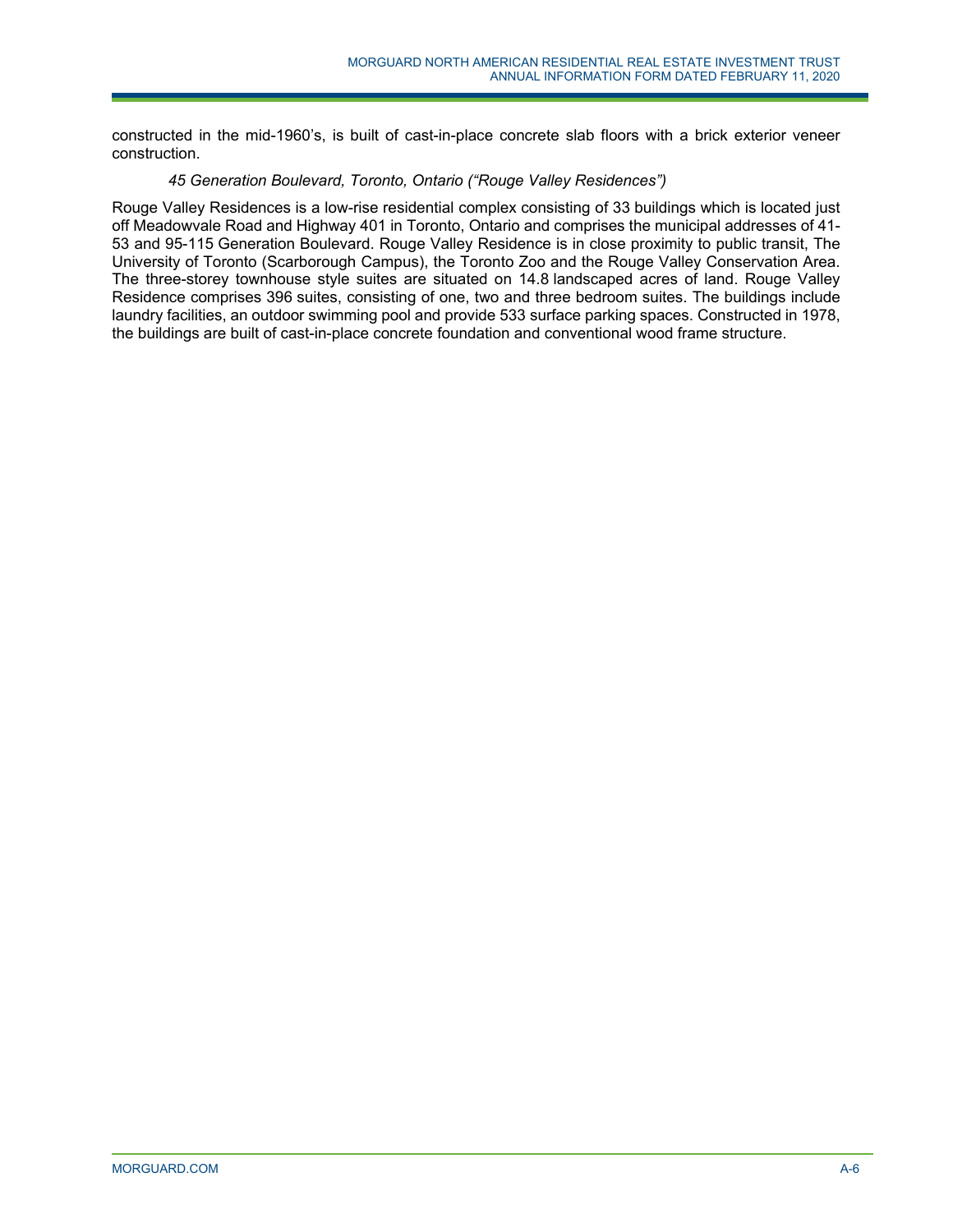constructed in the mid-1960's, is built of cast-in-place concrete slab floors with a brick exterior veneer construction.

*45 Generation Boulevard, Toronto, Ontario ("Rouge Valley Residences")*

Rouge Valley Residences is a low-rise residential complex consisting of 33 buildings which is located just off Meadowvale Road and Highway 401 in Toronto, Ontario and comprises the municipal addresses of 41-53 and 95-115 Generation Boulevard. Rouge Valley Residence is in close proximity to public transit, The University of Toronto (Scarborough Campus), the Toronto Zoo and the Rouge Valley Conservation Area. The three-storey townhouse style suites are situated on 14.8 landscaped acres of land. Rouge Valley Residence comprises 396 suites, consisting of one, two and three bedroom suites. The buildings include laundry facilities, an outdoor swimming pool and provide 533 surface parking spaces. Constructed in 1978, the buildings are built of cast-in-place concrete foundation and conventional wood frame structure.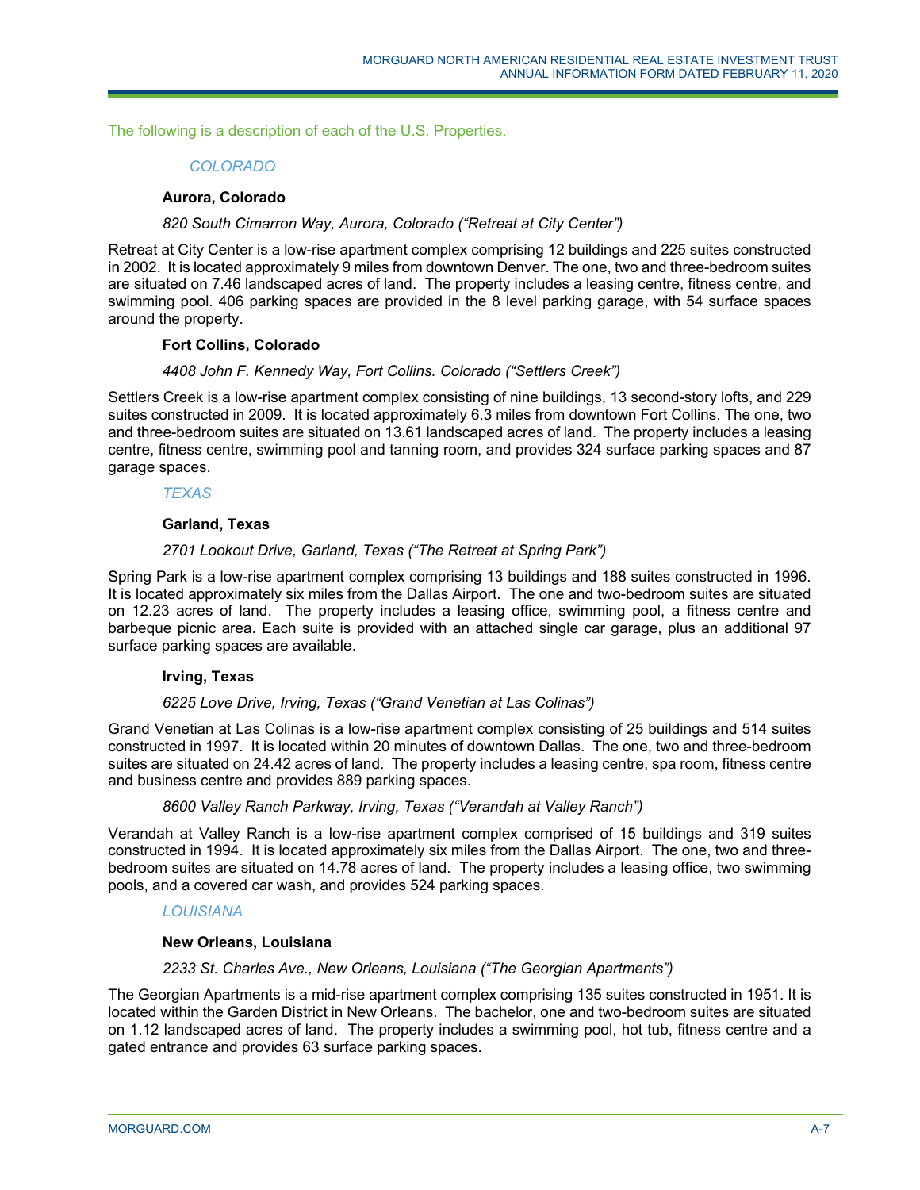The following is a description of each of the U.S. Properties.

*COLORADO*

**Aurora, Colorado**

*820 South Cimarron Way, Aurora, Colorado ("Retreat at City Center")*

Retreat at City Center is a low-rise apartment complex comprising 12 buildings and 225 suites constructed in 2002. It is located approximately 9 miles from downtown Denver. The one, two and three-bedroom suites are situated on 7.46 landscaped acres of land. The property includes a leasing centre, fitness centre, and swimming pool. 406 parking spaces are provided in the 8 level parking garage, with 54 surface spaces around the property.

**Fort Collins, Colorado**

*4408 John F. Kennedy Way, Fort Collins. Colorado ("Settlers Creek")*

Settlers Creek is a low-rise apartment complex consisting of nine buildings, 13 second-story lofts, and 229 suites constructed in 2009. It is located approximately 6.3 miles from downtown Fort Collins. The one, two and three-bedroom suites are situated on 13.61 landscaped acres of land. The property includes a leasing centre, fitness centre, swimming pool and tanning room, and provides 324 surface parking spaces and 87 garage spaces.

*TEXAS*

**Garland, Texas**

*2701 Lookout Drive, Garland, Texas ("The Retreat at Spring Park")*

Spring Park is a low-rise apartment complex comprising 13 buildings and 188 suites constructed in 1996. It is located approximately six miles from the Dallas Airport. The one and two-bedroom suites are situated on 12.23 acres of land. The property includes a leasing office, swimming pool, a fitness centre and barbeque picnic area. Each suite is provided with an attached single car garage, plus an additional 97 surface parking spaces are available.

**Irving, Texas**

*6225 Love Drive, Irving, Texas ("Grand Venetian at Las Colinas")*

Grand Venetian at Las Colinas is a low-rise apartment complex consisting of 25 buildings and 514 suites constructed in 1997. It is located within 20 minutes of downtown Dallas. The one, two and three-bedroom suites are situated on 24.42 acres of land. The property includes a leasing centre, spa room, fitness centre and business centre and provides 889 parking spaces.

*8600 Valley Ranch Parkway, Irving, Texas ("Verandah at Valley Ranch")*

Verandah at Valley Ranch is a low-rise apartment complex comprised of 15 buildings and 319 suites constructed in 1994. It is located approximately six miles from the Dallas Airport. The one, two and three-bedroom suites are situated on 14.78 acres of land. The property includes a leasing office, two swimming pools, and a covered car wash, and provides 524 parking spaces.

*LOUISIANA*

**New Orleans, Louisiana**

*2233 St. Charles Ave., New Orleans, Louisiana ("The Georgian Apartments")*

The Georgian Apartments is a mid-rise apartment complex comprising 135 suites constructed in 1951. It is located within the Garden District in New Orleans. The bachelor, one and two-bedroom suites are situated on 1.12 landscaped acres of land. The property includes a swimming pool, hot tub, fitness centre and a gated entrance and provides 63 surface parking spaces.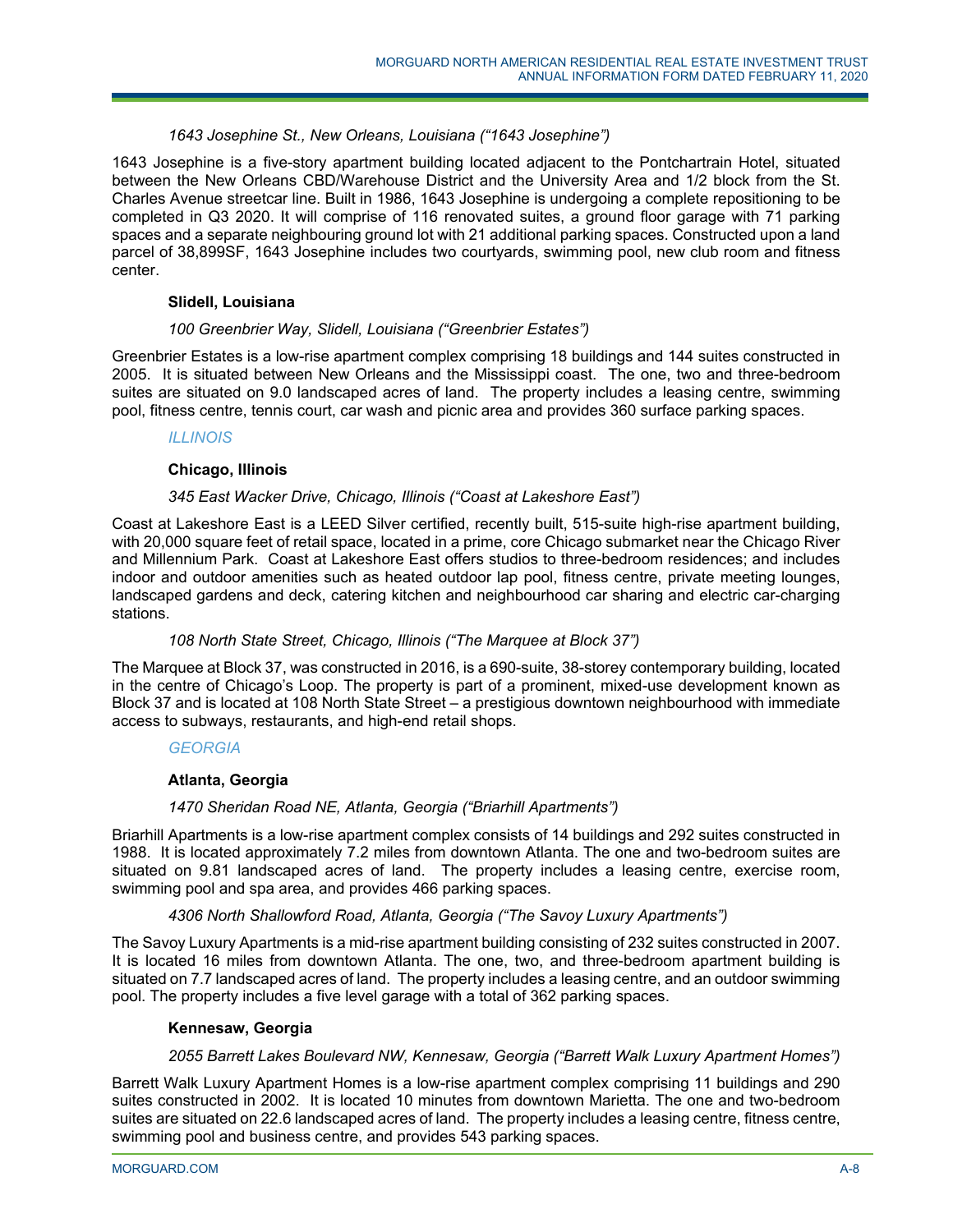*1643 Josephine St., New Orleans, Louisiana ("1643 Josephine")*

1643 Josephine is a five-story apartment building located adjacent to the Pontchartrain Hotel, situated between the New Orleans CBD/Warehouse District and the University Area and 1/2 block from the St. Charles Avenue streetcar line. Built in 1986, 1643 Josephine is undergoing a complete repositioning to be completed in Q3 2020. It will comprise of 116 renovated suites, a ground floor garage with 71 parking spaces and a separate neighbouring ground lot with 21 additional parking spaces. Constructed upon a land parcel of 38,899SF, 1643 Josephine includes two courtyards, swimming pool, new club room and fitness center.

**Slidell, Louisiana**

*100 Greenbrier Way, Slidell, Louisiana ("Greenbrier Estates")*

Greenbrier Estates is a low-rise apartment complex comprising 18 buildings and 144 suites constructed in 2005. It is situated between New Orleans and the Mississippi coast. The one, two and three-bedroom suites are situated on 9.0 landscaped acres of land. The property includes a leasing centre, swimming pool, fitness centre, tennis court, car wash and picnic area and provides 360 surface parking spaces.

*ILLINOIS*

**Chicago, Illinois**

*345 East Wacker Drive, Chicago, Illinois ("Coast at Lakeshore East")*

Coast at Lakeshore East is a LEED Silver certified, recently built, 515-suite high-rise apartment building, with 20,000 square feet of retail space, located in a prime, core Chicago submarket near the Chicago River and Millennium Park. Coast at Lakeshore East offers studios to three-bedroom residences; and includes indoor and outdoor amenities such as heated outdoor lap pool, fitness centre, private meeting lounges, landscaped gardens and deck, catering kitchen and neighbourhood car sharing and electric car-charging stations.

*108 North State Street, Chicago, Illinois ("The Marquee at Block 37")*

The Marquee at Block 37, was constructed in 2016, is a 690-suite, 38-storey contemporary building, located in the centre of Chicago's Loop. The property is part of a prominent, mixed-use development known as Block 37 and is located at 108 North State Street – a prestigious downtown neighbourhood with immediate access to subways, restaurants, and high-end retail shops.

*GEORGIA*

**Atlanta, Georgia**

*1470 Sheridan Road NE, Atlanta, Georgia ("Briarhill Apartments")*

Briarhill Apartments is a low-rise apartment complex consists of 14 buildings and 292 suites constructed in 1988. It is located approximately 7.2 miles from downtown Atlanta. The one and two-bedroom suites are situated on 9.81 landscaped acres of land. The property includes a leasing centre, exercise room, swimming pool and spa area, and provides 466 parking spaces.

*4306 North Shallowford Road, Atlanta, Georgia ("The Savoy Luxury Apartments")*

The Savoy Luxury Apartments is a mid-rise apartment building consisting of 232 suites constructed in 2007. It is located 16 miles from downtown Atlanta. The one, two, and three-bedroom apartment building is situated on 7.7 landscaped acres of land. The property includes a leasing centre, and an outdoor swimming pool. The property includes a five level garage with a total of 362 parking spaces.

**Kennesaw, Georgia**

*2055 Barrett Lakes Boulevard NW, Kennesaw, Georgia ("Barrett Walk Luxury Apartment Homes")*

Barrett Walk Luxury Apartment Homes is a low-rise apartment complex comprising 11 buildings and 290 suites constructed in 2002. It is located 10 minutes from downtown Marietta. The one and two-bedroom suites are situated on 22.6 landscaped acres of land. The property includes a leasing centre, fitness centre, swimming pool and business centre, and provides 543 parking spaces.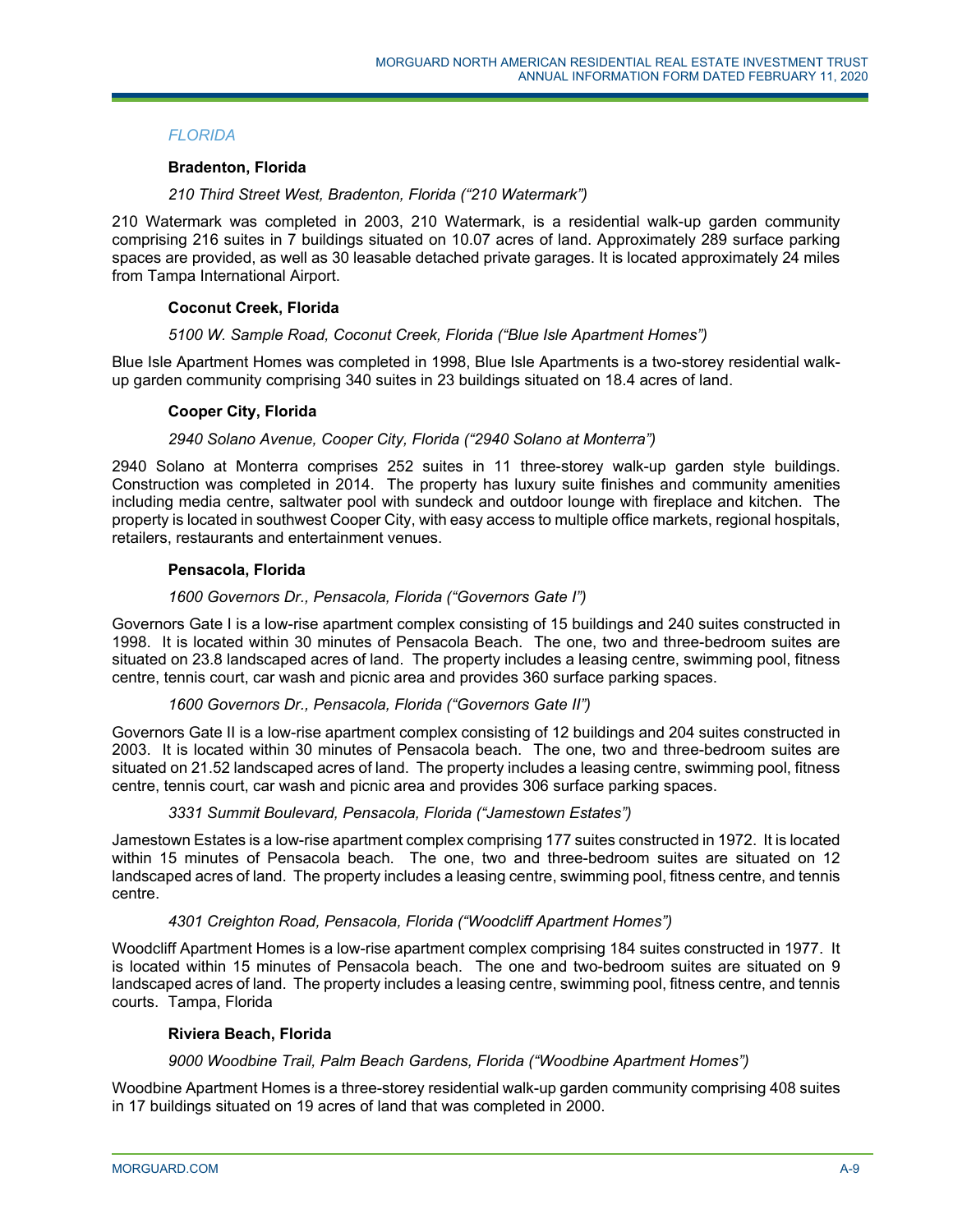*FLORIDA*

**Bradenton, Florida**

*210 Third Street West, Bradenton, Florida ("210 Watermark")*

210 Watermark was completed in 2003, 210 Watermark, is a residential walk-up garden community comprising 216 suites in 7 buildings situated on 10.07 acres of land. Approximately 289 surface parking spaces are provided, as well as 30 leasable detached private garages. It is located approximately 24 miles from Tampa International Airport.

**Coconut Creek, Florida**

*5100 W. Sample Road, Coconut Creek, Florida ("Blue Isle Apartment Homes")*

Blue Isle Apartment Homes was completed in 1998, Blue Isle Apartments is a two-storey residential walk-up garden community comprising 340 suites in 23 buildings situated on 18.4 acres of land.

**Cooper City, Florida**

*2940 Solano Avenue, Cooper City, Florida ("2940 Solano at Monterra")*

2940 Solano at Monterra comprises 252 suites in 11 three-storey walk-up garden style buildings. Construction was completed in 2014. The property has luxury suite finishes and community amenities including media centre, saltwater pool with sundeck and outdoor lounge with fireplace and kitchen. The property is located in southwest Cooper City, with easy access to multiple office markets, regional hospitals, retailers, restaurants and entertainment venues.

**Pensacola, Florida**

*1600 Governors Dr., Pensacola, Florida ("Governors Gate I")*

Governors Gate I is a low-rise apartment complex consisting of 15 buildings and 240 suites constructed in 1998. It is located within 30 minutes of Pensacola Beach. The one, two and three-bedroom suites are situated on 23.8 landscaped acres of land. The property includes a leasing centre, swimming pool, fitness centre, tennis court, car wash and picnic area and provides 360 surface parking spaces.

*1600 Governors Dr., Pensacola, Florida ("Governors Gate II")*

Governors Gate II is a low-rise apartment complex consisting of 12 buildings and 204 suites constructed in 2003. It is located within 30 minutes of Pensacola beach. The one, two and three-bedroom suites are situated on 21.52 landscaped acres of land. The property includes a leasing centre, swimming pool, fitness centre, tennis court, car wash and picnic area and provides 306 surface parking spaces.

*3331 Summit Boulevard, Pensacola, Florida ("Jamestown Estates")*

Jamestown Estates is a low-rise apartment complex comprising 177 suites constructed in 1972. It is located within 15 minutes of Pensacola beach. The one, two and three-bedroom suites are situated on 12 landscaped acres of land. The property includes a leasing centre, swimming pool, fitness centre, and tennis centre.

*4301 Creighton Road, Pensacola, Florida ("Woodcliff Apartment Homes")*

Woodcliff Apartment Homes is a low-rise apartment complex comprising 184 suites constructed in 1977. It is located within 15 minutes of Pensacola beach. The one and two-bedroom suites are situated on 9 landscaped acres of land. The property includes a leasing centre, swimming pool, fitness centre, and tennis courts. Tampa, Florida

**Riviera Beach, Florida**

*9000 Woodbine Trail, Palm Beach Gardens, Florida ("Woodbine Apartment Homes")*

Woodbine Apartment Homes is a three-storey residential walk-up garden community comprising 408 suites in 17 buildings situated on 19 acres of land that was completed in 2000.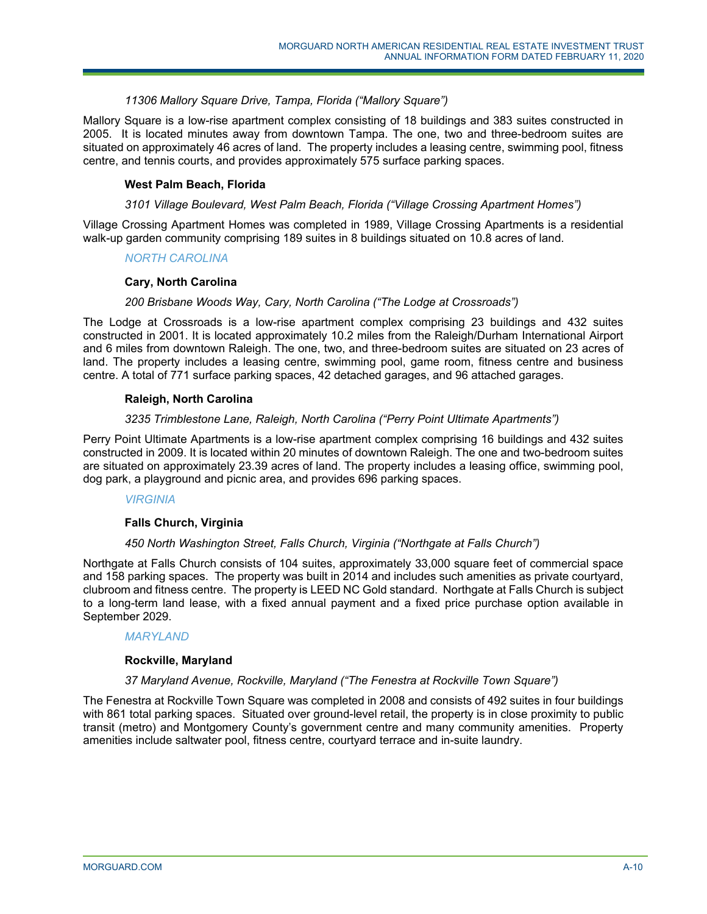*11306 Mallory Square Drive, Tampa, Florida (“Mallory Square”)*

Mallory Square is a low-rise apartment complex consisting of 18 buildings and 383 suites constructed in 2005. It is located minutes away from downtown Tampa. The one, two and three-bedroom suites are situated on approximately 46 acres of land. The property includes a leasing centre, swimming pool, fitness centre, and tennis courts, and provides approximately 575 surface parking spaces.

**West Palm Beach, Florida**

*3101 Village Boulevard, West Palm Beach, Florida (“Village Crossing Apartment Homes”)*

Village Crossing Apartment Homes was completed in 1989, Village Crossing Apartments is a residential walk-up garden community comprising 189 suites in 8 buildings situated on 10.8 acres of land.

*NORTH CAROLINA*

**Cary, North Carolina**

*200 Brisbane Woods Way, Cary, North Carolina (“The Lodge at Crossroads”)*

The Lodge at Crossroads is a low-rise apartment complex comprising 23 buildings and 432 suites constructed in 2001. It is located approximately 10.2 miles from the Raleigh/Durham International Airport and 6 miles from downtown Raleigh. The one, two, and three-bedroom suites are situated on 23 acres of land. The property includes a leasing centre, swimming pool, game room, fitness centre and business centre. A total of 771 surface parking spaces, 42 detached garages, and 96 attached garages.

**Raleigh, North Carolina**

*3235 Trimblestone Lane, Raleigh, North Carolina (“Perry Point Ultimate Apartments”)*

Perry Point Ultimate Apartments is a low-rise apartment complex comprising 16 buildings and 432 suites constructed in 2009. It is located within 20 minutes of downtown Raleigh. The one and two-bedroom suites are situated on approximately 23.39 acres of land. The property includes a leasing office, swimming pool, dog park, a playground and picnic area, and provides 696 parking spaces.

*VIRGINIA*

**Falls Church, Virginia**

*450 North Washington Street, Falls Church, Virginia (“Northgate at Falls Church”)*

Northgate at Falls Church consists of 104 suites, approximately 33,000 square feet of commercial space and 158 parking spaces. The property was built in 2014 and includes such amenities as private courtyard, clubroom and fitness centre. The property is LEED NC Gold standard. Northgate at Falls Church is subject to a long-term land lease, with a fixed annual payment and a fixed price purchase option available in September 2029.

*MARYLAND*

**Rockville, Maryland**

*37 Maryland Avenue, Rockville, Maryland (“The Fenestra at Rockville Town Square”)*

The Fenestra at Rockville Town Square was completed in 2008 and consists of 492 suites in four buildings with 861 total parking spaces. Situated over ground-level retail, the property is in close proximity to public transit (metro) and Montgomery County’s government centre and many community amenities. Property amenities include saltwater pool, fitness centre, courtyard terrace and in-suite laundry.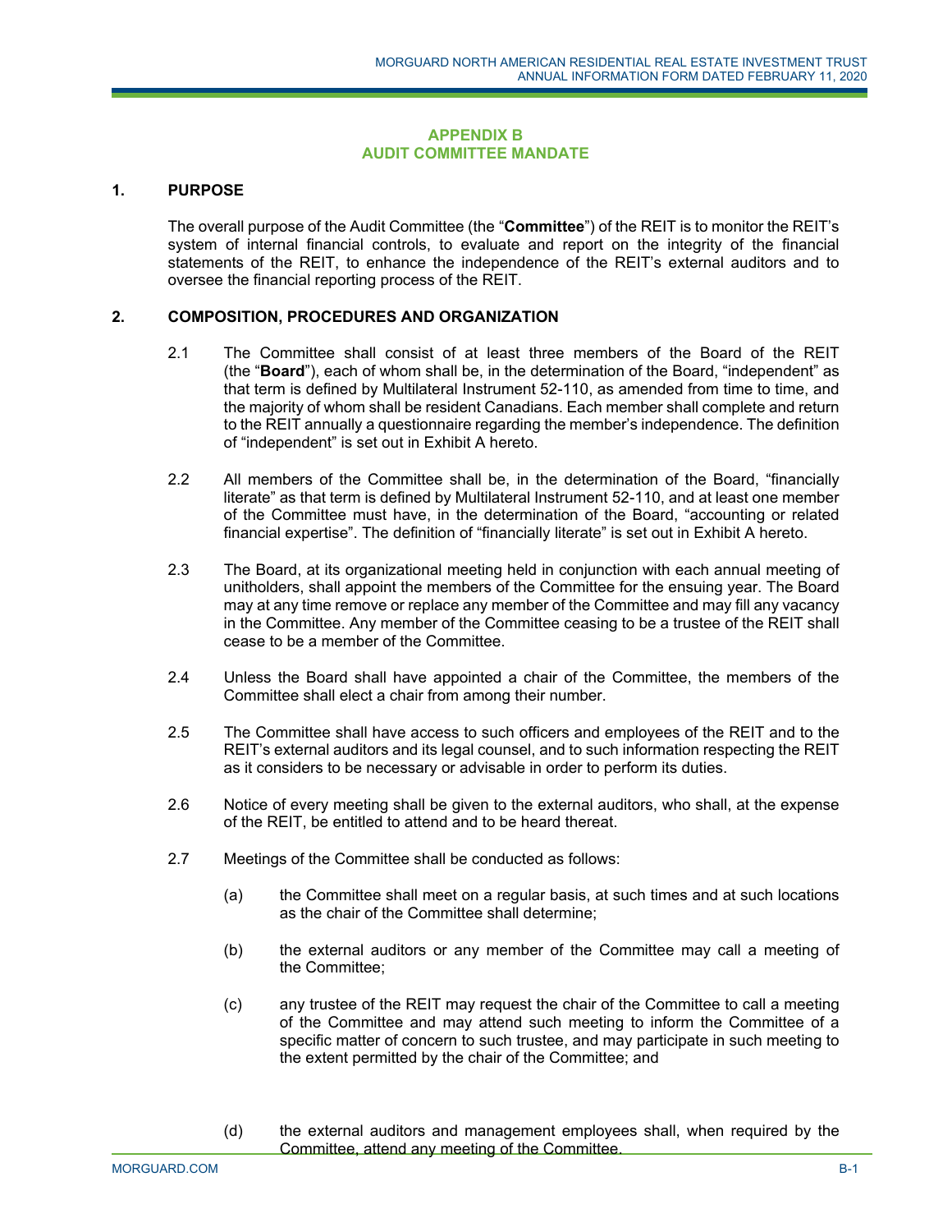## APPENDIX B
## AUDIT COMMITTEE MANDATE

### 1. PURPOSE

The overall purpose of the Audit Committee (the "**Committee**") of the REIT is to monitor the REIT's system of internal financial controls, to evaluate and report on the integrity of the financial statements of the REIT, to enhance the independence of the REIT's external auditors and to oversee the financial reporting process of the REIT.

### 2. COMPOSITION, PROCEDURES AND ORGANIZATION

2.1 The Committee shall consist of at least three members of the Board of the REIT (the "**Board**"), each of whom shall be, in the determination of the Board, "independent" as that term is defined by Multilateral Instrument 52-110, as amended from time to time, and the majority of whom shall be resident Canadians. Each member shall complete and return to the REIT annually a questionnaire regarding the member's independence. The definition of "independent" is set out in Exhibit A hereto.

2.2 All members of the Committee shall be, in the determination of the Board, "financially literate" as that term is defined by Multilateral Instrument 52-110, and at least one member of the Committee must have, in the determination of the Board, "accounting or related financial expertise". The definition of "financially literate" is set out in Exhibit A hereto.

2.3 The Board, at its organizational meeting held in conjunction with each annual meeting of unitholders, shall appoint the members of the Committee for the ensuing year. The Board may at any time remove or replace any member of the Committee and may fill any vacancy in the Committee. Any member of the Committee ceasing to be a trustee of the REIT shall cease to be a member of the Committee.

2.4 Unless the Board shall have appointed a chair of the Committee, the members of the Committee shall elect a chair from among their number.

2.5 The Committee shall have access to such officers and employees of the REIT and to the REIT's external auditors and its legal counsel, and to such information respecting the REIT as it considers to be necessary or advisable in order to perform its duties.

2.6 Notice of every meeting shall be given to the external auditors, who shall, at the expense of the REIT, be entitled to attend and to be heard thereat.

2.7 Meetings of the Committee shall be conducted as follows:

(a) the Committee shall meet on a regular basis, at such times and at such locations as the chair of the Committee shall determine;

(b) the external auditors or any member of the Committee may call a meeting of the Committee;

(c) any trustee of the REIT may request the chair of the Committee to call a meeting of the Committee and may attend such meeting to inform the Committee of a specific matter of concern to such trustee, and may participate in such meeting to the extent permitted by the chair of the Committee; and

(d) the external auditors and management employees shall, when required by the Committee, attend any meeting of the Committee.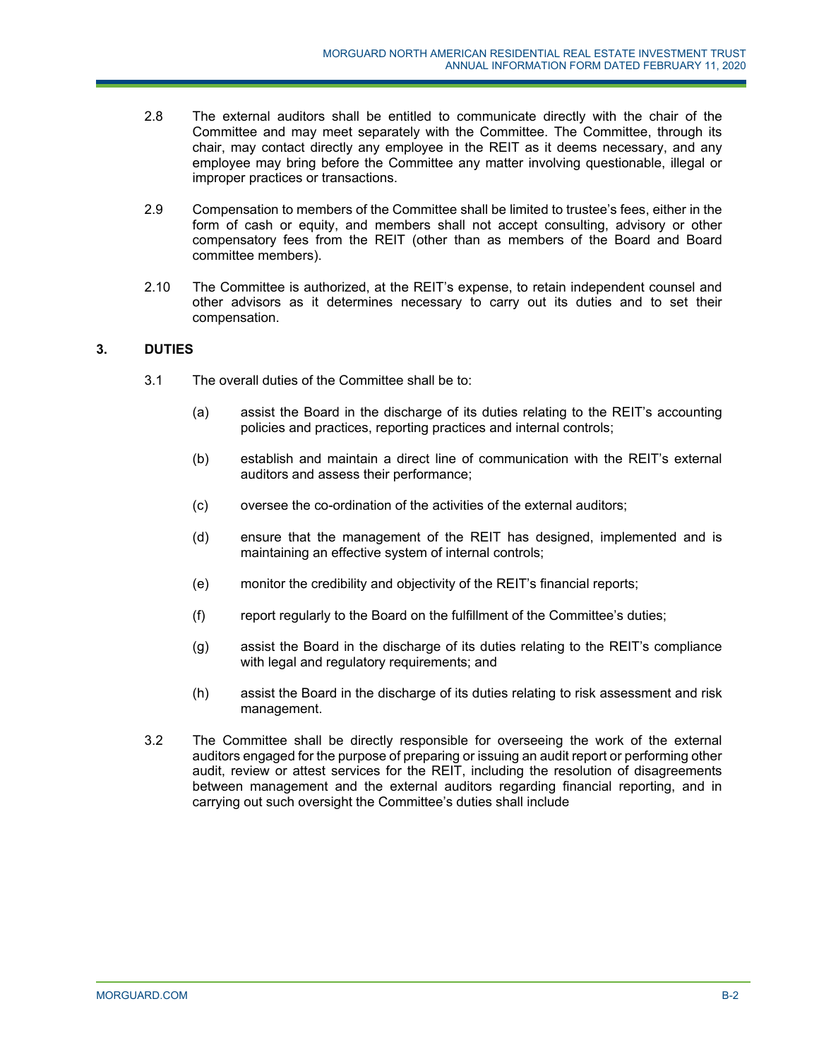2.8 The external auditors shall be entitled to communicate directly with the chair of the Committee and may meet separately with the Committee. The Committee, through its chair, may contact directly any employee in the REIT as it deems necessary, and any employee may bring before the Committee any matter involving questionable, illegal or improper practices or transactions.

2.9 Compensation to members of the Committee shall be limited to trustee's fees, either in the form of cash or equity, and members shall not accept consulting, advisory or other compensatory fees from the REIT (other than as members of the Board and Board committee members).

2.10 The Committee is authorized, at the REIT's expense, to retain independent counsel and other advisors as it determines necessary to carry out its duties and to set their compensation.

## 3. DUTIES

3.1 The overall duties of the Committee shall be to:

(a) assist the Board in the discharge of its duties relating to the REIT's accounting policies and practices, reporting practices and internal controls;

(b) establish and maintain a direct line of communication with the REIT's external auditors and assess their performance;

(c) oversee the co-ordination of the activities of the external auditors;

(d) ensure that the management of the REIT has designed, implemented and is maintaining an effective system of internal controls;

(e) monitor the credibility and objectivity of the REIT's financial reports;

(f) report regularly to the Board on the fulfillment of the Committee's duties;

(g) assist the Board in the discharge of its duties relating to the REIT's compliance with legal and regulatory requirements; and

(h) assist the Board in the discharge of its duties relating to risk assessment and risk management.

3.2 The Committee shall be directly responsible for overseeing the work of the external auditors engaged for the purpose of preparing or issuing an audit report or performing other audit, review or attest services for the REIT, including the resolution of disagreements between management and the external auditors regarding financial reporting, and in carrying out such oversight the Committee's duties shall include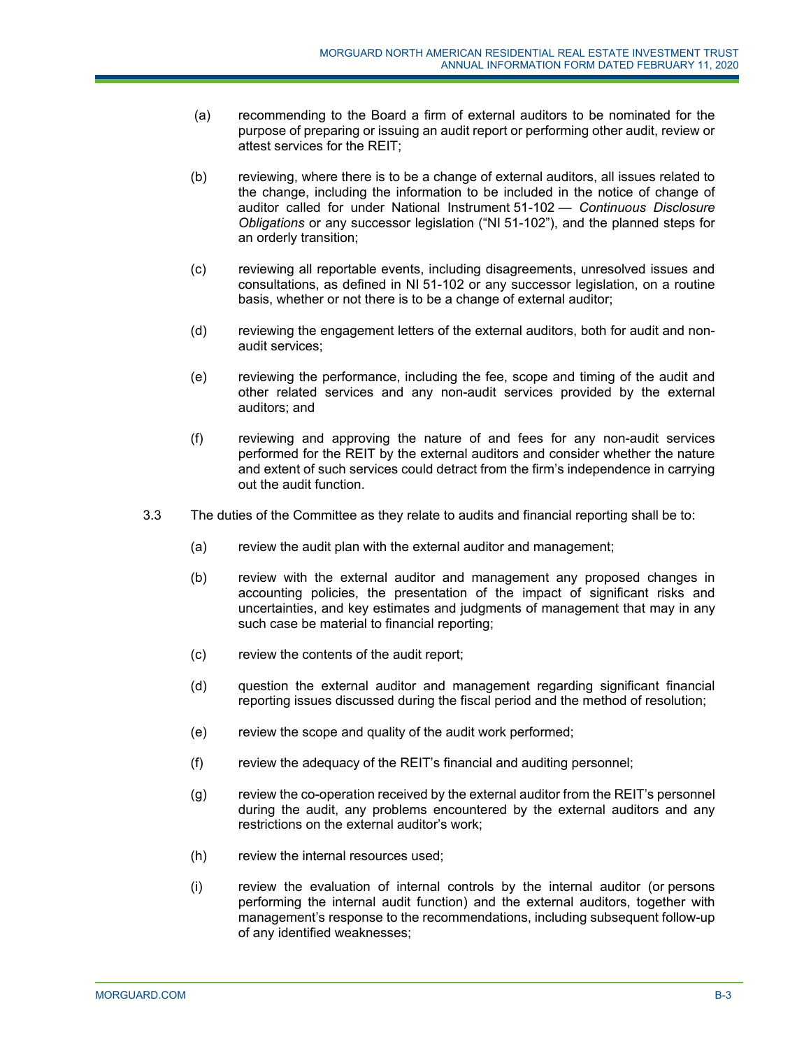(a) recommending to the Board a firm of external auditors to be nominated for the purpose of preparing or issuing an audit report or performing other audit, review or attest services for the REIT;

(b) reviewing, where there is to be a change of external auditors, all issues related to the change, including the information to be included in the notice of change of auditor called for under National Instrument 51-102 — *Continuous Disclosure Obligations* or any successor legislation ("NI 51-102"), and the planned steps for an orderly transition;

(c) reviewing all reportable events, including disagreements, unresolved issues and consultations, as defined in NI 51-102 or any successor legislation, on a routine basis, whether or not there is to be a change of external auditor;

(d) reviewing the engagement letters of the external auditors, both for audit and non-audit services;

(e) reviewing the performance, including the fee, scope and timing of the audit and other related services and any non-audit services provided by the external auditors; and

(f) reviewing and approving the nature of and fees for any non-audit services performed for the REIT by the external auditors and consider whether the nature and extent of such services could detract from the firm's independence in carrying out the audit function.

3.3 The duties of the Committee as they relate to audits and financial reporting shall be to:

(a) review the audit plan with the external auditor and management;

(b) review with the external auditor and management any proposed changes in accounting policies, the presentation of the impact of significant risks and uncertainties, and key estimates and judgments of management that may in any such case be material to financial reporting;

(c) review the contents of the audit report;

(d) question the external auditor and management regarding significant financial reporting issues discussed during the fiscal period and the method of resolution;

(e) review the scope and quality of the audit work performed;

(f) review the adequacy of the REIT's financial and auditing personnel;

(g) review the co-operation received by the external auditor from the REIT's personnel during the audit, any problems encountered by the external auditors and any restrictions on the external auditor's work;

(h) review the internal resources used;

(i) review the evaluation of internal controls by the internal auditor (or persons performing the internal audit function) and the external auditors, together with management's response to the recommendations, including subsequent follow-up of any identified weaknesses;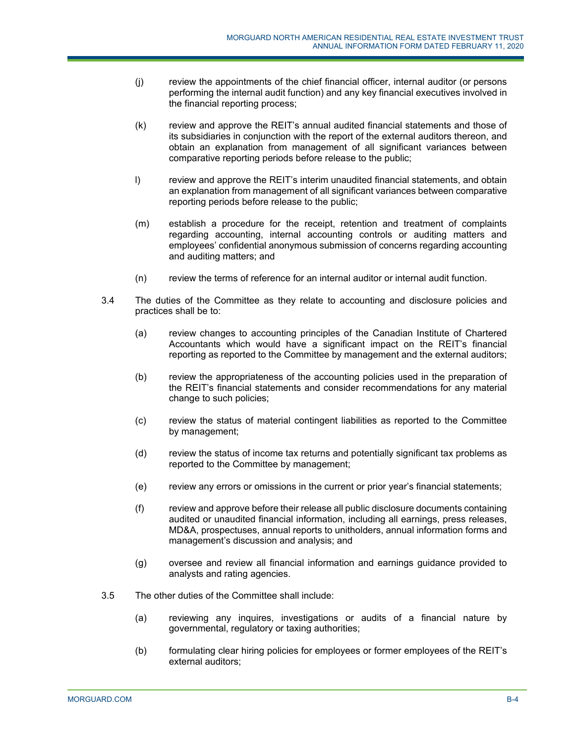(j) review the appointments of the chief financial officer, internal auditor (or persons performing the internal audit function) and any key financial executives involved in the financial reporting process;

(k) review and approve the REIT's annual audited financial statements and those of its subsidiaries in conjunction with the report of the external auditors thereon, and obtain an explanation from management of all significant variances between comparative reporting periods before release to the public;

l) review and approve the REIT's interim unaudited financial statements, and obtain an explanation from management of all significant variances between comparative reporting periods before release to the public;

(m) establish a procedure for the receipt, retention and treatment of complaints regarding accounting, internal accounting controls or auditing matters and employees' confidential anonymous submission of concerns regarding accounting and auditing matters; and

(n) review the terms of reference for an internal auditor or internal audit function.

3.4 The duties of the Committee as they relate to accounting and disclosure policies and practices shall be to:

(a) review changes to accounting principles of the Canadian Institute of Chartered Accountants which would have a significant impact on the REIT's financial reporting as reported to the Committee by management and the external auditors;

(b) review the appropriateness of the accounting policies used in the preparation of the REIT's financial statements and consider recommendations for any material change to such policies;

(c) review the status of material contingent liabilities as reported to the Committee by management;

(d) review the status of income tax returns and potentially significant tax problems as reported to the Committee by management;

(e) review any errors or omissions in the current or prior year's financial statements;

(f) review and approve before their release all public disclosure documents containing audited or unaudited financial information, including all earnings, press releases, MD&A, prospectuses, annual reports to unitholders, annual information forms and management's discussion and analysis; and

(g) oversee and review all financial information and earnings guidance provided to analysts and rating agencies.

3.5 The other duties of the Committee shall include:

(a) reviewing any inquires, investigations or audits of a financial nature by governmental, regulatory or taxing authorities;

(b) formulating clear hiring policies for employees or former employees of the REIT's external auditors;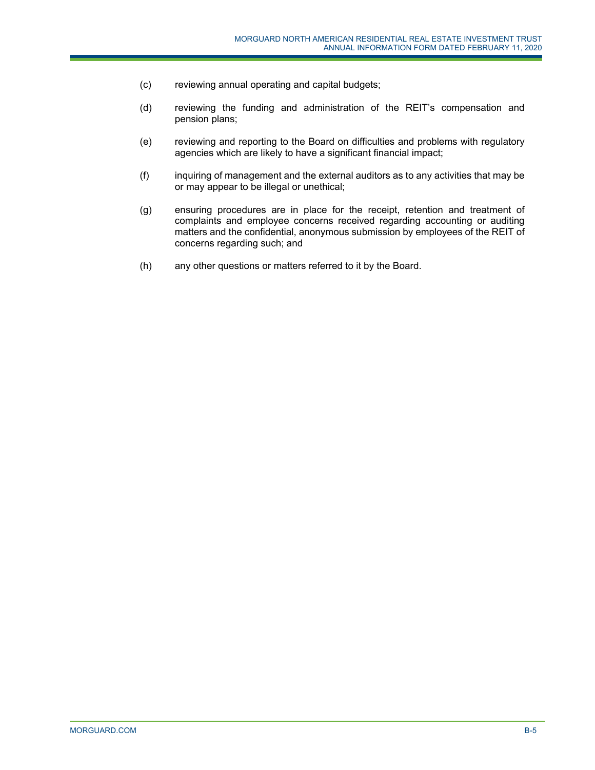(c) reviewing annual operating and capital budgets;

(d) reviewing the funding and administration of the REIT's compensation and pension plans;

(e) reviewing and reporting to the Board on difficulties and problems with regulatory agencies which are likely to have a significant financial impact;

(f) inquiring of management and the external auditors as to any activities that may be or may appear to be illegal or unethical;

(g) ensuring procedures are in place for the receipt, retention and treatment of complaints and employee concerns received regarding accounting or auditing matters and the confidential, anonymous submission by employees of the REIT of concerns regarding such; and

(h) any other questions or matters referred to it by the Board.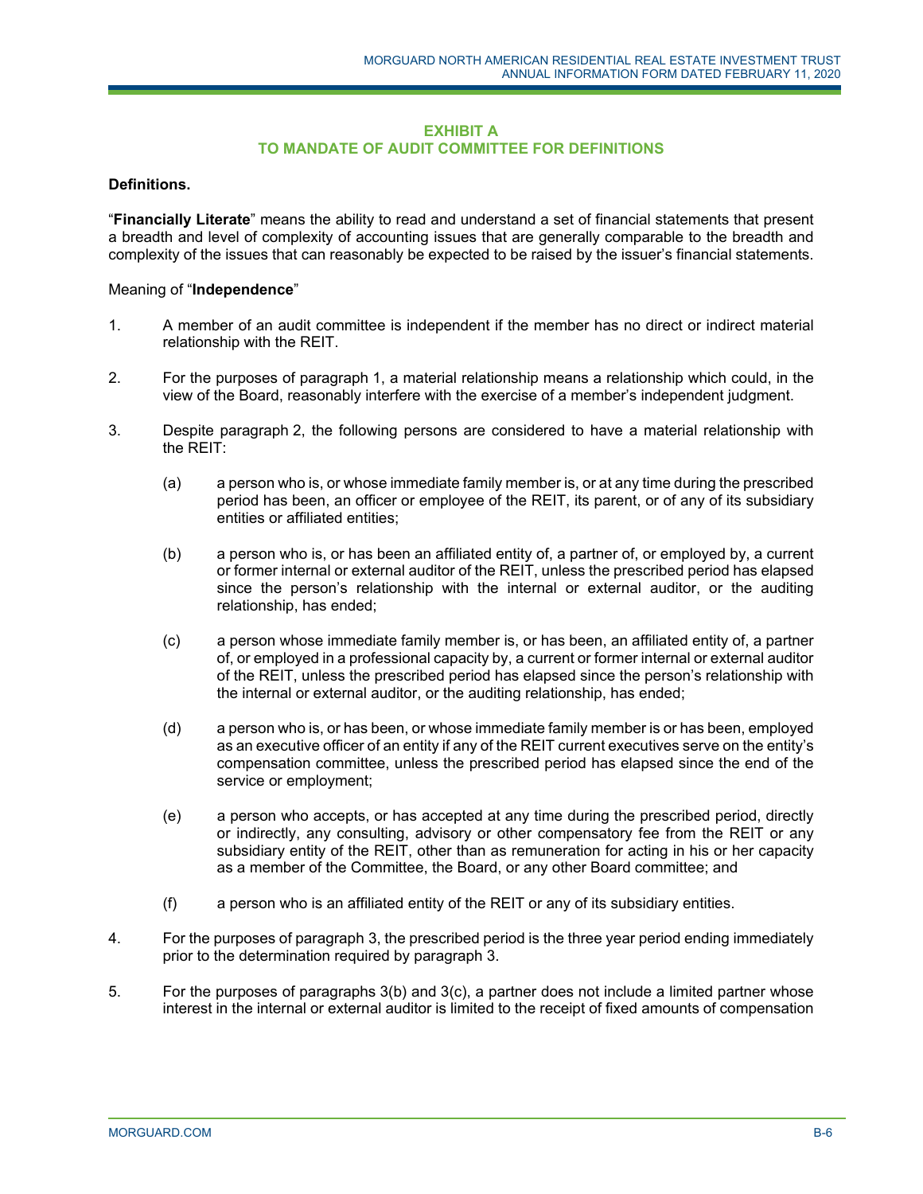## EXHIBIT A
## TO MANDATE OF AUDIT COMMITTEE FOR DEFINITIONS

**Definitions.**

“**Financially Literate**” means the ability to read and understand a set of financial statements that present a breadth and level of complexity of accounting issues that are generally comparable to the breadth and complexity of the issues that can reasonably be expected to be raised by the issuer’s financial statements.

Meaning of “**Independence**”

1. A member of an audit committee is independent if the member has no direct or indirect material relationship with the REIT.

2. For the purposes of paragraph 1, a material relationship means a relationship which could, in the view of the Board, reasonably interfere with the exercise of a member’s independent judgment.

3. Despite paragraph 2, the following persons are considered to have a material relationship with the REIT:

   (a) a person who is, or whose immediate family member is, or at any time during the prescribed period has been, an officer or employee of the REIT, its parent, or of any of its subsidiary entities or affiliated entities;

   (b) a person who is, or has been an affiliated entity of, a partner of, or employed by, a current or former internal or external auditor of the REIT, unless the prescribed period has elapsed since the person’s relationship with the internal or external auditor, or the auditing relationship, has ended;

   (c) a person whose immediate family member is, or has been, an affiliated entity of, a partner of, or employed in a professional capacity by, a current or former internal or external auditor of the REIT, unless the prescribed period has elapsed since the person’s relationship with the internal or external auditor, or the auditing relationship, has ended;

   (d) a person who is, or has been, or whose immediate family member is or has been, employed as an executive officer of an entity if any of the REIT current executives serve on the entity’s compensation committee, unless the prescribed period has elapsed since the end of the service or employment;

   (e) a person who accepts, or has accepted at any time during the prescribed period, directly or indirectly, any consulting, advisory or other compensatory fee from the REIT or any subsidiary entity of the REIT, other than as remuneration for acting in his or her capacity as a member of the Committee, the Board, or any other Board committee; and

   (f) a person who is an affiliated entity of the REIT or any of its subsidiary entities.

4. For the purposes of paragraph 3, the prescribed period is the three year period ending immediately prior to the determination required by paragraph 3.

5. For the purposes of paragraphs 3(b) and 3(c), a partner does not include a limited partner whose interest in the internal or external auditor is limited to the receipt of fixed amounts of compensation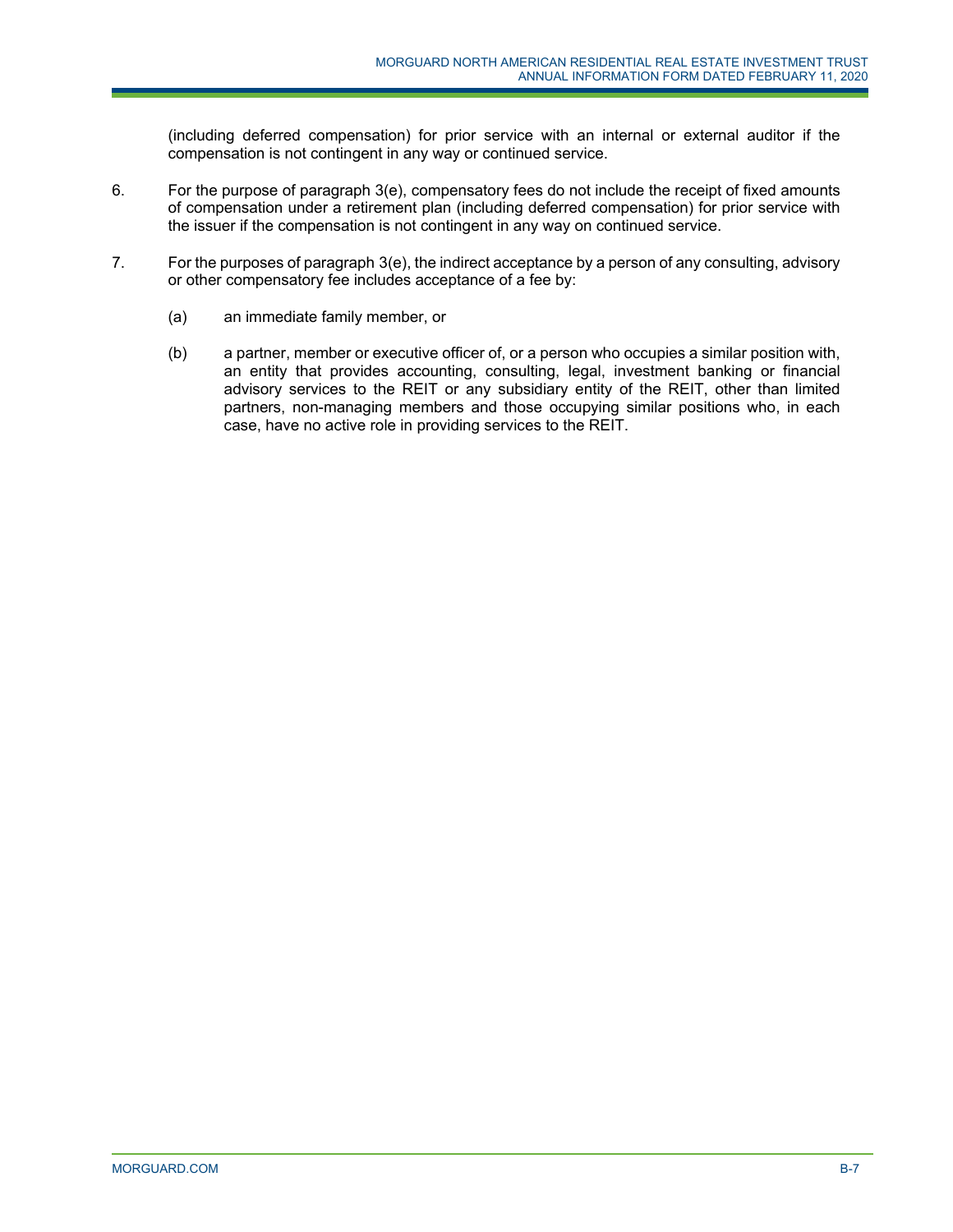(including deferred compensation) for prior service with an internal or external auditor if the compensation is not contingent in any way or continued service.

6. For the purpose of paragraph 3(e), compensatory fees do not include the receipt of fixed amounts of compensation under a retirement plan (including deferred compensation) for prior service with the issuer if the compensation is not contingent in any way on continued service.

7. For the purposes of paragraph 3(e), the indirect acceptance by a person of any consulting, advisory or other compensatory fee includes acceptance of a fee by:

   (a) an immediate family member, or

   (b) a partner, member or executive officer of, or a person who occupies a similar position with, an entity that provides accounting, consulting, legal, investment banking or financial advisory services to the REIT or any subsidiary entity of the REIT, other than limited partners, non-managing members and those occupying similar positions who, in each case, have no active role in providing services to the REIT.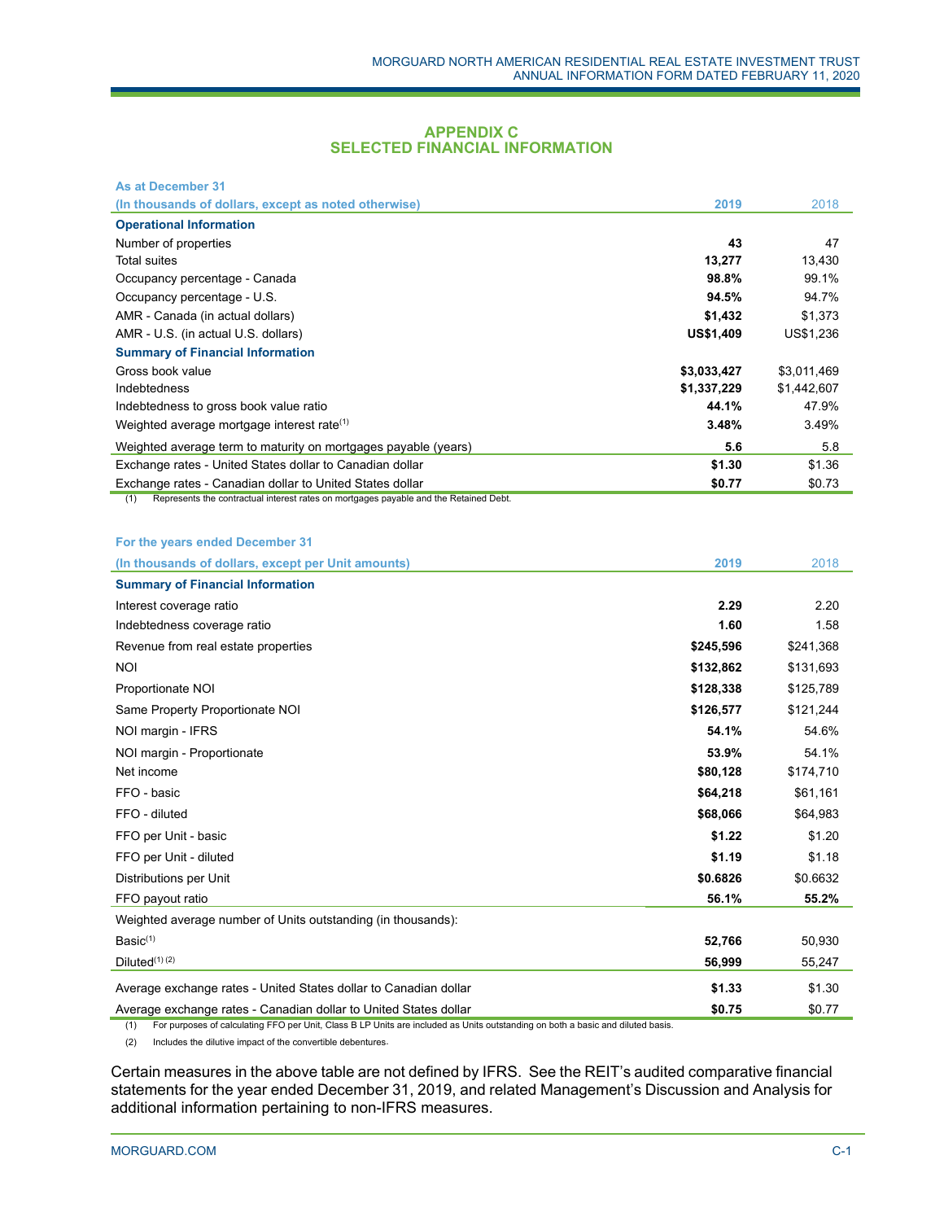## APPENDIX C
## SELECTED FINANCIAL INFORMATION

| As at December 31<br>(In thousands of dollars, except as noted otherwise) | 2019 | 2018 |
|---|---|---|
| **Operational Information** | | |
| Number of properties | **43** | 47 |
| Total suites | **13,277** | 13,430 |
| Occupancy percentage - Canada | **98.8%** | 99.1% |
| Occupancy percentage - U.S. | **94.5%** | 94.7% |
| AMR - Canada (in actual dollars) | **$1,432** | $1,373 |
| AMR - U.S. (in actual U.S. dollars) | **US$1,409** | US$1,236 |
| **Summary of Financial Information** | | |
| Gross book value | **$3,033,427** | $3,011,469 |
| Indebtedness | **$1,337,229** | $1,442,607 |
| Indebtedness to gross book value ratio | **44.1%** | 47.9% |
| Weighted average mortgage interest rate[1] | **3.48%** | 3.49% |
| Weighted average term to maturity on mortgages payable (years) | **5.6** | 5.8 |
| Exchange rates - United States dollar to Canadian dollar | **$1.30** | $1.36 |
| Exchange rates - Canadian dollar to United States dollar | **$0.77** | $0.73 |

(1) Represents the contractual interest rates on mortgages payable and the Retained Debt.

| For the years ended December 31<br>(In thousands of dollars, except per Unit amounts) | 2019 | 2018 |
|---|---|---|
| **Summary of Financial Information** | | |
| Interest coverage ratio | **2.29** | 2.20 |
| Indebtedness coverage ratio | **1.60** | 1.58 |
| Revenue from real estate properties | **$245,596** | $241,368 |
| NOI | **$132,862** | $131,693 |
| Proportionate NOI | **$128,338** | $125,789 |
| Same Property Proportionate NOI | **$126,577** | $121,244 |
| NOI margin - IFRS | **54.1%** | 54.6% |
| NOI margin - Proportionate | **53.9%** | 54.1% |
| Net income | **$80,128** | $174,710 |
| FFO - basic | **$64,218** | $61,161 |
| FFO - diluted | **$68,066** | $64,983 |
| FFO per Unit - basic | **$1.22** | $1.20 |
| FFO per Unit - diluted | **$1.19** | $1.18 |
| Distributions per Unit | **$0.6826** | $0.6632 |
| FFO payout ratio | **56.1%** | **55.2%** |
| Weighted average number of Units outstanding (in thousands): | | |
| Basic[1] | **52,766** | 50,930 |
| Diluted[1][2] | **56,999** | 55,247 |
| Average exchange rates - United States dollar to Canadian dollar | **$1.33** | $1.30 |
| Average exchange rates - Canadian dollar to United States dollar | **$0.75** | $0.77 |

(1) For purposes of calculating FFO per Unit, Class B LP Units are included as Units outstanding on both a basic and diluted basis.

(2) Includes the dilutive impact of the convertible debentures.

Certain measures in the above table are not defined by IFRS. See the REIT's audited comparative financial statements for the year ended December 31, 2019, and related Management's Discussion and Analysis for additional information pertaining to non-IFRS measures.